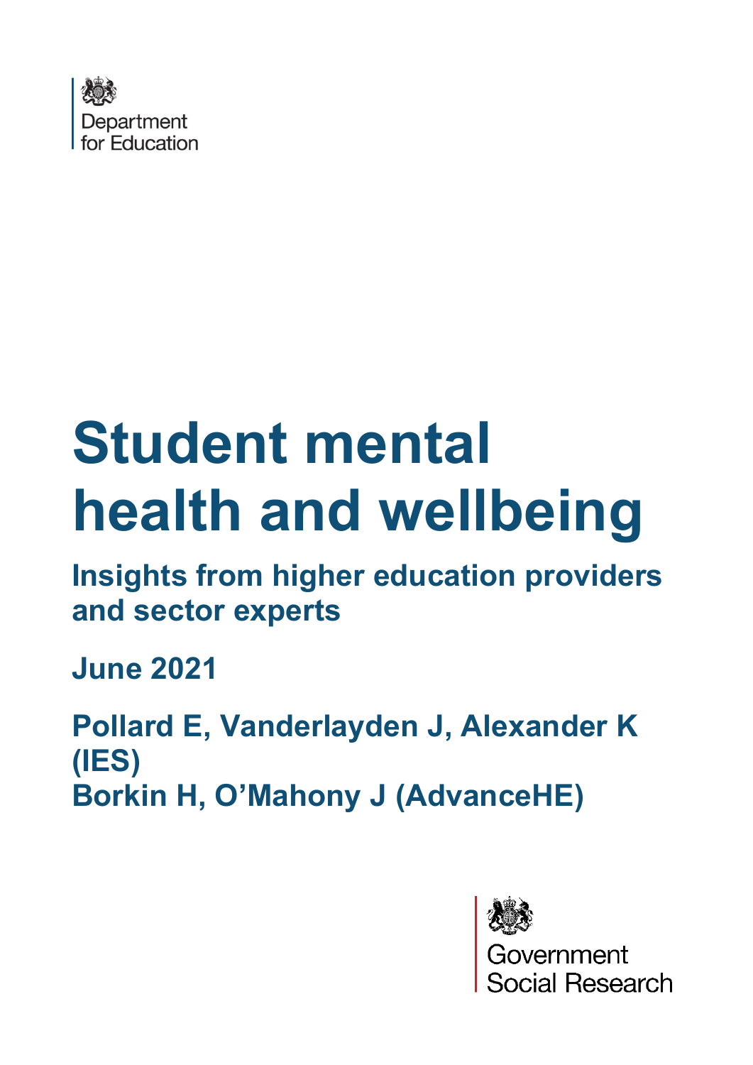Department for Education

# Student mental health and wellbeing

## Insights from higher education providers and sector experts

**June 2021**

**Pollard E, Vanderlayden J, Alexander K (IES)**
**Borkin H, O'Mahony J (AdvanceHE)**

Government Social Research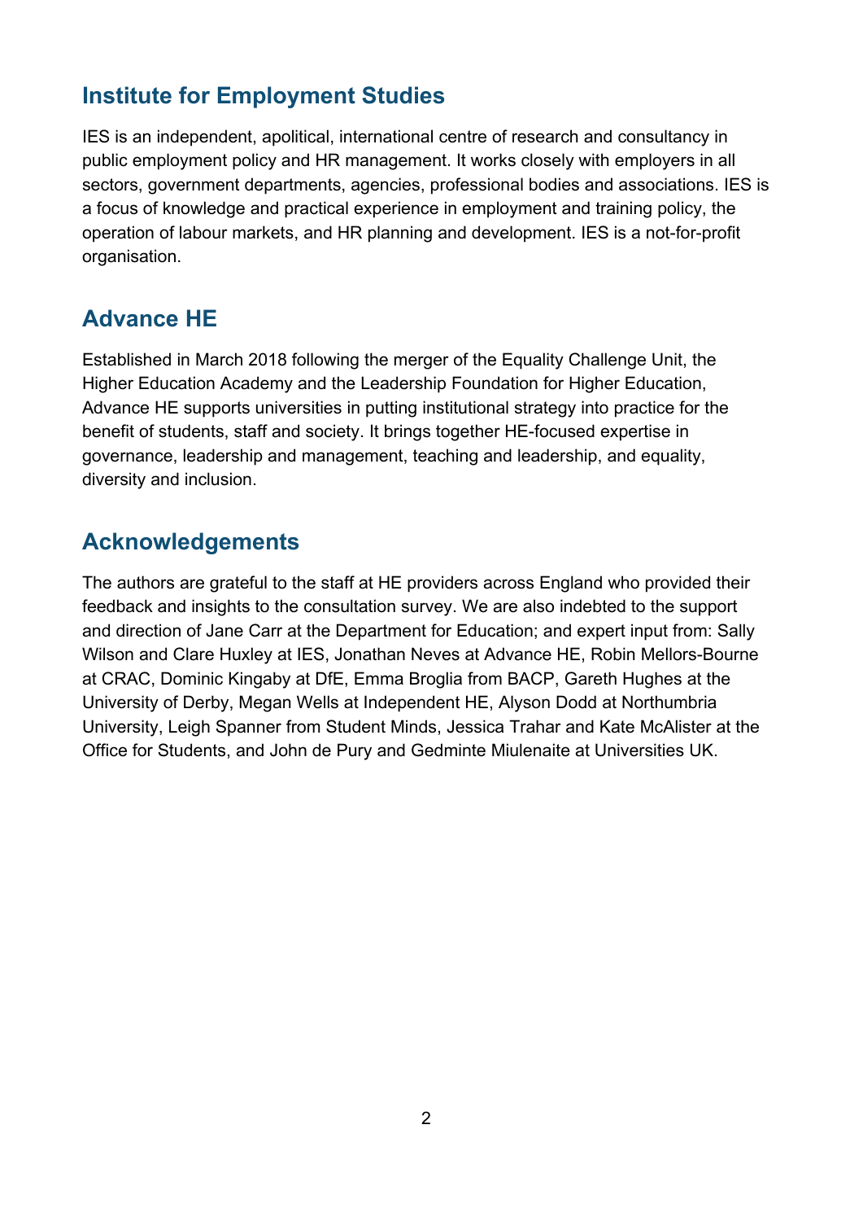## Institute for Employment Studies

IES is an independent, apolitical, international centre of research and consultancy in public employment policy and HR management. It works closely with employers in all sectors, government departments, agencies, professional bodies and associations. IES is a focus of knowledge and practical experience in employment and training policy, the operation of labour markets, and HR planning and development. IES is a not-for-profit organisation.

## Advance HE

Established in March 2018 following the merger of the Equality Challenge Unit, the Higher Education Academy and the Leadership Foundation for Higher Education, Advance HE supports universities in putting institutional strategy into practice for the benefit of students, staff and society. It brings together HE-focused expertise in governance, leadership and management, teaching and leadership, and equality, diversity and inclusion.

## Acknowledgements

The authors are grateful to the staff at HE providers across England who provided their feedback and insights to the consultation survey. We are also indebted to the support and direction of Jane Carr at the Department for Education; and expert input from: Sally Wilson and Clare Huxley at IES, Jonathan Neves at Advance HE, Robin Mellors-Bourne at CRAC, Dominic Kingaby at DfE, Emma Broglia from BACP, Gareth Hughes at the University of Derby, Megan Wells at Independent HE, Alyson Dodd at Northumbria University, Leigh Spanner from Student Minds, Jessica Trahar and Kate McAlister at the Office for Students, and John de Pury and Gedminte Miulenaite at Universities UK.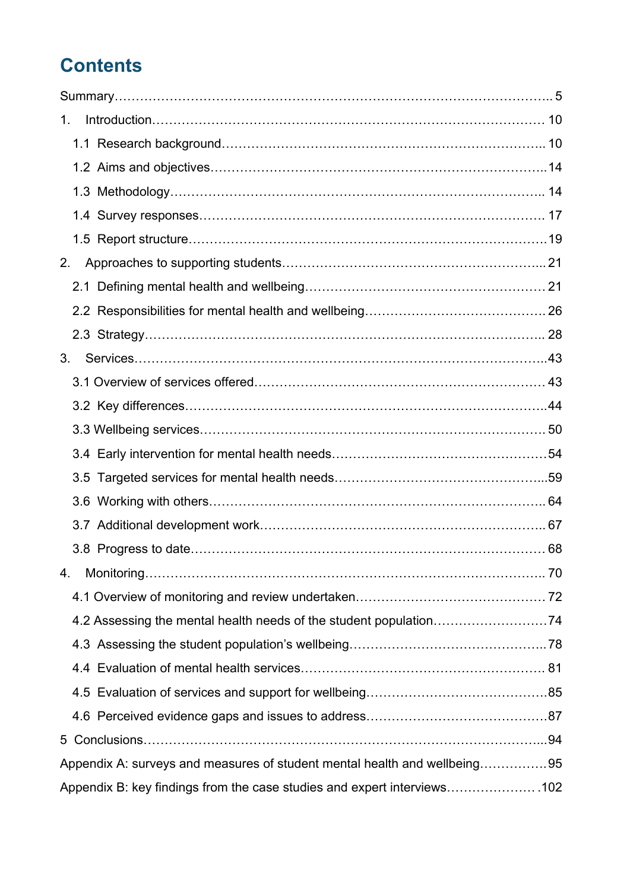# Contents

Summary…………………………………………………………………………………………….. 5

1. Introduction………………………………………………………………………………… 10
   - 1.1 Research background……………………………………………………………….. 10
   - 1.2 Aims and objectives…………………………………………………………………..14
   - 1.3 Methodology………………………………………………………………………….. 14
   - 1.4 Survey responses……………………………………………………………………. 17
   - 1.5 Report structure………………………………………………………………………19
2. Approaches to supporting students……………………………………………………... 21
   - 2.1 Defining mental health and wellbeing………………………………………………… 21
   - 2.2 Responsibilities for mental health and wellbeing……………………………………. 26
   - 2.3 Strategy………………………………………………………………………………... 28
3. Services……………………………………………………………………………………..43
   - 3.1 Overview of services offered…………………………………………………………. 43
   - 3.2 Key differences………………………………………………………………………..44
   - 3.3 Wellbeing services…………………………………………………………………… 50
   - 3.4 Early intervention for mental health needs……………………………………………54
   - 3.5 Targeted services for mental health needs…………………………………………...59
   - 3.6 Working with others………………………………………………………………….. 64
   - 3.7 Additional development work……………………………………………………….. 67
   - 3.8 Progress to date……………………………………………………………………… 68
4. Monitoring………………………………………………………………………………….. 70
   - 4.1 Overview of monitoring and review undertaken……………………………………… 72
   - 4.2 Assessing the mental health needs of the student population………………………74
   - 4.3 Assessing the student population's wellbeing………………………………………..78
   - 4.4 Evaluation of mental health services………………………………………………… 81
   - 4.5 Evaluation of services and support for wellbeing…………………………………….85
   - 4.6 Perceived evidence gaps and issues to address……………………………………..87

5 Conclusions……………………………………………………………………………………..94

Appendix A: surveys and measures of student mental health and wellbeing…………….95

Appendix B: key findings from the case studies and expert interviews………………… .102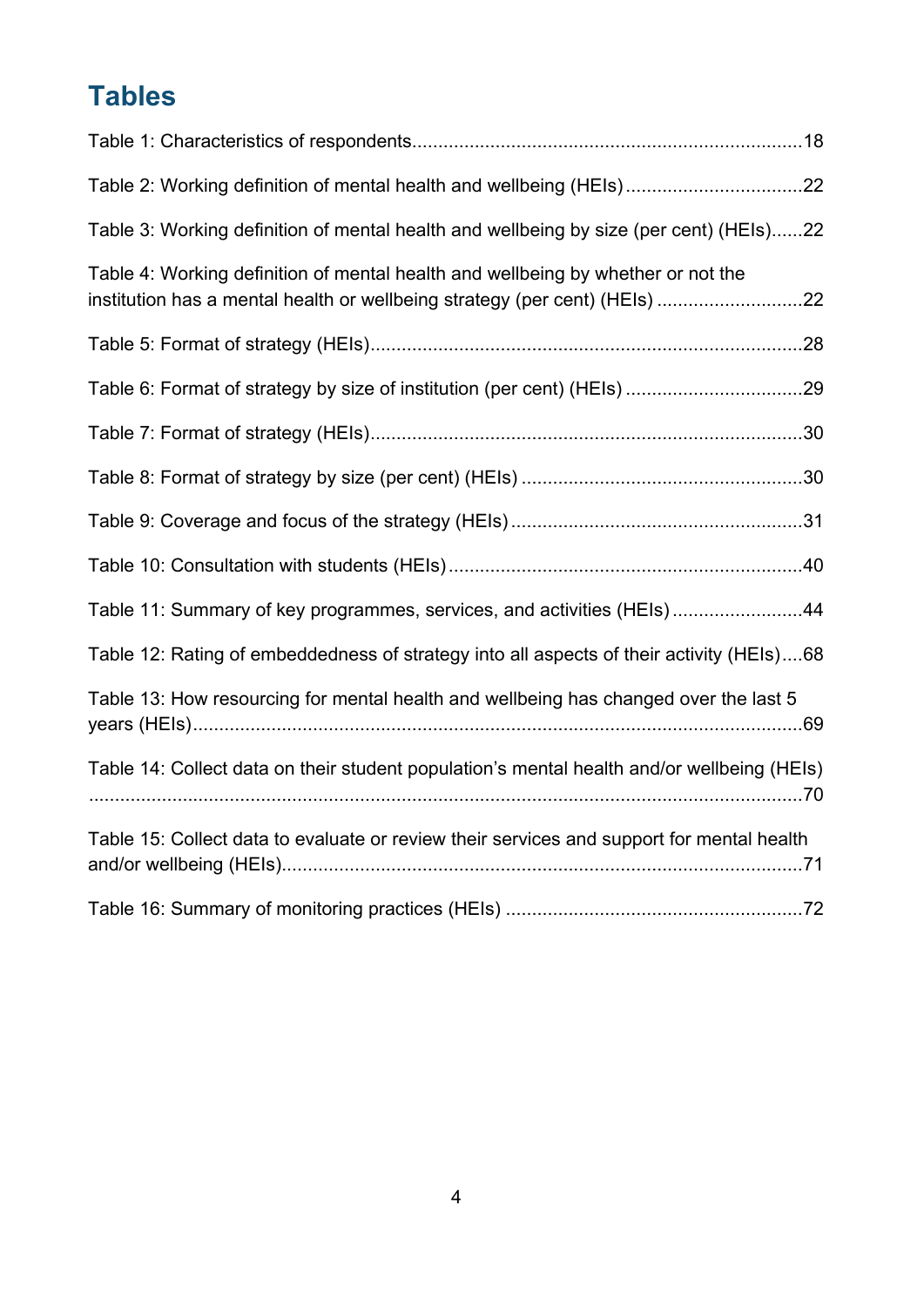## Tables

Table 1: Characteristics of respondents......18

Table 2: Working definition of mental health and wellbeing (HEIs)......22

Table 3: Working definition of mental health and wellbeing by size (per cent) (HEIs)......22

Table 4: Working definition of mental health and wellbeing by whether or not the institution has a mental health or wellbeing strategy (per cent) (HEIs)......22

Table 5: Format of strategy (HEIs)......28

Table 6: Format of strategy by size of institution (per cent) (HEIs)......29

Table 7: Format of strategy (HEIs)......30

Table 8: Format of strategy by size (per cent) (HEIs)......30

Table 9: Coverage and focus of the strategy (HEIs)......31

Table 10: Consultation with students (HEIs)......40

Table 11: Summary of key programmes, services, and activities (HEIs)......44

Table 12: Rating of embeddedness of strategy into all aspects of their activity (HEIs)....68

Table 13: How resourcing for mental health and wellbeing has changed over the last 5 years (HEIs)......69

Table 14: Collect data on their student population's mental health and/or wellbeing (HEIs)......70

Table 15: Collect data to evaluate or review their services and support for mental health and/or wellbeing (HEIs)......71

Table 16: Summary of monitoring practices (HEIs)......72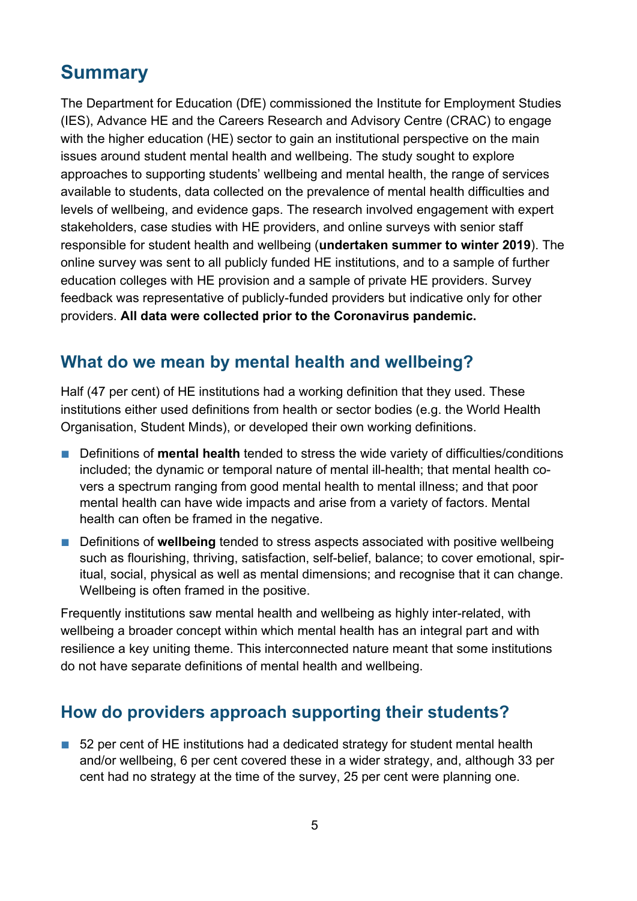## Summary

The Department for Education (DfE) commissioned the Institute for Employment Studies (IES), Advance HE and the Careers Research and Advisory Centre (CRAC) to engage with the higher education (HE) sector to gain an institutional perspective on the main issues around student mental health and wellbeing. The study sought to explore approaches to supporting students' wellbeing and mental health, the range of services available to students, data collected on the prevalence of mental health difficulties and levels of wellbeing, and evidence gaps. The research involved engagement with expert stakeholders, case studies with HE providers, and online surveys with senior staff responsible for student health and wellbeing (**undertaken summer to winter 2019**). The online survey was sent to all publicly funded HE institutions, and to a sample of further education colleges with HE provision and a sample of private HE providers. Survey feedback was representative of publicly-funded providers but indicative only for other providers. **All data were collected prior to the Coronavirus pandemic.**

### What do we mean by mental health and wellbeing?

Half (47 per cent) of HE institutions had a working definition that they used. These institutions either used definitions from health or sector bodies (e.g. the World Health Organisation, Student Minds), or developed their own working definitions.

- Definitions of **mental health** tended to stress the wide variety of difficulties/conditions included; the dynamic or temporal nature of mental ill-health; that mental health covers a spectrum ranging from good mental health to mental illness; and that poor mental health can have wide impacts and arise from a variety of factors. Mental health can often be framed in the negative.
- Definitions of **wellbeing** tended to stress aspects associated with positive wellbeing such as flourishing, thriving, satisfaction, self-belief, balance; to cover emotional, spiritual, social, physical as well as mental dimensions; and recognise that it can change. Wellbeing is often framed in the positive.

Frequently institutions saw mental health and wellbeing as highly inter-related, with wellbeing a broader concept within which mental health has an integral part and with resilience a key uniting theme. This interconnected nature meant that some institutions do not have separate definitions of mental health and wellbeing.

### How do providers approach supporting their students?

- 52 per cent of HE institutions had a dedicated strategy for student mental health and/or wellbeing, 6 per cent covered these in a wider strategy, and, although 33 per cent had no strategy at the time of the survey, 25 per cent were planning one.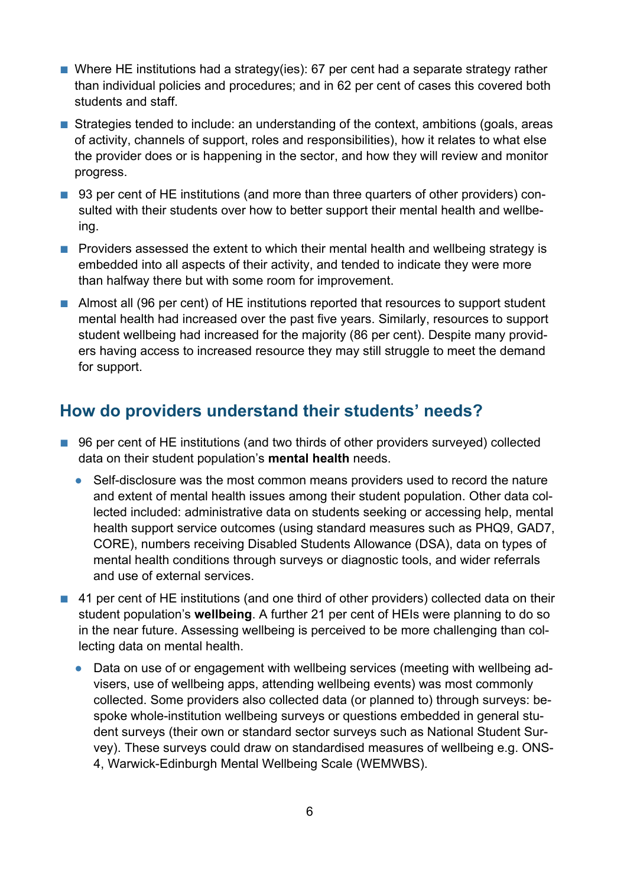- Where HE institutions had a strategy(ies): 67 per cent had a separate strategy rather than individual policies and procedures; and in 62 per cent of cases this covered both students and staff.
- Strategies tended to include: an understanding of the context, ambitions (goals, areas of activity, channels of support, roles and responsibilities), how it relates to what else the provider does or is happening in the sector, and how they will review and monitor progress.
- 93 per cent of HE institutions (and more than three quarters of other providers) consulted with their students over how to better support their mental health and wellbeing.
- Providers assessed the extent to which their mental health and wellbeing strategy is embedded into all aspects of their activity, and tended to indicate they were more than halfway there but with some room for improvement.
- Almost all (96 per cent) of HE institutions reported that resources to support student mental health had increased over the past five years. Similarly, resources to support student wellbeing had increased for the majority (86 per cent). Despite many providers having access to increased resource they may still struggle to meet the demand for support.

## How do providers understand their students' needs?

- 96 per cent of HE institutions (and two thirds of other providers surveyed) collected data on their student population's **mental health** needs.
  - Self-disclosure was the most common means providers used to record the nature and extent of mental health issues among their student population. Other data collected included: administrative data on students seeking or accessing help, mental health support service outcomes (using standard measures such as PHQ9, GAD7, CORE), numbers receiving Disabled Students Allowance (DSA), data on types of mental health conditions through surveys or diagnostic tools, and wider referrals and use of external services.
- 41 per cent of HE institutions (and one third of other providers) collected data on their student population's **wellbeing**. A further 21 per cent of HEIs were planning to do so in the near future. Assessing wellbeing is perceived to be more challenging than collecting data on mental health.
  - Data on use of or engagement with wellbeing services (meeting with wellbeing advisers, use of wellbeing apps, attending wellbeing events) was most commonly collected. Some providers also collected data (or planned to) through surveys: bespoke whole-institution wellbeing surveys or questions embedded in general student surveys (their own or standard sector surveys such as National Student Survey). These surveys could draw on standardised measures of wellbeing e.g. ONS-4, Warwick-Edinburgh Mental Wellbeing Scale (WEMWBS).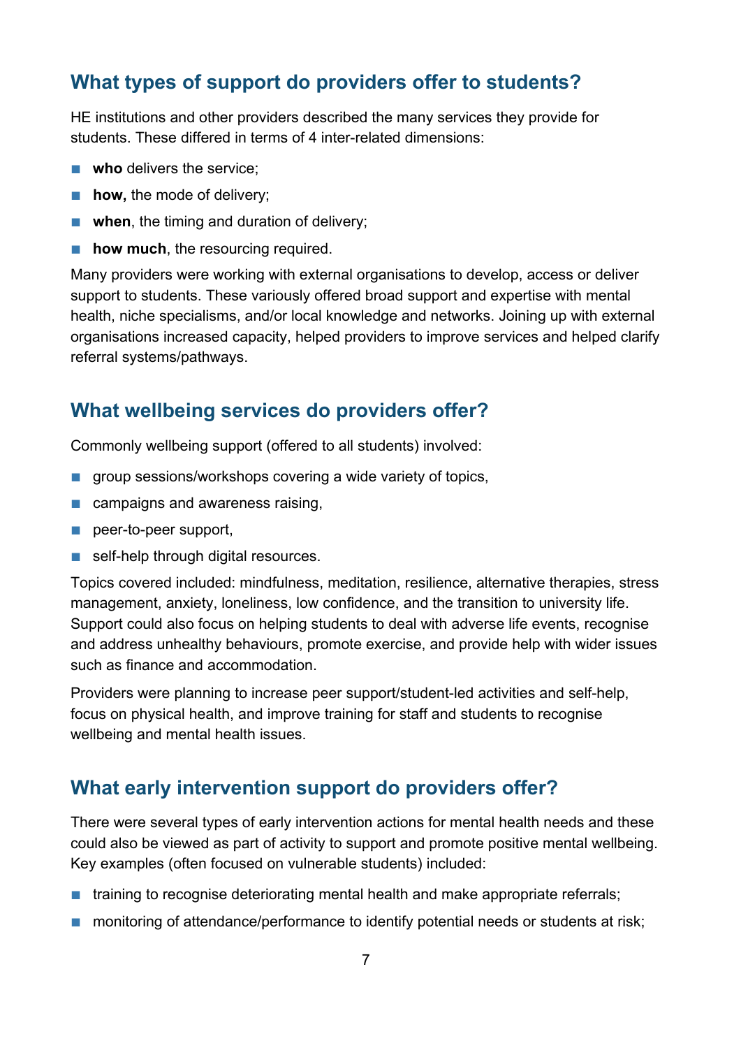## What types of support do providers offer to students?

HE institutions and other providers described the many services they provide for students. These differed in terms of 4 inter-related dimensions:

- **who** delivers the service;
- **how,** the mode of delivery;
- **when**, the timing and duration of delivery;
- **how much**, the resourcing required.

Many providers were working with external organisations to develop, access or deliver support to students. These variously offered broad support and expertise with mental health, niche specialisms, and/or local knowledge and networks. Joining up with external organisations increased capacity, helped providers to improve services and helped clarify referral systems/pathways.

## What wellbeing services do providers offer?

Commonly wellbeing support (offered to all students) involved:

- group sessions/workshops covering a wide variety of topics,
- campaigns and awareness raising,
- peer-to-peer support,
- self-help through digital resources.

Topics covered included: mindfulness, meditation, resilience, alternative therapies, stress management, anxiety, loneliness, low confidence, and the transition to university life. Support could also focus on helping students to deal with adverse life events, recognise and address unhealthy behaviours, promote exercise, and provide help with wider issues such as finance and accommodation.

Providers were planning to increase peer support/student-led activities and self-help, focus on physical health, and improve training for staff and students to recognise wellbeing and mental health issues.

## What early intervention support do providers offer?

There were several types of early intervention actions for mental health needs and these could also be viewed as part of activity to support and promote positive mental wellbeing. Key examples (often focused on vulnerable students) included:

- training to recognise deteriorating mental health and make appropriate referrals;
- monitoring of attendance/performance to identify potential needs or students at risk;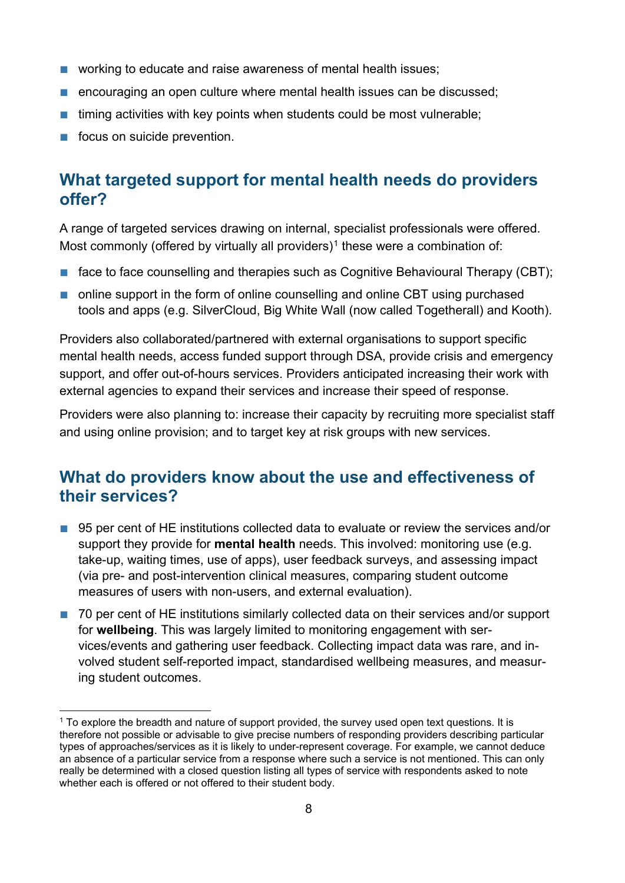- working to educate and raise awareness of mental health issues;
- encouraging an open culture where mental health issues can be discussed;
- timing activities with key points when students could be most vulnerable;
- focus on suicide prevention.

## What targeted support for mental health needs do providers offer?

A range of targeted services drawing on internal, specialist professionals were offered. Most commonly (offered by virtually all providers)[1] these were a combination of:

- face to face counselling and therapies such as Cognitive Behavioural Therapy (CBT);
- online support in the form of online counselling and online CBT using purchased tools and apps (e.g. SilverCloud, Big White Wall (now called Togetherall) and Kooth).

Providers also collaborated/partnered with external organisations to support specific mental health needs, access funded support through DSA, provide crisis and emergency support, and offer out-of-hours services. Providers anticipated increasing their work with external agencies to expand their services and increase their speed of response.

Providers were also planning to: increase their capacity by recruiting more specialist staff and using online provision; and to target key at risk groups with new services.

## What do providers know about the use and effectiveness of their services?

- 95 per cent of HE institutions collected data to evaluate or review the services and/or support they provide for **mental health** needs. This involved: monitoring use (e.g. take-up, waiting times, use of apps), user feedback surveys, and assessing impact (via pre- and post-intervention clinical measures, comparing student outcome measures of users with non-users, and external evaluation).
- 70 per cent of HE institutions similarly collected data on their services and/or support for **wellbeing**. This was largely limited to monitoring engagement with services/events and gathering user feedback. Collecting impact data was rare, and involved student self-reported impact, standardised wellbeing measures, and measuring student outcomes.

[1] To explore the breadth and nature of support provided, the survey used open text questions. It is therefore not possible or advisable to give precise numbers of responding providers describing particular types of approaches/services as it is likely to under-represent coverage. For example, we cannot deduce an absence of a particular service from a response where such a service is not mentioned. This can only really be determined with a closed question listing all types of service with respondents asked to note whether each is offered or not offered to their student body.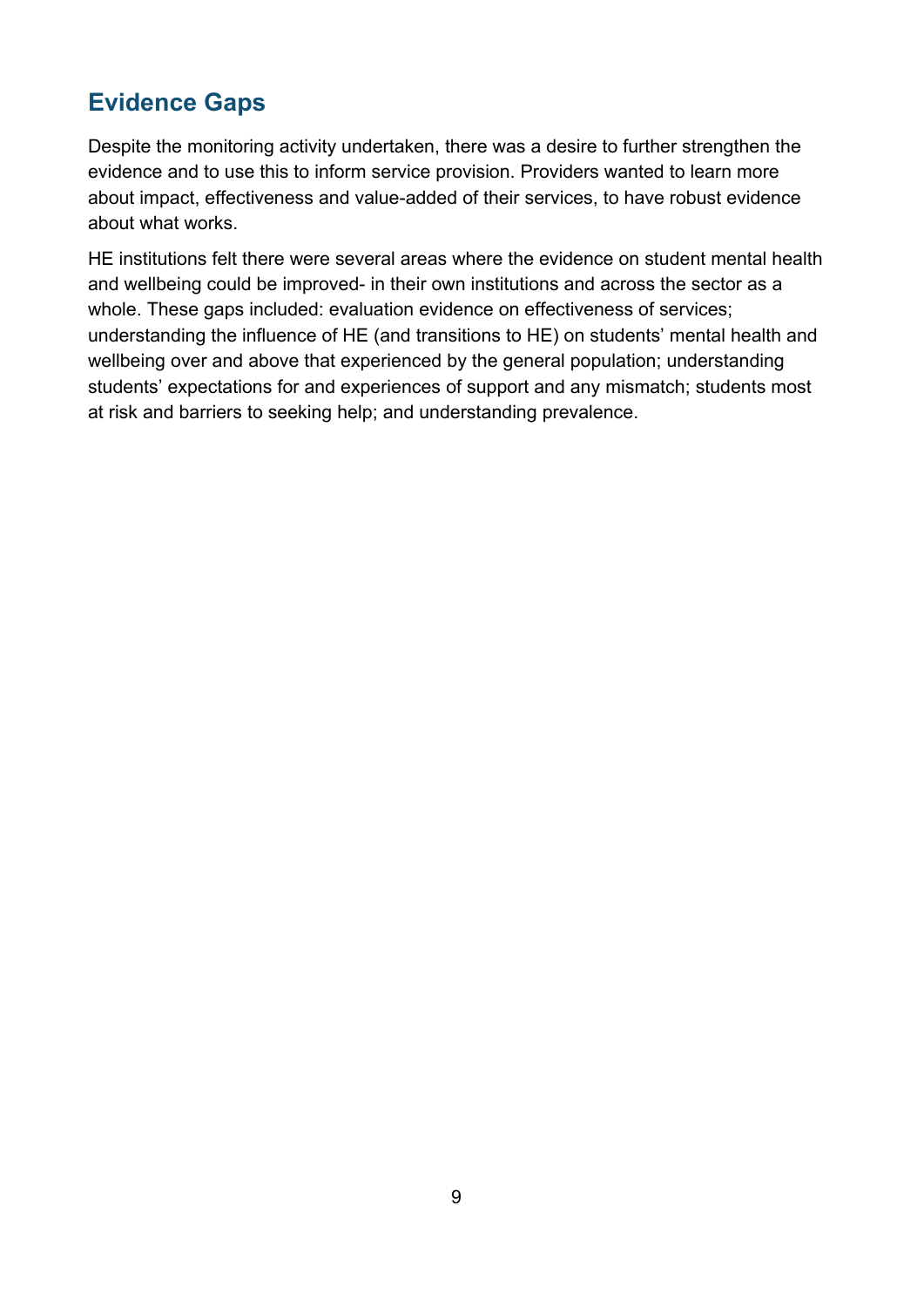## Evidence Gaps

Despite the monitoring activity undertaken, there was a desire to further strengthen the evidence and to use this to inform service provision. Providers wanted to learn more about impact, effectiveness and value-added of their services, to have robust evidence about what works.

HE institutions felt there were several areas where the evidence on student mental health and wellbeing could be improved- in their own institutions and across the sector as a whole. These gaps included: evaluation evidence on effectiveness of services; understanding the influence of HE (and transitions to HE) on students' mental health and wellbeing over and above that experienced by the general population; understanding students' expectations for and experiences of support and any mismatch; students most at risk and barriers to seeking help; and understanding prevalence.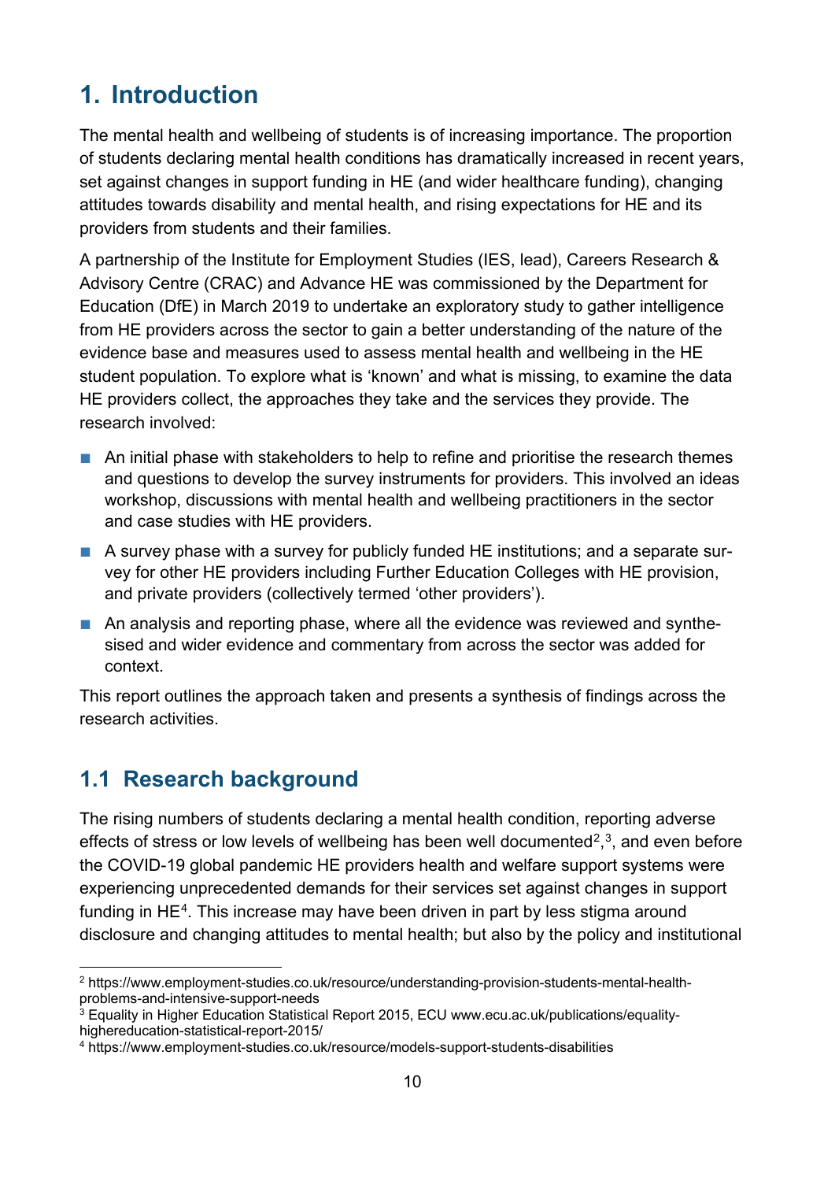# 1. Introduction

The mental health and wellbeing of students is of increasing importance. The proportion of students declaring mental health conditions has dramatically increased in recent years, set against changes in support funding in HE (and wider healthcare funding), changing attitudes towards disability and mental health, and rising expectations for HE and its providers from students and their families.

A partnership of the Institute for Employment Studies (IES, lead), Careers Research & Advisory Centre (CRAC) and Advance HE was commissioned by the Department for Education (DfE) in March 2019 to undertake an exploratory study to gather intelligence from HE providers across the sector to gain a better understanding of the nature of the evidence base and measures used to assess mental health and wellbeing in the HE student population. To explore what is 'known' and what is missing, to examine the data HE providers collect, the approaches they take and the services they provide. The research involved:

- An initial phase with stakeholders to help to refine and prioritise the research themes and questions to develop the survey instruments for providers. This involved an ideas workshop, discussions with mental health and wellbeing practitioners in the sector and case studies with HE providers.
- A survey phase with a survey for publicly funded HE institutions; and a separate survey for other HE providers including Further Education Colleges with HE provision, and private providers (collectively termed 'other providers').
- An analysis and reporting phase, where all the evidence was reviewed and synthesised and wider evidence and commentary from across the sector was added for context.

This report outlines the approach taken and presents a synthesis of findings across the research activities.

## 1.1 Research background

The rising numbers of students declaring a mental health condition, reporting adverse effects of stress or low levels of wellbeing has been well documented[2],[3], and even before the COVID-19 global pandemic HE providers health and welfare support systems were experiencing unprecedented demands for their services set against changes in support funding in HE[4]. This increase may have been driven in part by less stigma around disclosure and changing attitudes to mental health; but also by the policy and institutional

---

[2] https://www.employment-studies.co.uk/resource/understanding-provision-students-mental-health-problems-and-intensive-support-needs

[3] Equality in Higher Education Statistical Report 2015, ECU www.ecu.ac.uk/publications/equality-highereducation-statistical-report-2015/

[4] https://www.employment-studies.co.uk/resource/models-support-students-disabilities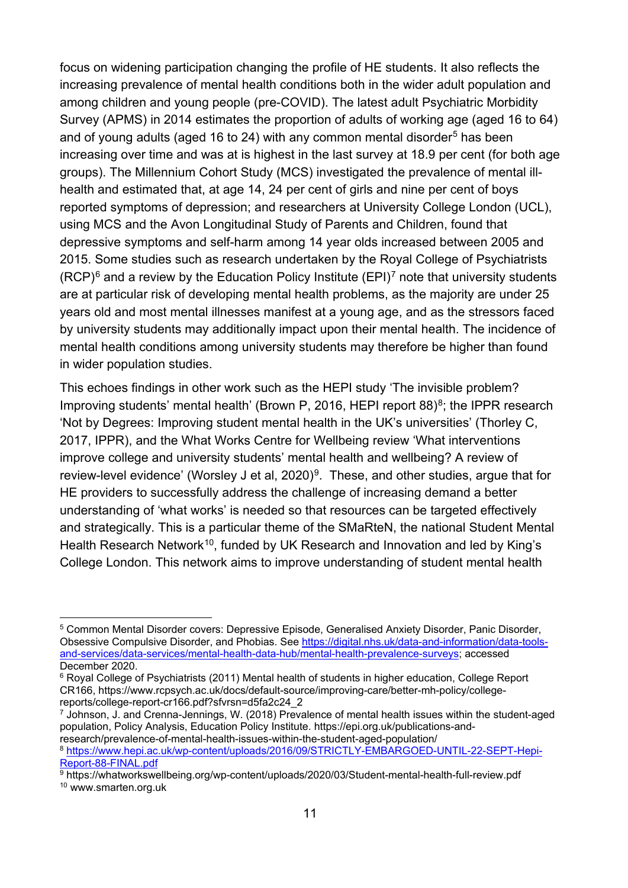focus on widening participation changing the profile of HE students. It also reflects the increasing prevalence of mental health conditions both in the wider adult population and among children and young people (pre-COVID). The latest adult Psychiatric Morbidity Survey (APMS) in 2014 estimates the proportion of adults of working age (aged 16 to 64) and of young adults (aged 16 to 24) with any common mental disorder[5] has been increasing over time and was at is highest in the last survey at 18.9 per cent (for both age groups). The Millennium Cohort Study (MCS) investigated the prevalence of mental ill-health and estimated that, at age 14, 24 per cent of girls and nine per cent of boys reported symptoms of depression; and researchers at University College London (UCL), using MCS and the Avon Longitudinal Study of Parents and Children, found that depressive symptoms and self-harm among 14 year olds increased between 2005 and 2015. Some studies such as research undertaken by the Royal College of Psychiatrists (RCP)[6] and a review by the Education Policy Institute (EPI)[7] note that university students are at particular risk of developing mental health problems, as the majority are under 25 years old and most mental illnesses manifest at a young age, and as the stressors faced by university students may additionally impact upon their mental health. The incidence of mental health conditions among university students may therefore be higher than found in wider population studies.

This echoes findings in other work such as the HEPI study 'The invisible problem? Improving students' mental health' (Brown P, 2016, HEPI report 88)[8]; the IPPR research 'Not by Degrees: Improving student mental health in the UK's universities' (Thorley C, 2017, IPPR), and the What Works Centre for Wellbeing review 'What interventions improve college and university students' mental health and wellbeing? A review of review-level evidence' (Worsley J et al, 2020)[9]. These, and other studies, argue that for HE providers to successfully address the challenge of increasing demand a better understanding of 'what works' is needed so that resources can be targeted effectively and strategically. This is a particular theme of the SMaRteN, the national Student Mental Health Research Network[10], funded by UK Research and Innovation and led by King's College London. This network aims to improve understanding of student mental health

---

[5] Common Mental Disorder covers: Depressive Episode, Generalised Anxiety Disorder, Panic Disorder, Obsessive Compulsive Disorder, and Phobias. See https://digital.nhs.uk/data-and-information/data-tools-and-services/data-services/mental-health-data-hub/mental-health-prevalence-surveys; accessed December 2020.

[6] Royal College of Psychiatrists (2011) Mental health of students in higher education, College Report CR166, https://www.rcpsych.ac.uk/docs/default-source/improving-care/better-mh-policy/college-reports/college-report-cr166.pdf?sfvrsn=d5fa2c24_2

[7] Johnson, J. and Crenna-Jennings, W. (2018) Prevalence of mental health issues within the student-aged population, Policy Analysis, Education Policy Institute. https://epi.org.uk/publications-and-research/prevalence-of-mental-health-issues-within-the-student-aged-population/

[8] https://www.hepi.ac.uk/wp-content/uploads/2016/09/STRICTLY-EMBARGOED-UNTIL-22-SEPT-Hepi-Report-88-FINAL.pdf

[9] https://whatworkswellbeing.org/wp-content/uploads/2020/03/Student-mental-health-full-review.pdf

[10] www.smarten.org.uk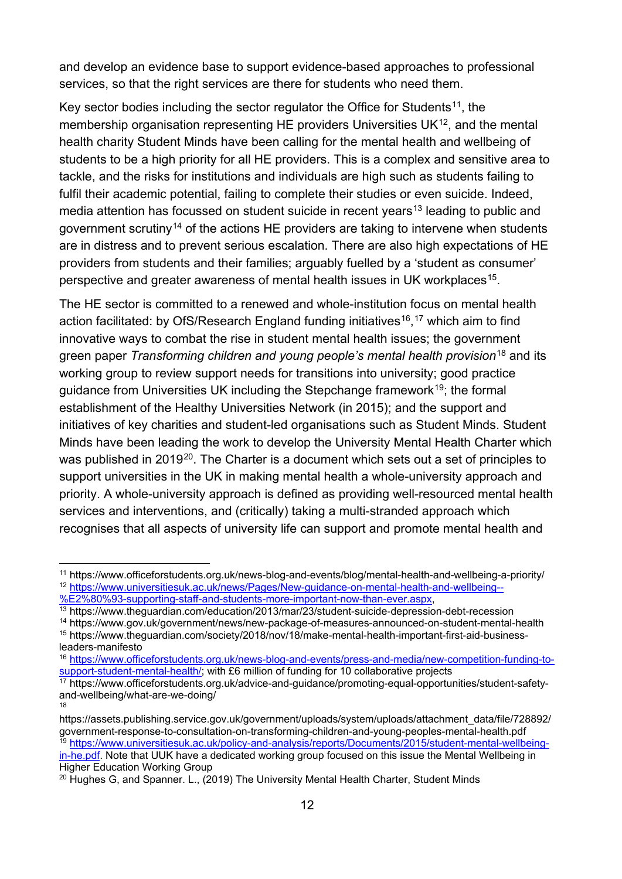and develop an evidence base to support evidence-based approaches to professional services, so that the right services are there for students who need them.

Key sector bodies including the sector regulator the Office for Students[11], the membership organisation representing HE providers Universities UK[12], and the mental health charity Student Minds have been calling for the mental health and wellbeing of students to be a high priority for all HE providers. This is a complex and sensitive area to tackle, and the risks for institutions and individuals are high such as students failing to fulfil their academic potential, failing to complete their studies or even suicide. Indeed, media attention has focussed on student suicide in recent years[13] leading to public and government scrutiny[14] of the actions HE providers are taking to intervene when students are in distress and to prevent serious escalation. There are also high expectations of HE providers from students and their families; arguably fuelled by a 'student as consumer' perspective and greater awareness of mental health issues in UK workplaces[15].

The HE sector is committed to a renewed and whole-institution focus on mental health action facilitated: by OfS/Research England funding initiatives[16],[17] which aim to find innovative ways to combat the rise in student mental health issues; the government green paper *Transforming children and young people's mental health provision*[18] and its working group to review support needs for transitions into university; good practice guidance from Universities UK including the Stepchange framework[19]; the formal establishment of the Healthy Universities Network (in 2015); and the support and initiatives of key charities and student-led organisations such as Student Minds. Student Minds have been leading the work to develop the University Mental Health Charter which was published in 2019[20]. The Charter is a document which sets out a set of principles to support universities in the UK in making mental health a whole-university approach and priority. A whole-university approach is defined as providing well-resourced mental health services and interventions, and (critically) taking a multi-stranded approach which recognises that all aspects of university life can support and promote mental health and

---

[11] https://www.officeforstudents.org.uk/news-blog-and-events/blog/mental-health-and-wellbeing-a-priority/

[12] https://www.universitiesuk.ac.uk/news/Pages/New-guidance-on-mental-health-and-wellbeing--%E2%80%93-supporting-staff-and-students-more-important-now-than-ever.aspx,

[13] https://www.theguardian.com/education/2013/mar/23/student-suicide-depression-debt-recession

[14] https://www.gov.uk/government/news/new-package-of-measures-announced-on-student-mental-health

[15] https://www.theguardian.com/society/2018/nov/18/make-mental-health-important-first-aid-business-leaders-manifesto

[16] https://www.officeforstudents.org.uk/news-blog-and-events/press-and-media/new-competition-funding-to-support-student-mental-health/; with £6 million of funding for 10 collaborative projects

[17] https://www.officeforstudents.org.uk/advice-and-guidance/promoting-equal-opportunities/student-safety-and-wellbeing/what-are-we-doing/

[18] https://assets.publishing.service.gov.uk/government/uploads/system/uploads/attachment_data/file/728892/government-response-to-consultation-on-transforming-children-and-young-peoples-mental-health.pdf

[19] https://www.universitiesuk.ac.uk/policy-and-analysis/reports/Documents/2015/student-mental-wellbeing-in-he.pdf. Note that UUK have a dedicated working group focused on this issue the Mental Wellbeing in Higher Education Working Group

[20] Hughes G, and Spanner. L., (2019) The University Mental Health Charter, Student Minds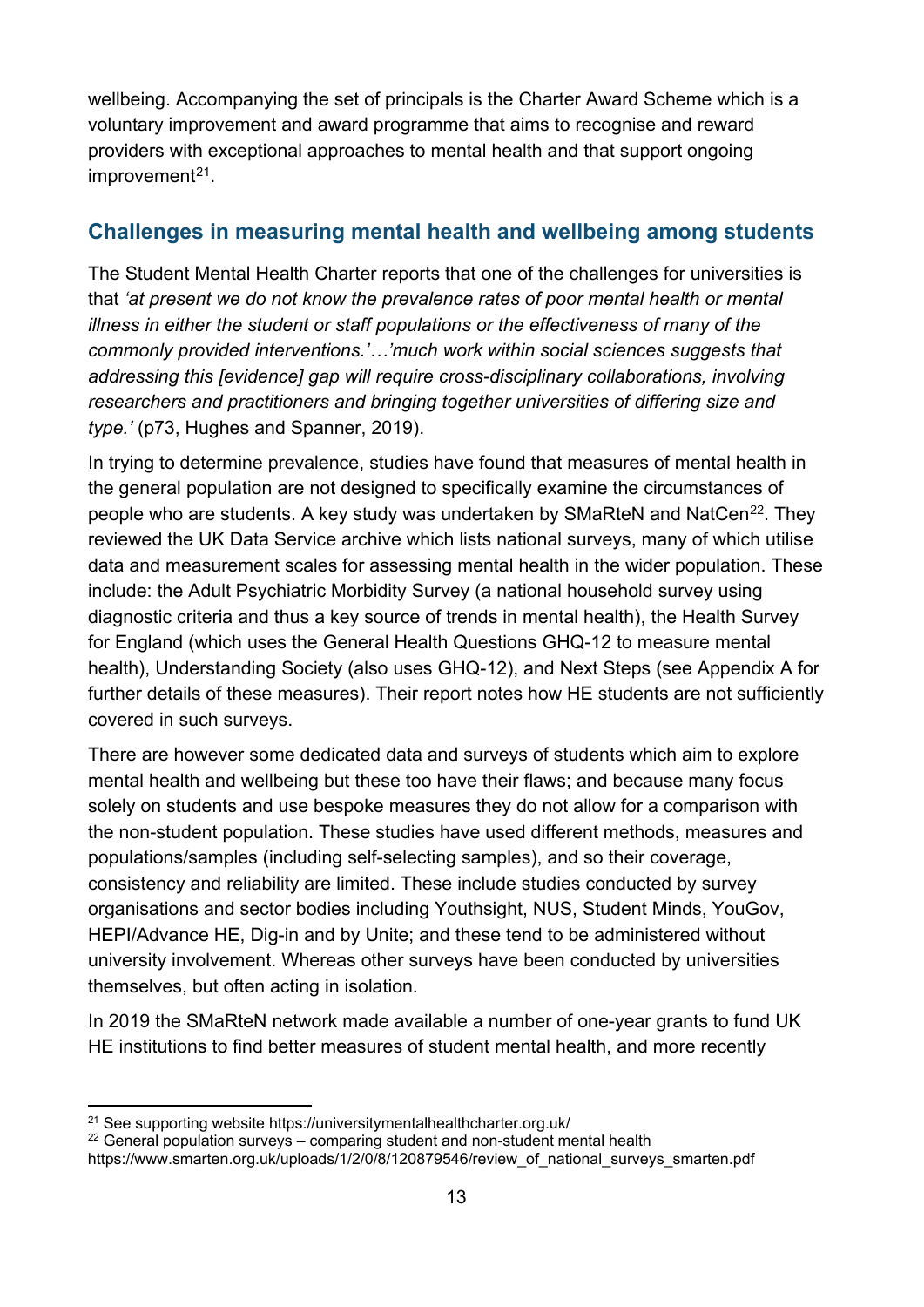wellbeing. Accompanying the set of principals is the Charter Award Scheme which is a voluntary improvement and award programme that aims to recognise and reward providers with exceptional approaches to mental health and that support ongoing improvement[21].

## Challenges in measuring mental health and wellbeing among students

The Student Mental Health Charter reports that one of the challenges for universities is that *'at present we do not know the prevalence rates of poor mental health or mental illness in either the student or staff populations or the effectiveness of many of the commonly provided interventions.'…'much work within social sciences suggests that addressing this [evidence] gap will require cross-disciplinary collaborations, involving researchers and practitioners and bringing together universities of differing size and type.'* (p73, Hughes and Spanner, 2019).

In trying to determine prevalence, studies have found that measures of mental health in the general population are not designed to specifically examine the circumstances of people who are students. A key study was undertaken by SMaRteN and NatCen[22]. They reviewed the UK Data Service archive which lists national surveys, many of which utilise data and measurement scales for assessing mental health in the wider population. These include: the Adult Psychiatric Morbidity Survey (a national household survey using diagnostic criteria and thus a key source of trends in mental health), the Health Survey for England (which uses the General Health Questions GHQ-12 to measure mental health), Understanding Society (also uses GHQ-12), and Next Steps (see Appendix A for further details of these measures). Their report notes how HE students are not sufficiently covered in such surveys.

There are however some dedicated data and surveys of students which aim to explore mental health and wellbeing but these too have their flaws; and because many focus solely on students and use bespoke measures they do not allow for a comparison with the non-student population. These studies have used different methods, measures and populations/samples (including self-selecting samples), and so their coverage, consistency and reliability are limited. These include studies conducted by survey organisations and sector bodies including Youthsight, NUS, Student Minds, YouGov, HEPI/Advance HE, Dig-in and by Unite; and these tend to be administered without university involvement. Whereas other surveys have been conducted by universities themselves, but often acting in isolation.

In 2019 the SMaRteN network made available a number of one-year grants to fund UK HE institutions to find better measures of student mental health, and more recently

---

[21] See supporting website https://universitymentalhealthcharter.org.uk/

[22] General population surveys – comparing student and non-student mental health https://www.smarten.org.uk/uploads/1/2/0/8/120879546/review_of_national_surveys_smarten.pdf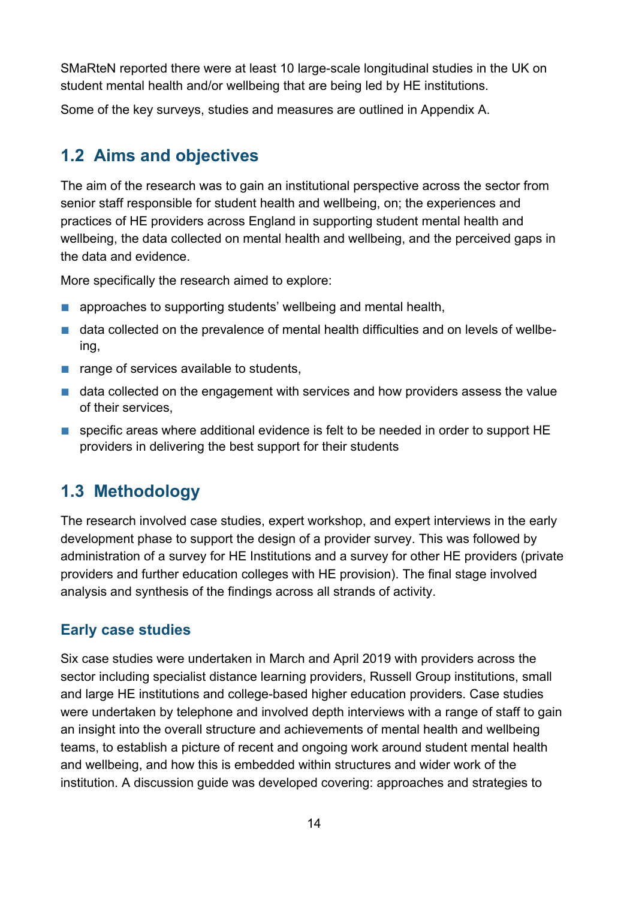SMaRteN reported there were at least 10 large-scale longitudinal studies in the UK on student mental health and/or wellbeing that are being led by HE institutions.

Some of the key surveys, studies and measures are outlined in Appendix A.

## 1.2 Aims and objectives

The aim of the research was to gain an institutional perspective across the sector from senior staff responsible for student health and wellbeing, on; the experiences and practices of HE providers across England in supporting student mental health and wellbeing, the data collected on mental health and wellbeing, and the perceived gaps in the data and evidence.

More specifically the research aimed to explore:

- approaches to supporting students' wellbeing and mental health,
- data collected on the prevalence of mental health difficulties and on levels of wellbeing,
- range of services available to students,
- data collected on the engagement with services and how providers assess the value of their services,
- specific areas where additional evidence is felt to be needed in order to support HE providers in delivering the best support for their students

## 1.3 Methodology

The research involved case studies, expert workshop, and expert interviews in the early development phase to support the design of a provider survey. This was followed by administration of a survey for HE Institutions and a survey for other HE providers (private providers and further education colleges with HE provision). The final stage involved analysis and synthesis of the findings across all strands of activity.

### Early case studies

Six case studies were undertaken in March and April 2019 with providers across the sector including specialist distance learning providers, Russell Group institutions, small and large HE institutions and college-based higher education providers. Case studies were undertaken by telephone and involved depth interviews with a range of staff to gain an insight into the overall structure and achievements of mental health and wellbeing teams, to establish a picture of recent and ongoing work around student mental health and wellbeing, and how this is embedded within structures and wider work of the institution. A discussion guide was developed covering: approaches and strategies to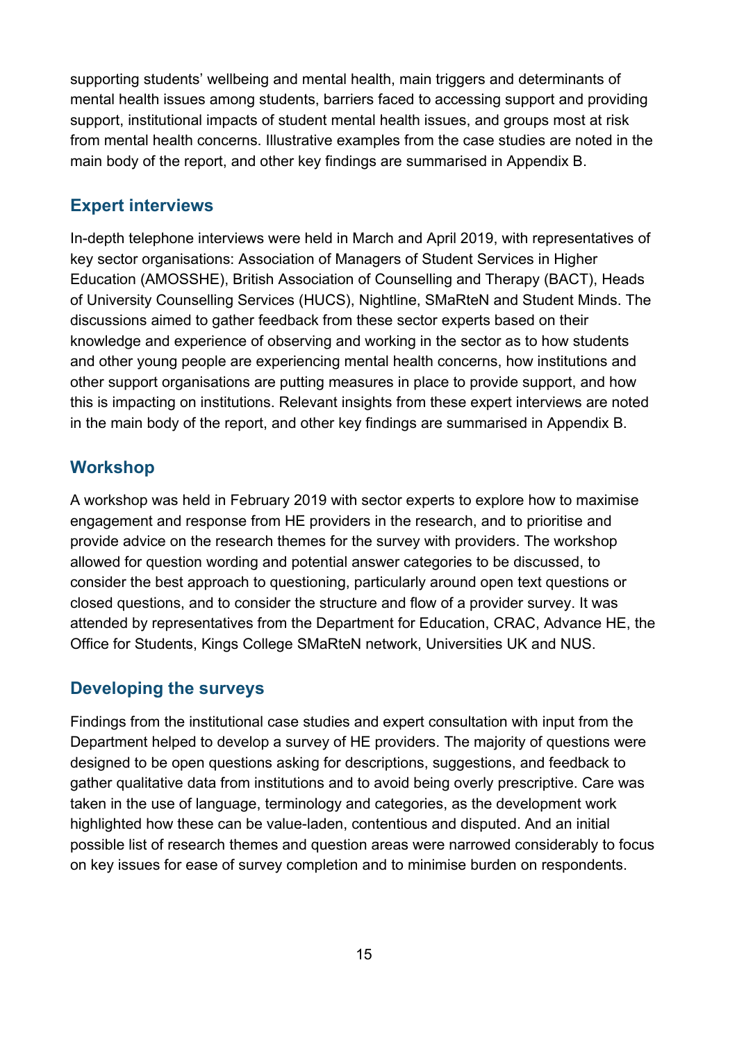supporting students' wellbeing and mental health, main triggers and determinants of mental health issues among students, barriers faced to accessing support and providing support, institutional impacts of student mental health issues, and groups most at risk from mental health concerns. Illustrative examples from the case studies are noted in the main body of the report, and other key findings are summarised in Appendix B.

## Expert interviews

In-depth telephone interviews were held in March and April 2019, with representatives of key sector organisations: Association of Managers of Student Services in Higher Education (AMOSSHE), British Association of Counselling and Therapy (BACT), Heads of University Counselling Services (HUCS), Nightline, SMaRteN and Student Minds. The discussions aimed to gather feedback from these sector experts based on their knowledge and experience of observing and working in the sector as to how students and other young people are experiencing mental health concerns, how institutions and other support organisations are putting measures in place to provide support, and how this is impacting on institutions. Relevant insights from these expert interviews are noted in the main body of the report, and other key findings are summarised in Appendix B.

## Workshop

A workshop was held in February 2019 with sector experts to explore how to maximise engagement and response from HE providers in the research, and to prioritise and provide advice on the research themes for the survey with providers. The workshop allowed for question wording and potential answer categories to be discussed, to consider the best approach to questioning, particularly around open text questions or closed questions, and to consider the structure and flow of a provider survey. It was attended by representatives from the Department for Education, CRAC, Advance HE, the Office for Students, Kings College SMaRteN network, Universities UK and NUS.

## Developing the surveys

Findings from the institutional case studies and expert consultation with input from the Department helped to develop a survey of HE providers. The majority of questions were designed to be open questions asking for descriptions, suggestions, and feedback to gather qualitative data from institutions and to avoid being overly prescriptive. Care was taken in the use of language, terminology and categories, as the development work highlighted how these can be value-laden, contentious and disputed. And an initial possible list of research themes and question areas were narrowed considerably to focus on key issues for ease of survey completion and to minimise burden on respondents.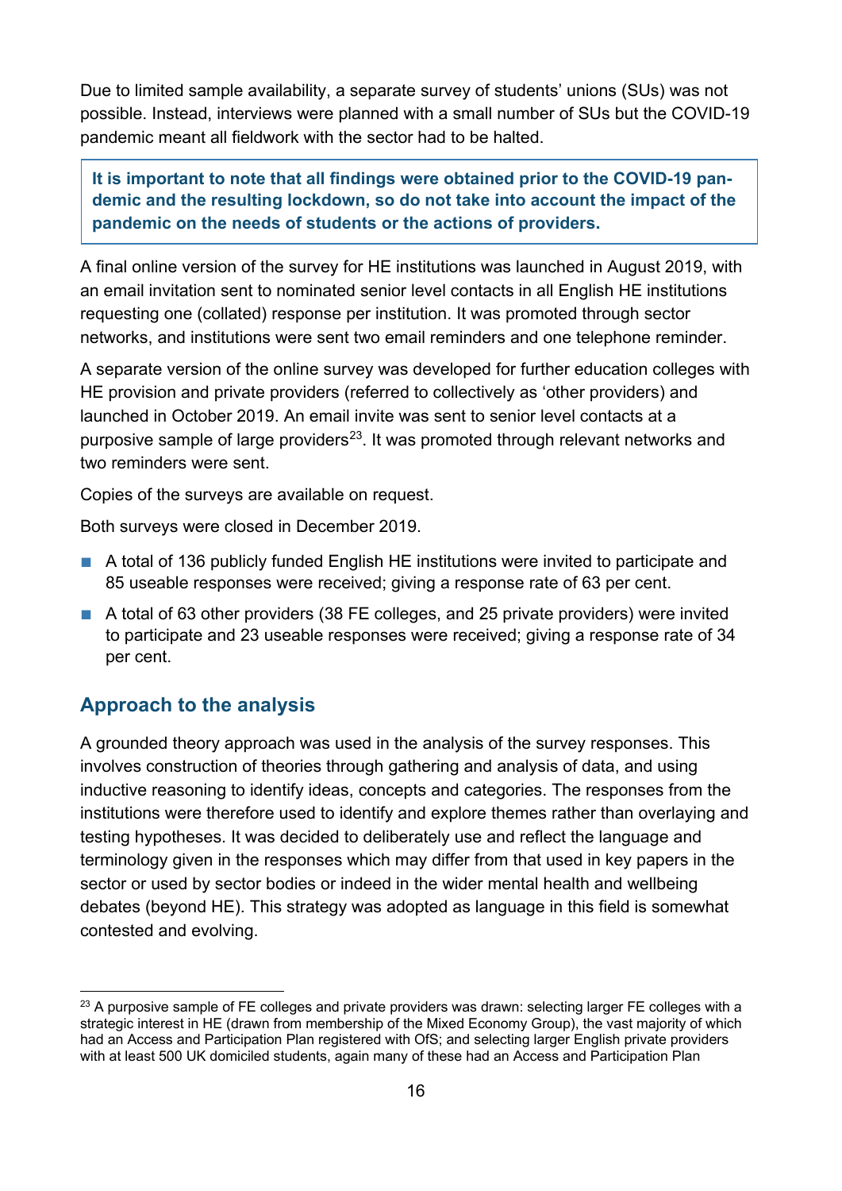Due to limited sample availability, a separate survey of students' unions (SUs) was not possible. Instead, interviews were planned with a small number of SUs but the COVID-19 pandemic meant all fieldwork with the sector had to be halted.

> **It is important to note that all findings were obtained prior to the COVID-19 pandemic and the resulting lockdown, so do not take into account the impact of the pandemic on the needs of students or the actions of providers.**

A final online version of the survey for HE institutions was launched in August 2019, with an email invitation sent to nominated senior level contacts in all English HE institutions requesting one (collated) response per institution. It was promoted through sector networks, and institutions were sent two email reminders and one telephone reminder.

A separate version of the online survey was developed for further education colleges with HE provision and private providers (referred to collectively as 'other providers) and launched in October 2019. An email invite was sent to senior level contacts at a purposive sample of large providers[23]. It was promoted through relevant networks and two reminders were sent.

Copies of the surveys are available on request.

Both surveys were closed in December 2019.

- A total of 136 publicly funded English HE institutions were invited to participate and 85 useable responses were received; giving a response rate of 63 per cent.
- A total of 63 other providers (38 FE colleges, and 25 private providers) were invited to participate and 23 useable responses were received; giving a response rate of 34 per cent.

## Approach to the analysis

A grounded theory approach was used in the analysis of the survey responses. This involves construction of theories through gathering and analysis of data, and using inductive reasoning to identify ideas, concepts and categories. The responses from the institutions were therefore used to identify and explore themes rather than overlaying and testing hypotheses. It was decided to deliberately use and reflect the language and terminology given in the responses which may differ from that used in key papers in the sector or used by sector bodies or indeed in the wider mental health and wellbeing debates (beyond HE). This strategy was adopted as language in this field is somewhat contested and evolving.

---

[23] A purposive sample of FE colleges and private providers was drawn: selecting larger FE colleges with a strategic interest in HE (drawn from membership of the Mixed Economy Group), the vast majority of which had an Access and Participation Plan registered with OfS; and selecting larger English private providers with at least 500 UK domiciled students, again many of these had an Access and Participation Plan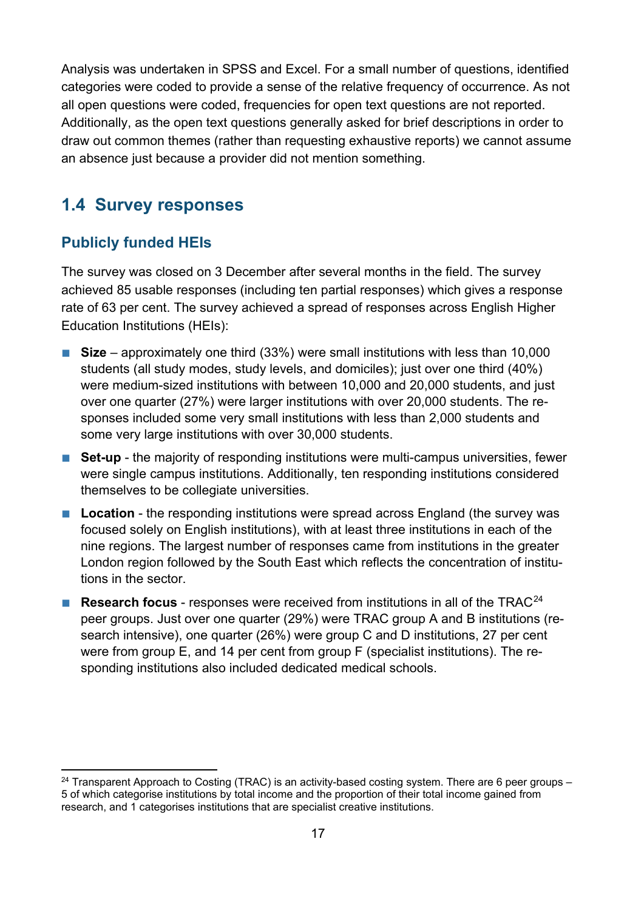Analysis was undertaken in SPSS and Excel. For a small number of questions, identified categories were coded to provide a sense of the relative frequency of occurrence. As not all open questions were coded, frequencies for open text questions are not reported. Additionally, as the open text questions generally asked for brief descriptions in order to draw out common themes (rather than requesting exhaustive reports) we cannot assume an absence just because a provider did not mention something.

## 1.4 Survey responses

### Publicly funded HEIs

The survey was closed on 3 December after several months in the field. The survey achieved 85 usable responses (including ten partial responses) which gives a response rate of 63 per cent. The survey achieved a spread of responses across English Higher Education Institutions (HEIs):

- **Size** – approximately one third (33%) were small institutions with less than 10,000 students (all study modes, study levels, and domiciles); just over one third (40%) were medium-sized institutions with between 10,000 and 20,000 students, and just over one quarter (27%) were larger institutions with over 20,000 students. The responses included some very small institutions with less than 2,000 students and some very large institutions with over 30,000 students.
- **Set-up** - the majority of responding institutions were multi-campus universities, fewer were single campus institutions. Additionally, ten responding institutions considered themselves to be collegiate universities.
- **Location** - the responding institutions were spread across England (the survey was focused solely on English institutions), with at least three institutions in each of the nine regions. The largest number of responses came from institutions in the greater London region followed by the South East which reflects the concentration of institutions in the sector.
- **Research focus** - responses were received from institutions in all of the TRAC[24] peer groups. Just over one quarter (29%) were TRAC group A and B institutions (research intensive), one quarter (26%) were group C and D institutions, 27 per cent were from group E, and 14 per cent from group F (specialist institutions). The responding institutions also included dedicated medical schools.

[24] Transparent Approach to Costing (TRAC) is an activity-based costing system. There are 6 peer groups – 5 of which categorise institutions by total income and the proportion of their total income gained from research, and 1 categorises institutions that are specialist creative institutions.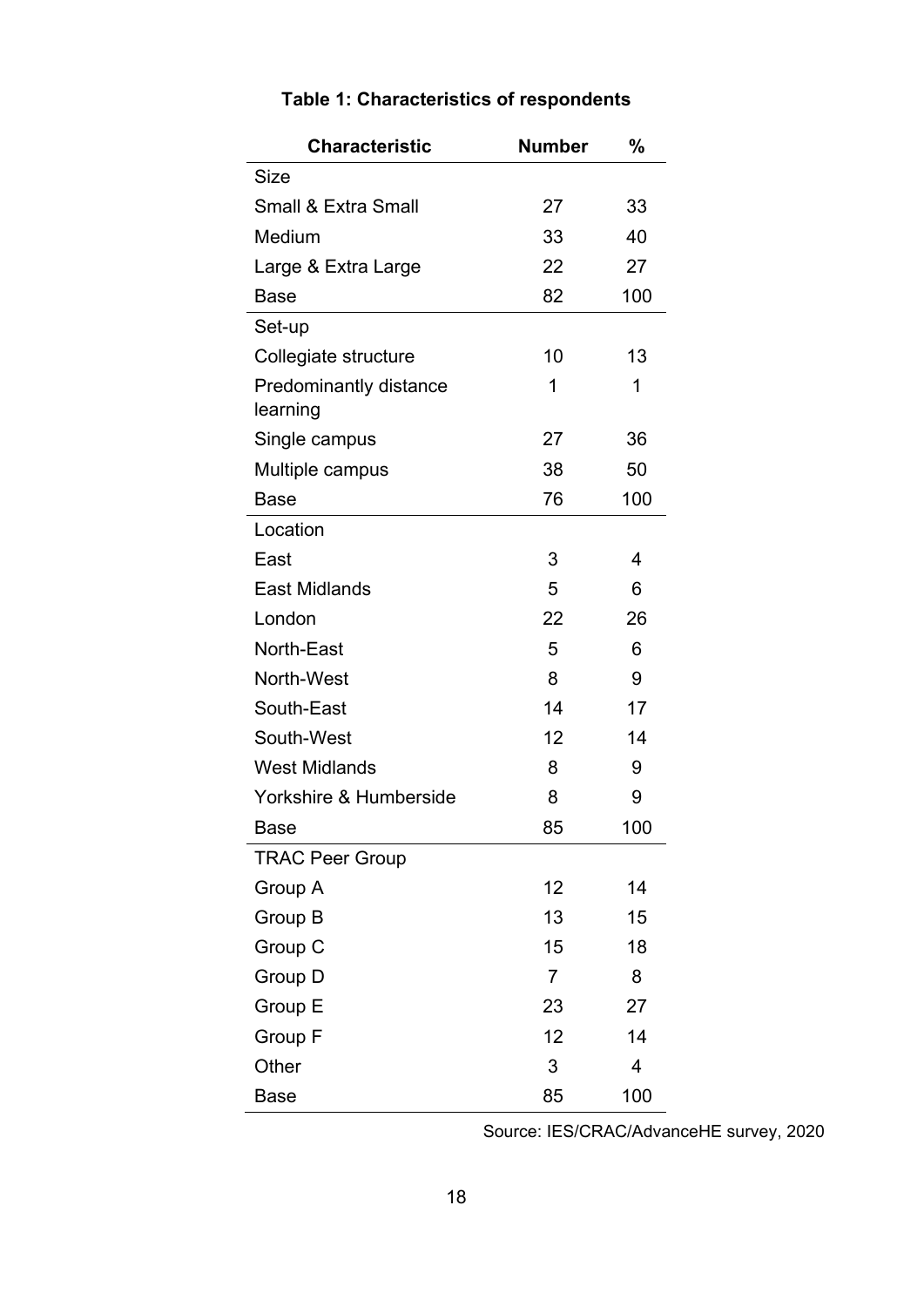**Table 1: Characteristics of respondents**

| Characteristic | Number | % |
|---|---|---|
| Size | | |
| Small & Extra Small | 27 | 33 |
| Medium | 33 | 40 |
| Large & Extra Large | 22 | 27 |
| Base | 82 | 100 |
| Set-up | | |
| Collegiate structure | 10 | 13 |
| Predominantly distance learning | 1 | 1 |
| Single campus | 27 | 36 |
| Multiple campus | 38 | 50 |
| Base | 76 | 100 |
| Location | | |
| East | 3 | 4 |
| East Midlands | 5 | 6 |
| London | 22 | 26 |
| North-East | 5 | 6 |
| North-West | 8 | 9 |
| South-East | 14 | 17 |
| South-West | 12 | 14 |
| West Midlands | 8 | 9 |
| Yorkshire & Humberside | 8 | 9 |
| Base | 85 | 100 |
| TRAC Peer Group | | |
| Group A | 12 | 14 |
| Group B | 13 | 15 |
| Group C | 15 | 18 |
| Group D | 7 | 8 |
| Group E | 23 | 27 |
| Group F | 12 | 14 |
| Other | 3 | 4 |
| Base | 85 | 100 |

Source: IES/CRAC/AdvanceHE survey, 2020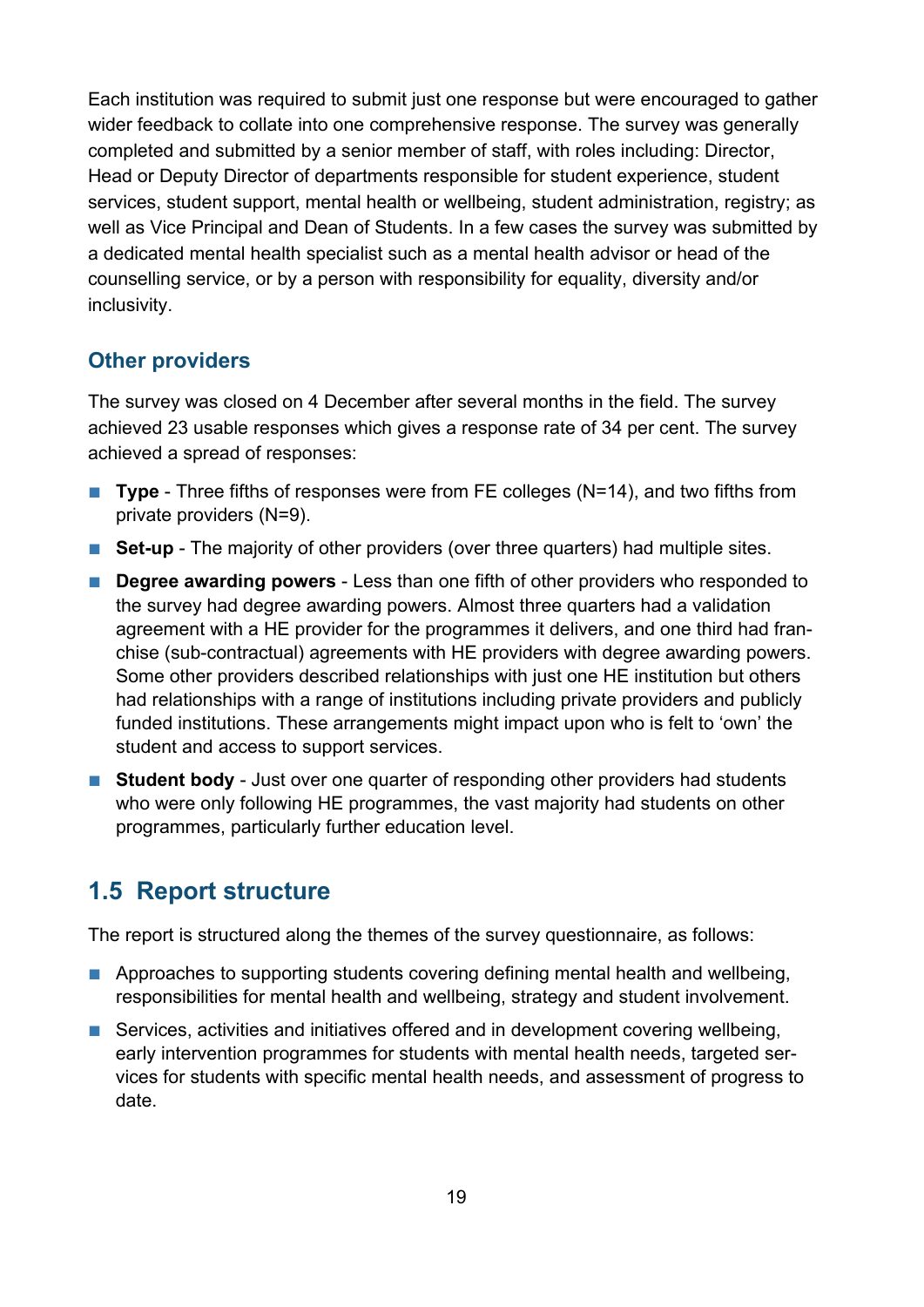Each institution was required to submit just one response but were encouraged to gather wider feedback to collate into one comprehensive response. The survey was generally completed and submitted by a senior member of staff, with roles including: Director, Head or Deputy Director of departments responsible for student experience, student services, student support, mental health or wellbeing, student administration, registry; as well as Vice Principal and Dean of Students. In a few cases the survey was submitted by a dedicated mental health specialist such as a mental health advisor or head of the counselling service, or by a person with responsibility for equality, diversity and/or inclusivity.

### Other providers

The survey was closed on 4 December after several months in the field. The survey achieved 23 usable responses which gives a response rate of 34 per cent. The survey achieved a spread of responses:

- **Type** - Three fifths of responses were from FE colleges (N=14), and two fifths from private providers (N=9).
- **Set-up** - The majority of other providers (over three quarters) had multiple sites.
- **Degree awarding powers** - Less than one fifth of other providers who responded to the survey had degree awarding powers. Almost three quarters had a validation agreement with a HE provider for the programmes it delivers, and one third had franchise (sub-contractual) agreements with HE providers with degree awarding powers. Some other providers described relationships with just one HE institution but others had relationships with a range of institutions including private providers and publicly funded institutions. These arrangements might impact upon who is felt to 'own' the student and access to support services.
- **Student body** - Just over one quarter of responding other providers had students who were only following HE programmes, the vast majority had students on other programmes, particularly further education level.

## 1.5 Report structure

The report is structured along the themes of the survey questionnaire, as follows:

- Approaches to supporting students covering defining mental health and wellbeing, responsibilities for mental health and wellbeing, strategy and student involvement.
- Services, activities and initiatives offered and in development covering wellbeing, early intervention programmes for students with mental health needs, targeted services for students with specific mental health needs, and assessment of progress to date.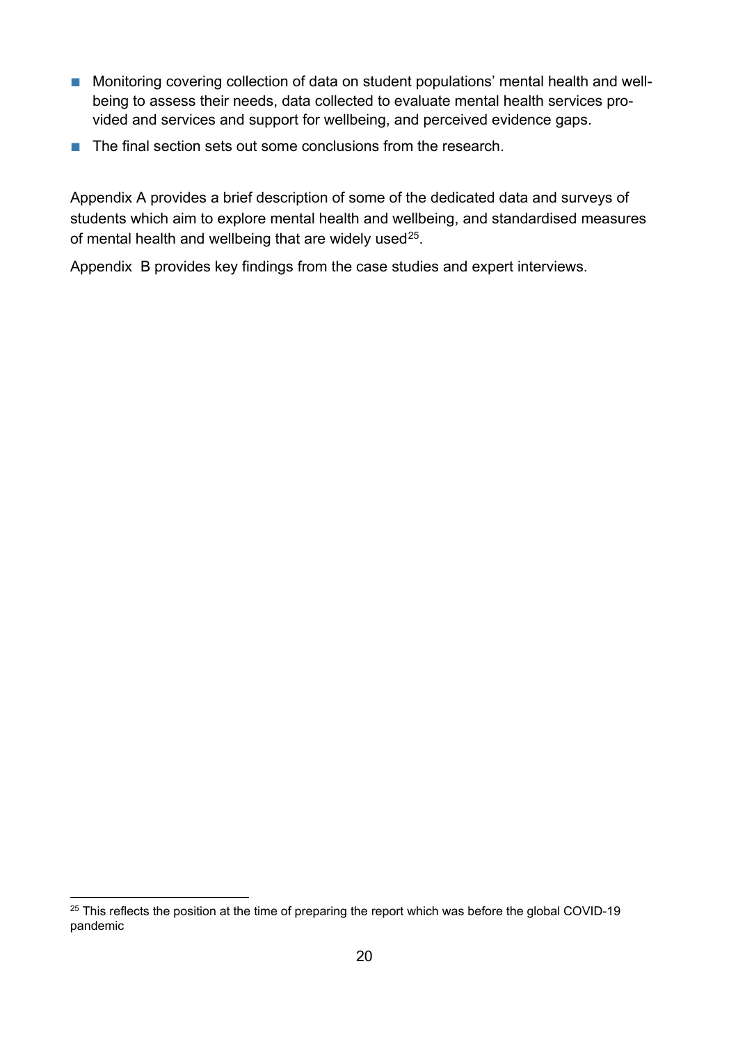- Monitoring covering collection of data on student populations' mental health and well-being to assess their needs, data collected to evaluate mental health services provided and services and support for wellbeing, and perceived evidence gaps.
- The final section sets out some conclusions from the research.

Appendix A provides a brief description of some of the dedicated data and surveys of students which aim to explore mental health and wellbeing, and standardised measures of mental health and wellbeing that are widely used[25].

Appendix B provides key findings from the case studies and expert interviews.

---

[25] This reflects the position at the time of preparing the report which was before the global COVID-19 pandemic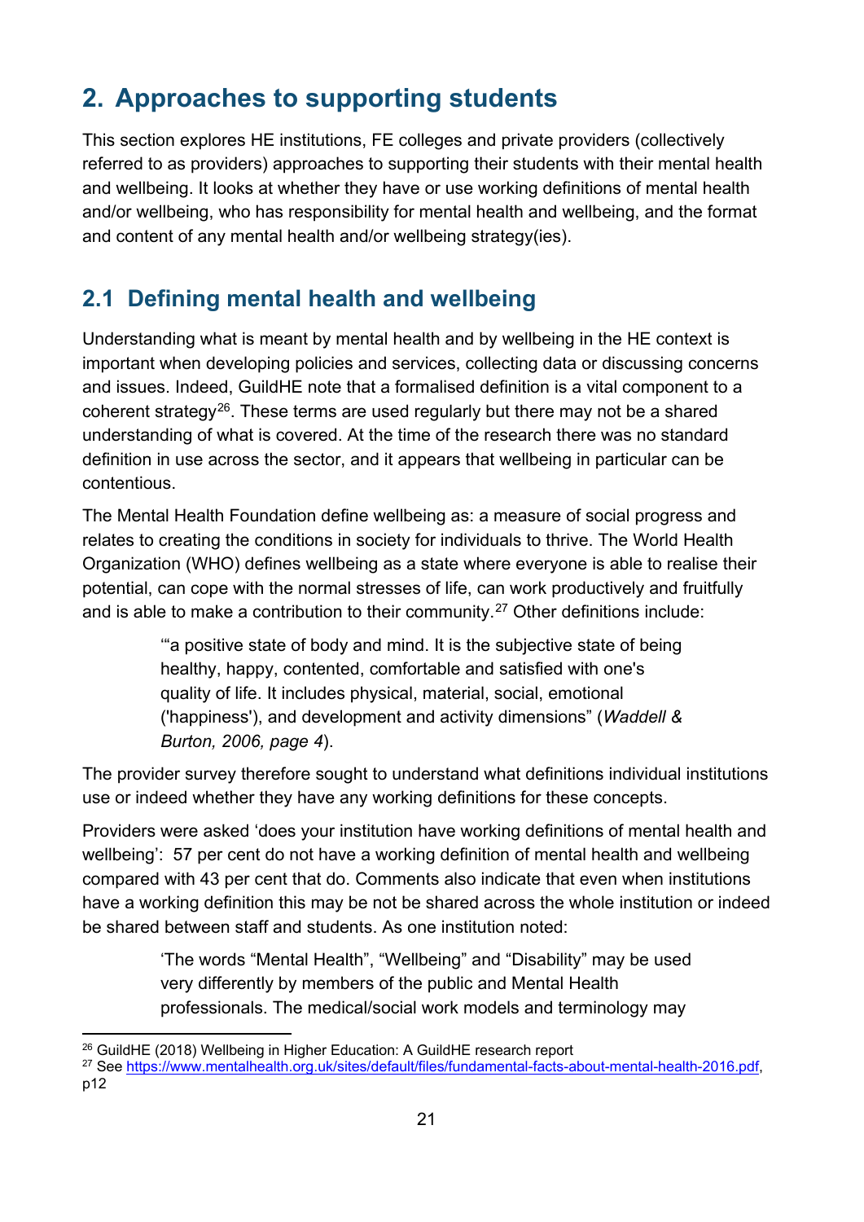## 2. Approaches to supporting students

This section explores HE institutions, FE colleges and private providers (collectively referred to as providers) approaches to supporting their students with their mental health and wellbeing. It looks at whether they have or use working definitions of mental health and/or wellbeing, who has responsibility for mental health and wellbeing, and the format and content of any mental health and/or wellbeing strategy(ies).

### 2.1 Defining mental health and wellbeing

Understanding what is meant by mental health and by wellbeing in the HE context is important when developing policies and services, collecting data or discussing concerns and issues. Indeed, GuildHE note that a formalised definition is a vital component to a coherent strategy[26]. These terms are used regularly but there may not be a shared understanding of what is covered. At the time of the research there was no standard definition in use across the sector, and it appears that wellbeing in particular can be contentious.

The Mental Health Foundation define wellbeing as: a measure of social progress and relates to creating the conditions in society for individuals to thrive. The World Health Organization (WHO) defines wellbeing as a state where everyone is able to realise their potential, can cope with the normal stresses of life, can work productively and fruitfully and is able to make a contribution to their community.[27] Other definitions include:

> '"a positive state of body and mind. It is the subjective state of being healthy, happy, contented, comfortable and satisfied with one's quality of life. It includes physical, material, social, emotional ('happiness'), and development and activity dimensions" (*Waddell & Burton, 2006, page 4*).

The provider survey therefore sought to understand what definitions individual institutions use or indeed whether they have any working definitions for these concepts.

Providers were asked 'does your institution have working definitions of mental health and wellbeing': 57 per cent do not have a working definition of mental health and wellbeing compared with 43 per cent that do. Comments also indicate that even when institutions have a working definition this may be not be shared across the whole institution or indeed be shared between staff and students. As one institution noted:

> 'The words "Mental Health", "Wellbeing" and "Disability" may be used very differently by members of the public and Mental Health professionals. The medical/social work models and terminology may

[26] GuildHE (2018) Wellbeing in Higher Education: A GuildHE research report

[27] See https://www.mentalhealth.org.uk/sites/default/files/fundamental-facts-about-mental-health-2016.pdf, p12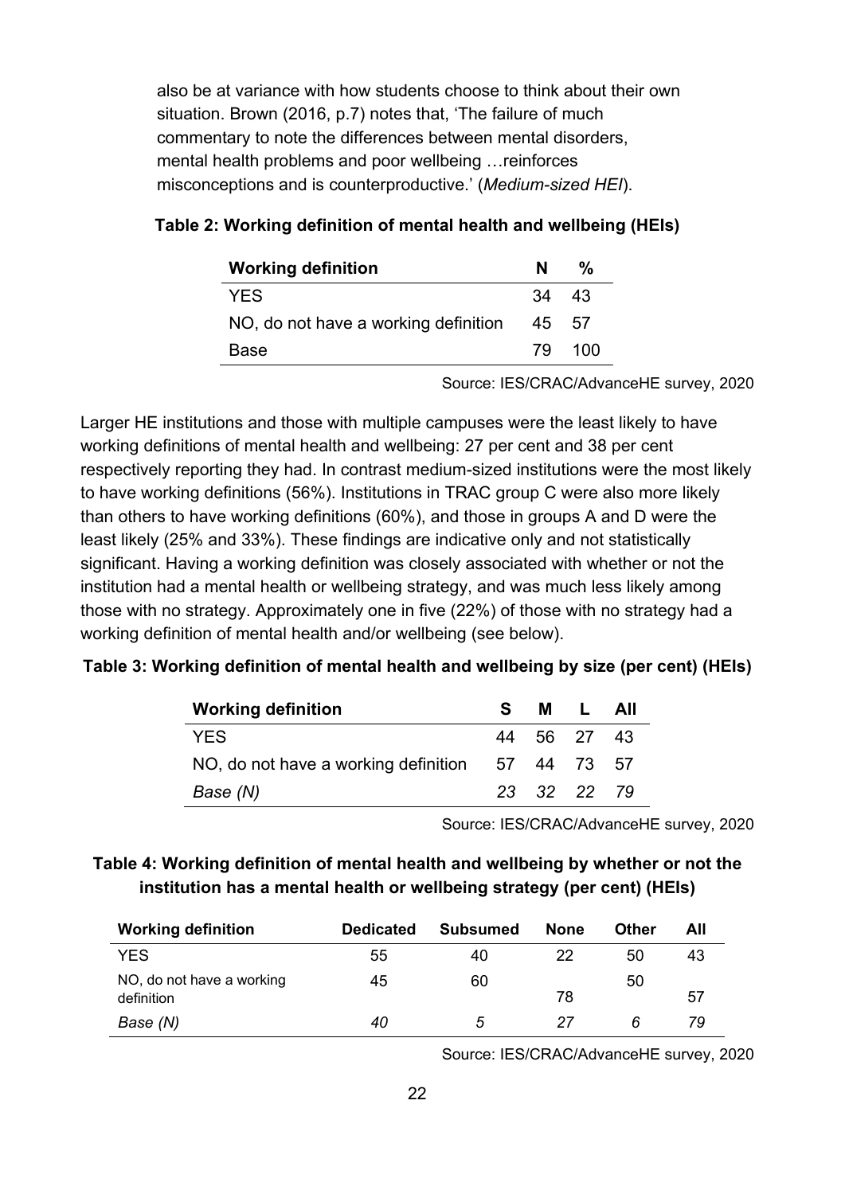also be at variance with how students choose to think about their own situation. Brown (2016, p.7) notes that, 'The failure of much commentary to note the differences between mental disorders, mental health problems and poor wellbeing …reinforces misconceptions and is counterproductive.' (*Medium-sized HEI*).

**Table 2: Working definition of mental health and wellbeing (HEIs)**

| Working definition | N | % |
|---|---|---|
| YES | 34 | 43 |
| NO, do not have a working definition | 45 | 57 |
| Base | 79 | 100 |

Source: IES/CRAC/AdvanceHE survey, 2020

Larger HE institutions and those with multiple campuses were the least likely to have working definitions of mental health and wellbeing: 27 per cent and 38 per cent respectively reporting they had. In contrast medium-sized institutions were the most likely to have working definitions (56%). Institutions in TRAC group C were also more likely than others to have working definitions (60%), and those in groups A and D were the least likely (25% and 33%). These findings are indicative only and not statistically significant. Having a working definition was closely associated with whether or not the institution had a mental health or wellbeing strategy, and was much less likely among those with no strategy. Approximately one in five (22%) of those with no strategy had a working definition of mental health and/or wellbeing (see below).

**Table 3: Working definition of mental health and wellbeing by size (per cent) (HEIs)**

| Working definition | S | M | L | All |
|---|---|---|---|---|
| YES | 44 | 56 | 27 | 43 |
| NO, do not have a working definition | 57 | 44 | 73 | 57 |
| *Base (N)* | *23* | *32* | *22* | *79* |

Source: IES/CRAC/AdvanceHE survey, 2020

**Table 4: Working definition of mental health and wellbeing by whether or not the institution has a mental health or wellbeing strategy (per cent) (HEIs)**

| Working definition | Dedicated | Subsumed | None | Other | All |
|---|---|---|---|---|---|
| YES | 55 | 40 | 22 | 50 | 43 |
| NO, do not have a working definition | 45 | 60 | 78 | 50 | 57 |
| *Base (N)* | *40* | *5* | *27* | *6* | *79* |

Source: IES/CRAC/AdvanceHE survey, 2020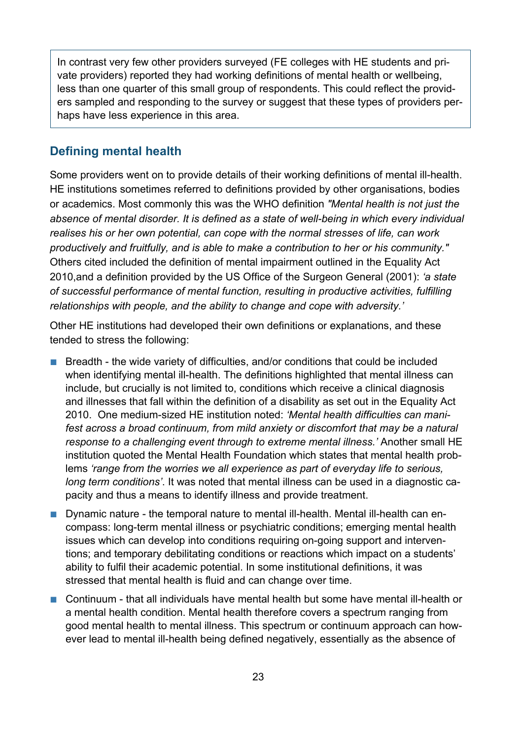In contrast very few other providers surveyed (FE colleges with HE students and private providers) reported they had working definitions of mental health or wellbeing, less than one quarter of this small group of respondents. This could reflect the providers sampled and responding to the survey or suggest that these types of providers perhaps have less experience in this area.

## Defining mental health

Some providers went on to provide details of their working definitions of mental ill-health. HE institutions sometimes referred to definitions provided by other organisations, bodies or academics. Most commonly this was the WHO definition *"Mental health is not just the absence of mental disorder. It is defined as a state of well-being in which every individual realises his or her own potential, can cope with the normal stresses of life, can work productively and fruitfully, and is able to make a contribution to her or his community."* Others cited included the definition of mental impairment outlined in the Equality Act 2010,and a definition provided by the US Office of the Surgeon General (2001): *'a state of successful performance of mental function, resulting in productive activities, fulfilling relationships with people, and the ability to change and cope with adversity.'*

Other HE institutions had developed their own definitions or explanations, and these tended to stress the following:

- Breadth - the wide variety of difficulties, and/or conditions that could be included when identifying mental ill-health. The definitions highlighted that mental illness can include, but crucially is not limited to, conditions which receive a clinical diagnosis and illnesses that fall within the definition of a disability as set out in the Equality Act 2010. One medium-sized HE institution noted: *'Mental health difficulties can manifest across a broad continuum, from mild anxiety or discomfort that may be a natural response to a challenging event through to extreme mental illness.'* Another small HE institution quoted the Mental Health Foundation which states that mental health problems *'range from the worries we all experience as part of everyday life to serious, long term conditions'*. It was noted that mental illness can be used in a diagnostic capacity and thus a means to identify illness and provide treatment.
- Dynamic nature - the temporal nature to mental ill-health. Mental ill-health can encompass: long-term mental illness or psychiatric conditions; emerging mental health issues which can develop into conditions requiring on-going support and interventions; and temporary debilitating conditions or reactions which impact on a students' ability to fulfil their academic potential. In some institutional definitions, it was stressed that mental health is fluid and can change over time.
- Continuum - that all individuals have mental health but some have mental ill-health or a mental health condition. Mental health therefore covers a spectrum ranging from good mental health to mental illness. This spectrum or continuum approach can however lead to mental ill-health being defined negatively, essentially as the absence of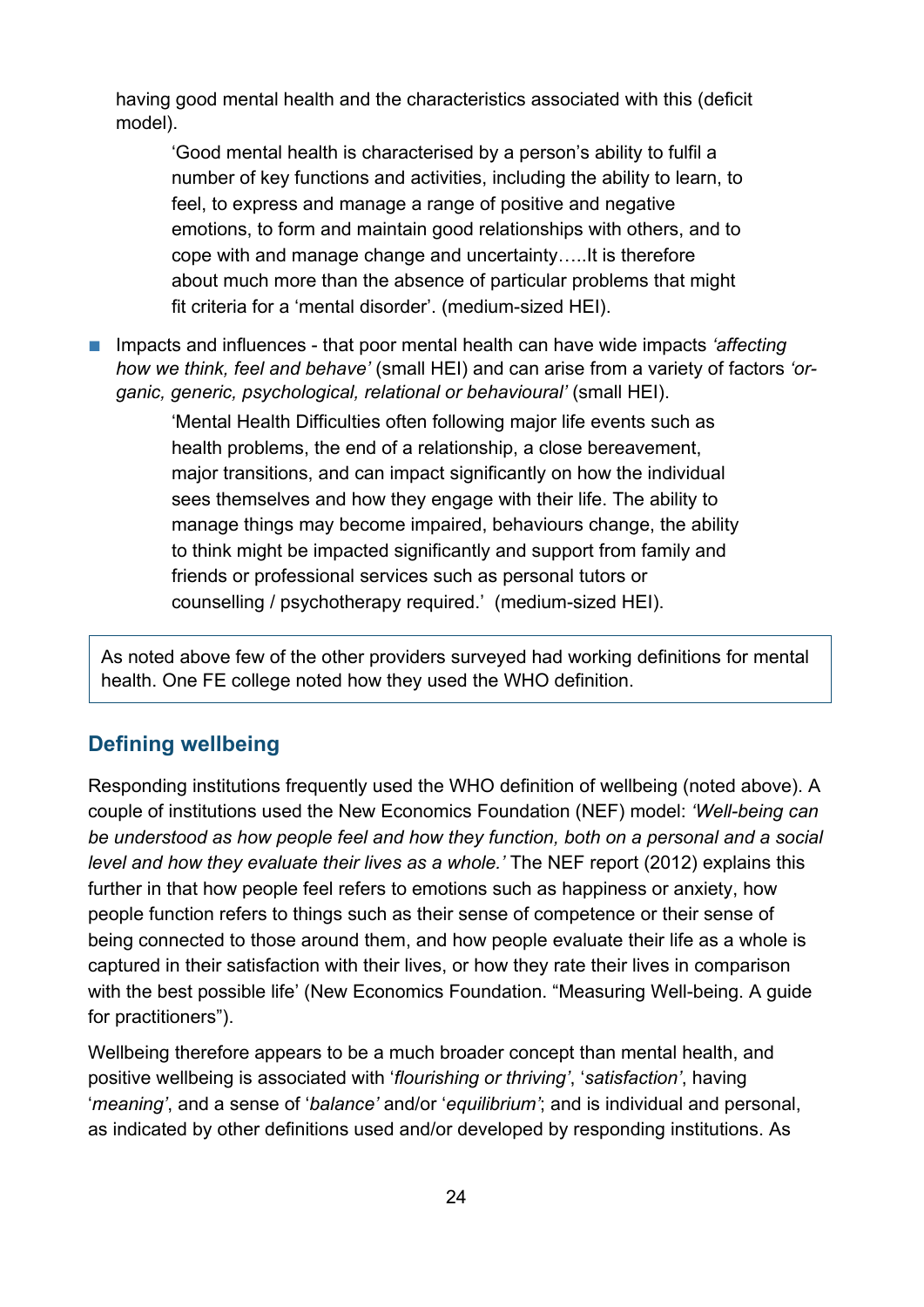having good mental health and the characteristics associated with this (deficit model).

> 'Good mental health is characterised by a person's ability to fulfil a number of key functions and activities, including the ability to learn, to feel, to express and manage a range of positive and negative emotions, to form and maintain good relationships with others, and to cope with and manage change and uncertainty…..It is therefore about much more than the absence of particular problems that might fit criteria for a 'mental disorder'. (medium-sized HEI).

- Impacts and influences - that poor mental health can have wide impacts *'affecting how we think, feel and behave'* (small HEI) and can arise from a variety of factors *'organic, generic, psychological, relational or behavioural'* (small HEI).

> 'Mental Health Difficulties often following major life events such as health problems, the end of a relationship, a close bereavement, major transitions, and can impact significantly on how the individual sees themselves and how they engage with their life. The ability to manage things may become impaired, behaviours change, the ability to think might be impacted significantly and support from family and friends or professional services such as personal tutors or counselling / psychotherapy required.' (medium-sized HEI).

As noted above few of the other providers surveyed had working definitions for mental health. One FE college noted how they used the WHO definition.

## Defining wellbeing

Responding institutions frequently used the WHO definition of wellbeing (noted above). A couple of institutions used the New Economics Foundation (NEF) model: *'Well-being can be understood as how people feel and how they function, both on a personal and a social level and how they evaluate their lives as a whole.'* The NEF report (2012) explains this further in that how people feel refers to emotions such as happiness or anxiety, how people function refers to things such as their sense of competence or their sense of being connected to those around them, and how people evaluate their life as a whole is captured in their satisfaction with their lives, or how they rate their lives in comparison with the best possible life' (New Economics Foundation. "Measuring Well-being. A guide for practitioners").

Wellbeing therefore appears to be a much broader concept than mental health, and positive wellbeing is associated with '*flourishing or thriving*', '*satisfaction*', having '*meaning*', and a sense of '*balance*' and/or '*equilibrium*'; and is individual and personal, as indicated by other definitions used and/or developed by responding institutions. As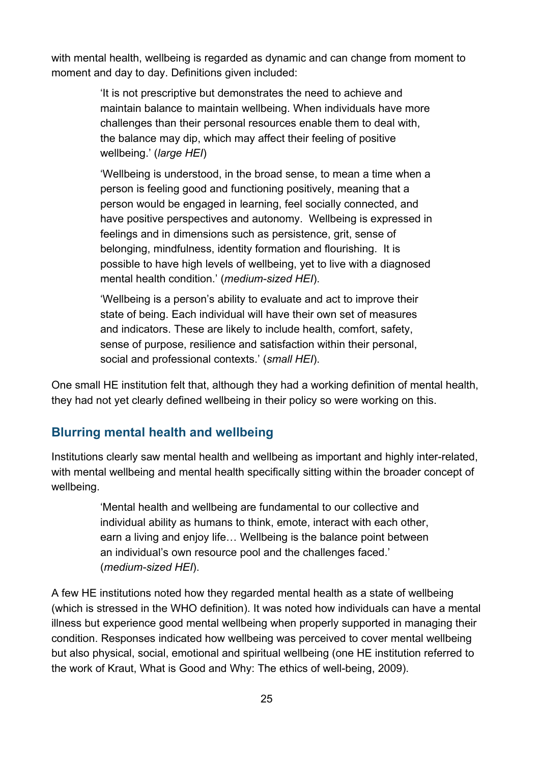with mental health, wellbeing is regarded as dynamic and can change from moment to moment and day to day. Definitions given included:

> 'It is not prescriptive but demonstrates the need to achieve and maintain balance to maintain wellbeing. When individuals have more challenges than their personal resources enable them to deal with, the balance may dip, which may affect their feeling of positive wellbeing.' (*large HEI*)

> 'Wellbeing is understood, in the broad sense, to mean a time when a person is feeling good and functioning positively, meaning that a person would be engaged in learning, feel socially connected, and have positive perspectives and autonomy. Wellbeing is expressed in feelings and in dimensions such as persistence, grit, sense of belonging, mindfulness, identity formation and flourishing. It is possible to have high levels of wellbeing, yet to live with a diagnosed mental health condition.' (*medium-sized HEI*).

> 'Wellbeing is a person's ability to evaluate and act to improve their state of being. Each individual will have their own set of measures and indicators. These are likely to include health, comfort, safety, sense of purpose, resilience and satisfaction within their personal, social and professional contexts.' (*small HEI*).

One small HE institution felt that, although they had a working definition of mental health, they had not yet clearly defined wellbeing in their policy so were working on this.

## Blurring mental health and wellbeing

Institutions clearly saw mental health and wellbeing as important and highly inter-related, with mental wellbeing and mental health specifically sitting within the broader concept of wellbeing.

> 'Mental health and wellbeing are fundamental to our collective and individual ability as humans to think, emote, interact with each other, earn a living and enjoy life… Wellbeing is the balance point between an individual's own resource pool and the challenges faced.' (*medium-sized HEI*).

A few HE institutions noted how they regarded mental health as a state of wellbeing (which is stressed in the WHO definition). It was noted how individuals can have a mental illness but experience good mental wellbeing when properly supported in managing their condition. Responses indicated how wellbeing was perceived to cover mental wellbeing but also physical, social, emotional and spiritual wellbeing (one HE institution referred to the work of Kraut, What is Good and Why: The ethics of well-being, 2009).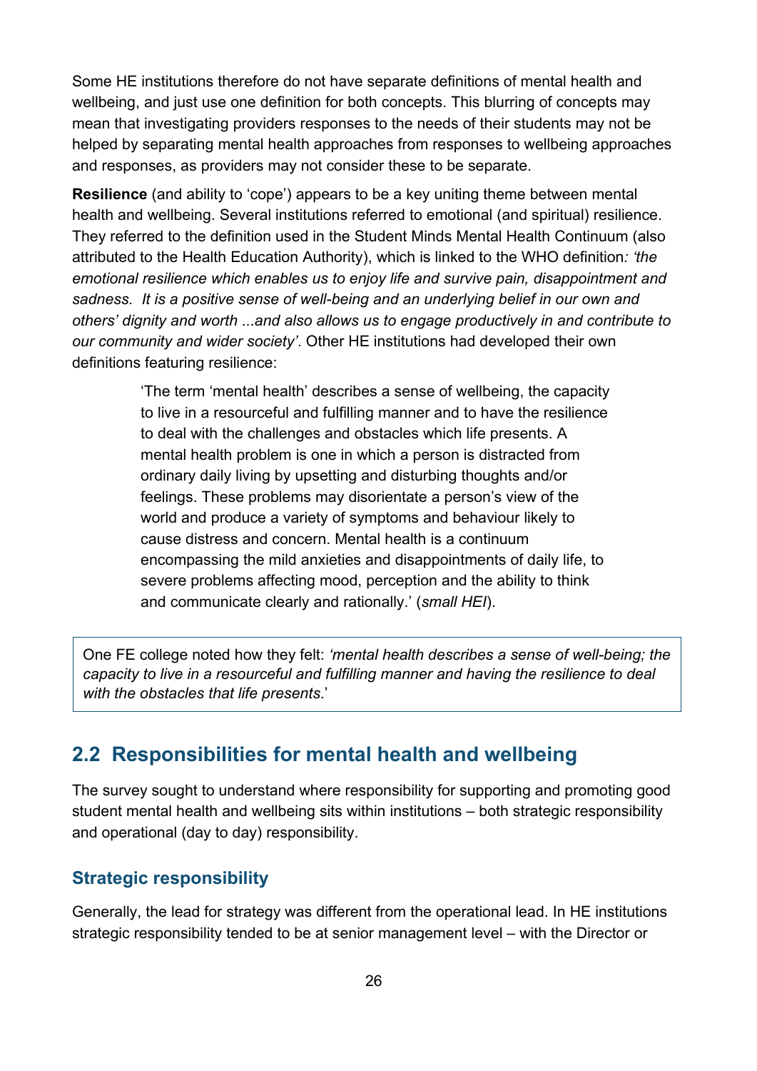Some HE institutions therefore do not have separate definitions of mental health and wellbeing, and just use one definition for both concepts. This blurring of concepts may mean that investigating providers responses to the needs of their students may not be helped by separating mental health approaches from responses to wellbeing approaches and responses, as providers may not consider these to be separate.

**Resilience** (and ability to 'cope') appears to be a key uniting theme between mental health and wellbeing. Several institutions referred to emotional (and spiritual) resilience. They referred to the definition used in the Student Minds Mental Health Continuum (also attributed to the Health Education Authority), which is linked to the WHO definition*: 'the emotional resilience which enables us to enjoy life and survive pain, disappointment and sadness. It is a positive sense of well-being and an underlying belief in our own and others' dignity and worth ...and also allows us to engage productively in and contribute to our community and wider society'*. Other HE institutions had developed their own definitions featuring resilience:

> 'The term 'mental health' describes a sense of wellbeing, the capacity to live in a resourceful and fulfilling manner and to have the resilience to deal with the challenges and obstacles which life presents. A mental health problem is one in which a person is distracted from ordinary daily living by upsetting and disturbing thoughts and/or feelings. These problems may disorientate a person's view of the world and produce a variety of symptoms and behaviour likely to cause distress and concern. Mental health is a continuum encompassing the mild anxieties and disappointments of daily life, to severe problems affecting mood, perception and the ability to think and communicate clearly and rationally.' (*small HEI*).

> One FE college noted how they felt: *'mental health describes a sense of well-being; the capacity to live in a resourceful and fulfilling manner and having the resilience to deal with the obstacles that life presents*.'

## 2.2 Responsibilities for mental health and wellbeing

The survey sought to understand where responsibility for supporting and promoting good student mental health and wellbeing sits within institutions – both strategic responsibility and operational (day to day) responsibility.

### Strategic responsibility

Generally, the lead for strategy was different from the operational lead. In HE institutions strategic responsibility tended to be at senior management level – with the Director or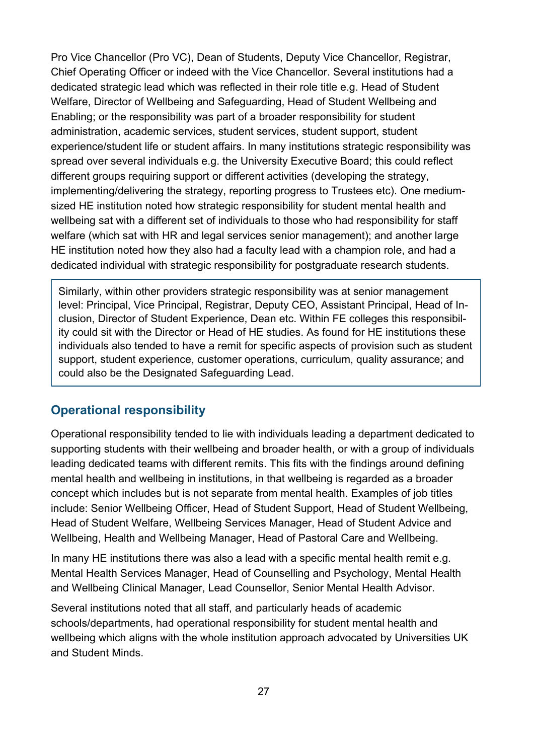Pro Vice Chancellor (Pro VC), Dean of Students, Deputy Vice Chancellor, Registrar, Chief Operating Officer or indeed with the Vice Chancellor. Several institutions had a dedicated strategic lead which was reflected in their role title e.g. Head of Student Welfare, Director of Wellbeing and Safeguarding, Head of Student Wellbeing and Enabling; or the responsibility was part of a broader responsibility for student administration, academic services, student services, student support, student experience/student life or student affairs. In many institutions strategic responsibility was spread over several individuals e.g. the University Executive Board; this could reflect different groups requiring support or different activities (developing the strategy, implementing/delivering the strategy, reporting progress to Trustees etc). One medium-sized HE institution noted how strategic responsibility for student mental health and wellbeing sat with a different set of individuals to those who had responsibility for staff welfare (which sat with HR and legal services senior management); and another large HE institution noted how they also had a faculty lead with a champion role, and had a dedicated individual with strategic responsibility for postgraduate research students.

> Similarly, within other providers strategic responsibility was at senior management level: Principal, Vice Principal, Registrar, Deputy CEO, Assistant Principal, Head of Inclusion, Director of Student Experience, Dean etc. Within FE colleges this responsibility could sit with the Director or Head of HE studies. As found for HE institutions these individuals also tended to have a remit for specific aspects of provision such as student support, student experience, customer operations, curriculum, quality assurance; and could also be the Designated Safeguarding Lead.

## Operational responsibility

Operational responsibility tended to lie with individuals leading a department dedicated to supporting students with their wellbeing and broader health, or with a group of individuals leading dedicated teams with different remits. This fits with the findings around defining mental health and wellbeing in institutions, in that wellbeing is regarded as a broader concept which includes but is not separate from mental health. Examples of job titles include: Senior Wellbeing Officer, Head of Student Support, Head of Student Wellbeing, Head of Student Welfare, Wellbeing Services Manager, Head of Student Advice and Wellbeing, Health and Wellbeing Manager, Head of Pastoral Care and Wellbeing.

In many HE institutions there was also a lead with a specific mental health remit e.g. Mental Health Services Manager, Head of Counselling and Psychology, Mental Health and Wellbeing Clinical Manager, Lead Counsellor, Senior Mental Health Advisor.

Several institutions noted that all staff, and particularly heads of academic schools/departments, had operational responsibility for student mental health and wellbeing which aligns with the whole institution approach advocated by Universities UK and Student Minds.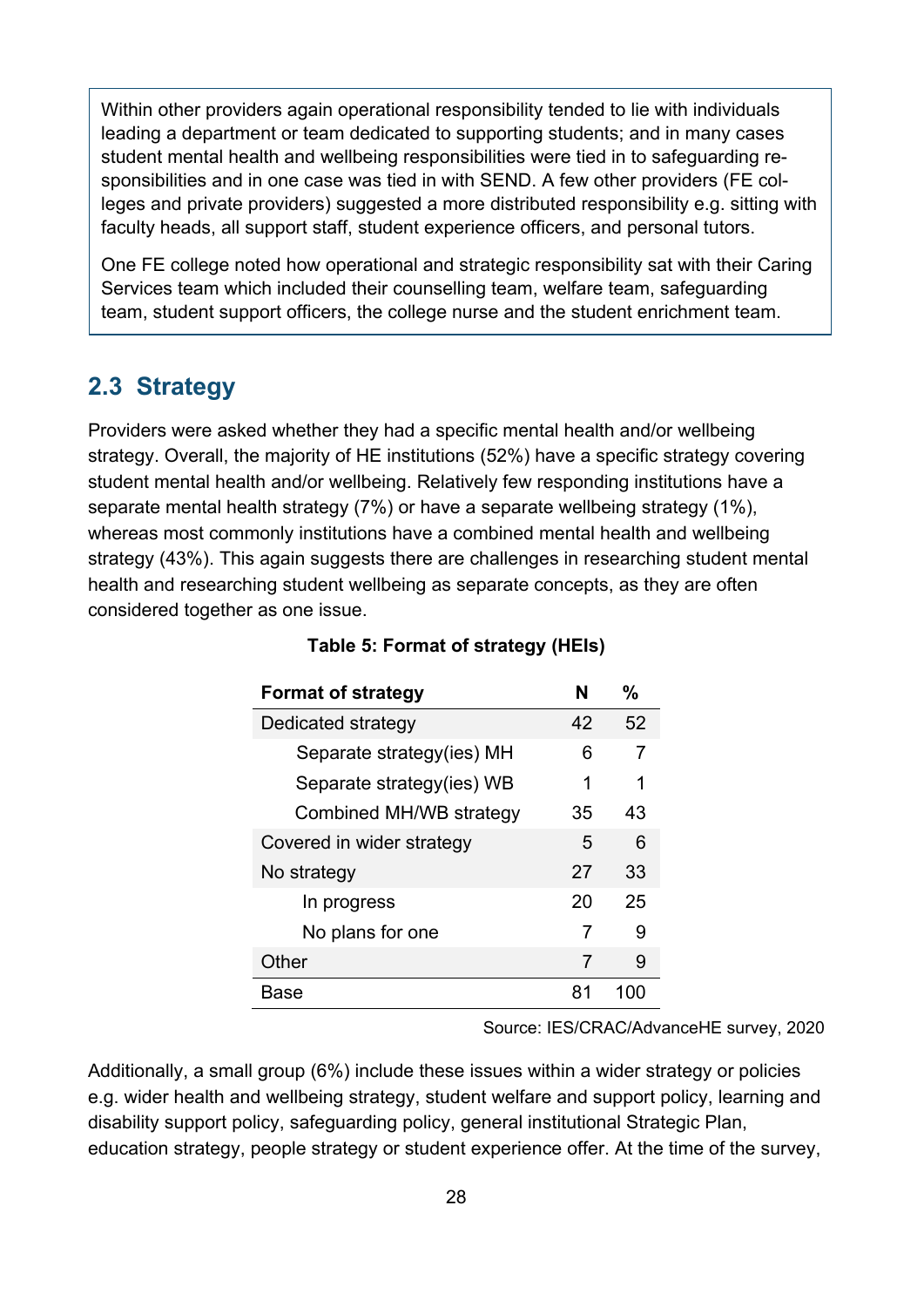Within other providers again operational responsibility tended to lie with individuals leading a department or team dedicated to supporting students; and in many cases student mental health and wellbeing responsibilities were tied in to safeguarding responsibilities and in one case was tied in with SEND. A few other providers (FE colleges and private providers) suggested a more distributed responsibility e.g. sitting with faculty heads, all support staff, student experience officers, and personal tutors.

One FE college noted how operational and strategic responsibility sat with their Caring Services team which included their counselling team, welfare team, safeguarding team, student support officers, the college nurse and the student enrichment team.

## 2.3 Strategy

Providers were asked whether they had a specific mental health and/or wellbeing strategy. Overall, the majority of HE institutions (52%) have a specific strategy covering student mental health and/or wellbeing. Relatively few responding institutions have a separate mental health strategy (7%) or have a separate wellbeing strategy (1%), whereas most commonly institutions have a combined mental health and wellbeing strategy (43%). This again suggests there are challenges in researching student mental health and researching student wellbeing as separate concepts, as they are often considered together as one issue.

**Table 5: Format of strategy (HEIs)**

| Format of strategy | N | % |
|---|---|---|
| Dedicated strategy | 42 | 52 |
| Separate strategy(ies) MH | 6 | 7 |
| Separate strategy(ies) WB | 1 | 1 |
| Combined MH/WB strategy | 35 | 43 |
| Covered in wider strategy | 5 | 6 |
| No strategy | 27 | 33 |
| In progress | 20 | 25 |
| No plans for one | 7 | 9 |
| Other | 7 | 9 |
| Base | 81 | 100 |

Source: IES/CRAC/AdvanceHE survey, 2020

Additionally, a small group (6%) include these issues within a wider strategy or policies e.g. wider health and wellbeing strategy, student welfare and support policy, learning and disability support policy, safeguarding policy, general institutional Strategic Plan, education strategy, people strategy or student experience offer. At the time of the survey,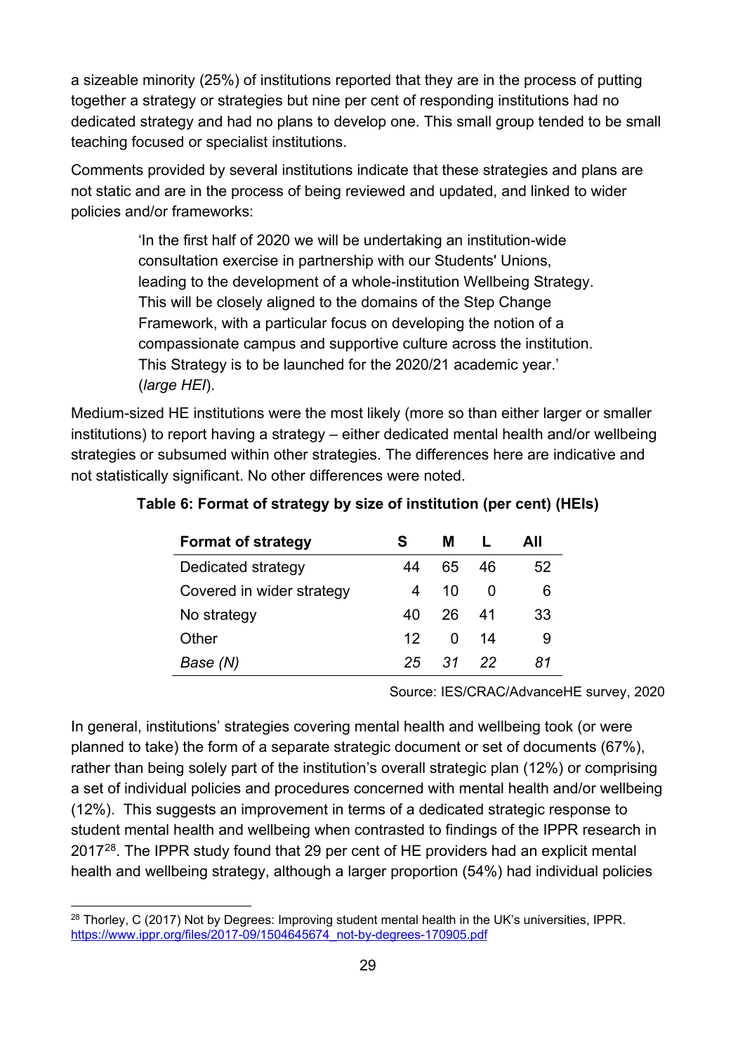a sizeable minority (25%) of institutions reported that they are in the process of putting together a strategy or strategies but nine per cent of responding institutions had no dedicated strategy and had no plans to develop one. This small group tended to be small teaching focused or specialist institutions.

Comments provided by several institutions indicate that these strategies and plans are not static and are in the process of being reviewed and updated, and linked to wider policies and/or frameworks:

> 'In the first half of 2020 we will be undertaking an institution-wide consultation exercise in partnership with our Students' Unions, leading to the development of a whole-institution Wellbeing Strategy. This will be closely aligned to the domains of the Step Change Framework, with a particular focus on developing the notion of a compassionate campus and supportive culture across the institution. This Strategy is to be launched for the 2020/21 academic year.' (*large HEI*).

Medium-sized HE institutions were the most likely (more so than either larger or smaller institutions) to report having a strategy – either dedicated mental health and/or wellbeing strategies or subsumed within other strategies. The differences here are indicative and not statistically significant. No other differences were noted.

**Table 6: Format of strategy by size of institution (per cent) (HEIs)**

| Format of strategy | S | M | L | All |
|---|---|---|---|---|
| Dedicated strategy | 44 | 65 | 46 | 52 |
| Covered in wider strategy | 4 | 10 | 0 | 6 |
| No strategy | 40 | 26 | 41 | 33 |
| Other | 12 | 0 | 14 | 9 |
| *Base (N)* | *25* | *31* | *22* | *81* |

Source: IES/CRAC/AdvanceHE survey, 2020

In general, institutions' strategies covering mental health and wellbeing took (or were planned to take) the form of a separate strategic document or set of documents (67%), rather than being solely part of the institution's overall strategic plan (12%) or comprising a set of individual policies and procedures concerned with mental health and/or wellbeing (12%). This suggests an improvement in terms of a dedicated strategic response to student mental health and wellbeing when contrasted to findings of the IPPR research in 2017[28]. The IPPR study found that 29 per cent of HE providers had an explicit mental health and wellbeing strategy, although a larger proportion (54%) had individual policies

[28] Thorley, C (2017) Not by Degrees: Improving student mental health in the UK's universities, IPPR. https://www.ippr.org/files/2017-09/1504645674_not-by-degrees-170905.pdf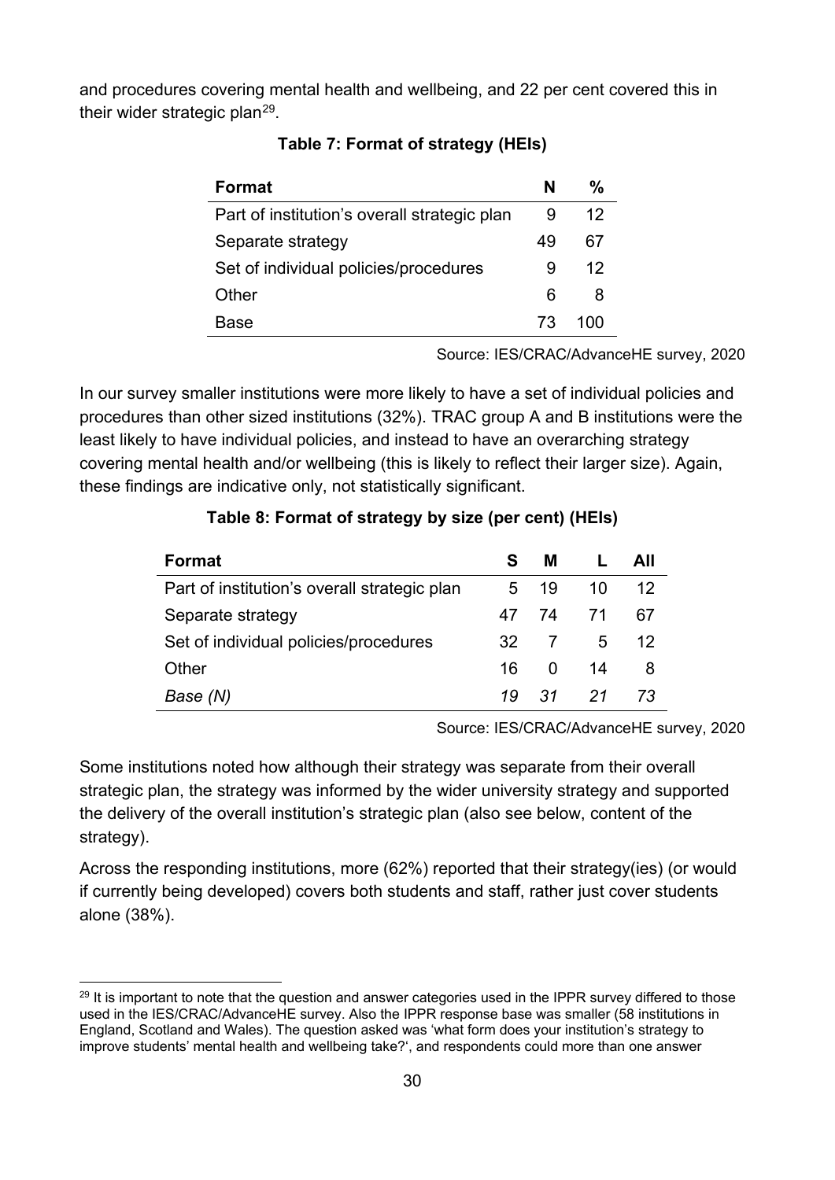and procedures covering mental health and wellbeing, and 22 per cent covered this in their wider strategic plan[29].

**Table 7: Format of strategy (HEIs)**

| Format | N | % |
|---|---|---|
| Part of institution's overall strategic plan | 9 | 12 |
| Separate strategy | 49 | 67 |
| Set of individual policies/procedures | 9 | 12 |
| Other | 6 | 8 |
| Base | 73 | 100 |

Source: IES/CRAC/AdvanceHE survey, 2020

In our survey smaller institutions were more likely to have a set of individual policies and procedures than other sized institutions (32%). TRAC group A and B institutions were the least likely to have individual policies, and instead to have an overarching strategy covering mental health and/or wellbeing (this is likely to reflect their larger size). Again, these findings are indicative only, not statistically significant.

**Table 8: Format of strategy by size (per cent) (HEIs)**

| Format | S | M | L | All |
|---|---|---|---|---|
| Part of institution's overall strategic plan | 5 | 19 | 10 | 12 |
| Separate strategy | 47 | 74 | 71 | 67 |
| Set of individual policies/procedures | 32 | 7 | 5 | 12 |
| Other | 16 | 0 | 14 | 8 |
| *Base (N)* | *19* | *31* | *21* | *73* |

Source: IES/CRAC/AdvanceHE survey, 2020

Some institutions noted how although their strategy was separate from their overall strategic plan, the strategy was informed by the wider university strategy and supported the delivery of the overall institution's strategic plan (also see below, content of the strategy).

Across the responding institutions, more (62%) reported that their strategy(ies) (or would if currently being developed) covers both students and staff, rather just cover students alone (38%).

[29] It is important to note that the question and answer categories used in the IPPR survey differed to those used in the IES/CRAC/AdvanceHE survey. Also the IPPR response base was smaller (58 institutions in England, Scotland and Wales). The question asked was 'what form does your institution's strategy to improve students' mental health and wellbeing take?', and respondents could more than one answer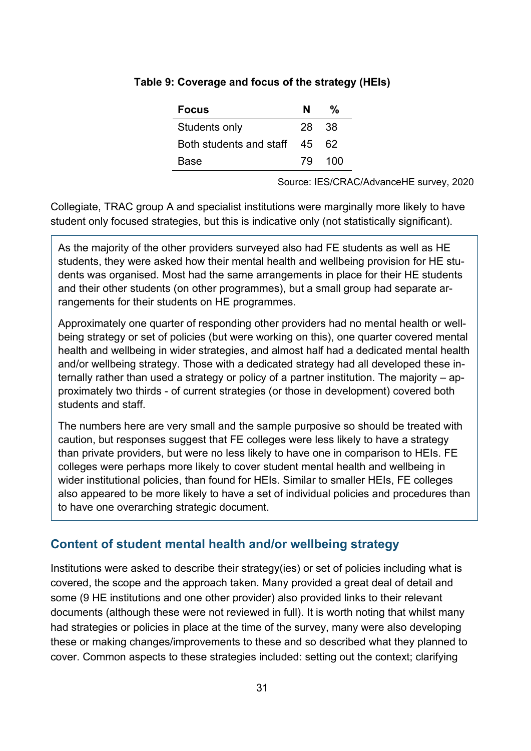**Table 9: Coverage and focus of the strategy (HEIs)**

| Focus | N | % |
|---|---|---|
| Students only | 28 | 38 |
| Both students and staff | 45 | 62 |
| Base | 79 | 100 |

Source: IES/CRAC/AdvanceHE survey, 2020

Collegiate, TRAC group A and specialist institutions were marginally more likely to have student only focused strategies, but this is indicative only (not statistically significant).

As the majority of the other providers surveyed also had FE students as well as HE students, they were asked how their mental health and wellbeing provision for HE students was organised. Most had the same arrangements in place for their HE students and their other students (on other programmes), but a small group had separate arrangements for their students on HE programmes.

Approximately one quarter of responding other providers had no mental health or wellbeing strategy or set of policies (but were working on this), one quarter covered mental health and wellbeing in wider strategies, and almost half had a dedicated mental health and/or wellbeing strategy. Those with a dedicated strategy had all developed these internally rather than used a strategy or policy of a partner institution. The majority – approximately two thirds - of current strategies (or those in development) covered both students and staff.

The numbers here are very small and the sample purposive so should be treated with caution, but responses suggest that FE colleges were less likely to have a strategy than private providers, but were no less likely to have one in comparison to HEIs. FE colleges were perhaps more likely to cover student mental health and wellbeing in wider institutional policies, than found for HEIs. Similar to smaller HEIs, FE colleges also appeared to be more likely to have a set of individual policies and procedures than to have one overarching strategic document.

## Content of student mental health and/or wellbeing strategy

Institutions were asked to describe their strategy(ies) or set of policies including what is covered, the scope and the approach taken. Many provided a great deal of detail and some (9 HE institutions and one other provider) also provided links to their relevant documents (although these were not reviewed in full). It is worth noting that whilst many had strategies or policies in place at the time of the survey, many were also developing these or making changes/improvements to these and so described what they planned to cover. Common aspects to these strategies included: setting out the context; clarifying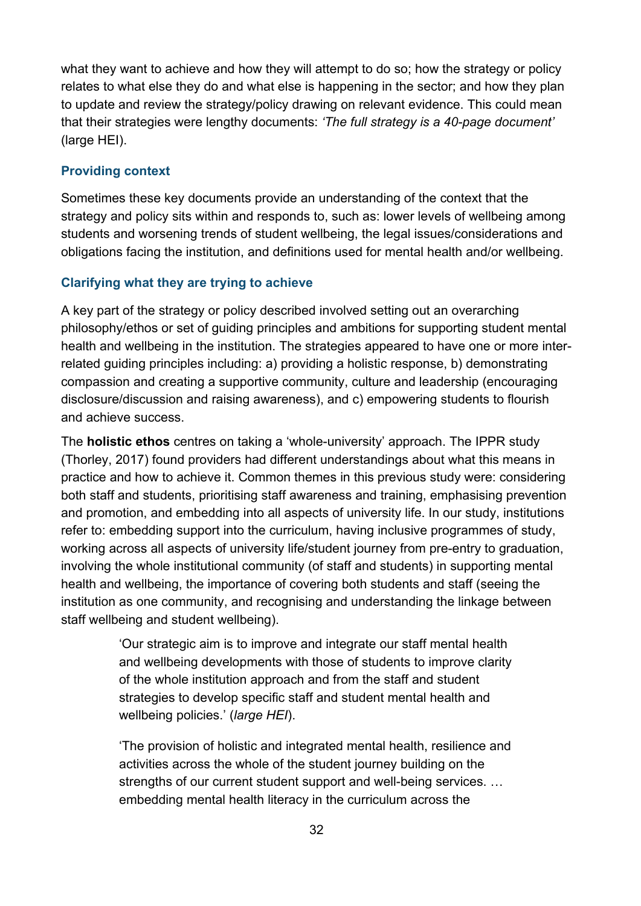what they want to achieve and how they will attempt to do so; how the strategy or policy relates to what else they do and what else is happening in the sector; and how they plan to update and review the strategy/policy drawing on relevant evidence. This could mean that their strategies were lengthy documents: *'The full strategy is a 40-page document'* (large HEI).

### Providing context

Sometimes these key documents provide an understanding of the context that the strategy and policy sits within and responds to, such as: lower levels of wellbeing among students and worsening trends of student wellbeing, the legal issues/considerations and obligations facing the institution, and definitions used for mental health and/or wellbeing.

### Clarifying what they are trying to achieve

A key part of the strategy or policy described involved setting out an overarching philosophy/ethos or set of guiding principles and ambitions for supporting student mental health and wellbeing in the institution. The strategies appeared to have one or more inter-related guiding principles including: a) providing a holistic response, b) demonstrating compassion and creating a supportive community, culture and leadership (encouraging disclosure/discussion and raising awareness), and c) empowering students to flourish and achieve success.

The **holistic ethos** centres on taking a 'whole-university' approach. The IPPR study (Thorley, 2017) found providers had different understandings about what this means in practice and how to achieve it. Common themes in this previous study were: considering both staff and students, prioritising staff awareness and training, emphasising prevention and promotion, and embedding into all aspects of university life. In our study, institutions refer to: embedding support into the curriculum, having inclusive programmes of study, working across all aspects of university life/student journey from pre-entry to graduation, involving the whole institutional community (of staff and students) in supporting mental health and wellbeing, the importance of covering both students and staff (seeing the institution as one community, and recognising and understanding the linkage between staff wellbeing and student wellbeing).

> 'Our strategic aim is to improve and integrate our staff mental health and wellbeing developments with those of students to improve clarity of the whole institution approach and from the staff and student strategies to develop specific staff and student mental health and wellbeing policies.' (*large HEI*).

> 'The provision of holistic and integrated mental health, resilience and activities across the whole of the student journey building on the strengths of our current student support and well-being services. … embedding mental health literacy in the curriculum across the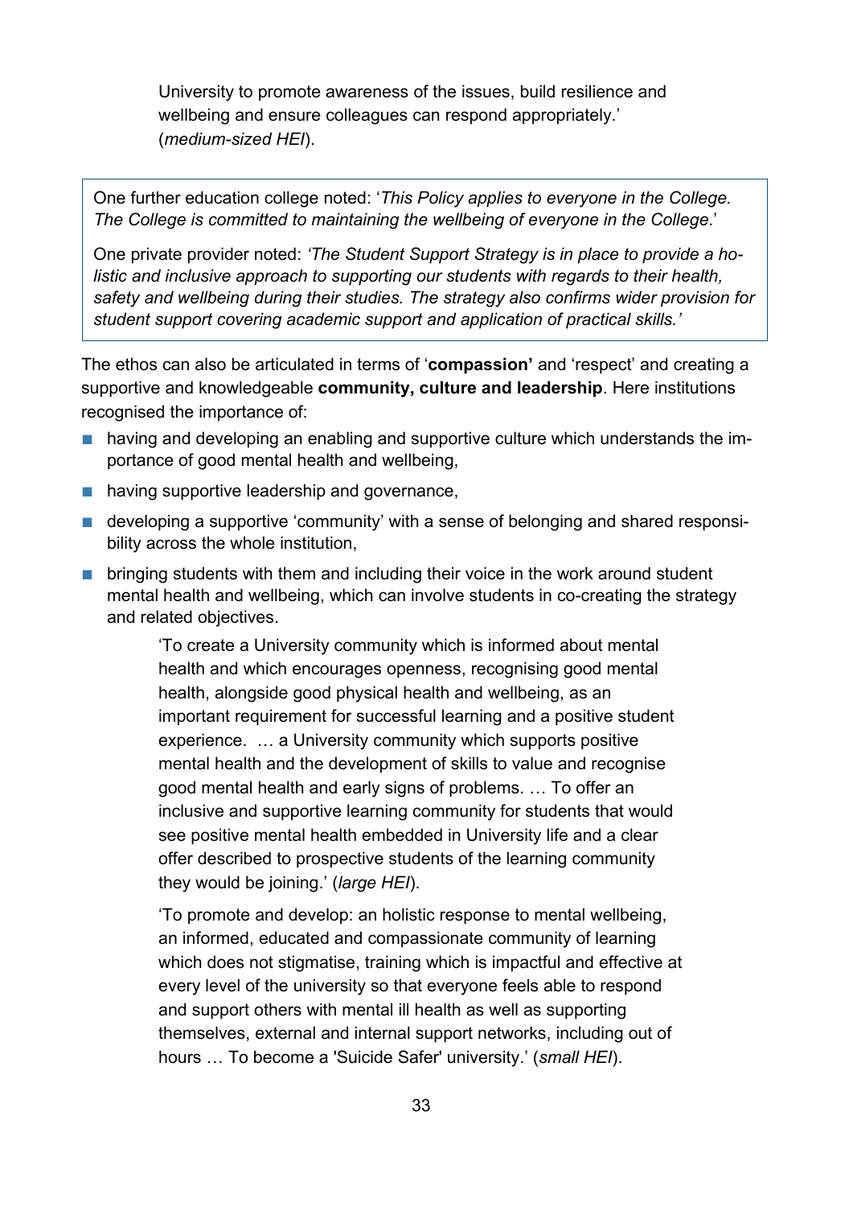> University to promote awareness of the issues, build resilience and wellbeing and ensure colleagues can respond appropriately.' (*medium-sized HEI*).

> One further education college noted: '*This Policy applies to everyone in the College. The College is committed to maintaining the wellbeing of everyone in the College.*'
>
> One private provider noted: *'The Student Support Strategy is in place to provide a holistic and inclusive approach to supporting our students with regards to their health, safety and wellbeing during their studies. The strategy also confirms wider provision for student support covering academic support and application of practical skills.'*

The ethos can also be articulated in terms of '**compassion'** and 'respect' and creating a supportive and knowledgeable **community, culture and leadership**. Here institutions recognised the importance of:

- having and developing an enabling and supportive culture which understands the importance of good mental health and wellbeing,
- having supportive leadership and governance,
- developing a supportive 'community' with a sense of belonging and shared responsibility across the whole institution,
- bringing students with them and including their voice in the work around student mental health and wellbeing, which can involve students in co-creating the strategy and related objectives.

> 'To create a University community which is informed about mental health and which encourages openness, recognising good mental health, alongside good physical health and wellbeing, as an important requirement for successful learning and a positive student experience. … a University community which supports positive mental health and the development of skills to value and recognise good mental health and early signs of problems. … To offer an inclusive and supportive learning community for students that would see positive mental health embedded in University life and a clear offer described to prospective students of the learning community they would be joining.' (*large HEI*).
>
> 'To promote and develop: an holistic response to mental wellbeing, an informed, educated and compassionate community of learning which does not stigmatise, training which is impactful and effective at every level of the university so that everyone feels able to respond and support others with mental ill health as well as supporting themselves, external and internal support networks, including out of hours … To become a 'Suicide Safer' university.' (*small HEI*).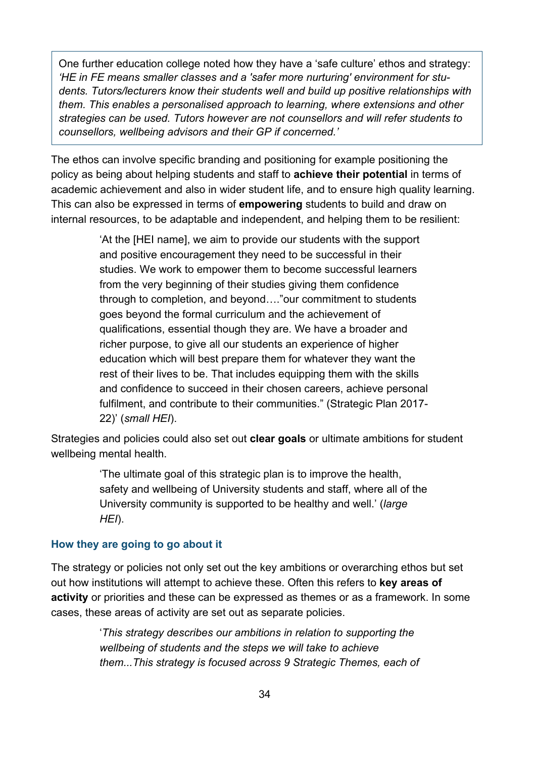> One further education college noted how they have a 'safe culture' ethos and strategy: *'HE in FE means smaller classes and a 'safer more nurturing' environment for students. Tutors/lecturers know their students well and build up positive relationships with them. This enables a personalised approach to learning, where extensions and other strategies can be used. Tutors however are not counsellors and will refer students to counsellors, wellbeing advisors and their GP if concerned.'*

The ethos can involve specific branding and positioning for example positioning the policy as being about helping students and staff to **achieve their potential** in terms of academic achievement and also in wider student life, and to ensure high quality learning. This can also be expressed in terms of **empowering** students to build and draw on internal resources, to be adaptable and independent, and helping them to be resilient:

> 'At the [HEI name], we aim to provide our students with the support and positive encouragement they need to be successful in their studies. We work to empower them to become successful learners from the very beginning of their studies giving them confidence through to completion, and beyond…."our commitment to students goes beyond the formal curriculum and the achievement of qualifications, essential though they are. We have a broader and richer purpose, to give all our students an experience of higher education which will best prepare them for whatever they want the rest of their lives to be. That includes equipping them with the skills and confidence to succeed in their chosen careers, achieve personal fulfilment, and contribute to their communities." (Strategic Plan 2017-22)' (*small HEI*).

Strategies and policies could also set out **clear goals** or ultimate ambitions for student wellbeing mental health.

> 'The ultimate goal of this strategic plan is to improve the health, safety and wellbeing of University students and staff, where all of the University community is supported to be healthy and well.' (*large HEI*).

### How they are going to go about it

The strategy or policies not only set out the key ambitions or overarching ethos but set out how institutions will attempt to achieve these. Often this refers to **key areas of activity** or priorities and these can be expressed as themes or as a framework. In some cases, these areas of activity are set out as separate policies.

> '*This strategy describes our ambitions in relation to supporting the wellbeing of students and the steps we will take to achieve them...This strategy is focused across 9 Strategic Themes, each of*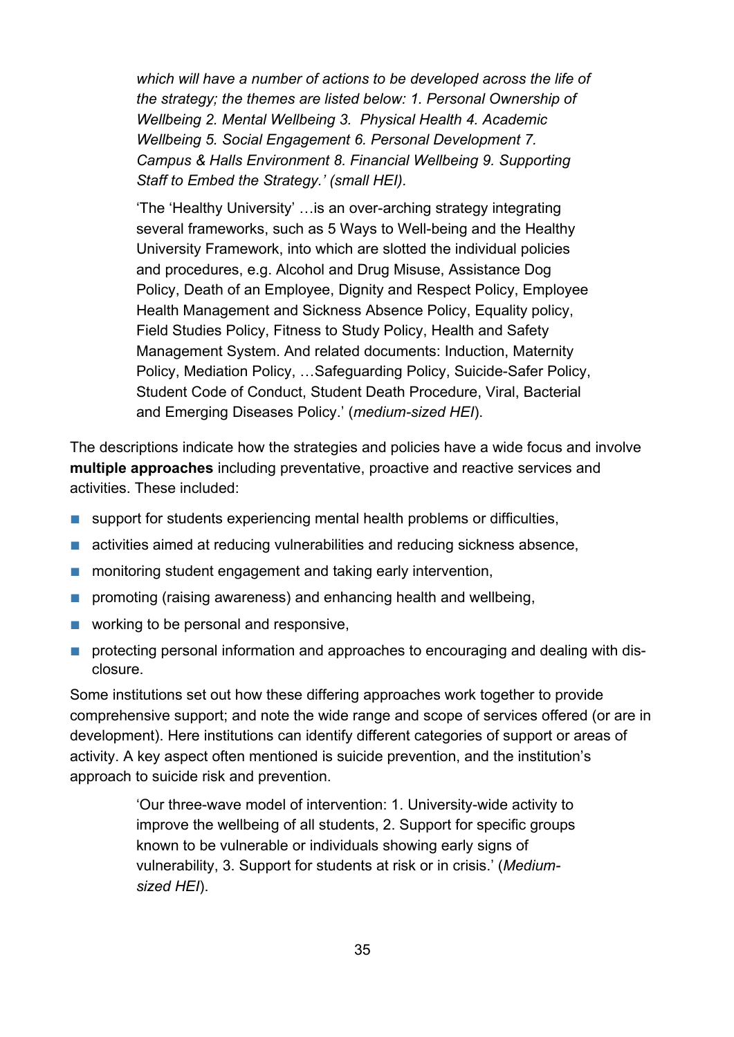*which will have a number of actions to be developed across the life of the strategy; the themes are listed below: 1. Personal Ownership of Wellbeing 2. Mental Wellbeing 3. Physical Health 4. Academic Wellbeing 5. Social Engagement 6. Personal Development 7. Campus & Halls Environment 8. Financial Wellbeing 9. Supporting Staff to Embed the Strategy.' (small HEI).*

> 'The 'Healthy University' …is an over-arching strategy integrating several frameworks, such as 5 Ways to Well-being and the Healthy University Framework, into which are slotted the individual policies and procedures, e.g. Alcohol and Drug Misuse, Assistance Dog Policy, Death of an Employee, Dignity and Respect Policy, Employee Health Management and Sickness Absence Policy, Equality policy, Field Studies Policy, Fitness to Study Policy, Health and Safety Management System. And related documents: Induction, Maternity Policy, Mediation Policy, …Safeguarding Policy, Suicide-Safer Policy, Student Code of Conduct, Student Death Procedure, Viral, Bacterial and Emerging Diseases Policy.' (*medium-sized HEI*).

The descriptions indicate how the strategies and policies have a wide focus and involve **multiple approaches** including preventative, proactive and reactive services and activities. These included:

- support for students experiencing mental health problems or difficulties,
- activities aimed at reducing vulnerabilities and reducing sickness absence,
- monitoring student engagement and taking early intervention,
- promoting (raising awareness) and enhancing health and wellbeing,
- working to be personal and responsive,
- protecting personal information and approaches to encouraging and dealing with disclosure.

Some institutions set out how these differing approaches work together to provide comprehensive support; and note the wide range and scope of services offered (or are in development). Here institutions can identify different categories of support or areas of activity. A key aspect often mentioned is suicide prevention, and the institution's approach to suicide risk and prevention.

> 'Our three-wave model of intervention: 1. University-wide activity to improve the wellbeing of all students, 2. Support for specific groups known to be vulnerable or individuals showing early signs of vulnerability, 3. Support for students at risk or in crisis.' (*Medium-sized HEI*).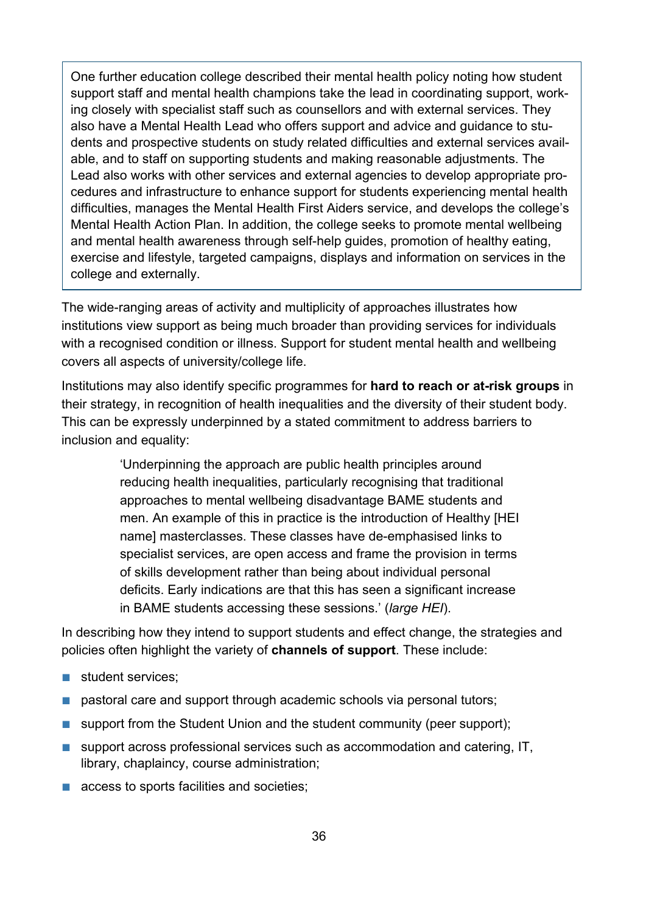> One further education college described their mental health policy noting how student support staff and mental health champions take the lead in coordinating support, working closely with specialist staff such as counsellors and with external services. They also have a Mental Health Lead who offers support and advice and guidance to students and prospective students on study related difficulties and external services available, and to staff on supporting students and making reasonable adjustments. The Lead also works with other services and external agencies to develop appropriate procedures and infrastructure to enhance support for students experiencing mental health difficulties, manages the Mental Health First Aiders service, and develops the college's Mental Health Action Plan. In addition, the college seeks to promote mental wellbeing and mental health awareness through self-help guides, promotion of healthy eating, exercise and lifestyle, targeted campaigns, displays and information on services in the college and externally.

The wide-ranging areas of activity and multiplicity of approaches illustrates how institutions view support as being much broader than providing services for individuals with a recognised condition or illness. Support for student mental health and wellbeing covers all aspects of university/college life.

Institutions may also identify specific programmes for **hard to reach or at-risk groups** in their strategy, in recognition of health inequalities and the diversity of their student body. This can be expressly underpinned by a stated commitment to address barriers to inclusion and equality:

> 'Underpinning the approach are public health principles around reducing health inequalities, particularly recognising that traditional approaches to mental wellbeing disadvantage BAME students and men. An example of this in practice is the introduction of Healthy [HEI name] masterclasses. These classes have de-emphasised links to specialist services, are open access and frame the provision in terms of skills development rather than being about individual personal deficits. Early indications are that this has seen a significant increase in BAME students accessing these sessions.' (*large HEI*).

In describing how they intend to support students and effect change, the strategies and policies often highlight the variety of **channels of support**. These include:

- student services;
- pastoral care and support through academic schools via personal tutors;
- support from the Student Union and the student community (peer support);
- support across professional services such as accommodation and catering, IT, library, chaplaincy, course administration;
- access to sports facilities and societies;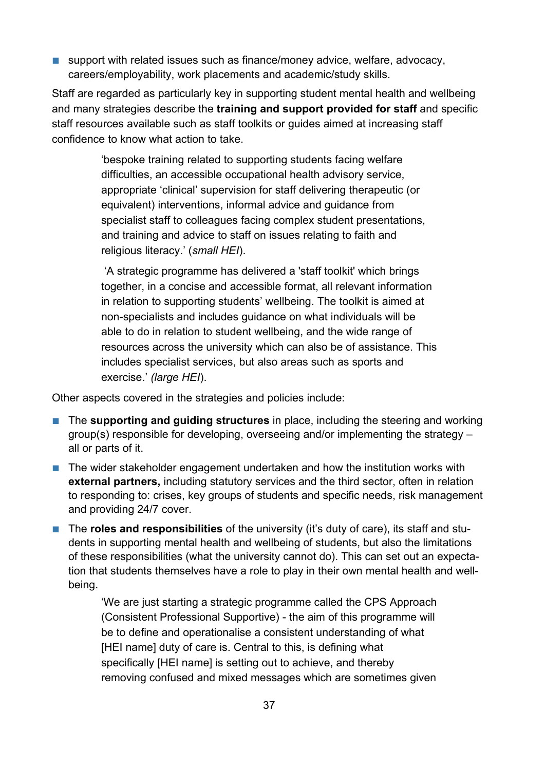- support with related issues such as finance/money advice, welfare, advocacy, careers/employability, work placements and academic/study skills.

Staff are regarded as particularly key in supporting student mental health and wellbeing and many strategies describe the **training and support provided for staff** and specific staff resources available such as staff toolkits or guides aimed at increasing staff confidence to know what action to take.

> 'bespoke training related to supporting students facing welfare difficulties, an accessible occupational health advisory service, appropriate 'clinical' supervision for staff delivering therapeutic (or equivalent) interventions, informal advice and guidance from specialist staff to colleagues facing complex student presentations, and training and advice to staff on issues relating to faith and religious literacy.' (*small HEI*).

> 'A strategic programme has delivered a 'staff toolkit' which brings together, in a concise and accessible format, all relevant information in relation to supporting students' wellbeing. The toolkit is aimed at non-specialists and includes guidance on what individuals will be able to do in relation to student wellbeing, and the wide range of resources across the university which can also be of assistance. This includes specialist services, but also areas such as sports and exercise.' *(large HEI*).

Other aspects covered in the strategies and policies include:

- The **supporting and guiding structures** in place, including the steering and working group(s) responsible for developing, overseeing and/or implementing the strategy – all or parts of it.
- The wider stakeholder engagement undertaken and how the institution works with **external partners,** including statutory services and the third sector, often in relation to responding to: crises, key groups of students and specific needs, risk management and providing 24/7 cover.
- The **roles and responsibilities** of the university (it's duty of care), its staff and students in supporting mental health and wellbeing of students, but also the limitations of these responsibilities (what the university cannot do). This can set out an expectation that students themselves have a role to play in their own mental health and wellbeing.

> 'We are just starting a strategic programme called the CPS Approach (Consistent Professional Supportive) - the aim of this programme will be to define and operationalise a consistent understanding of what [HEI name] duty of care is. Central to this, is defining what specifically [HEI name] is setting out to achieve, and thereby removing confused and mixed messages which are sometimes given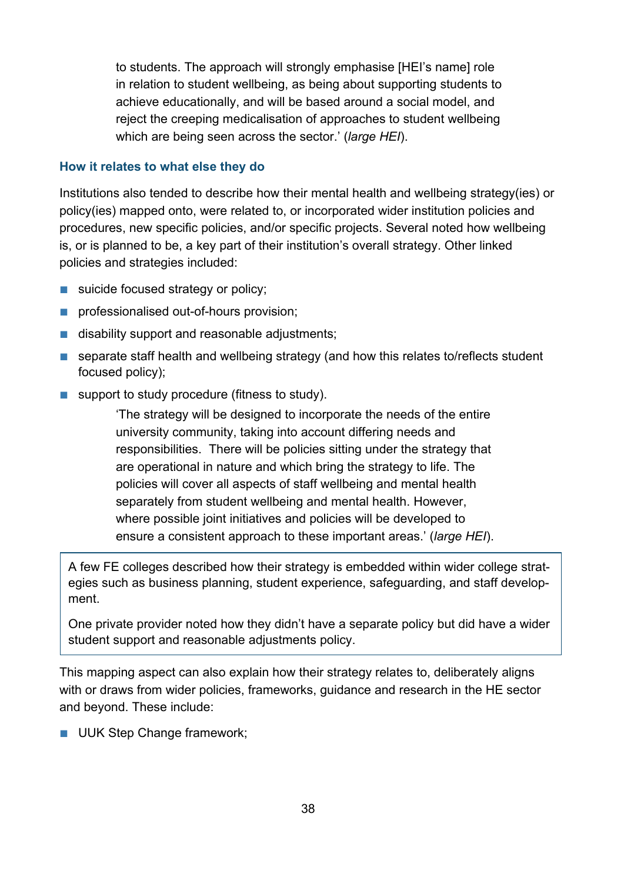> to students. The approach will strongly emphasise [HEI's name] role in relation to student wellbeing, as being about supporting students to achieve educationally, and will be based around a social model, and reject the creeping medicalisation of approaches to student wellbeing which are being seen across the sector.' (*large HEI*).

### How it relates to what else they do

Institutions also tended to describe how their mental health and wellbeing strategy(ies) or policy(ies) mapped onto, were related to, or incorporated wider institution policies and procedures, new specific policies, and/or specific projects. Several noted how wellbeing is, or is planned to be, a key part of their institution's overall strategy. Other linked policies and strategies included:

- suicide focused strategy or policy;
- professionalised out-of-hours provision;
- disability support and reasonable adjustments;
- separate staff health and wellbeing strategy (and how this relates to/reflects student focused policy);
- support to study procedure (fitness to study).

> 'The strategy will be designed to incorporate the needs of the entire university community, taking into account differing needs and responsibilities. There will be policies sitting under the strategy that are operational in nature and which bring the strategy to life. The policies will cover all aspects of staff wellbeing and mental health separately from student wellbeing and mental health. However, where possible joint initiatives and policies will be developed to ensure a consistent approach to these important areas.' (*large HEI*).

> A few FE colleges described how their strategy is embedded within wider college strategies such as business planning, student experience, safeguarding, and staff development.
>
> One private provider noted how they didn't have a separate policy but did have a wider student support and reasonable adjustments policy.

This mapping aspect can also explain how their strategy relates to, deliberately aligns with or draws from wider policies, frameworks, guidance and research in the HE sector and beyond. These include:

- UUK Step Change framework;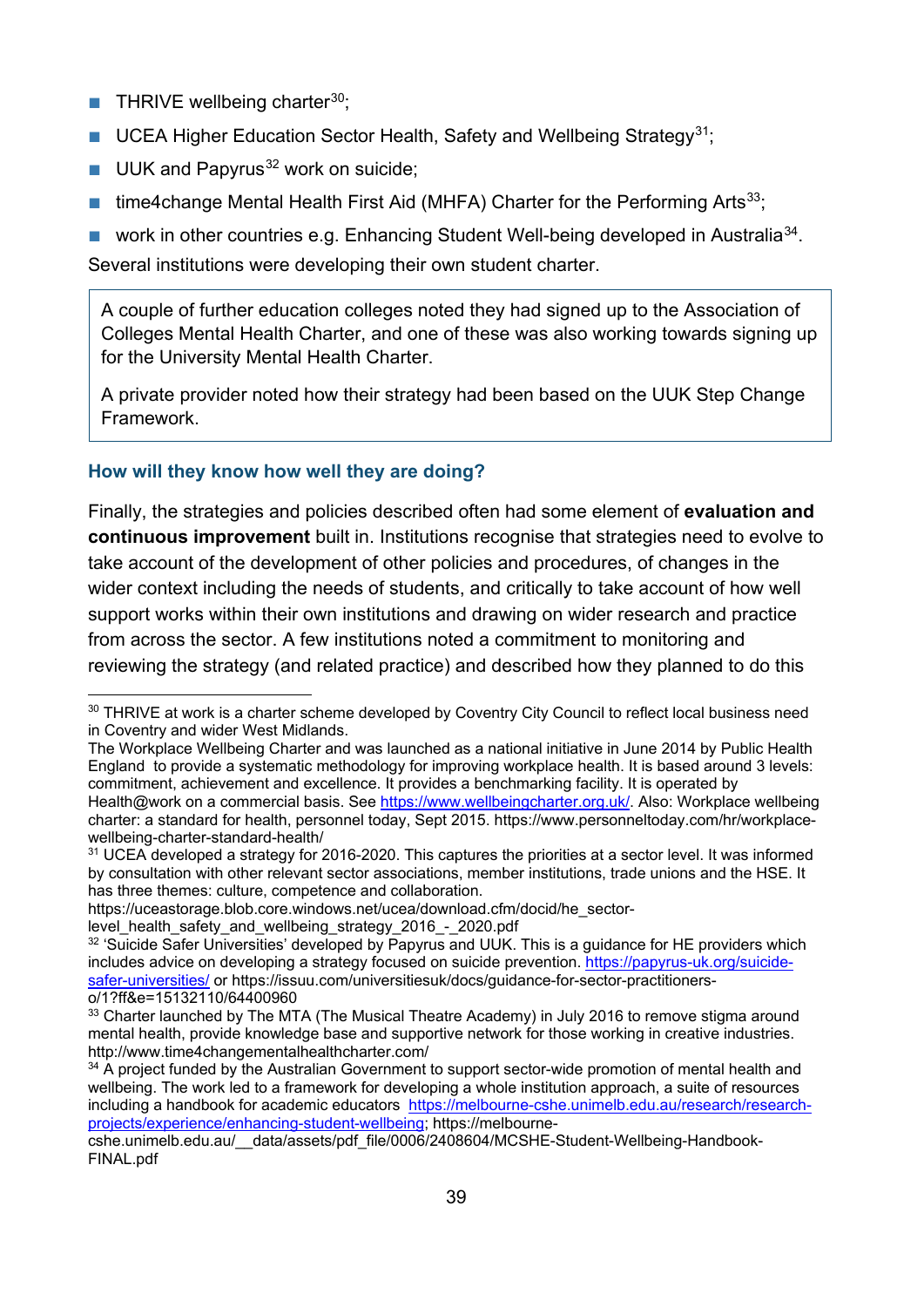- THRIVE wellbeing charter[30];
- UCEA Higher Education Sector Health, Safety and Wellbeing Strategy[31];
- UUK and Papyrus[32] work on suicide;
- time4change Mental Health First Aid (MHFA) Charter for the Performing Arts[33];
- work in other countries e.g. Enhancing Student Well-being developed in Australia[34].

Several institutions were developing their own student charter.

> A couple of further education colleges noted they had signed up to the Association of Colleges Mental Health Charter, and one of these was also working towards signing up for the University Mental Health Charter.
>
> A private provider noted how their strategy had been based on the UUK Step Change Framework.

### How will they know how well they are doing?

Finally, the strategies and policies described often had some element of **evaluation and continuous improvement** built in. Institutions recognise that strategies need to evolve to take account of the development of other policies and procedures, of changes in the wider context including the needs of students, and critically to take account of how well support works within their own institutions and drawing on wider research and practice from across the sector. A few institutions noted a commitment to monitoring and reviewing the strategy (and related practice) and described how they planned to do this

---

[30] THRIVE at work is a charter scheme developed by Coventry City Council to reflect local business need in Coventry and wider West Midlands.
The Workplace Wellbeing Charter and was launched as a national initiative in June 2014 by Public Health England to provide a systematic methodology for improving workplace health. It is based around 3 levels: commitment, achievement and excellence. It provides a benchmarking facility. It is operated by Health@work on a commercial basis. See https://www.wellbeingcharter.org.uk/. Also: Workplace wellbeing charter: a standard for health, personnel today, Sept 2015. https://www.personneltoday.com/hr/workplace-wellbeing-charter-standard-health/

[31] UCEA developed a strategy for 2016-2020. This captures the priorities at a sector level. It was informed by consultation with other relevant sector associations, member institutions, trade unions and the HSE. It has three themes: culture, competence and collaboration.
https://uceastorage.blob.core.windows.net/ucea/download.cfm/docid/he_sector-level_health_safety_and_wellbeing_strategy_2016_-_2020.pdf

[32] 'Suicide Safer Universities' developed by Papyrus and UUK. This is a guidance for HE providers which includes advice on developing a strategy focused on suicide prevention. https://papyrus-uk.org/suicide-safer-universities/ or https://issuu.com/universitiesuk/docs/guidance-for-sector-practitioners-o/1?ff&e=15132110/64400960

[33] Charter launched by The MTA (The Musical Theatre Academy) in July 2016 to remove stigma around mental health, provide knowledge base and supportive network for those working in creative industries. http://www.time4changementalhealthcharter.com/

[34] A project funded by the Australian Government to support sector-wide promotion of mental health and wellbeing. The work led to a framework for developing a whole institution approach, a suite of resources including a handbook for academic educators https://melbourne-cshe.unimelb.edu.au/research/research-projects/experience/enhancing-student-wellbeing; https://melbourne-cshe.unimelb.edu.au/__data/assets/pdf_file/0006/2408604/MCSHE-Student-Wellbeing-Handbook-FINAL.pdf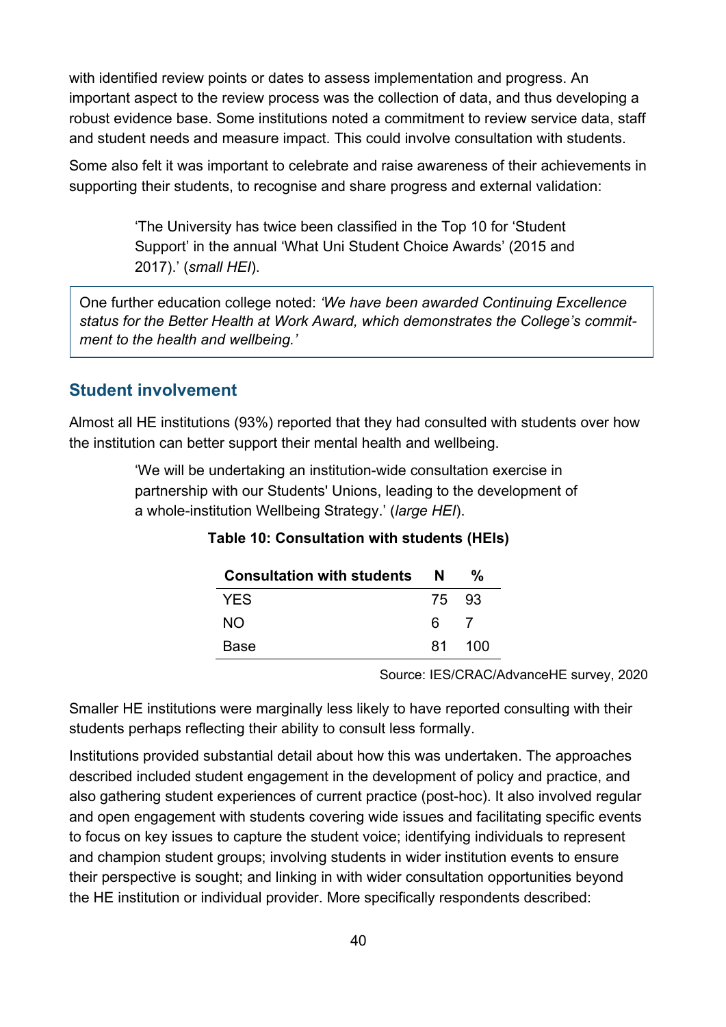with identified review points or dates to assess implementation and progress. An important aspect to the review process was the collection of data, and thus developing a robust evidence base. Some institutions noted a commitment to review service data, staff and student needs and measure impact. This could involve consultation with students.

Some also felt it was important to celebrate and raise awareness of their achievements in supporting their students, to recognise and share progress and external validation:

> 'The University has twice been classified in the Top 10 for 'Student Support' in the annual 'What Uni Student Choice Awards' (2015 and 2017).' (*small HEI*).

> One further education college noted: *'We have been awarded Continuing Excellence status for the Better Health at Work Award, which demonstrates the College's commitment to the health and wellbeing.'*

## Student involvement

Almost all HE institutions (93%) reported that they had consulted with students over how the institution can better support their mental health and wellbeing.

> 'We will be undertaking an institution-wide consultation exercise in partnership with our Students' Unions, leading to the development of a whole-institution Wellbeing Strategy.' (*large HEI*).

**Table 10: Consultation with students (HEIs)**

| Consultation with students | N | % |
|---|---|---|
| YES | 75 | 93 |
| NO | 6 | 7 |
| Base | 81 | 100 |

Source: IES/CRAC/AdvanceHE survey, 2020

Smaller HE institutions were marginally less likely to have reported consulting with their students perhaps reflecting their ability to consult less formally.

Institutions provided substantial detail about how this was undertaken. The approaches described included student engagement in the development of policy and practice, and also gathering student experiences of current practice (post-hoc). It also involved regular and open engagement with students covering wide issues and facilitating specific events to focus on key issues to capture the student voice; identifying individuals to represent and champion student groups; involving students in wider institution events to ensure their perspective is sought; and linking in with wider consultation opportunities beyond the HE institution or individual provider. More specifically respondents described: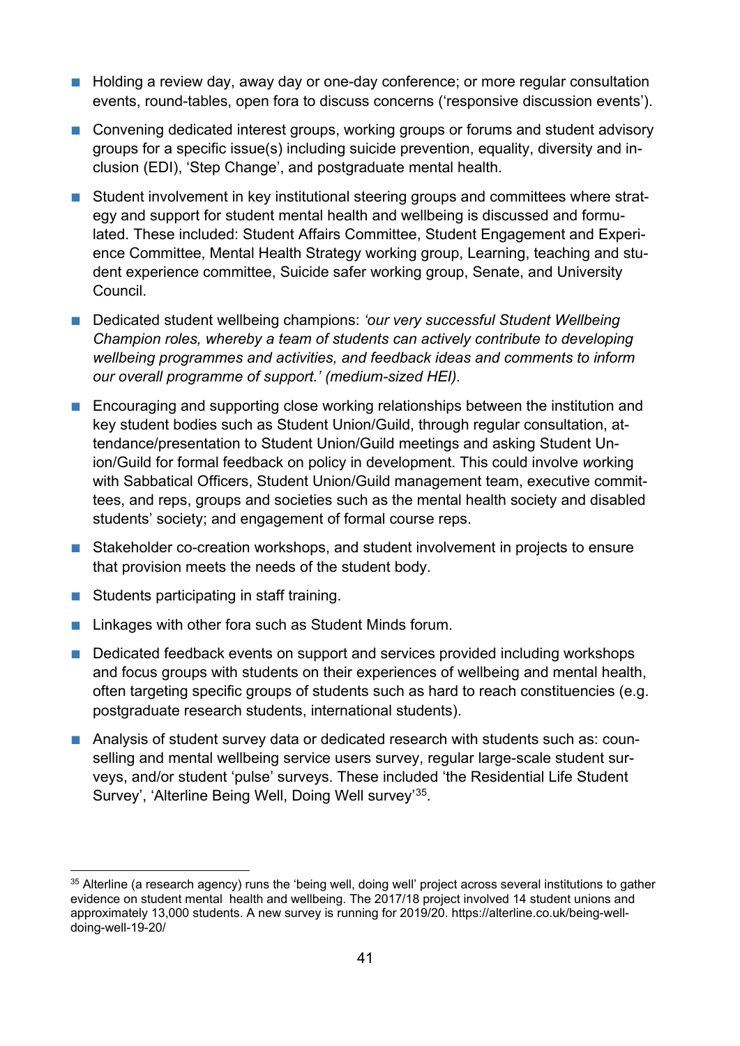- Holding a review day, away day or one-day conference; or more regular consultation events, round-tables, open fora to discuss concerns ('responsive discussion events').
- Convening dedicated interest groups, working groups or forums and student advisory groups for a specific issue(s) including suicide prevention, equality, diversity and inclusion (EDI), 'Step Change', and postgraduate mental health.
- Student involvement in key institutional steering groups and committees where strategy and support for student mental health and wellbeing is discussed and formulated. These included: Student Affairs Committee, Student Engagement and Experience Committee, Mental Health Strategy working group, Learning, teaching and student experience committee, Suicide safer working group, Senate, and University Council.
- Dedicated student wellbeing champions: *'our very successful Student Wellbeing Champion roles, whereby a team of students can actively contribute to developing wellbeing programmes and activities, and feedback ideas and comments to inform our overall programme of support.' (medium-sized HEI).*
- Encouraging and supporting close working relationships between the institution and key student bodies such as Student Union/Guild, through regular consultation, attendance/presentation to Student Union/Guild meetings and asking Student Union/Guild for formal feedback on policy in development. This could involve *w*orking with Sabbatical Officers, Student Union/Guild management team, executive committees, and reps, groups and societies such as the mental health society and disabled students' society; and engagement of formal course reps.
- Stakeholder co-creation workshops, and student involvement in projects to ensure that provision meets the needs of the student body.
- Students participating in staff training.
- Linkages with other fora such as Student Minds forum.
- Dedicated feedback events on support and services provided including workshops and focus groups with students on their experiences of wellbeing and mental health, often targeting specific groups of students such as hard to reach constituencies (e.g. postgraduate research students, international students).
- Analysis of student survey data or dedicated research with students such as: counselling and mental wellbeing service users survey, regular large-scale student surveys, and/or student 'pulse' surveys. These included 'the Residential Life Student Survey', 'Alterline Being Well, Doing Well survey'[35].

---

[35] Alterline (a research agency) runs the 'being well, doing well' project across several institutions to gather evidence on student mental health and wellbeing. The 2017/18 project involved 14 student unions and approximately 13,000 students. A new survey is running for 2019/20. https://alterline.co.uk/being-well-doing-well-19-20/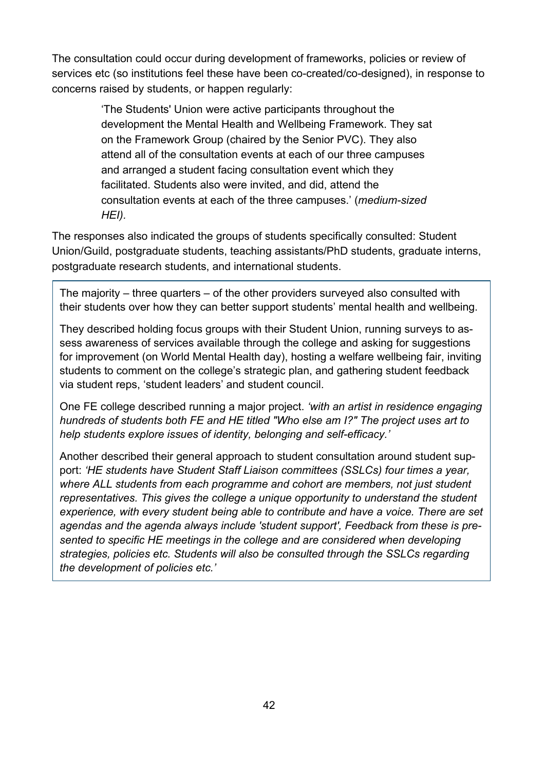The consultation could occur during development of frameworks, policies or review of services etc (so institutions feel these have been co-created/co-designed), in response to concerns raised by students, or happen regularly:

> 'The Students' Union were active participants throughout the development the Mental Health and Wellbeing Framework. They sat on the Framework Group (chaired by the Senior PVC). They also attend all of the consultation events at each of our three campuses and arranged a student facing consultation event which they facilitated. Students also were invited, and did, attend the consultation events at each of the three campuses.' (*medium-sized HEI).*

The responses also indicated the groups of students specifically consulted: Student Union/Guild, postgraduate students, teaching assistants/PhD students, graduate interns, postgraduate research students, and international students.

The majority – three quarters – of the other providers surveyed also consulted with their students over how they can better support students' mental health and wellbeing.

They described holding focus groups with their Student Union, running surveys to assess awareness of services available through the college and asking for suggestions for improvement (on World Mental Health day), hosting a welfare wellbeing fair, inviting students to comment on the college's strategic plan, and gathering student feedback via student reps, 'student leaders' and student council.

One FE college described running a major project. *'with an artist in residence engaging hundreds of students both FE and HE titled "Who else am I?" The project uses art to help students explore issues of identity, belonging and self-efficacy.'*

Another described their general approach to student consultation around student support: *'HE students have Student Staff Liaison committees (SSLCs) four times a year, where ALL students from each programme and cohort are members, not just student representatives. This gives the college a unique opportunity to understand the student experience, with every student being able to contribute and have a voice. There are set agendas and the agenda always include 'student support', Feedback from these is presented to specific HE meetings in the college and are considered when developing strategies, policies etc. Students will also be consulted through the SSLCs regarding the development of policies etc.'*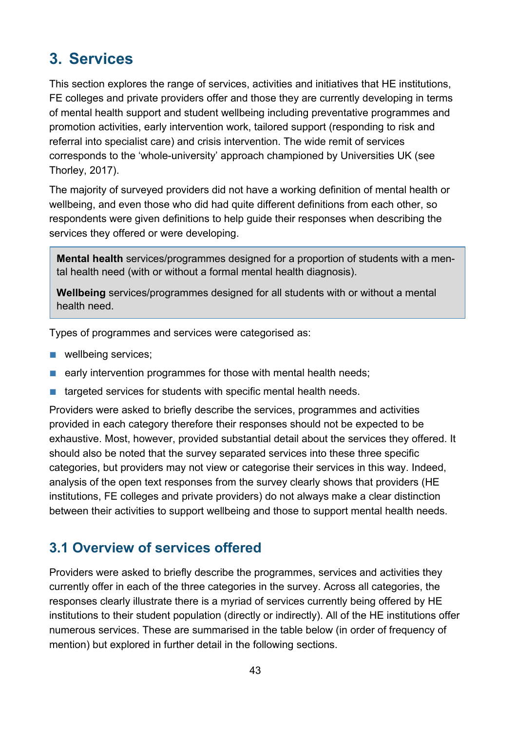# 3. Services

This section explores the range of services, activities and initiatives that HE institutions, FE colleges and private providers offer and those they are currently developing in terms of mental health support and student wellbeing including preventative programmes and promotion activities, early intervention work, tailored support (responding to risk and referral into specialist care) and crisis intervention. The wide remit of services corresponds to the 'whole-university' approach championed by Universities UK (see Thorley, 2017).

The majority of surveyed providers did not have a working definition of mental health or wellbeing, and even those who did had quite different definitions from each other, so respondents were given definitions to help guide their responses when describing the services they offered or were developing.

> **Mental health** services/programmes designed for a proportion of students with a mental health need (with or without a formal mental health diagnosis).
>
> **Wellbeing** services/programmes designed for all students with or without a mental health need.

Types of programmes and services were categorised as:

- wellbeing services;
- early intervention programmes for those with mental health needs;
- targeted services for students with specific mental health needs.

Providers were asked to briefly describe the services, programmes and activities provided in each category therefore their responses should not be expected to be exhaustive. Most, however, provided substantial detail about the services they offered. It should also be noted that the survey separated services into these three specific categories, but providers may not view or categorise their services in this way. Indeed, analysis of the open text responses from the survey clearly shows that providers (HE institutions, FE colleges and private providers) do not always make a clear distinction between their activities to support wellbeing and those to support mental health needs.

## 3.1 Overview of services offered

Providers were asked to briefly describe the programmes, services and activities they currently offer in each of the three categories in the survey. Across all categories, the responses clearly illustrate there is a myriad of services currently being offered by HE institutions to their student population (directly or indirectly). All of the HE institutions offer numerous services. These are summarised in the table below (in order of frequency of mention) but explored in further detail in the following sections.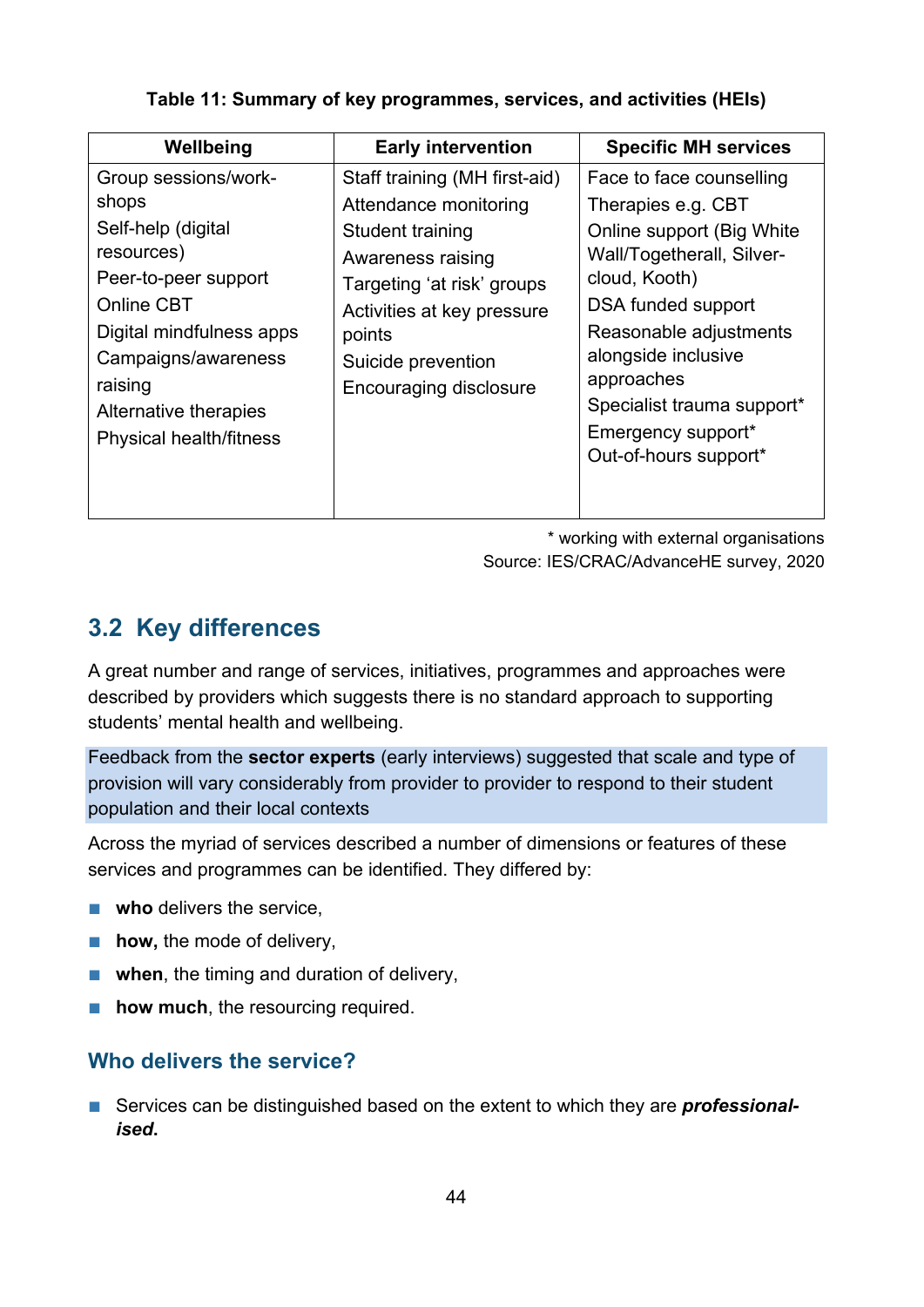**Table 11: Summary of key programmes, services, and activities (HEIs)**

| Wellbeing | Early intervention | Specific MH services |
|---|---|---|
| Group sessions/work-shops<br>Self-help (digital resources)<br>Peer-to-peer support<br>Online CBT<br>Digital mindfulness apps<br>Campaigns/awareness raising<br>Alternative therapies<br>Physical health/fitness | Staff training (MH first-aid)<br>Attendance monitoring<br>Student training<br>Awareness raising<br>Targeting 'at risk' groups<br>Activities at key pressure points<br>Suicide prevention<br>Encouraging disclosure | Face to face counselling<br>Therapies e.g. CBT<br>Online support (Big White Wall/Togetherall, Silver-cloud, Kooth)<br>DSA funded support<br>Reasonable adjustments alongside inclusive approaches<br>Specialist trauma support*<br>Emergency support*<br>Out-of-hours support* |

\* working with external organisations

Source: IES/CRAC/AdvanceHE survey, 2020

## 3.2 Key differences

A great number and range of services, initiatives, programmes and approaches were described by providers which suggests there is no standard approach to supporting students' mental health and wellbeing.

Feedback from the **sector experts** (early interviews) suggested that scale and type of provision will vary considerably from provider to provider to respond to their student population and their local contexts

Across the myriad of services described a number of dimensions or features of these services and programmes can be identified. They differed by:

- **who** delivers the service,
- **how,** the mode of delivery,
- **when**, the timing and duration of delivery,
- **how much**, the resourcing required.

### Who delivers the service?

- Services can be distinguished based on the extent to which they are ***professional-ised.***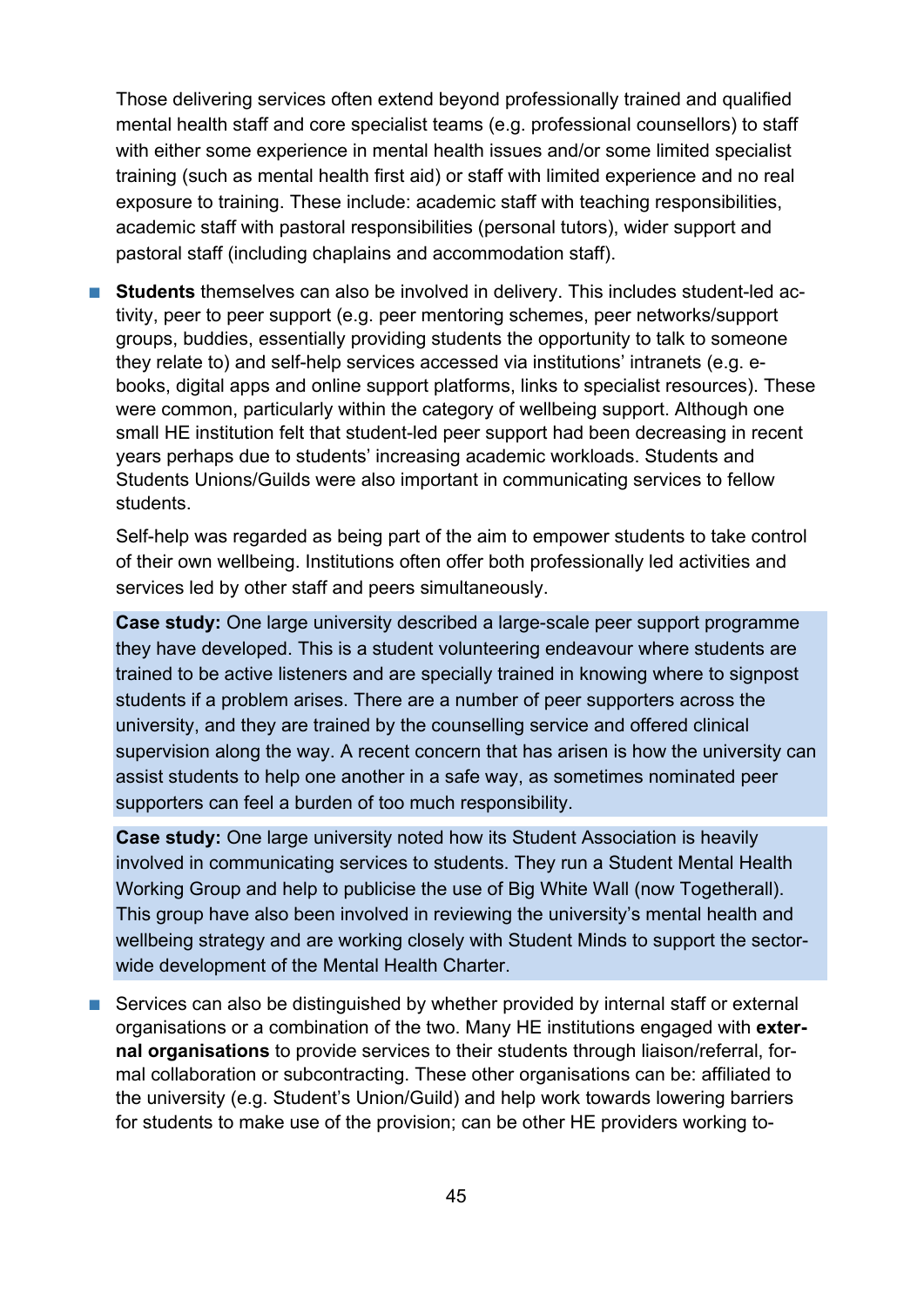Those delivering services often extend beyond professionally trained and qualified mental health staff and core specialist teams (e.g. professional counsellors) to staff with either some experience in mental health issues and/or some limited specialist training (such as mental health first aid) or staff with limited experience and no real exposure to training. These include: academic staff with teaching responsibilities, academic staff with pastoral responsibilities (personal tutors), wider support and pastoral staff (including chaplains and accommodation staff).

- **Students** themselves can also be involved in delivery. This includes student-led activity, peer to peer support (e.g. peer mentoring schemes, peer networks/support groups, buddies, essentially providing students the opportunity to talk to someone they relate to) and self-help services accessed via institutions' intranets (e.g. e-books, digital apps and online support platforms, links to specialist resources). These were common, particularly within the category of wellbeing support. Although one small HE institution felt that student-led peer support had been decreasing in recent years perhaps due to students' increasing academic workloads. Students and Students Unions/Guilds were also important in communicating services to fellow students.

  Self-help was regarded as being part of the aim to empower students to take control of their own wellbeing. Institutions often offer both professionally led activities and services led by other staff and peers simultaneously.

  **Case study:** One large university described a large-scale peer support programme they have developed. This is a student volunteering endeavour where students are trained to be active listeners and are specially trained in knowing where to signpost students if a problem arises. There are a number of peer supporters across the university, and they are trained by the counselling service and offered clinical supervision along the way. A recent concern that has arisen is how the university can assist students to help one another in a safe way, as sometimes nominated peer supporters can feel a burden of too much responsibility.

  **Case study:** One large university noted how its Student Association is heavily involved in communicating services to students. They run a Student Mental Health Working Group and help to publicise the use of Big White Wall (now Togetherall). This group have also been involved in reviewing the university's mental health and wellbeing strategy and are working closely with Student Minds to support the sector-wide development of the Mental Health Charter.

- Services can also be distinguished by whether provided by internal staff or external organisations or a combination of the two. Many HE institutions engaged with **external organisations** to provide services to their students through liaison/referral, formal collaboration or subcontracting. These other organisations can be: affiliated to the university (e.g. Student's Union/Guild) and help work towards lowering barriers for students to make use of the provision; can be other HE providers working to-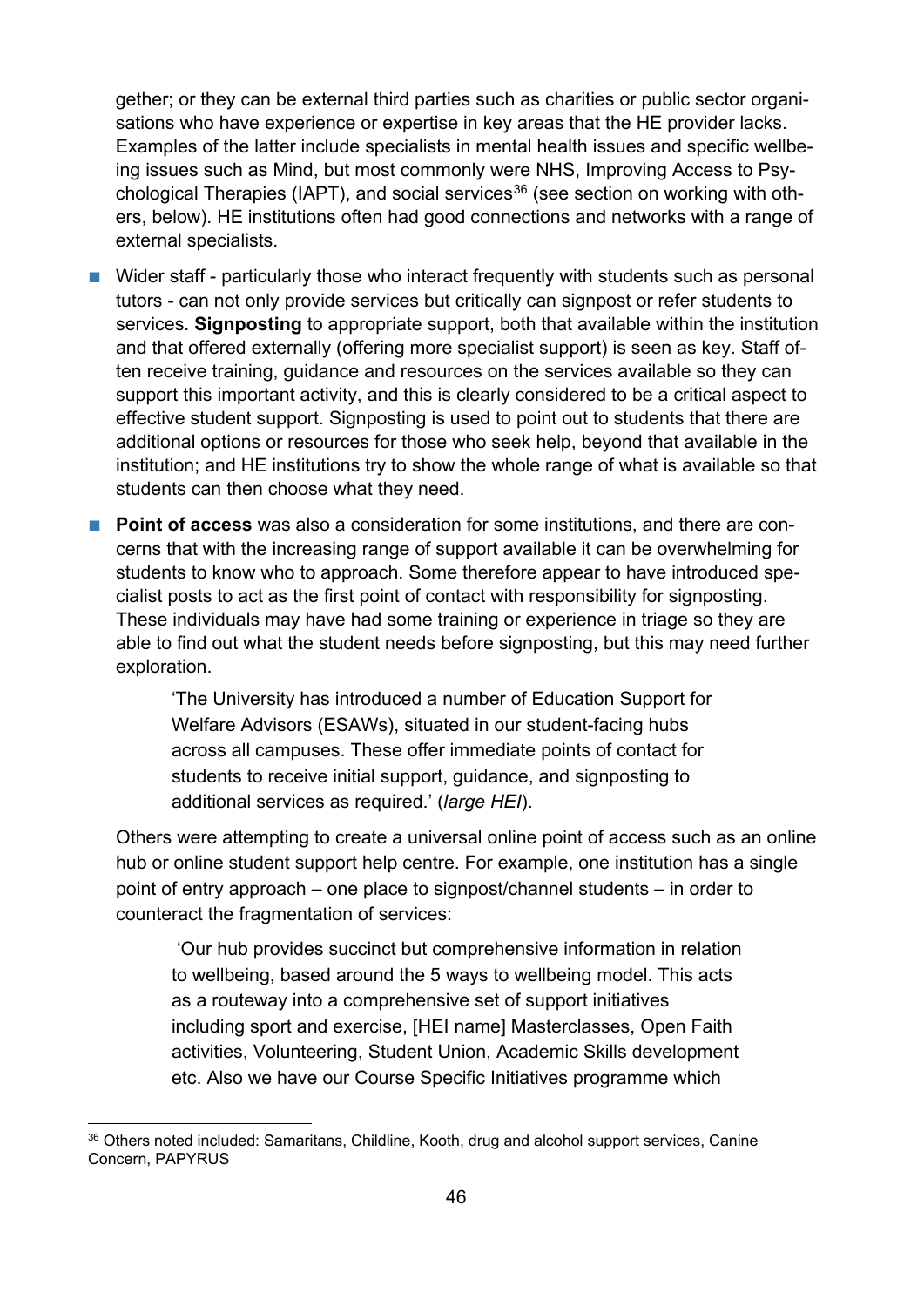gether; or they can be external third parties such as charities or public sector organisations who have experience or expertise in key areas that the HE provider lacks. Examples of the latter include specialists in mental health issues and specific wellbeing issues such as Mind, but most commonly were NHS, Improving Access to Psychological Therapies (IAPT), and social services[36] (see section on working with others, below). HE institutions often had good connections and networks with a range of external specialists.

- Wider staff - particularly those who interact frequently with students such as personal tutors - can not only provide services but critically can signpost or refer students to services. **Signposting** to appropriate support, both that available within the institution and that offered externally (offering more specialist support) is seen as key. Staff often receive training, guidance and resources on the services available so they can support this important activity, and this is clearly considered to be a critical aspect to effective student support. Signposting is used to point out to students that there are additional options or resources for those who seek help, beyond that available in the institution; and HE institutions try to show the whole range of what is available so that students can then choose what they need.

- **Point of access** was also a consideration for some institutions, and there are concerns that with the increasing range of support available it can be overwhelming for students to know who to approach. Some therefore appear to have introduced specialist posts to act as the first point of contact with responsibility for signposting. These individuals may have had some training or experience in triage so they are able to find out what the student needs before signposting, but this may need further exploration.

  > 'The University has introduced a number of Education Support for Welfare Advisors (ESAWs), situated in our student-facing hubs across all campuses. These offer immediate points of contact for students to receive initial support, guidance, and signposting to additional services as required.' (*large HEI*).

  Others were attempting to create a universal online point of access such as an online hub or online student support help centre. For example, one institution has a single point of entry approach – one place to signpost/channel students – in order to counteract the fragmentation of services:

  > 'Our hub provides succinct but comprehensive information in relation to wellbeing, based around the 5 ways to wellbeing model. This acts as a routeway into a comprehensive set of support initiatives including sport and exercise, [HEI name] Masterclasses, Open Faith activities, Volunteering, Student Union, Academic Skills development etc. Also we have our Course Specific Initiatives programme which

---

[36] Others noted included: Samaritans, Childline, Kooth, drug and alcohol support services, Canine Concern, PAPYRUS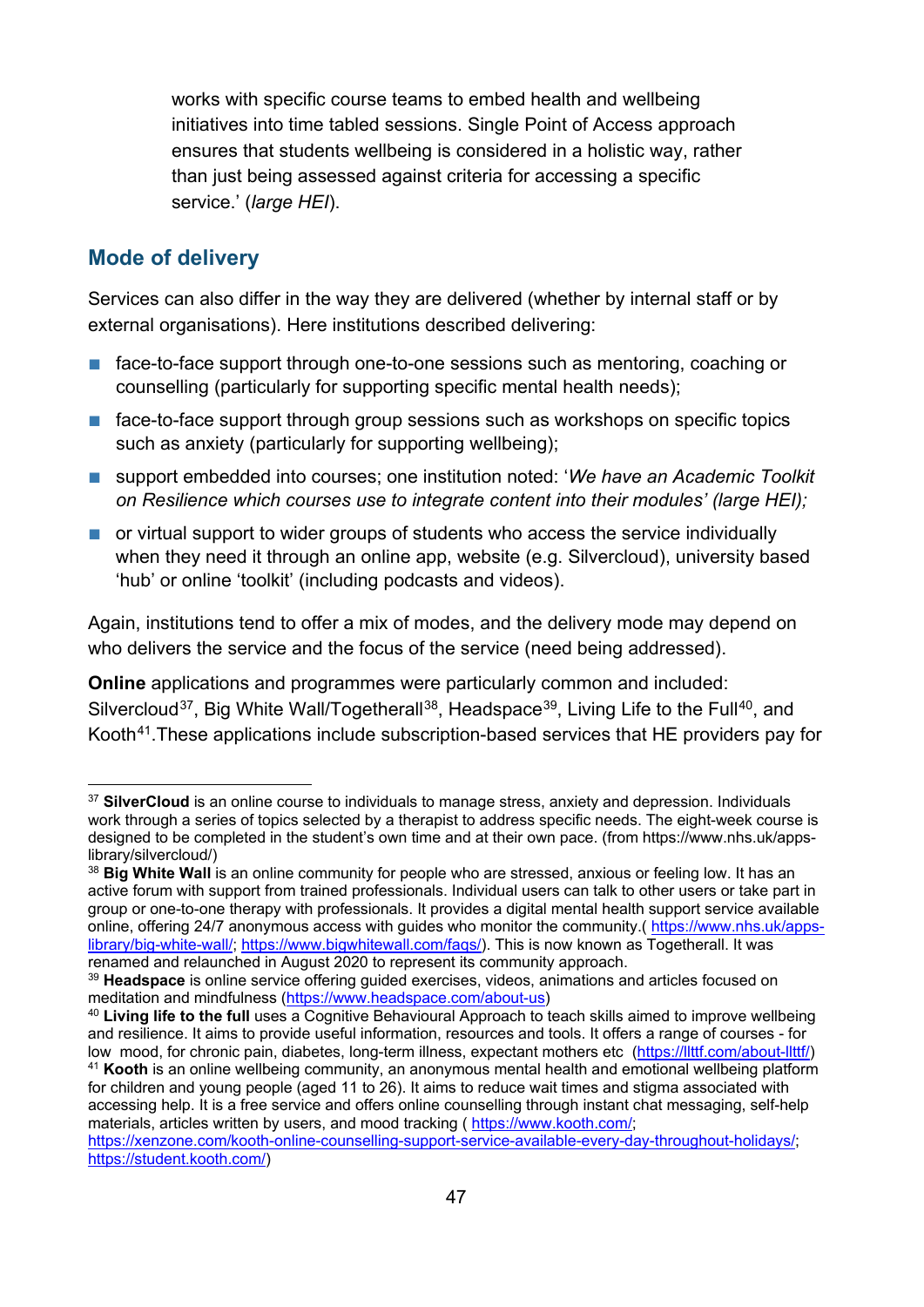works with specific course teams to embed health and wellbeing initiatives into time tabled sessions. Single Point of Access approach ensures that students wellbeing is considered in a holistic way, rather than just being assessed against criteria for accessing a specific service.' (*large HEI*).

## Mode of delivery

Services can also differ in the way they are delivered (whether by internal staff or by external organisations). Here institutions described delivering:

- face-to-face support through one-to-one sessions such as mentoring, coaching or counselling (particularly for supporting specific mental health needs);
- face-to-face support through group sessions such as workshops on specific topics such as anxiety (particularly for supporting wellbeing);
- support embedded into courses; one institution noted: '*We have an Academic Toolkit on Resilience which courses use to integrate content into their modules' (large HEI);*
- or virtual support to wider groups of students who access the service individually when they need it through an online app, website (e.g. Silvercloud), university based 'hub' or online 'toolkit' (including podcasts and videos).

Again, institutions tend to offer a mix of modes, and the delivery mode may depend on who delivers the service and the focus of the service (need being addressed).

**Online** applications and programmes were particularly common and included: Silvercloud[37], Big White Wall/Togetherall[38], Headspace[39], Living Life to the Full[40], and Kooth[41].These applications include subscription-based services that HE providers pay for

---

[37] **SilverCloud** is an online course to individuals to manage stress, anxiety and depression. Individuals work through a series of topics selected by a therapist to address specific needs. The eight-week course is designed to be completed in the student's own time and at their own pace. (from https://www.nhs.uk/apps-library/silvercloud/)

[38] **Big White Wall** is an online community for people who are stressed, anxious or feeling low. It has an active forum with support from trained professionals. Individual users can talk to other users or take part in group or one-to-one therapy with professionals. It provides a digital mental health support service available online, offering 24/7 anonymous access with guides who monitor the community.( https://www.nhs.uk/apps-library/big-white-wall/; https://www.bigwhitewall.com/faqs/). This is now known as Togetherall. It was renamed and relaunched in August 2020 to represent its community approach.

[39] **Headspace** is online service offering guided exercises, videos, animations and articles focused on meditation and mindfulness (https://www.headspace.com/about-us)

[40] **Living life to the full** uses a Cognitive Behavioural Approach to teach skills aimed to improve wellbeing and resilience. It aims to provide useful information, resources and tools. It offers a range of courses - for low mood, for chronic pain, diabetes, long-term illness, expectant mothers etc (https://llttf.com/about-llttf/)

[41] **Kooth** is an online wellbeing community, an anonymous mental health and emotional wellbeing platform for children and young people (aged 11 to 26). It aims to reduce wait times and stigma associated with accessing help. It is a free service and offers online counselling through instant chat messaging, self-help materials, articles written by users, and mood tracking ( https://www.kooth.com/; https://xenzone.com/kooth-online-counselling-support-service-available-every-day-throughout-holidays/; https://student.kooth.com/)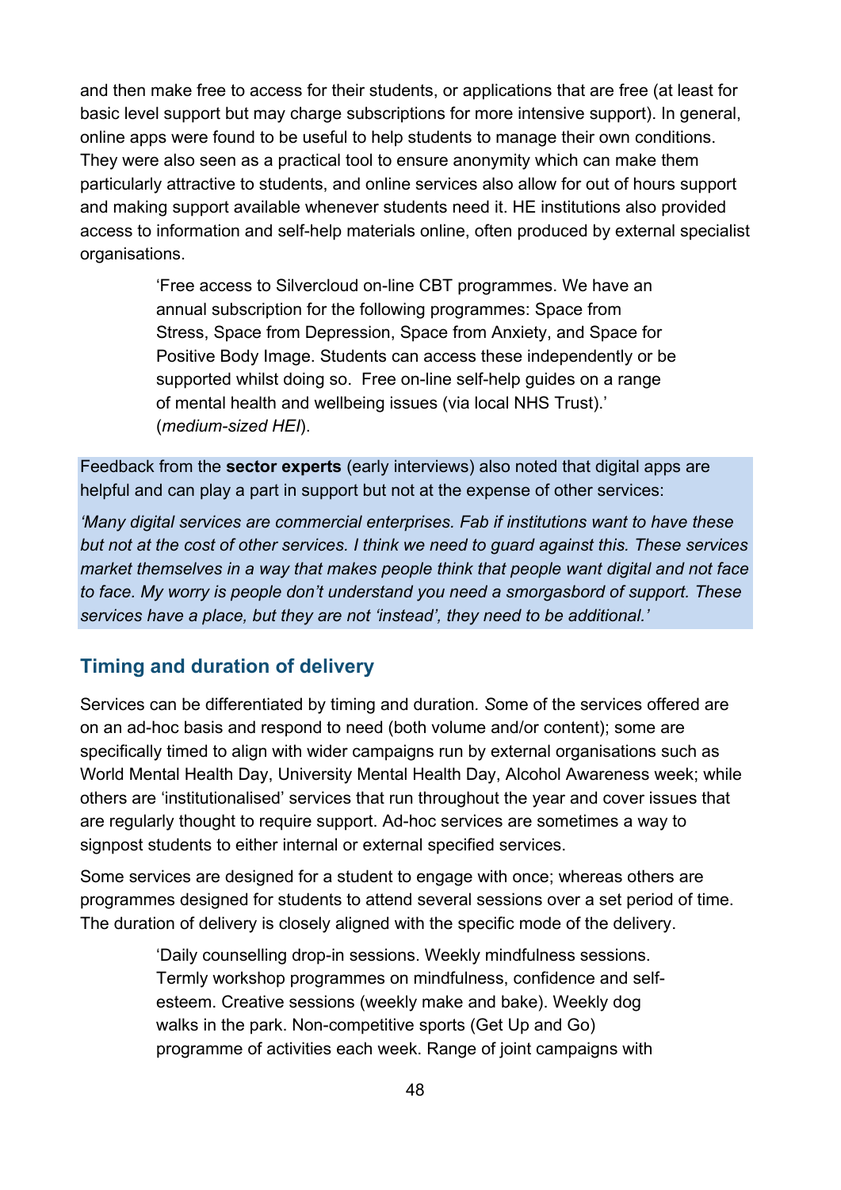and then make free to access for their students, or applications that are free (at least for basic level support but may charge subscriptions for more intensive support). In general, online apps were found to be useful to help students to manage their own conditions. They were also seen as a practical tool to ensure anonymity which can make them particularly attractive to students, and online services also allow for out of hours support and making support available whenever students need it. HE institutions also provided access to information and self-help materials online, often produced by external specialist organisations.

> 'Free access to Silvercloud on-line CBT programmes. We have an annual subscription for the following programmes: Space from Stress, Space from Depression, Space from Anxiety, and Space for Positive Body Image. Students can access these independently or be supported whilst doing so. Free on-line self-help guides on a range of mental health and wellbeing issues (via local NHS Trust).' (*medium-sized HEI*).

Feedback from the **sector experts** (early interviews) also noted that digital apps are helpful and can play a part in support but not at the expense of other services:

*'Many digital services are commercial enterprises. Fab if institutions want to have these but not at the cost of other services. I think we need to guard against this. These services market themselves in a way that makes people think that people want digital and not face to face. My worry is people don't understand you need a smorgasbord of support. These services have a place, but they are not 'instead', they need to be additional.'*

## Timing and duration of delivery

Services can be differentiated by timing and duration. *S*ome of the services offered are on an ad-hoc basis and respond to need (both volume and/or content); some are specifically timed to align with wider campaigns run by external organisations such as World Mental Health Day, University Mental Health Day, Alcohol Awareness week; while others are 'institutionalised' services that run throughout the year and cover issues that are regularly thought to require support. Ad-hoc services are sometimes a way to signpost students to either internal or external specified services.

Some services are designed for a student to engage with once; whereas others are programmes designed for students to attend several sessions over a set period of time. The duration of delivery is closely aligned with the specific mode of the delivery.

> 'Daily counselling drop-in sessions. Weekly mindfulness sessions. Termly workshop programmes on mindfulness, confidence and self-esteem. Creative sessions (weekly make and bake). Weekly dog walks in the park. Non-competitive sports (Get Up and Go) programme of activities each week. Range of joint campaigns with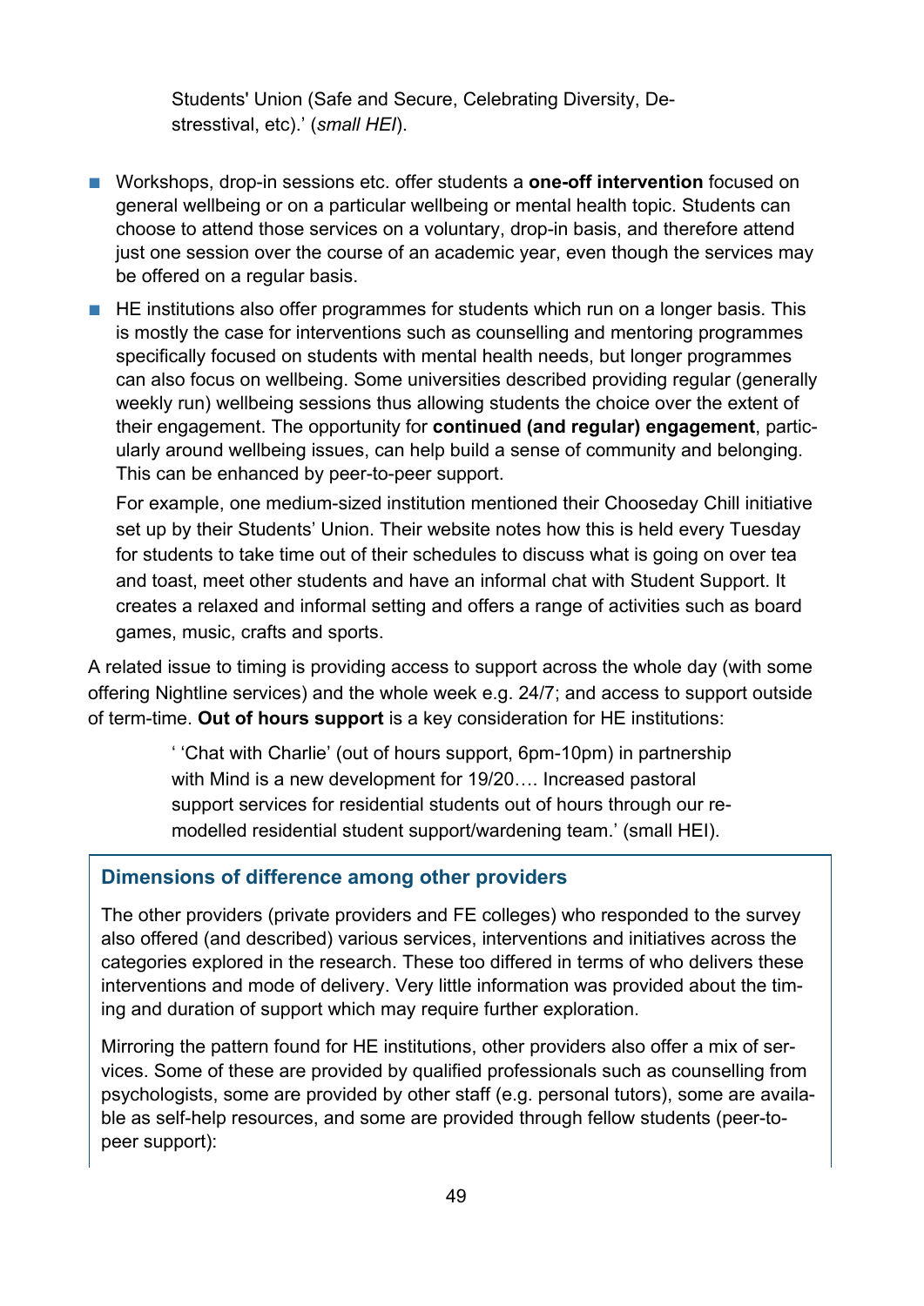Students' Union (Safe and Secure, Celebrating Diversity, De-stresstival, etc).' (*small HEI*).

- Workshops, drop-in sessions etc. offer students a **one-off intervention** focused on general wellbeing or on a particular wellbeing or mental health topic. Students can choose to attend those services on a voluntary, drop-in basis, and therefore attend just one session over the course of an academic year, even though the services may be offered on a regular basis.
- HE institutions also offer programmes for students which run on a longer basis. This is mostly the case for interventions such as counselling and mentoring programmes specifically focused on students with mental health needs, but longer programmes can also focus on wellbeing. Some universities described providing regular (generally weekly run) wellbeing sessions thus allowing students the choice over the extent of their engagement. The opportunity for **continued (and regular) engagement**, particularly around wellbeing issues, can help build a sense of community and belonging. This can be enhanced by peer-to-peer support.

  For example, one medium-sized institution mentioned their Chooseday Chill initiative set up by their Students' Union. Their website notes how this is held every Tuesday for students to take time out of their schedules to discuss what is going on over tea and toast, meet other students and have an informal chat with Student Support. It creates a relaxed and informal setting and offers a range of activities such as board games, music, crafts and sports.

A related issue to timing is providing access to support across the whole day (with some offering Nightline services) and the whole week e.g. 24/7; and access to support outside of term-time. **Out of hours support** is a key consideration for HE institutions:

> ' 'Chat with Charlie' (out of hours support, 6pm-10pm) in partnership with Mind is a new development for 19/20…. Increased pastoral support services for residential students out of hours through our re-modelled residential student support/wardening team.' (small HEI).

### Dimensions of difference among other providers

The other providers (private providers and FE colleges) who responded to the survey also offered (and described) various services, interventions and initiatives across the categories explored in the research. These too differed in terms of who delivers these interventions and mode of delivery. Very little information was provided about the timing and duration of support which may require further exploration.

Mirroring the pattern found for HE institutions, other providers also offer a mix of services. Some of these are provided by qualified professionals such as counselling from psychologists, some are provided by other staff (e.g. personal tutors), some are available as self-help resources, and some are provided through fellow students (peer-to-peer support):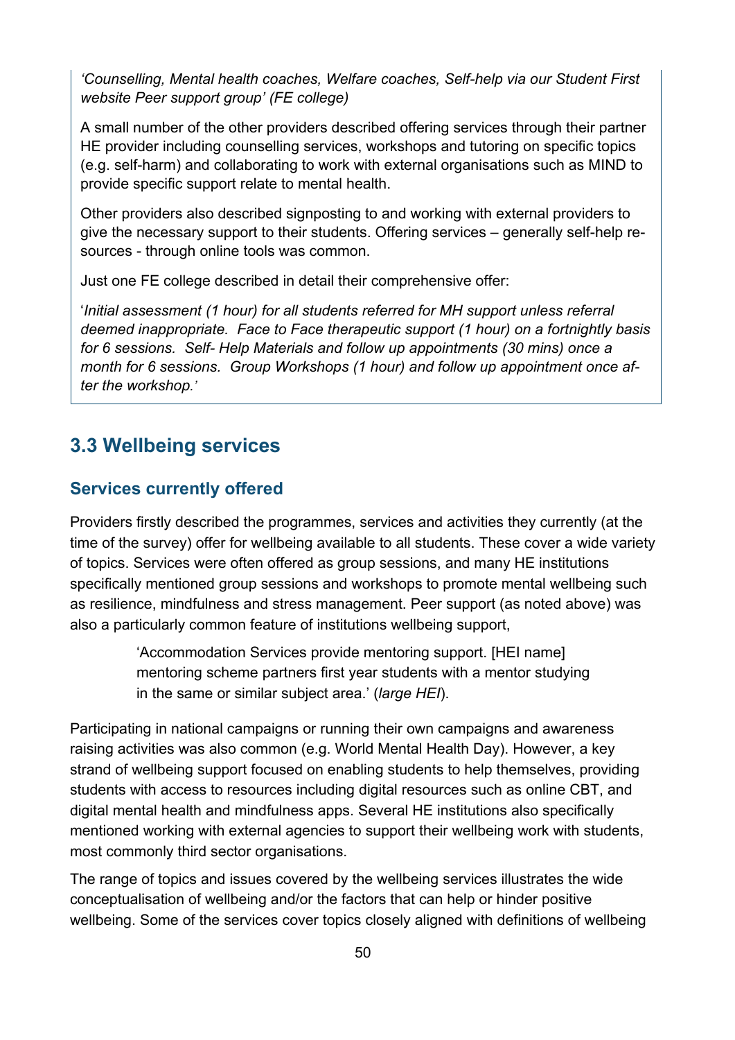*'Counselling, Mental health coaches, Welfare coaches, Self-help via our Student First website Peer support group' (FE college)*

A small number of the other providers described offering services through their partner HE provider including counselling services, workshops and tutoring on specific topics (e.g. self-harm) and collaborating to work with external organisations such as MIND to provide specific support relate to mental health.

Other providers also described signposting to and working with external providers to give the necessary support to their students. Offering services – generally self-help resources - through online tools was common.

Just one FE college described in detail their comprehensive offer:

'*Initial assessment (1 hour) for all students referred for MH support unless referral deemed inappropriate. Face to Face therapeutic support (1 hour) on a fortnightly basis for 6 sessions. Self- Help Materials and follow up appointments (30 mins) once a month for 6 sessions. Group Workshops (1 hour) and follow up appointment once after the workshop.'*

## 3.3 Wellbeing services

### Services currently offered

Providers firstly described the programmes, services and activities they currently (at the time of the survey) offer for wellbeing available to all students. These cover a wide variety of topics. Services were often offered as group sessions, and many HE institutions specifically mentioned group sessions and workshops to promote mental wellbeing such as resilience, mindfulness and stress management. Peer support (as noted above) was also a particularly common feature of institutions wellbeing support,

> 'Accommodation Services provide mentoring support. [HEI name] mentoring scheme partners first year students with a mentor studying in the same or similar subject area.' (*large HEI*).

Participating in national campaigns or running their own campaigns and awareness raising activities was also common (e.g. World Mental Health Day). However, a key strand of wellbeing support focused on enabling students to help themselves, providing students with access to resources including digital resources such as online CBT, and digital mental health and mindfulness apps. Several HE institutions also specifically mentioned working with external agencies to support their wellbeing work with students, most commonly third sector organisations.

The range of topics and issues covered by the wellbeing services illustrates the wide conceptualisation of wellbeing and/or the factors that can help or hinder positive wellbeing. Some of the services cover topics closely aligned with definitions of wellbeing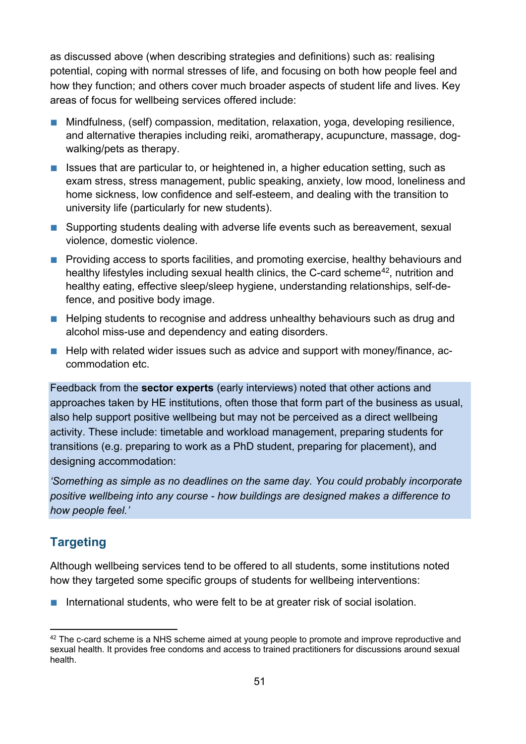as discussed above (when describing strategies and definitions) such as: realising potential, coping with normal stresses of life, and focusing on both how people feel and how they function; and others cover much broader aspects of student life and lives. Key areas of focus for wellbeing services offered include:

- Mindfulness, (self) compassion, meditation, relaxation, yoga, developing resilience, and alternative therapies including reiki, aromatherapy, acupuncture, massage, dog-walking/pets as therapy.
- Issues that are particular to, or heightened in, a higher education setting, such as exam stress, stress management, public speaking, anxiety, low mood, loneliness and home sickness, low confidence and self-esteem, and dealing with the transition to university life (particularly for new students).
- Supporting students dealing with adverse life events such as bereavement, sexual violence, domestic violence.
- Providing access to sports facilities, and promoting exercise, healthy behaviours and healthy lifestyles including sexual health clinics, the C-card scheme[42], nutrition and healthy eating, effective sleep/sleep hygiene, understanding relationships, self-defence, and positive body image.
- Helping students to recognise and address unhealthy behaviours such as drug and alcohol miss-use and dependency and eating disorders.
- Help with related wider issues such as advice and support with money/finance, accommodation etc.

Feedback from the **sector experts** (early interviews) noted that other actions and approaches taken by HE institutions, often those that form part of the business as usual, also help support positive wellbeing but may not be perceived as a direct wellbeing activity. These include: timetable and workload management, preparing students for transitions (e.g. preparing to work as a PhD student, preparing for placement), and designing accommodation:

*'Something as simple as no deadlines on the same day. You could probably incorporate positive wellbeing into any course - how buildings are designed makes a difference to how people feel.'*

## Targeting

Although wellbeing services tend to be offered to all students, some institutions noted how they targeted some specific groups of students for wellbeing interventions:

- International students, who were felt to be at greater risk of social isolation.

[42] The c-card scheme is a NHS scheme aimed at young people to promote and improve reproductive and sexual health. It provides free condoms and access to trained practitioners for discussions around sexual health.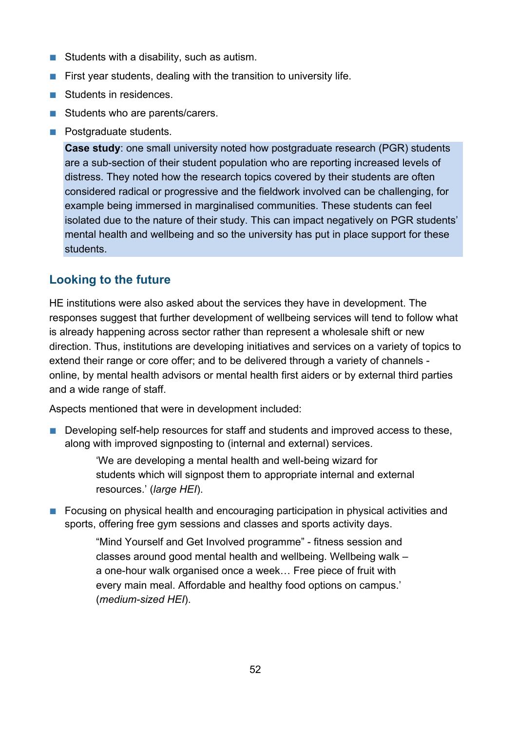- Students with a disability, such as autism.
- First year students, dealing with the transition to university life.
- Students in residences.
- Students who are parents/carers.
- Postgraduate students.

> **Case study**: one small university noted how postgraduate research (PGR) students are a sub-section of their student population who are reporting increased levels of distress. They noted how the research topics covered by their students are often considered radical or progressive and the fieldwork involved can be challenging, for example being immersed in marginalised communities. These students can feel isolated due to the nature of their study. This can impact negatively on PGR students' mental health and wellbeing and so the university has put in place support for these students.

## Looking to the future

HE institutions were also asked about the services they have in development. The responses suggest that further development of wellbeing services will tend to follow what is already happening across sector rather than represent a wholesale shift or new direction. Thus, institutions are developing initiatives and services on a variety of topics to extend their range or core offer; and to be delivered through a variety of channels - online, by mental health advisors or mental health first aiders or by external third parties and a wide range of staff.

Aspects mentioned that were in development included:

- Developing self-help resources for staff and students and improved access to these, along with improved signposting to (internal and external) services.

  > 'We are developing a mental health and well-being wizard for students which will signpost them to appropriate internal and external resources.' (*large HEI*).

- Focusing on physical health and encouraging participation in physical activities and sports, offering free gym sessions and classes and sports activity days.

  > "Mind Yourself and Get Involved programme" - fitness session and classes around good mental health and wellbeing. Wellbeing walk – a one-hour walk organised once a week… Free piece of fruit with every main meal. Affordable and healthy food options on campus.' (*medium-sized HEI*).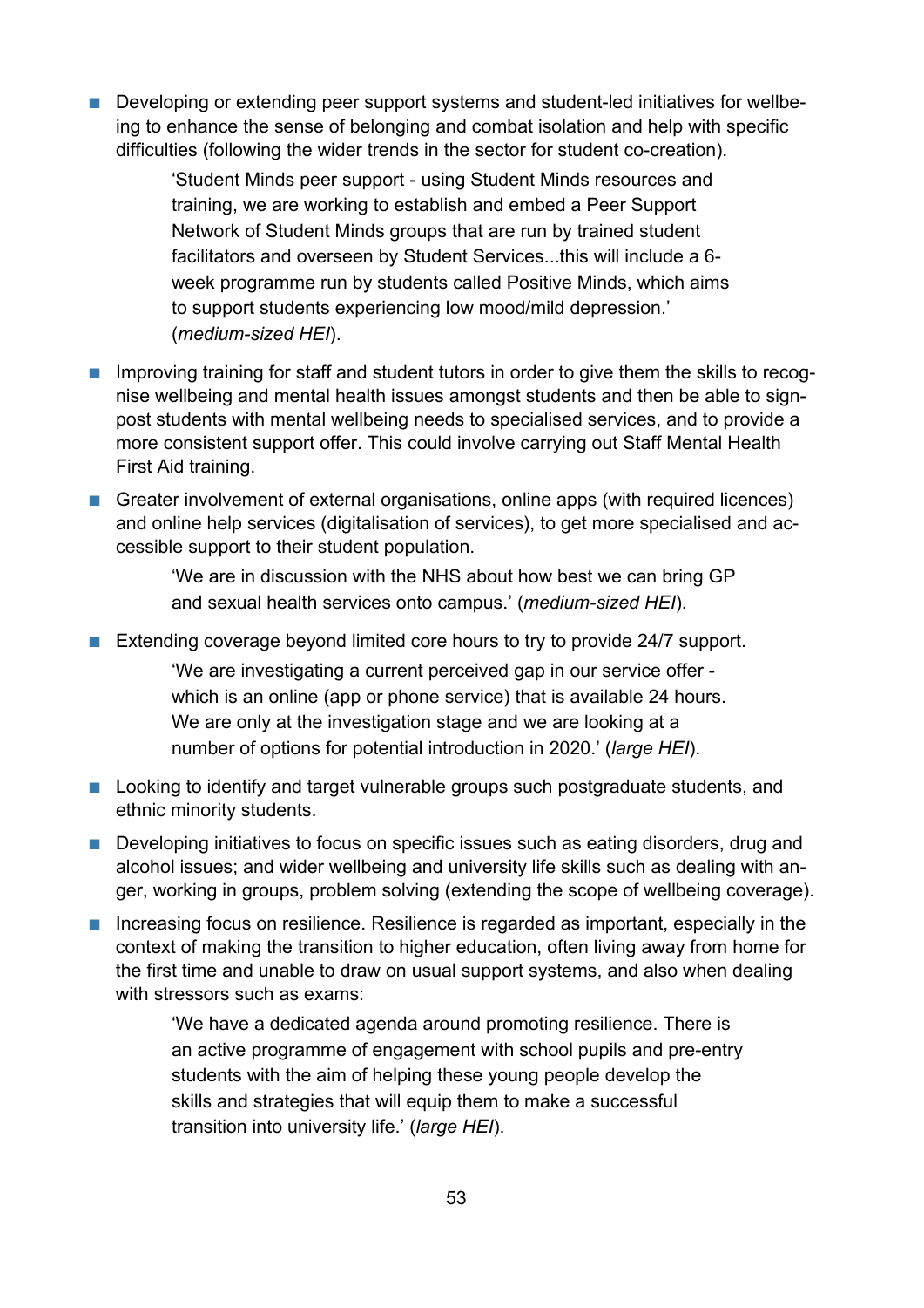- Developing or extending peer support systems and student-led initiatives for wellbeing to enhance the sense of belonging and combat isolation and help with specific difficulties (following the wider trends in the sector for student co-creation).

  > 'Student Minds peer support - using Student Minds resources and training, we are working to establish and embed a Peer Support Network of Student Minds groups that are run by trained student facilitators and overseen by Student Services...this will include a 6-week programme run by students called Positive Minds, which aims to support students experiencing low mood/mild depression.' (*medium-sized HEI*).

- Improving training for staff and student tutors in order to give them the skills to recognise wellbeing and mental health issues amongst students and then be able to signpost students with mental wellbeing needs to specialised services, and to provide a more consistent support offer. This could involve carrying out Staff Mental Health First Aid training.
- Greater involvement of external organisations, online apps (with required licences) and online help services (digitalisation of services), to get more specialised and accessible support to their student population.

  > 'We are in discussion with the NHS about how best we can bring GP and sexual health services onto campus.' (*medium-sized HEI*).

- Extending coverage beyond limited core hours to try to provide 24/7 support.

  > 'We are investigating a current perceived gap in our service offer - which is an online (app or phone service) that is available 24 hours. We are only at the investigation stage and we are looking at a number of options for potential introduction in 2020.' (*large HEI*).

- Looking to identify and target vulnerable groups such postgraduate students, and ethnic minority students.
- Developing initiatives to focus on specific issues such as eating disorders, drug and alcohol issues; and wider wellbeing and university life skills such as dealing with anger, working in groups, problem solving (extending the scope of wellbeing coverage).
- Increasing focus on resilience. Resilience is regarded as important, especially in the context of making the transition to higher education, often living away from home for the first time and unable to draw on usual support systems, and also when dealing with stressors such as exams:

  > 'We have a dedicated agenda around promoting resilience. There is an active programme of engagement with school pupils and pre-entry students with the aim of helping these young people develop the skills and strategies that will equip them to make a successful transition into university life.' (*large HEI*).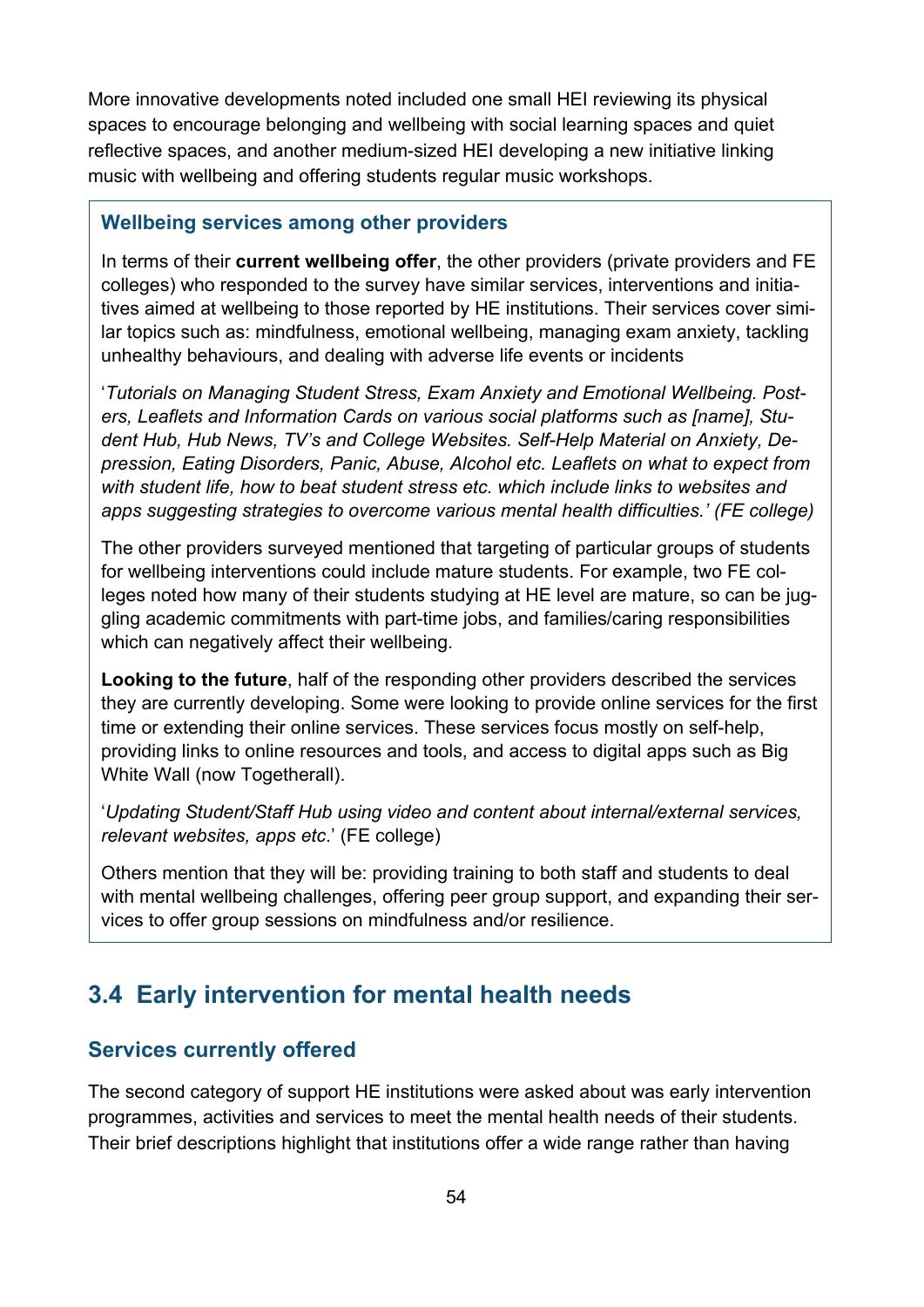More innovative developments noted included one small HEI reviewing its physical spaces to encourage belonging and wellbeing with social learning spaces and quiet reflective spaces, and another medium-sized HEI developing a new initiative linking music with wellbeing and offering students regular music workshops.

### Wellbeing services among other providers

In terms of their **current wellbeing offer**, the other providers (private providers and FE colleges) who responded to the survey have similar services, interventions and initiatives aimed at wellbeing to those reported by HE institutions. Their services cover similar topics such as: mindfulness, emotional wellbeing, managing exam anxiety, tackling unhealthy behaviours, and dealing with adverse life events or incidents

'*Tutorials on Managing Student Stress, Exam Anxiety and Emotional Wellbeing. Posters, Leaflets and Information Cards on various social platforms such as [name], Student Hub, Hub News, TV's and College Websites. Self-Help Material on Anxiety, Depression, Eating Disorders, Panic, Abuse, Alcohol etc. Leaflets on what to expect from with student life, how to beat student stress etc. which include links to websites and apps suggesting strategies to overcome various mental health difficulties.' (FE college)*

The other providers surveyed mentioned that targeting of particular groups of students for wellbeing interventions could include mature students. For example, two FE colleges noted how many of their students studying at HE level are mature, so can be juggling academic commitments with part-time jobs, and families/caring responsibilities which can negatively affect their wellbeing.

**Looking to the future**, half of the responding other providers described the services they are currently developing. Some were looking to provide online services for the first time or extending their online services. These services focus mostly on self-help, providing links to online resources and tools, and access to digital apps such as Big White Wall (now Togetherall).

'*Updating Student/Staff Hub using video and content about internal/external services, relevant websites, apps etc*.' (FE college)

Others mention that they will be: providing training to both staff and students to deal with mental wellbeing challenges, offering peer group support, and expanding their services to offer group sessions on mindfulness and/or resilience.

## 3.4 Early intervention for mental health needs

### Services currently offered

The second category of support HE institutions were asked about was early intervention programmes, activities and services to meet the mental health needs of their students. Their brief descriptions highlight that institutions offer a wide range rather than having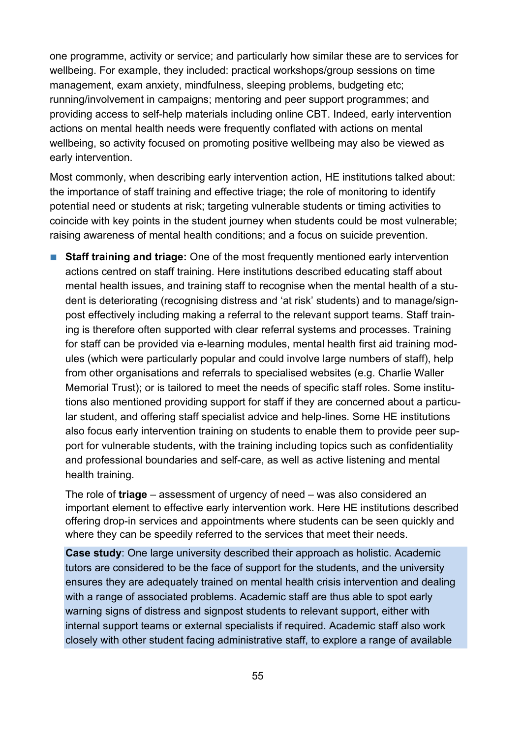one programme, activity or service; and particularly how similar these are to services for wellbeing. For example, they included: practical workshops/group sessions on time management, exam anxiety, mindfulness, sleeping problems, budgeting etc; running/involvement in campaigns; mentoring and peer support programmes; and providing access to self-help materials including online CBT. Indeed, early intervention actions on mental health needs were frequently conflated with actions on mental wellbeing, so activity focused on promoting positive wellbeing may also be viewed as early intervention.

Most commonly, when describing early intervention action, HE institutions talked about: the importance of staff training and effective triage; the role of monitoring to identify potential need or students at risk; targeting vulnerable students or timing activities to coincide with key points in the student journey when students could be most vulnerable; raising awareness of mental health conditions; and a focus on suicide prevention.

- **Staff training and triage:** One of the most frequently mentioned early intervention actions centred on staff training. Here institutions described educating staff about mental health issues, and training staff to recognise when the mental health of a student is deteriorating (recognising distress and 'at risk' students) and to manage/signpost effectively including making a referral to the relevant support teams. Staff training is therefore often supported with clear referral systems and processes. Training for staff can be provided via e-learning modules, mental health first aid training modules (which were particularly popular and could involve large numbers of staff), help from other organisations and referrals to specialised websites (e.g. Charlie Waller Memorial Trust); or is tailored to meet the needs of specific staff roles. Some institutions also mentioned providing support for staff if they are concerned about a particular student, and offering staff specialist advice and help-lines. Some HE institutions also focus early intervention training on students to enable them to provide peer support for vulnerable students, with the training including topics such as confidentiality and professional boundaries and self-care, as well as active listening and mental health training.

  The role of **triage** – assessment of urgency of need – was also considered an important element to effective early intervention work. Here HE institutions described offering drop-in services and appointments where students can be seen quickly and where they can be speedily referred to the services that meet their needs.

  **Case study**: One large university described their approach as holistic. Academic tutors are considered to be the face of support for the students, and the university ensures they are adequately trained on mental health crisis intervention and dealing with a range of associated problems. Academic staff are thus able to spot early warning signs of distress and signpost students to relevant support, either with internal support teams or external specialists if required. Academic staff also work closely with other student facing administrative staff, to explore a range of available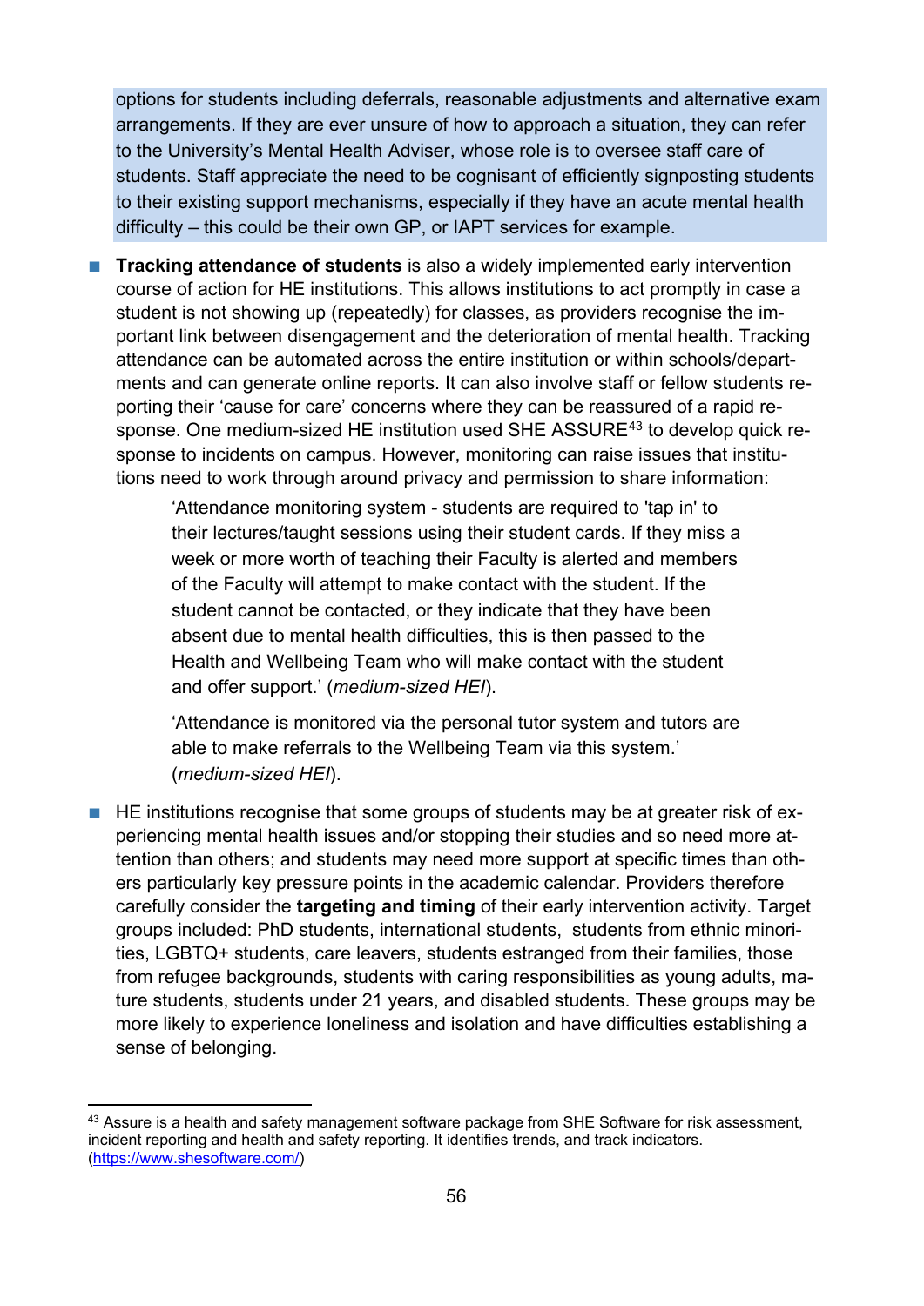options for students including deferrals, reasonable adjustments and alternative exam arrangements. If they are ever unsure of how to approach a situation, they can refer to the University's Mental Health Adviser, whose role is to oversee staff care of students. Staff appreciate the need to be cognisant of efficiently signposting students to their existing support mechanisms, especially if they have an acute mental health difficulty – this could be their own GP, or IAPT services for example.

- **Tracking attendance of students** is also a widely implemented early intervention course of action for HE institutions. This allows institutions to act promptly in case a student is not showing up (repeatedly) for classes, as providers recognise the important link between disengagement and the deterioration of mental health. Tracking attendance can be automated across the entire institution or within schools/departments and can generate online reports. It can also involve staff or fellow students reporting their 'cause for care' concerns where they can be reassured of a rapid response. One medium-sized HE institution used SHE ASSURE[43] to develop quick response to incidents on campus. However, monitoring can raise issues that institutions need to work through around privacy and permission to share information:

  > 'Attendance monitoring system - students are required to 'tap in' to their lectures/taught sessions using their student cards. If they miss a week or more worth of teaching their Faculty is alerted and members of the Faculty will attempt to make contact with the student. If the student cannot be contacted, or they indicate that they have been absent due to mental health difficulties, this is then passed to the Health and Wellbeing Team who will make contact with the student and offer support.' (*medium-sized HEI*).
  >
  > 'Attendance is monitored via the personal tutor system and tutors are able to make referrals to the Wellbeing Team via this system.' (*medium-sized HEI*).

- HE institutions recognise that some groups of students may be at greater risk of experiencing mental health issues and/or stopping their studies and so need more attention than others; and students may need more support at specific times than others particularly key pressure points in the academic calendar. Providers therefore carefully consider the **targeting and timing** of their early intervention activity. Target groups included: PhD students, international students, students from ethnic minorities, LGBTQ+ students, care leavers, students estranged from their families, those from refugee backgrounds, students with caring responsibilities as young adults, mature students, students under 21 years, and disabled students. These groups may be more likely to experience loneliness and isolation and have difficulties establishing a sense of belonging.

---

[43] Assure is a health and safety management software package from SHE Software for risk assessment, incident reporting and health and safety reporting. It identifies trends, and track indicators. (https://www.shesoftware.com/)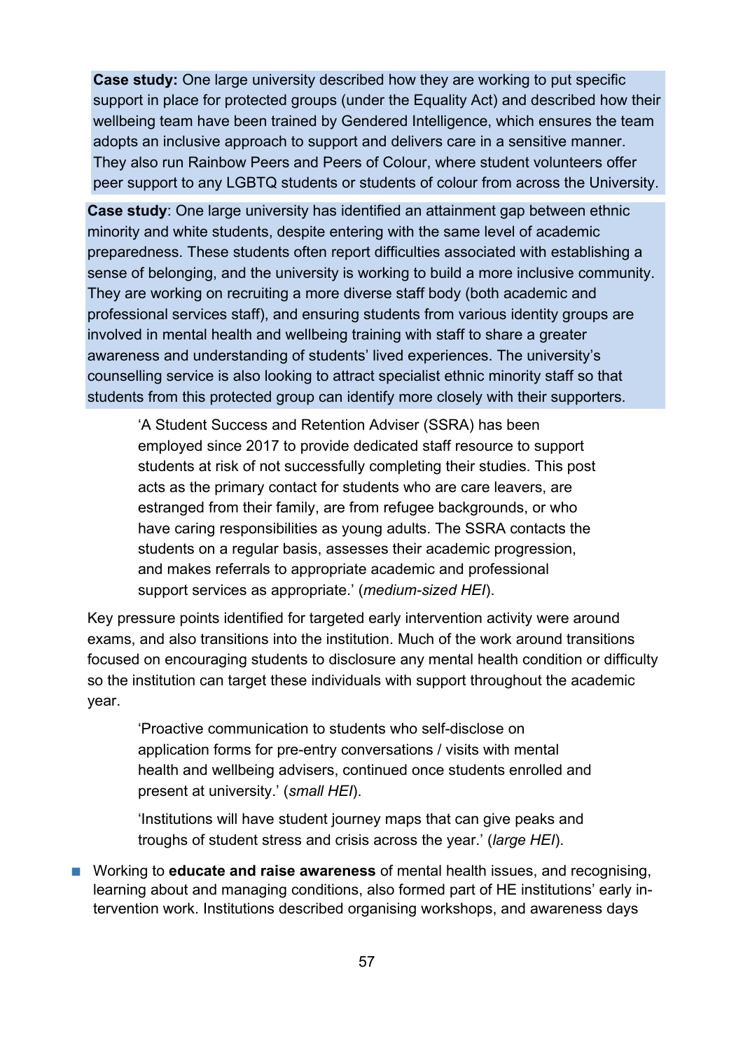**Case study:** One large university described how they are working to put specific support in place for protected groups (under the Equality Act) and described how their wellbeing team have been trained by Gendered Intelligence, which ensures the team adopts an inclusive approach to support and delivers care in a sensitive manner. They also run Rainbow Peers and Peers of Colour, where student volunteers offer peer support to any LGBTQ students or students of colour from across the University.

**Case study**: One large university has identified an attainment gap between ethnic minority and white students, despite entering with the same level of academic preparedness. These students often report difficulties associated with establishing a sense of belonging, and the university is working to build a more inclusive community. They are working on recruiting a more diverse staff body (both academic and professional services staff), and ensuring students from various identity groups are involved in mental health and wellbeing training with staff to share a greater awareness and understanding of students' lived experiences. The university's counselling service is also looking to attract specialist ethnic minority staff so that students from this protected group can identify more closely with their supporters.

> 'A Student Success and Retention Adviser (SSRA) has been employed since 2017 to provide dedicated staff resource to support students at risk of not successfully completing their studies. This post acts as the primary contact for students who are care leavers, are estranged from their family, are from refugee backgrounds, or who have caring responsibilities as young adults. The SSRA contacts the students on a regular basis, assesses their academic progression, and makes referrals to appropriate academic and professional support services as appropriate.' (*medium-sized HEI*).

Key pressure points identified for targeted early intervention activity were around exams, and also transitions into the institution. Much of the work around transitions focused on encouraging students to disclosure any mental health condition or difficulty so the institution can target these individuals with support throughout the academic year.

> 'Proactive communication to students who self-disclose on application forms for pre-entry conversations / visits with mental health and wellbeing advisers, continued once students enrolled and present at university.' (*small HEI*).
>
> 'Institutions will have student journey maps that can give peaks and troughs of student stress and crisis across the year.' (*large HEI*).

- Working to **educate and raise awareness** of mental health issues, and recognising, learning about and managing conditions, also formed part of HE institutions' early intervention work. Institutions described organising workshops, and awareness days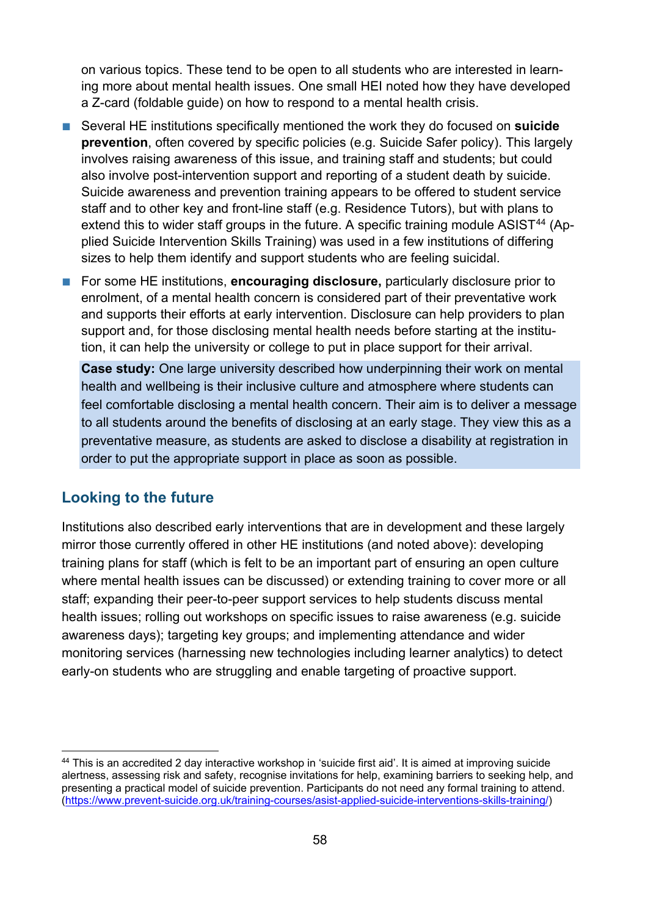on various topics. These tend to be open to all students who are interested in learning more about mental health issues. One small HEI noted how they have developed a Z-card (foldable guide) on how to respond to a mental health crisis.

- Several HE institutions specifically mentioned the work they do focused on **suicide prevention**, often covered by specific policies (e.g. Suicide Safer policy). This largely involves raising awareness of this issue, and training staff and students; but could also involve post-intervention support and reporting of a student death by suicide. Suicide awareness and prevention training appears to be offered to student service staff and to other key and front-line staff (e.g. Residence Tutors), but with plans to extend this to wider staff groups in the future. A specific training module ASIST[44] (Applied Suicide Intervention Skills Training) was used in a few institutions of differing sizes to help them identify and support students who are feeling suicidal.
- For some HE institutions, **encouraging disclosure,** particularly disclosure prior to enrolment, of a mental health concern is considered part of their preventative work and supports their efforts at early intervention. Disclosure can help providers to plan support and, for those disclosing mental health needs before starting at the institution, it can help the university or college to put in place support for their arrival.

  **Case study:** One large university described how underpinning their work on mental health and wellbeing is their inclusive culture and atmosphere where students can feel comfortable disclosing a mental health concern. Their aim is to deliver a message to all students around the benefits of disclosing at an early stage. They view this as a preventative measure, as students are asked to disclose a disability at registration in order to put the appropriate support in place as soon as possible.

## Looking to the future

Institutions also described early interventions that are in development and these largely mirror those currently offered in other HE institutions (and noted above): developing training plans for staff (which is felt to be an important part of ensuring an open culture where mental health issues can be discussed) or extending training to cover more or all staff; expanding their peer-to-peer support services to help students discuss mental health issues; rolling out workshops on specific issues to raise awareness (e.g. suicide awareness days); targeting key groups; and implementing attendance and wider monitoring services (harnessing new technologies including learner analytics) to detect early-on students who are struggling and enable targeting of proactive support.

---

[44] This is an accredited 2 day interactive workshop in 'suicide first aid'. It is aimed at improving suicide alertness, assessing risk and safety, recognise invitations for help, examining barriers to seeking help, and presenting a practical model of suicide prevention. Participants do not need any formal training to attend. (https://www.prevent-suicide.org.uk/training-courses/asist-applied-suicide-interventions-skills-training/)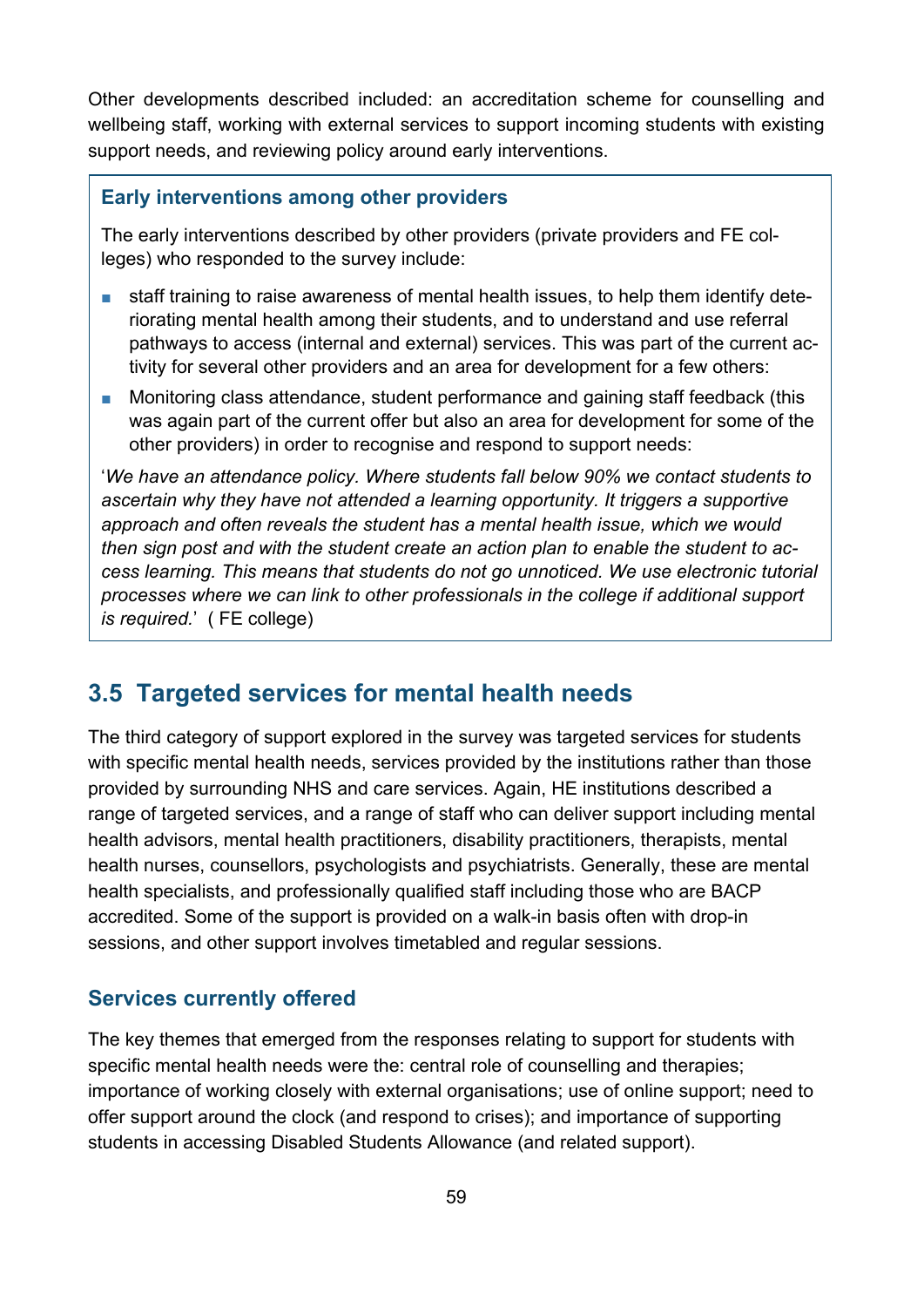Other developments described included: an accreditation scheme for counselling and wellbeing staff, working with external services to support incoming students with existing support needs, and reviewing policy around early interventions.

### Early interventions among other providers

The early interventions described by other providers (private providers and FE colleges) who responded to the survey include:

- staff training to raise awareness of mental health issues, to help them identify deteriorating mental health among their students, and to understand and use referral pathways to access (internal and external) services. This was part of the current activity for several other providers and an area for development for a few others:
- Monitoring class attendance, student performance and gaining staff feedback (this was again part of the current offer but also an area for development for some of the other providers) in order to recognise and respond to support needs:

'*We have an attendance policy. Where students fall below 90% we contact students to ascertain why they have not attended a learning opportunity. It triggers a supportive approach and often reveals the student has a mental health issue, which we would then sign post and with the student create an action plan to enable the student to access learning. This means that students do not go unnoticed. We use electronic tutorial processes where we can link to other professionals in the college if additional support is required.*' ( FE college)

## 3.5 Targeted services for mental health needs

The third category of support explored in the survey was targeted services for students with specific mental health needs, services provided by the institutions rather than those provided by surrounding NHS and care services. Again, HE institutions described a range of targeted services, and a range of staff who can deliver support including mental health advisors, mental health practitioners, disability practitioners, therapists, mental health nurses, counsellors, psychologists and psychiatrists. Generally, these are mental health specialists, and professionally qualified staff including those who are BACP accredited. Some of the support is provided on a walk-in basis often with drop-in sessions, and other support involves timetabled and regular sessions.

### Services currently offered

The key themes that emerged from the responses relating to support for students with specific mental health needs were the: central role of counselling and therapies; importance of working closely with external organisations; use of online support; need to offer support around the clock (and respond to crises); and importance of supporting students in accessing Disabled Students Allowance (and related support).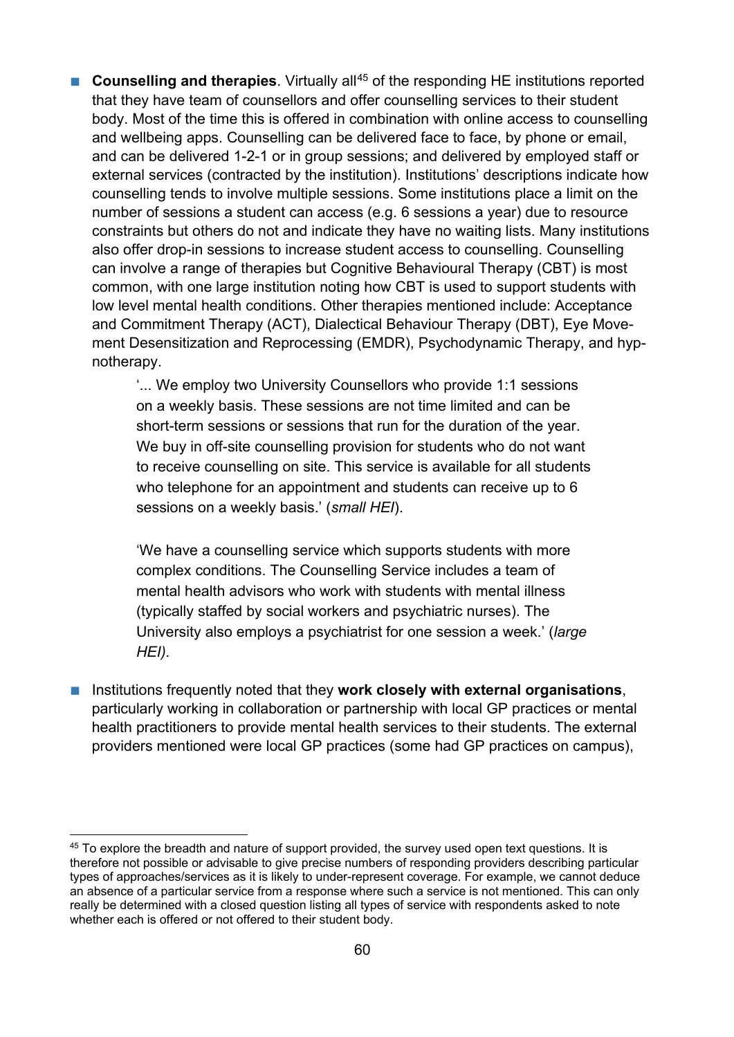- **Counselling and therapies**. Virtually all[45] of the responding HE institutions reported that they have team of counsellors and offer counselling services to their student body. Most of the time this is offered in combination with online access to counselling and wellbeing apps. Counselling can be delivered face to face, by phone or email, and can be delivered 1-2-1 or in group sessions; and delivered by employed staff or external services (contracted by the institution). Institutions' descriptions indicate how counselling tends to involve multiple sessions. Some institutions place a limit on the number of sessions a student can access (e.g. 6 sessions a year) due to resource constraints but others do not and indicate they have no waiting lists. Many institutions also offer drop-in sessions to increase student access to counselling. Counselling can involve a range of therapies but Cognitive Behavioural Therapy (CBT) is most common, with one large institution noting how CBT is used to support students with low level mental health conditions. Other therapies mentioned include: Acceptance and Commitment Therapy (ACT), Dialectical Behaviour Therapy (DBT), Eye Movement Desensitization and Reprocessing (EMDR), Psychodynamic Therapy, and hypnotherapy.

  > '... We employ two University Counsellors who provide 1:1 sessions on a weekly basis. These sessions are not time limited and can be short-term sessions or sessions that run for the duration of the year. We buy in off-site counselling provision for students who do not want to receive counselling on site. This service is available for all students who telephone for an appointment and students can receive up to 6 sessions on a weekly basis.' (*small HEI*).
  >
  > 'We have a counselling service which supports students with more complex conditions. The Counselling Service includes a team of mental health advisors who work with students with mental illness (typically staffed by social workers and psychiatric nurses). The University also employs a psychiatrist for one session a week.' (*large HEI)*.

- Institutions frequently noted that they **work closely with external organisations**, particularly working in collaboration or partnership with local GP practices or mental health practitioners to provide mental health services to their students. The external providers mentioned were local GP practices (some had GP practices on campus),

[45] To explore the breadth and nature of support provided, the survey used open text questions. It is therefore not possible or advisable to give precise numbers of responding providers describing particular types of approaches/services as it is likely to under-represent coverage. For example, we cannot deduce an absence of a particular service from a response where such a service is not mentioned. This can only really be determined with a closed question listing all types of service with respondents asked to note whether each is offered or not offered to their student body.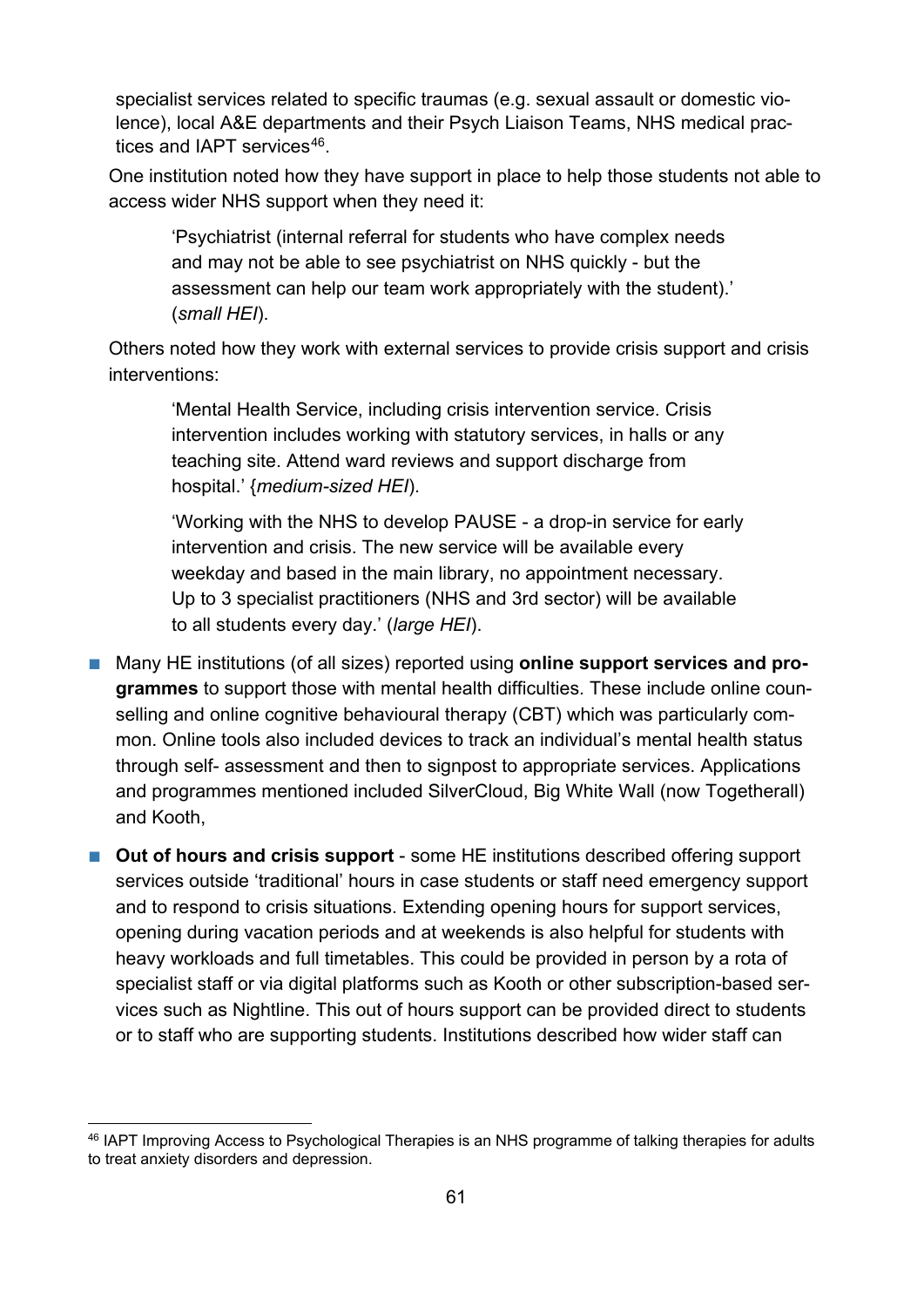specialist services related to specific traumas (e.g. sexual assault or domestic violence), local A&E departments and their Psych Liaison Teams, NHS medical practices and IAPT services[46].

One institution noted how they have support in place to help those students not able to access wider NHS support when they need it:

> 'Psychiatrist (internal referral for students who have complex needs and may not be able to see psychiatrist on NHS quickly - but the assessment can help our team work appropriately with the student).' (*small HEI*).

Others noted how they work with external services to provide crisis support and crisis interventions:

> 'Mental Health Service, including crisis intervention service. Crisis intervention includes working with statutory services, in halls or any teaching site. Attend ward reviews and support discharge from hospital.' {*medium-sized HEI*).
>
> 'Working with the NHS to develop PAUSE - a drop-in service for early intervention and crisis. The new service will be available every weekday and based in the main library, no appointment necessary. Up to 3 specialist practitioners (NHS and 3rd sector) will be available to all students every day.' (*large HEI*).

- Many HE institutions (of all sizes) reported using **online support services and programmes** to support those with mental health difficulties. These include online counselling and online cognitive behavioural therapy (CBT) which was particularly common. Online tools also included devices to track an individual's mental health status through self- assessment and then to signpost to appropriate services. Applications and programmes mentioned included SilverCloud, Big White Wall (now Togetherall) and Kooth,
- **Out of hours and crisis support** - some HE institutions described offering support services outside 'traditional' hours in case students or staff need emergency support and to respond to crisis situations. Extending opening hours for support services, opening during vacation periods and at weekends is also helpful for students with heavy workloads and full timetables. This could be provided in person by a rota of specialist staff or via digital platforms such as Kooth or other subscription-based services such as Nightline. This out of hours support can be provided direct to students or to staff who are supporting students. Institutions described how wider staff can

[46] IAPT Improving Access to Psychological Therapies is an NHS programme of talking therapies for adults to treat anxiety disorders and depression.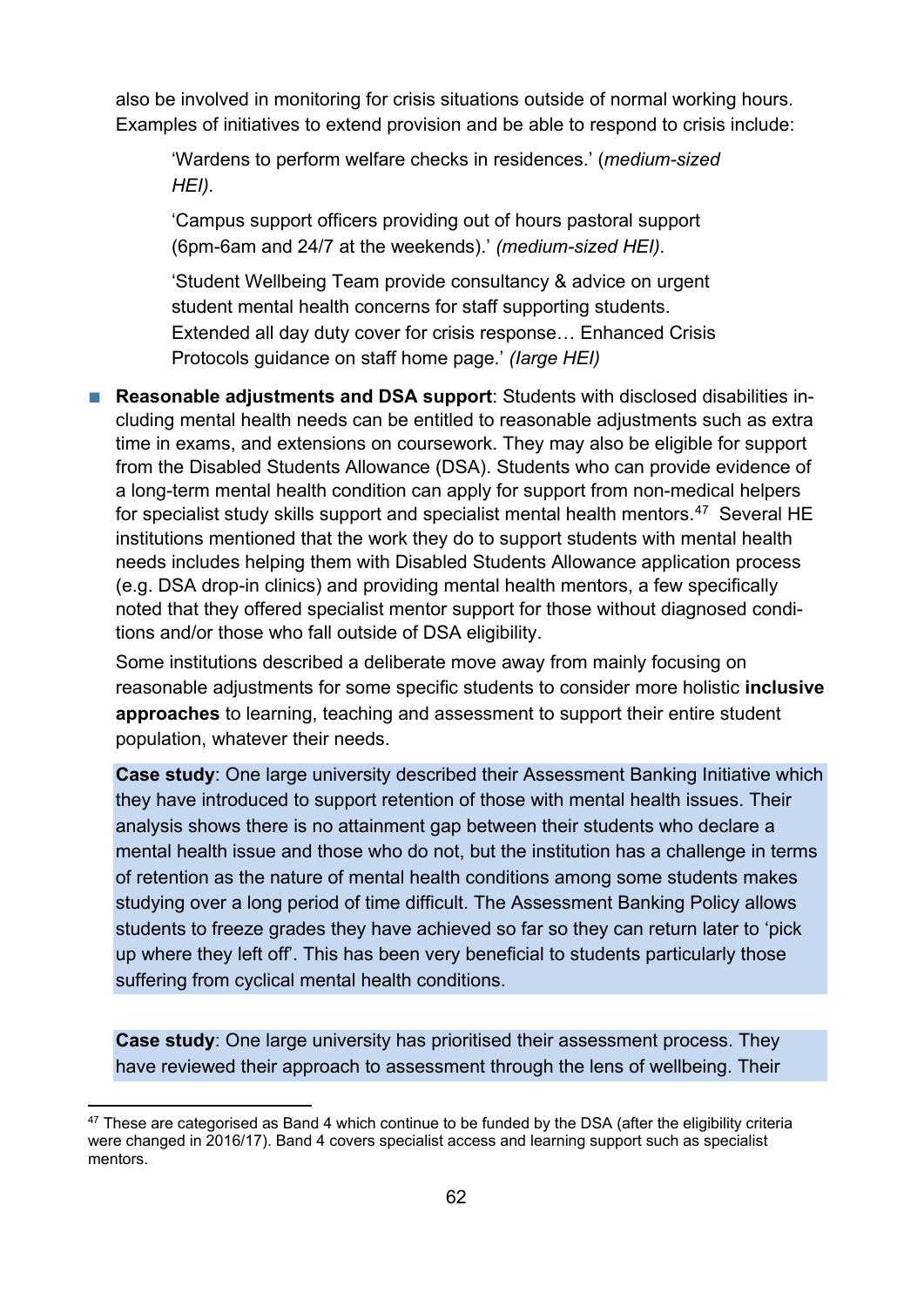also be involved in monitoring for crisis situations outside of normal working hours. Examples of initiatives to extend provision and be able to respond to crisis include:

> 'Wardens to perform welfare checks in residences.' (*medium-sized HEI).*
>
> 'Campus support officers providing out of hours pastoral support (6pm-6am and 24/7 at the weekends).' *(medium-sized HEI).*
>
> 'Student Wellbeing Team provide consultancy & advice on urgent student mental health concerns for staff supporting students. Extended all day duty cover for crisis response… Enhanced Crisis Protocols guidance on staff home page.' *(large HEI)*

- **Reasonable adjustments and DSA support**: Students with disclosed disabilities including mental health needs can be entitled to reasonable adjustments such as extra time in exams, and extensions on coursework. They may also be eligible for support from the Disabled Students Allowance (DSA). Students who can provide evidence of a long-term mental health condition can apply for support from non-medical helpers for specialist study skills support and specialist mental health mentors.[47] Several HE institutions mentioned that the work they do to support students with mental health needs includes helping them with Disabled Students Allowance application process (e.g. DSA drop-in clinics) and providing mental health mentors, a few specifically noted that they offered specialist mentor support for those without diagnosed conditions and/or those who fall outside of DSA eligibility.

  Some institutions described a deliberate move away from mainly focusing on reasonable adjustments for some specific students to consider more holistic **inclusive approaches** to learning, teaching and assessment to support their entire student population, whatever their needs.

  **Case study**: One large university described their Assessment Banking Initiative which they have introduced to support retention of those with mental health issues. Their analysis shows there is no attainment gap between their students who declare a mental health issue and those who do not, but the institution has a challenge in terms of retention as the nature of mental health conditions among some students makes studying over a long period of time difficult. The Assessment Banking Policy allows students to freeze grades they have achieved so far so they can return later to 'pick up where they left off'. This has been very beneficial to students particularly those suffering from cyclical mental health conditions.

  **Case study**: One large university has prioritised their assessment process. They have reviewed their approach to assessment through the lens of wellbeing. Their

[47] These are categorised as Band 4 which continue to be funded by the DSA (after the eligibility criteria were changed in 2016/17). Band 4 covers specialist access and learning support such as specialist mentors.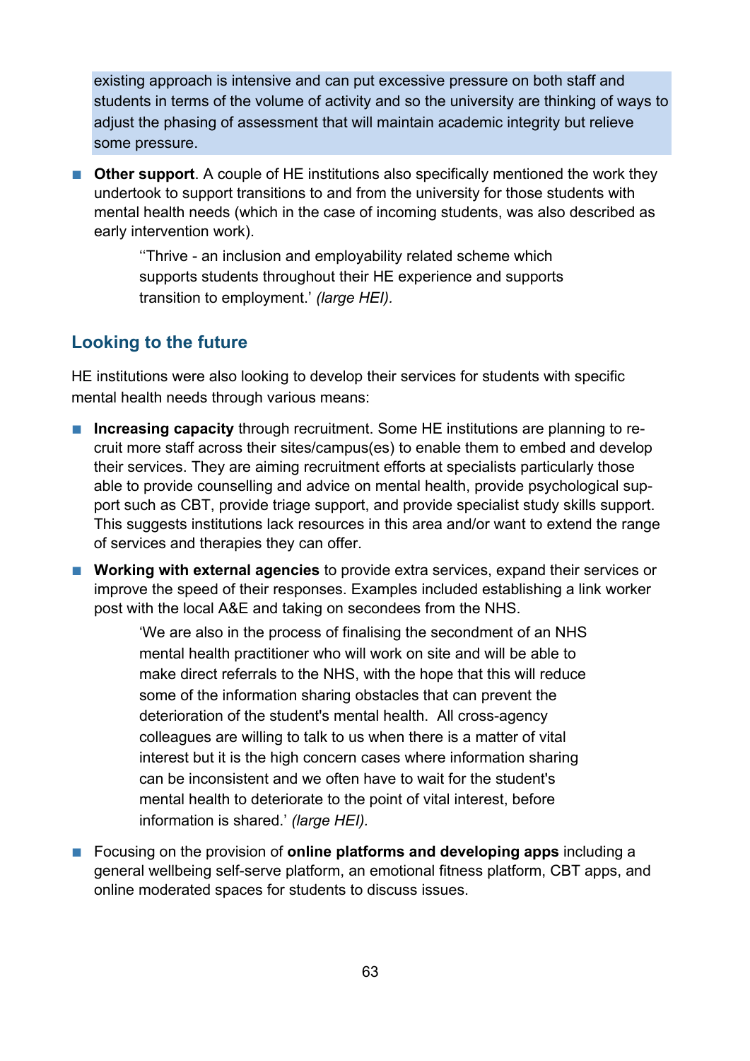existing approach is intensive and can put excessive pressure on both staff and students in terms of the volume of activity and so the university are thinking of ways to adjust the phasing of assessment that will maintain academic integrity but relieve some pressure.

- **Other support**. A couple of HE institutions also specifically mentioned the work they undertook to support transitions to and from the university for those students with mental health needs (which in the case of incoming students, was also described as early intervention work).

  > ‘‘Thrive - an inclusion and employability related scheme which supports students throughout their HE experience and supports transition to employment.’ *(large HEI).*

## Looking to the future

HE institutions were also looking to develop their services for students with specific mental health needs through various means:

- **Increasing capacity** through recruitment. Some HE institutions are planning to recruit more staff across their sites/campus(es) to enable them to embed and develop their services. They are aiming recruitment efforts at specialists particularly those able to provide counselling and advice on mental health, provide psychological support such as CBT, provide triage support, and provide specialist study skills support. This suggests institutions lack resources in this area and/or want to extend the range of services and therapies they can offer.
- **Working with external agencies** to provide extra services, expand their services or improve the speed of their responses. Examples included establishing a link worker post with the local A&E and taking on secondees from the NHS.

  > ‘We are also in the process of finalising the secondment of an NHS mental health practitioner who will work on site and will be able to make direct referrals to the NHS, with the hope that this will reduce some of the information sharing obstacles that can prevent the deterioration of the student's mental health. All cross-agency colleagues are willing to talk to us when there is a matter of vital interest but it is the high concern cases where information sharing can be inconsistent and we often have to wait for the student's mental health to deteriorate to the point of vital interest, before information is shared.’ *(large HEI).*

- Focusing on the provision of **online platforms and developing apps** including a general wellbeing self-serve platform, an emotional fitness platform, CBT apps, and online moderated spaces for students to discuss issues.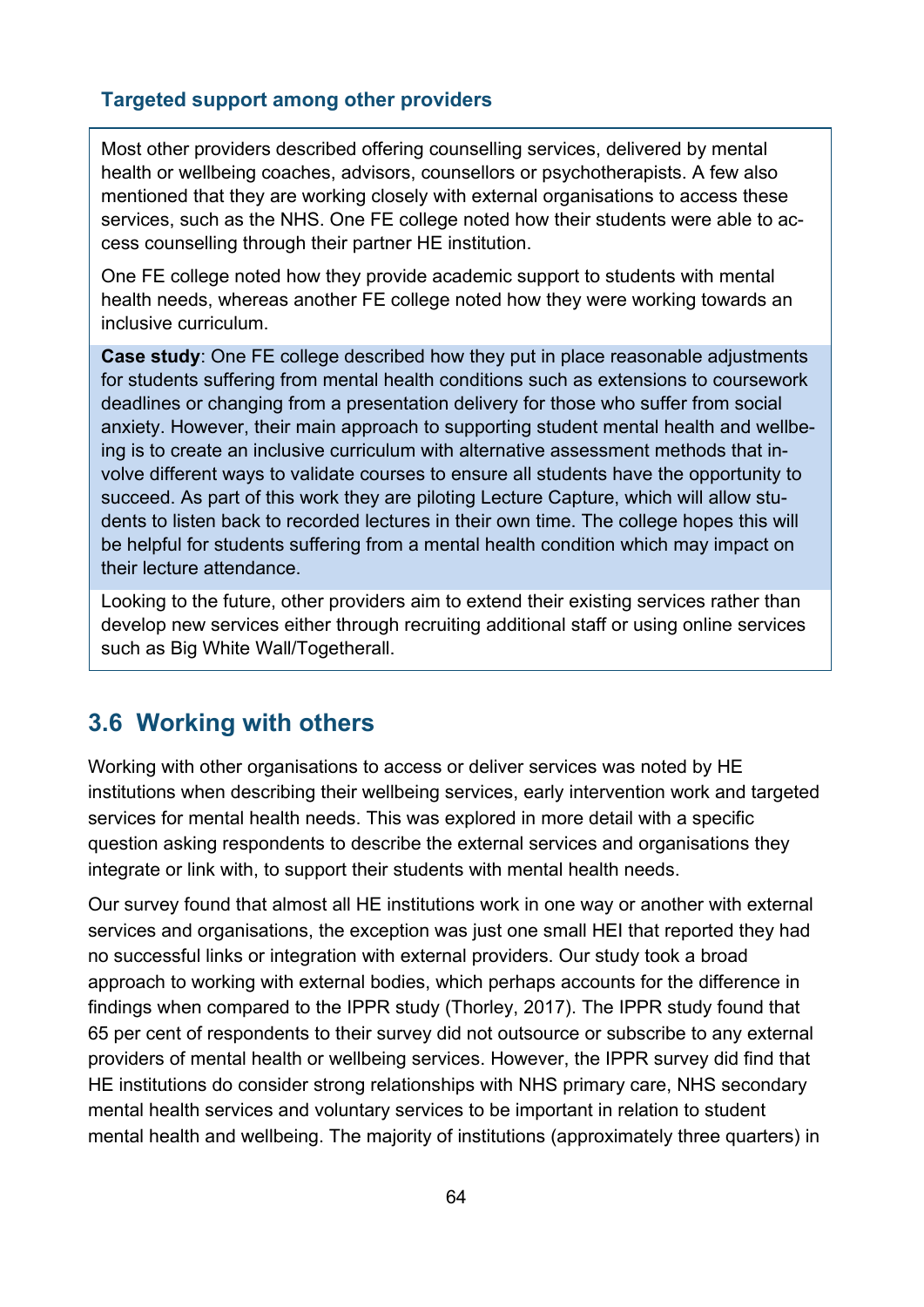### Targeted support among other providers

Most other providers described offering counselling services, delivered by mental health or wellbeing coaches, advisors, counsellors or psychotherapists. A few also mentioned that they are working closely with external organisations to access these services, such as the NHS. One FE college noted how their students were able to access counselling through their partner HE institution.

One FE college noted how they provide academic support to students with mental health needs, whereas another FE college noted how they were working towards an inclusive curriculum.

**Case study**: One FE college described how they put in place reasonable adjustments for students suffering from mental health conditions such as extensions to coursework deadlines or changing from a presentation delivery for those who suffer from social anxiety. However, their main approach to supporting student mental health and wellbeing is to create an inclusive curriculum with alternative assessment methods that involve different ways to validate courses to ensure all students have the opportunity to succeed. As part of this work they are piloting Lecture Capture, which will allow students to listen back to recorded lectures in their own time. The college hopes this will be helpful for students suffering from a mental health condition which may impact on their lecture attendance.

Looking to the future, other providers aim to extend their existing services rather than develop new services either through recruiting additional staff or using online services such as Big White Wall/Togetherall.

## 3.6 Working with others

Working with other organisations to access or deliver services was noted by HE institutions when describing their wellbeing services, early intervention work and targeted services for mental health needs. This was explored in more detail with a specific question asking respondents to describe the external services and organisations they integrate or link with, to support their students with mental health needs.

Our survey found that almost all HE institutions work in one way or another with external services and organisations, the exception was just one small HEI that reported they had no successful links or integration with external providers. Our study took a broad approach to working with external bodies, which perhaps accounts for the difference in findings when compared to the IPPR study (Thorley, 2017). The IPPR study found that 65 per cent of respondents to their survey did not outsource or subscribe to any external providers of mental health or wellbeing services. However, the IPPR survey did find that HE institutions do consider strong relationships with NHS primary care, NHS secondary mental health services and voluntary services to be important in relation to student mental health and wellbeing. The majority of institutions (approximately three quarters) in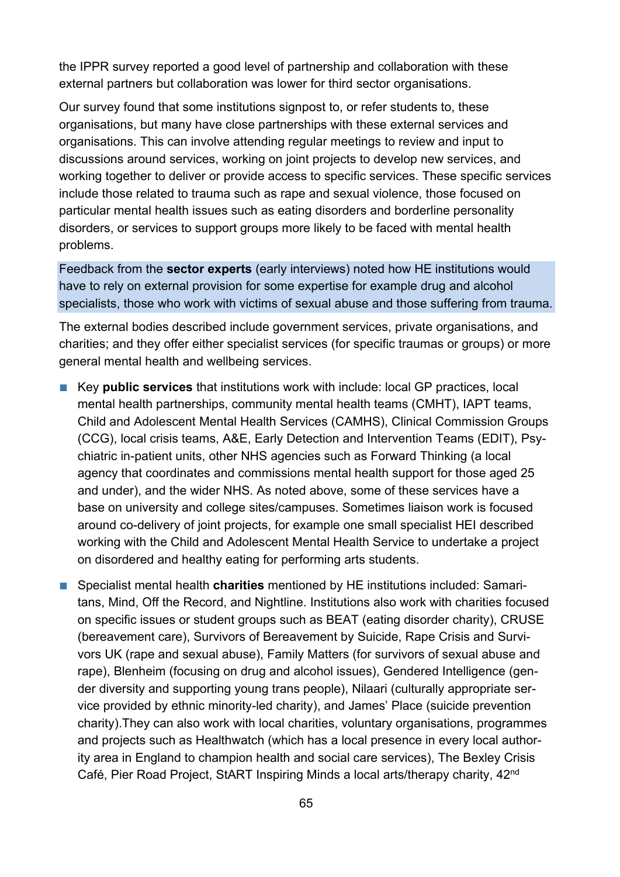the IPPR survey reported a good level of partnership and collaboration with these external partners but collaboration was lower for third sector organisations.

Our survey found that some institutions signpost to, or refer students to, these organisations, but many have close partnerships with these external services and organisations. This can involve attending regular meetings to review and input to discussions around services, working on joint projects to develop new services, and working together to deliver or provide access to specific services. These specific services include those related to trauma such as rape and sexual violence, those focused on particular mental health issues such as eating disorders and borderline personality disorders, or services to support groups more likely to be faced with mental health problems.

Feedback from the **sector experts** (early interviews) noted how HE institutions would have to rely on external provision for some expertise for example drug and alcohol specialists, those who work with victims of sexual abuse and those suffering from trauma.

The external bodies described include government services, private organisations, and charities; and they offer either specialist services (for specific traumas or groups) or more general mental health and wellbeing services.

- Key **public services** that institutions work with include: local GP practices, local mental health partnerships, community mental health teams (CMHT), IAPT teams, Child and Adolescent Mental Health Services (CAMHS), Clinical Commission Groups (CCG), local crisis teams, A&E, Early Detection and Intervention Teams (EDIT), Psychiatric in-patient units, other NHS agencies such as Forward Thinking (a local agency that coordinates and commissions mental health support for those aged 25 and under), and the wider NHS. As noted above, some of these services have a base on university and college sites/campuses. Sometimes liaison work is focused around co-delivery of joint projects, for example one small specialist HEI described working with the Child and Adolescent Mental Health Service to undertake a project on disordered and healthy eating for performing arts students.
- Specialist mental health **charities** mentioned by HE institutions included: Samaritans, Mind, Off the Record, and Nightline. Institutions also work with charities focused on specific issues or student groups such as BEAT (eating disorder charity), CRUSE (bereavement care), Survivors of Bereavement by Suicide, Rape Crisis and Survivors UK (rape and sexual abuse), Family Matters (for survivors of sexual abuse and rape), Blenheim (focusing on drug and alcohol issues), Gendered Intelligence (gender diversity and supporting young trans people), Nilaari (culturally appropriate service provided by ethnic minority-led charity), and James' Place (suicide prevention charity).They can also work with local charities, voluntary organisations, programmes and projects such as Healthwatch (which has a local presence in every local authority area in England to champion health and social care services), The Bexley Crisis Café, Pier Road Project, StART Inspiring Minds a local arts/therapy charity, 42nd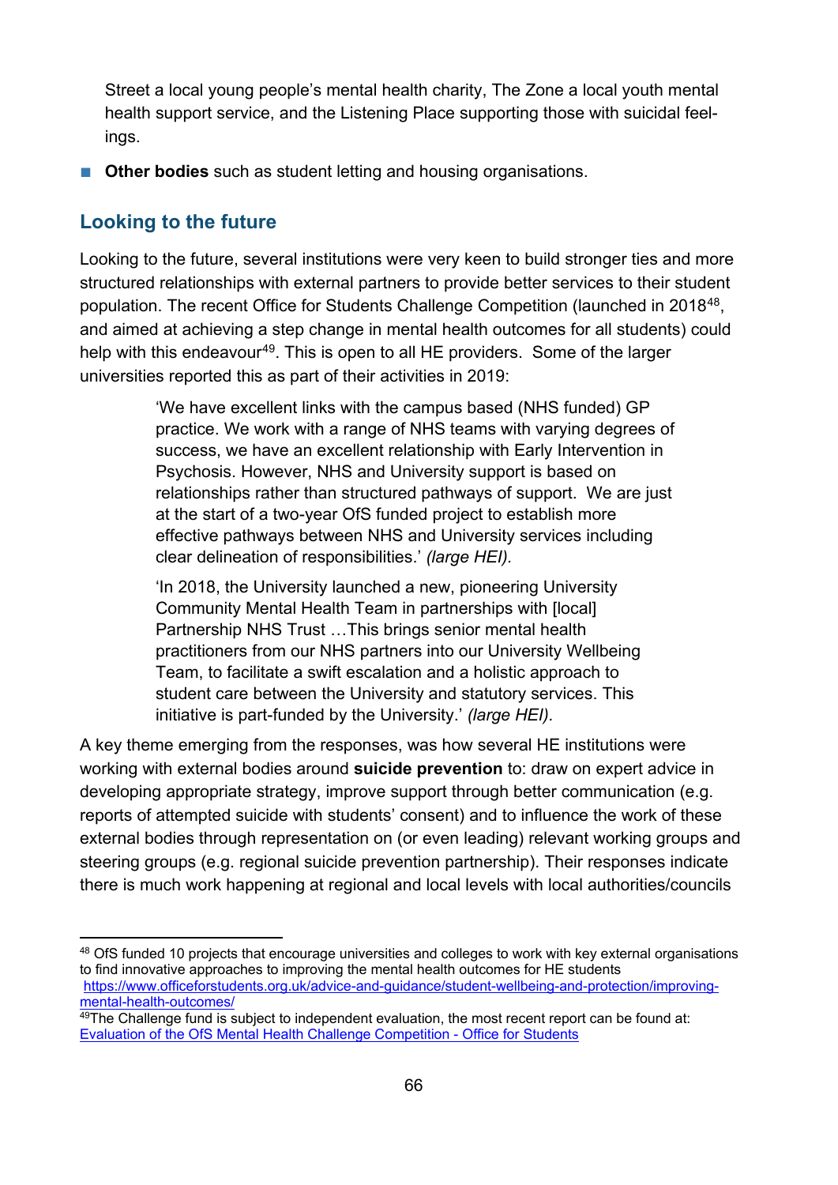Street a local young people's mental health charity, The Zone a local youth mental health support service, and the Listening Place supporting those with suicidal feelings.

- **Other bodies** such as student letting and housing organisations.

## Looking to the future

Looking to the future, several institutions were very keen to build stronger ties and more structured relationships with external partners to provide better services to their student population. The recent Office for Students Challenge Competition (launched in 2018[48], and aimed at achieving a step change in mental health outcomes for all students) could help with this endeavour[49]. This is open to all HE providers. Some of the larger universities reported this as part of their activities in 2019:

> 'We have excellent links with the campus based (NHS funded) GP practice. We work with a range of NHS teams with varying degrees of success, we have an excellent relationship with Early Intervention in Psychosis. However, NHS and University support is based on relationships rather than structured pathways of support. We are just at the start of a two-year OfS funded project to establish more effective pathways between NHS and University services including clear delineation of responsibilities.' *(large HEI).*

> 'In 2018, the University launched a new, pioneering University Community Mental Health Team in partnerships with [local] Partnership NHS Trust …This brings senior mental health practitioners from our NHS partners into our University Wellbeing Team, to facilitate a swift escalation and a holistic approach to student care between the University and statutory services. This initiative is part-funded by the University.' *(large HEI).*

A key theme emerging from the responses, was how several HE institutions were working with external bodies around **suicide prevention** to: draw on expert advice in developing appropriate strategy, improve support through better communication (e.g. reports of attempted suicide with students' consent) and to influence the work of these external bodies through representation on (or even leading) relevant working groups and steering groups (e.g. regional suicide prevention partnership). Their responses indicate there is much work happening at regional and local levels with local authorities/councils

---

[48] OfS funded 10 projects that encourage universities and colleges to work with key external organisations to find innovative approaches to improving the mental health outcomes for HE students https://www.officeforstudents.org.uk/advice-and-guidance/student-wellbeing-and-protection/improving-mental-health-outcomes/

[49] The Challenge fund is subject to independent evaluation, the most recent report can be found at: Evaluation of the OfS Mental Health Challenge Competition - Office for Students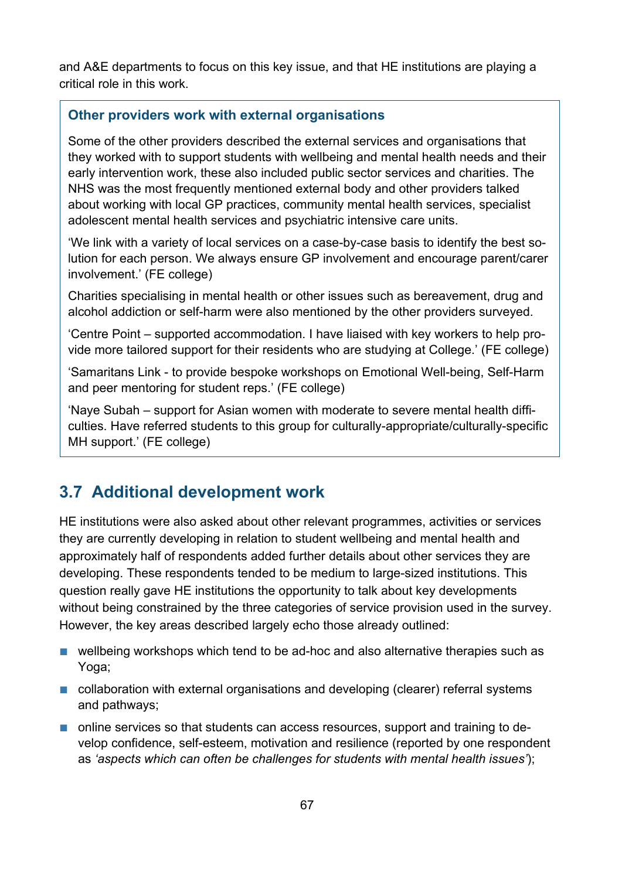and A&E departments to focus on this key issue, and that HE institutions are playing a critical role in this work.

> **Other providers work with external organisations**
>
> Some of the other providers described the external services and organisations that they worked with to support students with wellbeing and mental health needs and their early intervention work, these also included public sector services and charities. The NHS was the most frequently mentioned external body and other providers talked about working with local GP practices, community mental health services, specialist adolescent mental health services and psychiatric intensive care units.
>
> 'We link with a variety of local services on a case-by-case basis to identify the best solution for each person. We always ensure GP involvement and encourage parent/carer involvement.' (FE college)
>
> Charities specialising in mental health or other issues such as bereavement, drug and alcohol addiction or self-harm were also mentioned by the other providers surveyed.
>
> 'Centre Point – supported accommodation. I have liaised with key workers to help provide more tailored support for their residents who are studying at College.' (FE college)
>
> 'Samaritans Link - to provide bespoke workshops on Emotional Well-being, Self-Harm and peer mentoring for student reps.' (FE college)
>
> 'Naye Subah – support for Asian women with moderate to severe mental health difficulties. Have referred students to this group for culturally-appropriate/culturally-specific MH support.' (FE college)

## 3.7 Additional development work

HE institutions were also asked about other relevant programmes, activities or services they are currently developing in relation to student wellbeing and mental health and approximately half of respondents added further details about other services they are developing. These respondents tended to be medium to large-sized institutions. This question really gave HE institutions the opportunity to talk about key developments without being constrained by the three categories of service provision used in the survey. However, the key areas described largely echo those already outlined:

- wellbeing workshops which tend to be ad-hoc and also alternative therapies such as Yoga;
- collaboration with external organisations and developing (clearer) referral systems and pathways;
- online services so that students can access resources, support and training to develop confidence, self-esteem, motivation and resilience (reported by one respondent as *'aspects which can often be challenges for students with mental health issues'*);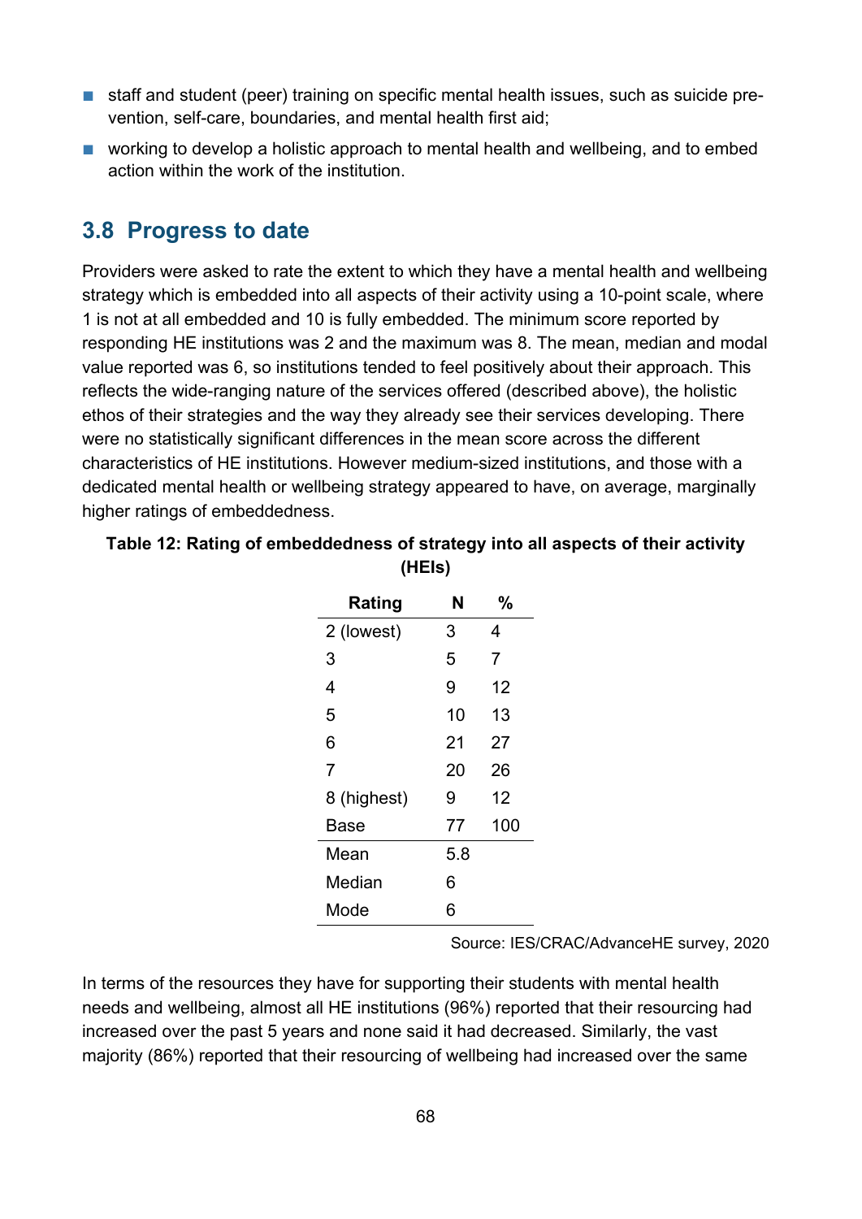- staff and student (peer) training on specific mental health issues, such as suicide prevention, self-care, boundaries, and mental health first aid;
- working to develop a holistic approach to mental health and wellbeing, and to embed action within the work of the institution.

## 3.8 Progress to date

Providers were asked to rate the extent to which they have a mental health and wellbeing strategy which is embedded into all aspects of their activity using a 10-point scale, where 1 is not at all embedded and 10 is fully embedded. The minimum score reported by responding HE institutions was 2 and the maximum was 8. The mean, median and modal value reported was 6, so institutions tended to feel positively about their approach. This reflects the wide-ranging nature of the services offered (described above), the holistic ethos of their strategies and the way they already see their services developing. There were no statistically significant differences in the mean score across the different characteristics of HE institutions. However medium-sized institutions, and those with a dedicated mental health or wellbeing strategy appeared to have, on average, marginally higher ratings of embeddedness.

**Table 12: Rating of embeddedness of strategy into all aspects of their activity (HEIs)**

| Rating | N | % |
|---|---|---|
| 2 (lowest) | 3 | 4 |
| 3 | 5 | 7 |
| 4 | 9 | 12 |
| 5 | 10 | 13 |
| 6 | 21 | 27 |
| 7 | 20 | 26 |
| 8 (highest) | 9 | 12 |
| Base | 77 | 100 |
| Mean | 5.8 | |
| Median | 6 | |
| Mode | 6 | |

Source: IES/CRAC/AdvanceHE survey, 2020

In terms of the resources they have for supporting their students with mental health needs and wellbeing, almost all HE institutions (96%) reported that their resourcing had increased over the past 5 years and none said it had decreased. Similarly, the vast majority (86%) reported that their resourcing of wellbeing had increased over the same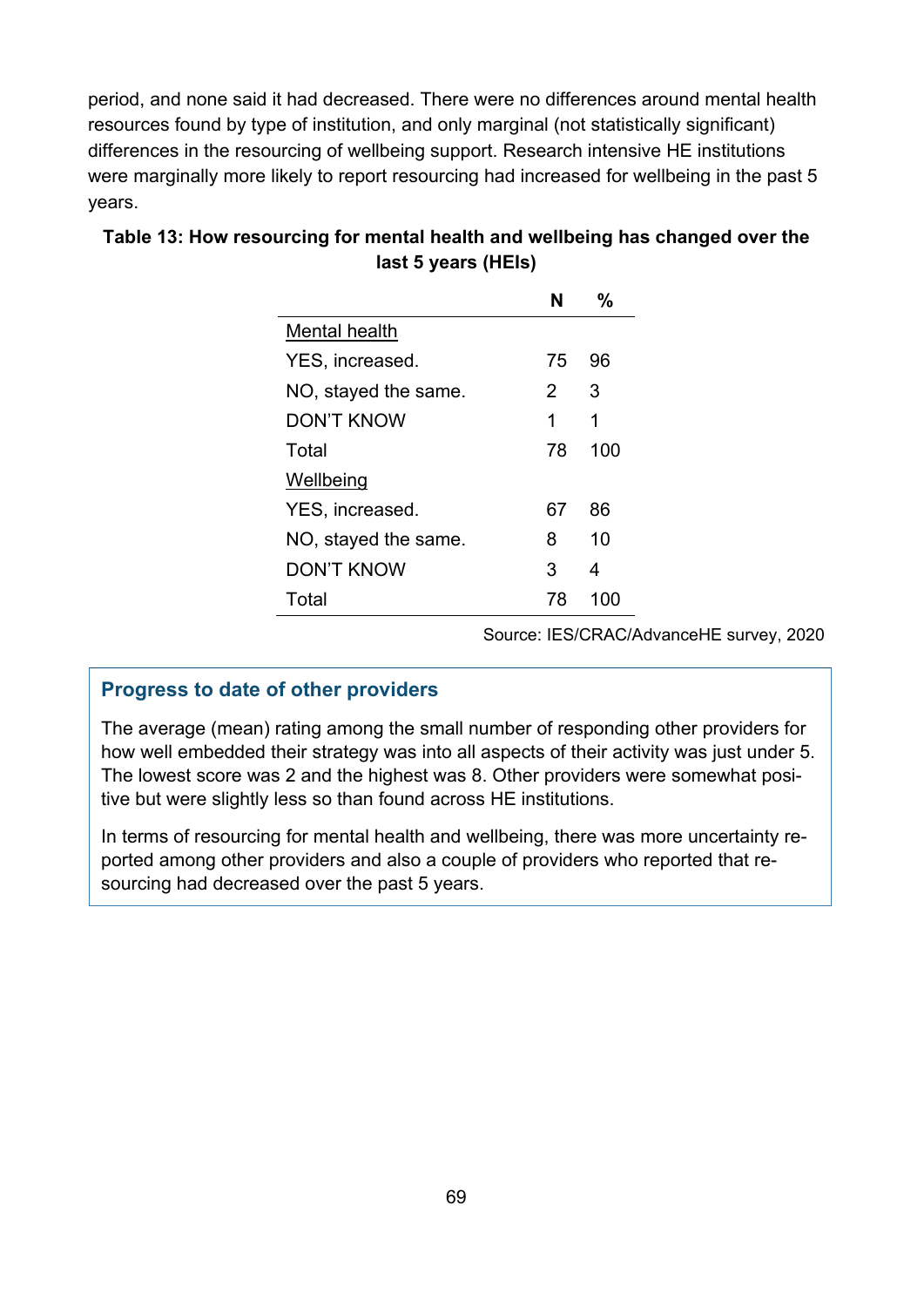period, and none said it had decreased. There were no differences around mental health resources found by type of institution, and only marginal (not statistically significant) differences in the resourcing of wellbeing support. Research intensive HE institutions were marginally more likely to report resourcing had increased for wellbeing in the past 5 years.

**Table 13: How resourcing for mental health and wellbeing has changed over the last 5 years (HEIs)**

| | N | % |
|---|---|---|
| Mental health | | |
| YES, increased. | 75 | 96 |
| NO, stayed the same. | 2 | 3 |
| DON'T KNOW | 1 | 1 |
| Total | 78 | 100 |
| Wellbeing | | |
| YES, increased. | 67 | 86 |
| NO, stayed the same. | 8 | 10 |
| DON'T KNOW | 3 | 4 |
| Total | 78 | 100 |

Source: IES/CRAC/AdvanceHE survey, 2020

### Progress to date of other providers

The average (mean) rating among the small number of responding other providers for how well embedded their strategy was into all aspects of their activity was just under 5. The lowest score was 2 and the highest was 8. Other providers were somewhat positive but were slightly less so than found across HE institutions.

In terms of resourcing for mental health and wellbeing, there was more uncertainty reported among other providers and also a couple of providers who reported that resourcing had decreased over the past 5 years.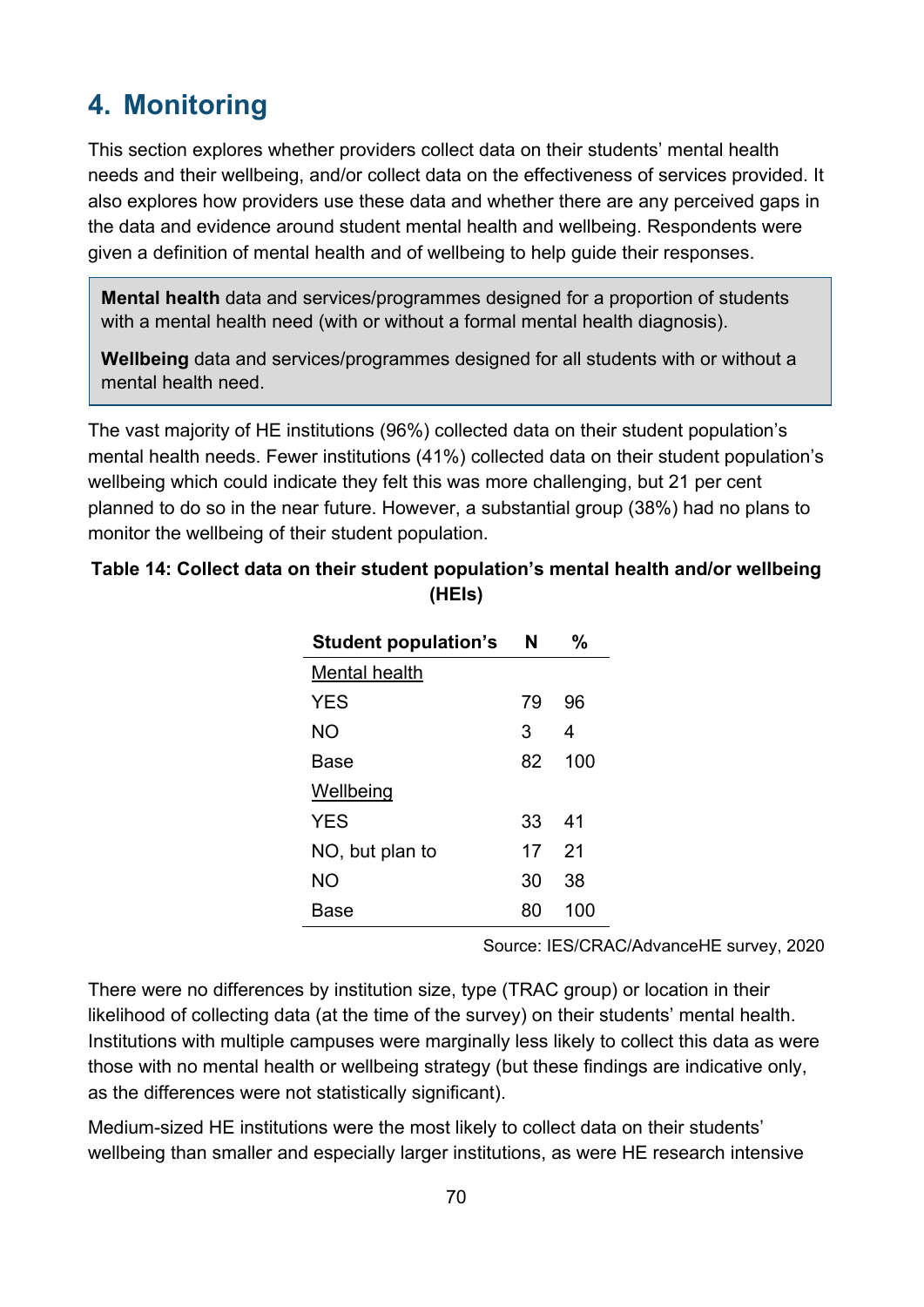## 4. Monitoring

This section explores whether providers collect data on their students' mental health needs and their wellbeing, and/or collect data on the effectiveness of services provided. It also explores how providers use these data and whether there are any perceived gaps in the data and evidence around student mental health and wellbeing. Respondents were given a definition of mental health and of wellbeing to help guide their responses.

> **Mental health** data and services/programmes designed for a proportion of students with a mental health need (with or without a formal mental health diagnosis).
>
> **Wellbeing** data and services/programmes designed for all students with or without a mental health need.

The vast majority of HE institutions (96%) collected data on their student population's mental health needs. Fewer institutions (41%) collected data on their student population's wellbeing which could indicate they felt this was more challenging, but 21 per cent planned to do so in the near future. However, a substantial group (38%) had no plans to monitor the wellbeing of their student population.

**Table 14: Collect data on their student population's mental health and/or wellbeing (HEIs)**

| Student population's | N | % |
|---|---|---|
| Mental health | | |
| YES | 79 | 96 |
| NO | 3 | 4 |
| Base | 82 | 100 |
| Wellbeing | | |
| YES | 33 | 41 |
| NO, but plan to | 17 | 21 |
| NO | 30 | 38 |
| Base | 80 | 100 |

Source: IES/CRAC/AdvanceHE survey, 2020

There were no differences by institution size, type (TRAC group) or location in their likelihood of collecting data (at the time of the survey) on their students' mental health. Institutions with multiple campuses were marginally less likely to collect this data as were those with no mental health or wellbeing strategy (but these findings are indicative only, as the differences were not statistically significant).

Medium-sized HE institutions were the most likely to collect data on their students' wellbeing than smaller and especially larger institutions, as were HE research intensive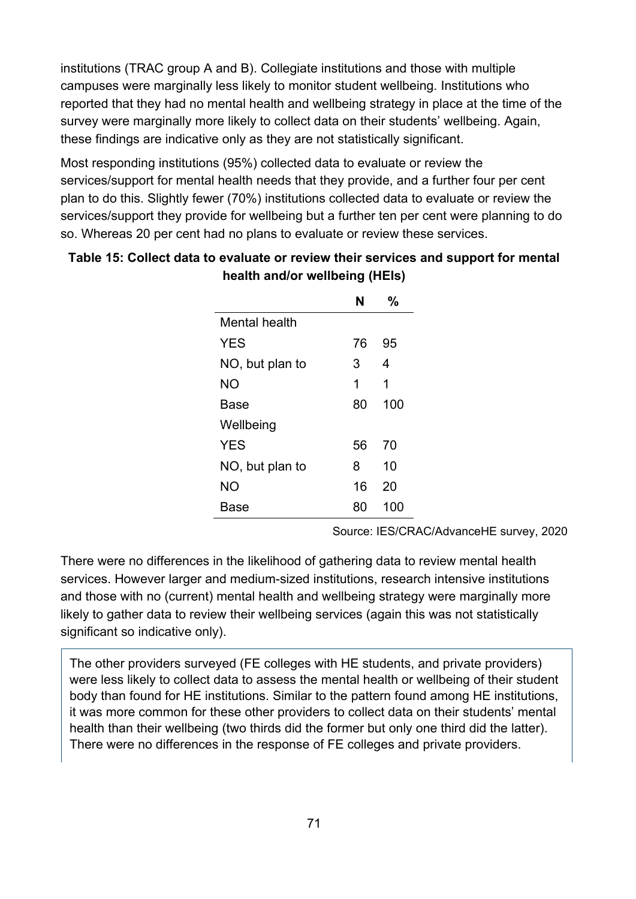institutions (TRAC group A and B). Collegiate institutions and those with multiple campuses were marginally less likely to monitor student wellbeing. Institutions who reported that they had no mental health and wellbeing strategy in place at the time of the survey were marginally more likely to collect data on their students' wellbeing. Again, these findings are indicative only as they are not statistically significant.

Most responding institutions (95%) collected data to evaluate or review the services/support for mental health needs that they provide, and a further four per cent plan to do this. Slightly fewer (70%) institutions collected data to evaluate or review the services/support they provide for wellbeing but a further ten per cent were planning to do so. Whereas 20 per cent had no plans to evaluate or review these services.

**Table 15: Collect data to evaluate or review their services and support for mental health and/or wellbeing (HEIs)**

| | N | % |
|---|---|---|
| Mental health | | |
| YES | 76 | 95 |
| NO, but plan to | 3 | 4 |
| NO | 1 | 1 |
| Base | 80 | 100 |
| Wellbeing | | |
| YES | 56 | 70 |
| NO, but plan to | 8 | 10 |
| NO | 16 | 20 |
| Base | 80 | 100 |

Source: IES/CRAC/AdvanceHE survey, 2020

There were no differences in the likelihood of gathering data to review mental health services. However larger and medium-sized institutions, research intensive institutions and those with no (current) mental health and wellbeing strategy were marginally more likely to gather data to review their wellbeing services (again this was not statistically significant so indicative only).

The other providers surveyed (FE colleges with HE students, and private providers) were less likely to collect data to assess the mental health or wellbeing of their student body than found for HE institutions. Similar to the pattern found among HE institutions, it was more common for these other providers to collect data on their students' mental health than their wellbeing (two thirds did the former but only one third did the latter). There were no differences in the response of FE colleges and private providers.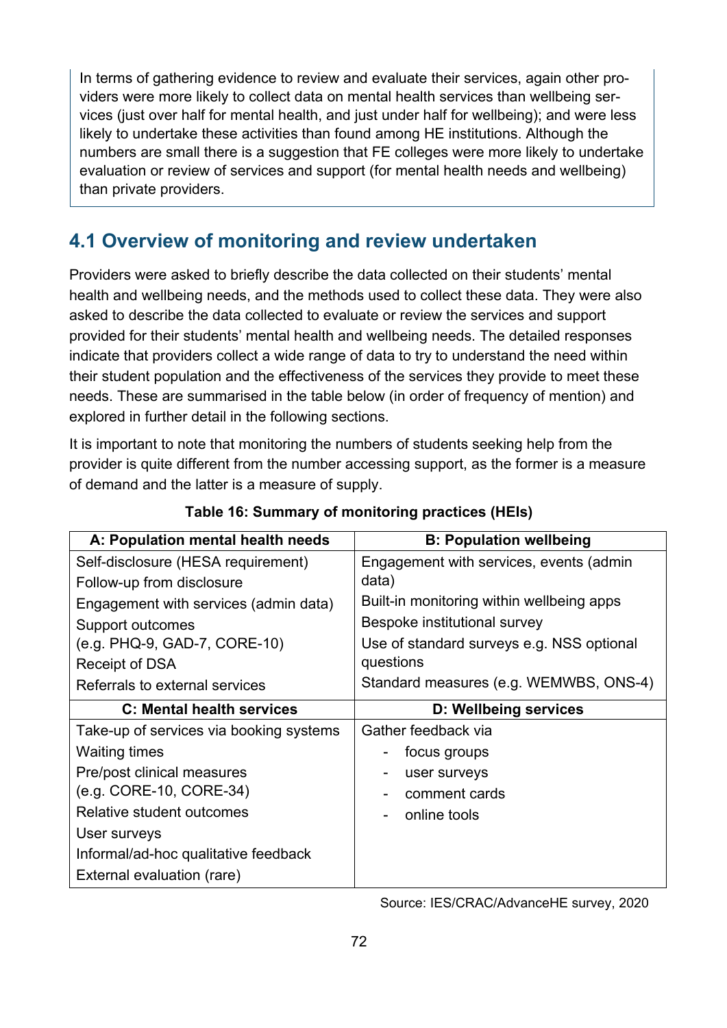In terms of gathering evidence to review and evaluate their services, again other providers were more likely to collect data on mental health services than wellbeing services (just over half for mental health, and just under half for wellbeing); and were less likely to undertake these activities than found among HE institutions. Although the numbers are small there is a suggestion that FE colleges were more likely to undertake evaluation or review of services and support (for mental health needs and wellbeing) than private providers.

## 4.1 Overview of monitoring and review undertaken

Providers were asked to briefly describe the data collected on their students' mental health and wellbeing needs, and the methods used to collect these data. They were also asked to describe the data collected to evaluate or review the services and support provided for their students' mental health and wellbeing needs. The detailed responses indicate that providers collect a wide range of data to try to understand the need within their student population and the effectiveness of the services they provide to meet these needs. These are summarised in the table below (in order of frequency of mention) and explored in further detail in the following sections.

It is important to note that monitoring the numbers of students seeking help from the provider is quite different from the number accessing support, as the former is a measure of demand and the latter is a measure of supply.

**Table 16: Summary of monitoring practices (HEIs)**

| A: Population mental health needs | B: Population wellbeing |
|---|---|
| Self-disclosure (HESA requirement)<br>Follow-up from disclosure<br>Engagement with services (admin data)<br>Support outcomes<br>(e.g. PHQ-9, GAD-7, CORE-10)<br>Receipt of DSA<br>Referrals to external services | Engagement with services, events (admin data)<br>Built-in monitoring within wellbeing apps<br>Bespoke institutional survey<br>Use of standard surveys e.g. NSS optional questions<br>Standard measures (e.g. WEMWBS, ONS-4) |
| **C: Mental health services** | **D: Wellbeing services** |
| Take-up of services via booking systems<br>Waiting times<br>Pre/post clinical measures<br>(e.g. CORE-10, CORE-34)<br>Relative student outcomes<br>User surveys<br>Informal/ad-hoc qualitative feedback<br>External evaluation (rare) | Gather feedback via<br>- focus groups<br>- user surveys<br>- comment cards<br>- online tools |

Source: IES/CRAC/AdvanceHE survey, 2020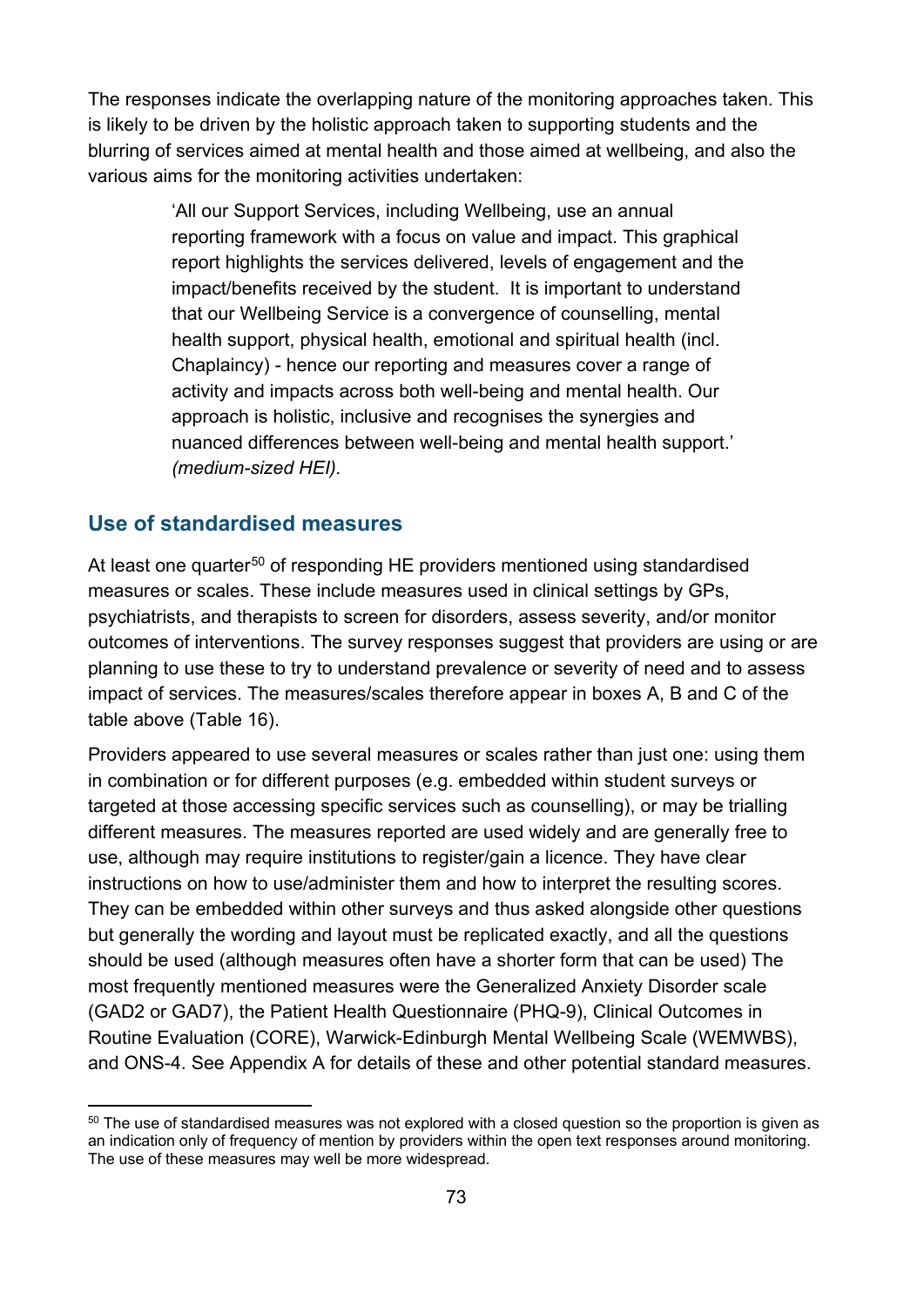The responses indicate the overlapping nature of the monitoring approaches taken. This is likely to be driven by the holistic approach taken to supporting students and the blurring of services aimed at mental health and those aimed at wellbeing, and also the various aims for the monitoring activities undertaken:

> 'All our Support Services, including Wellbeing, use an annual reporting framework with a focus on value and impact. This graphical report highlights the services delivered, levels of engagement and the impact/benefits received by the student. It is important to understand that our Wellbeing Service is a convergence of counselling, mental health support, physical health, emotional and spiritual health (incl. Chaplaincy) - hence our reporting and measures cover a range of activity and impacts across both well-being and mental health. Our approach is holistic, inclusive and recognises the synergies and nuanced differences between well-being and mental health support.' *(medium-sized HEI).*

## Use of standardised measures

At least one quarter[50] of responding HE providers mentioned using standardised measures or scales. These include measures used in clinical settings by GPs, psychiatrists, and therapists to screen for disorders, assess severity, and/or monitor outcomes of interventions. The survey responses suggest that providers are using or are planning to use these to try to understand prevalence or severity of need and to assess impact of services. The measures/scales therefore appear in boxes A, B and C of the table above (Table 16).

Providers appeared to use several measures or scales rather than just one: using them in combination or for different purposes (e.g. embedded within student surveys or targeted at those accessing specific services such as counselling), or may be trialling different measures. The measures reported are used widely and are generally free to use, although may require institutions to register/gain a licence. They have clear instructions on how to use/administer them and how to interpret the resulting scores. They can be embedded within other surveys and thus asked alongside other questions but generally the wording and layout must be replicated exactly, and all the questions should be used (although measures often have a shorter form that can be used) The most frequently mentioned measures were the Generalized Anxiety Disorder scale (GAD2 or GAD7), the Patient Health Questionnaire (PHQ-9), Clinical Outcomes in Routine Evaluation (CORE), Warwick-Edinburgh Mental Wellbeing Scale (WEMWBS), and ONS-4. See Appendix A for details of these and other potential standard measures.

---

[50] The use of standardised measures was not explored with a closed question so the proportion is given as an indication only of frequency of mention by providers within the open text responses around monitoring. The use of these measures may well be more widespread.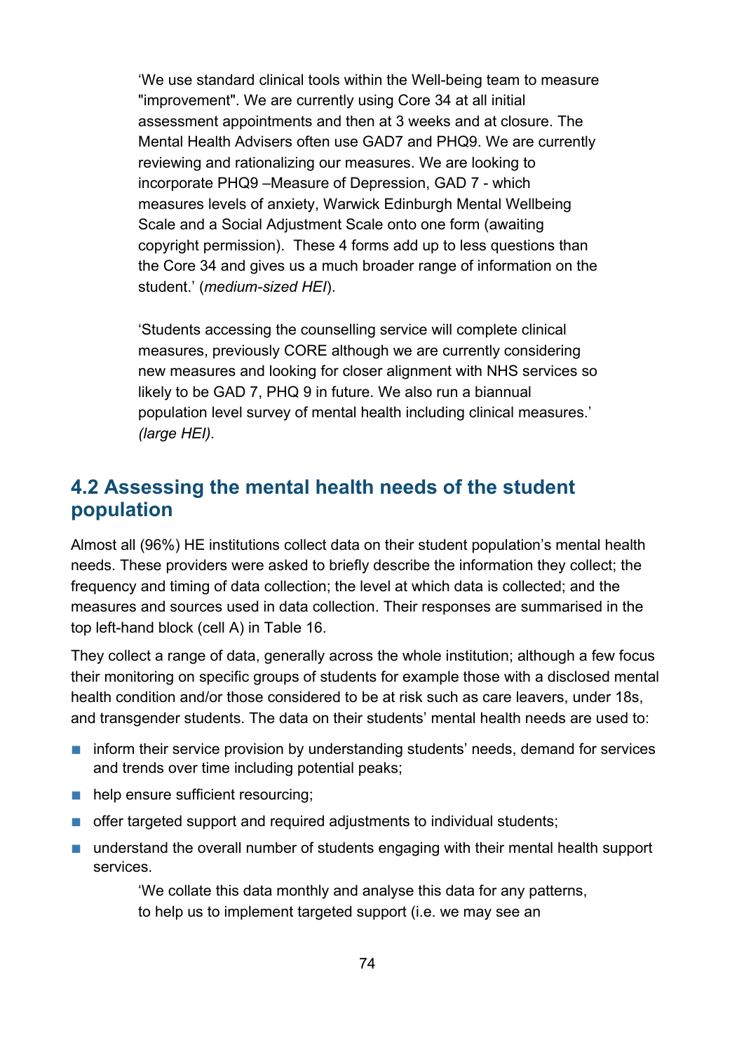> 'We use standard clinical tools within the Well-being team to measure "improvement". We are currently using Core 34 at all initial assessment appointments and then at 3 weeks and at closure. The Mental Health Advisers often use GAD7 and PHQ9. We are currently reviewing and rationalizing our measures. We are looking to incorporate PHQ9 –Measure of Depression, GAD 7 - which measures levels of anxiety, Warwick Edinburgh Mental Wellbeing Scale and a Social Adjustment Scale onto one form (awaiting copyright permission). These 4 forms add up to less questions than the Core 34 and gives us a much broader range of information on the student.' (*medium-sized HEI*).

> 'Students accessing the counselling service will complete clinical measures, previously CORE although we are currently considering new measures and looking for closer alignment with NHS services so likely to be GAD 7, PHQ 9 in future. We also run a biannual population level survey of mental health including clinical measures.' *(large HEI).*

## 4.2 Assessing the mental health needs of the student population

Almost all (96%) HE institutions collect data on their student population's mental health needs. These providers were asked to briefly describe the information they collect; the frequency and timing of data collection; the level at which data is collected; and the measures and sources used in data collection. Their responses are summarised in the top left-hand block (cell A) in Table 16.

They collect a range of data, generally across the whole institution; although a few focus their monitoring on specific groups of students for example those with a disclosed mental health condition and/or those considered to be at risk such as care leavers, under 18s, and transgender students. The data on their students' mental health needs are used to:

- inform their service provision by understanding students' needs, demand for services and trends over time including potential peaks;
- help ensure sufficient resourcing;
- offer targeted support and required adjustments to individual students;
- understand the overall number of students engaging with their mental health support services.

> 'We collate this data monthly and analyse this data for any patterns, to help us to implement targeted support (i.e. we may see an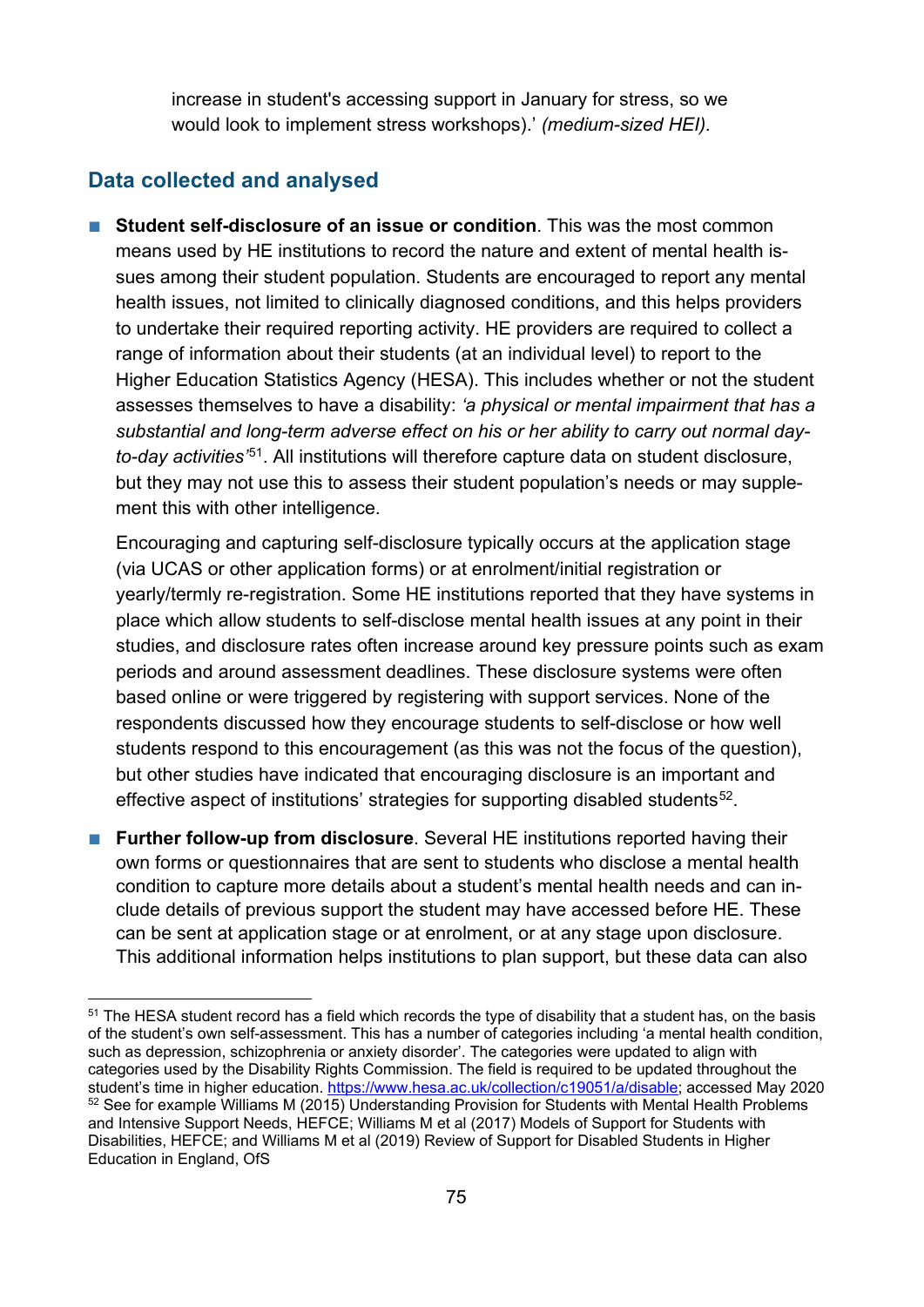increase in student's accessing support in January for stress, so we would look to implement stress workshops).' *(medium-sized HEI).*

## Data collected and analysed

- **Student self-disclosure of an issue or condition**. This was the most common means used by HE institutions to record the nature and extent of mental health issues among their student population. Students are encouraged to report any mental health issues, not limited to clinically diagnosed conditions, and this helps providers to undertake their required reporting activity. HE providers are required to collect a range of information about their students (at an individual level) to report to the Higher Education Statistics Agency (HESA). This includes whether or not the student assesses themselves to have a disability: *'a physical or mental impairment that has a substantial and long-term adverse effect on his or her ability to carry out normal day-to-day activities'*[51]. All institutions will therefore capture data on student disclosure, but they may not use this to assess their student population's needs or may supplement this with other intelligence.

  Encouraging and capturing self-disclosure typically occurs at the application stage (via UCAS or other application forms) or at enrolment/initial registration or yearly/termly re-registration. Some HE institutions reported that they have systems in place which allow students to self-disclose mental health issues at any point in their studies, and disclosure rates often increase around key pressure points such as exam periods and around assessment deadlines. These disclosure systems were often based online or were triggered by registering with support services. None of the respondents discussed how they encourage students to self-disclose or how well students respond to this encouragement (as this was not the focus of the question), but other studies have indicated that encouraging disclosure is an important and effective aspect of institutions' strategies for supporting disabled students[52].

- **Further follow-up from disclosure**. Several HE institutions reported having their own forms or questionnaires that are sent to students who disclose a mental health condition to capture more details about a student's mental health needs and can include details of previous support the student may have accessed before HE. These can be sent at application stage or at enrolment, or at any stage upon disclosure. This additional information helps institutions to plan support, but these data can also

---

[51] The HESA student record has a field which records the type of disability that a student has, on the basis of the student's own self-assessment. This has a number of categories including 'a mental health condition, such as depression, schizophrenia or anxiety disorder'. The categories were updated to align with categories used by the Disability Rights Commission. The field is required to be updated throughout the student's time in higher education. https://www.hesa.ac.uk/collection/c19051/a/disable; accessed May 2020

[52] See for example Williams M (2015) Understanding Provision for Students with Mental Health Problems and Intensive Support Needs, HEFCE; Williams M et al (2017) Models of Support for Students with Disabilities, HEFCE; and Williams M et al (2019) Review of Support for Disabled Students in Higher Education in England, OfS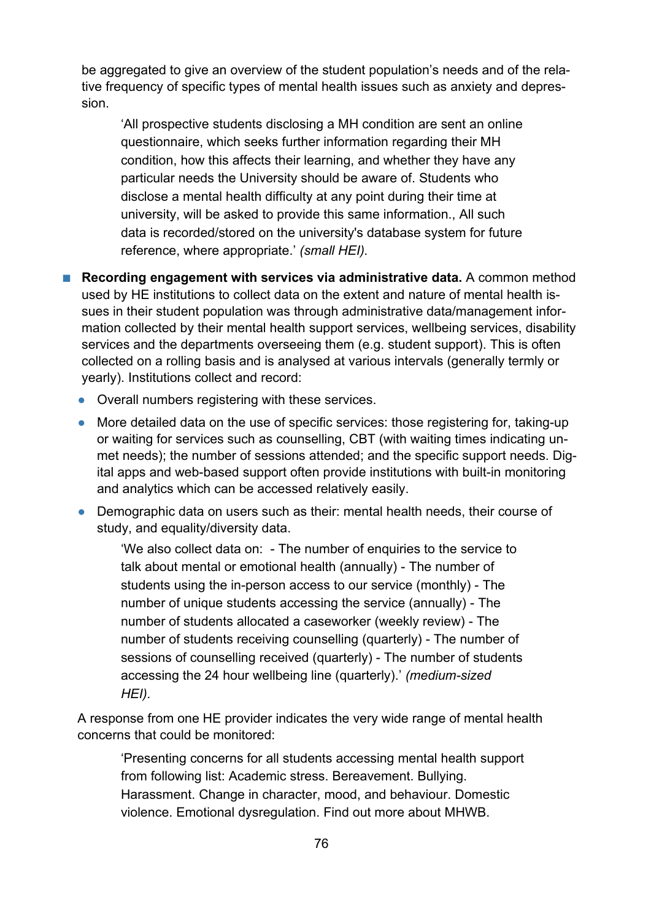be aggregated to give an overview of the student population's needs and of the relative frequency of specific types of mental health issues such as anxiety and depression.

> 'All prospective students disclosing a MH condition are sent an online questionnaire, which seeks further information regarding their MH condition, how this affects their learning, and whether they have any particular needs the University should be aware of. Students who disclose a mental health difficulty at any point during their time at university, will be asked to provide this same information., All such data is recorded/stored on the university's database system for future reference, where appropriate.' *(small HEI).*

- **Recording engagement with services via administrative data.** A common method used by HE institutions to collect data on the extent and nature of mental health issues in their student population was through administrative data/management information collected by their mental health support services, wellbeing services, disability services and the departments overseeing them (e.g. student support). This is often collected on a rolling basis and is analysed at various intervals (generally termly or yearly). Institutions collect and record:
  - Overall numbers registering with these services.
  - More detailed data on the use of specific services: those registering for, taking-up or waiting for services such as counselling, CBT (with waiting times indicating unmet needs); the number of sessions attended; and the specific support needs. Digital apps and web-based support often provide institutions with built-in monitoring and analytics which can be accessed relatively easily.
  - Demographic data on users such as their: mental health needs, their course of study, and equality/diversity data.

> 'We also collect data on: - The number of enquiries to the service to talk about mental or emotional health (annually) - The number of students using the in-person access to our service (monthly) - The number of unique students accessing the service (annually) - The number of students allocated a caseworker (weekly review) - The number of students receiving counselling (quarterly) - The number of sessions of counselling received (quarterly) - The number of students accessing the 24 hour wellbeing line (quarterly).' *(medium-sized HEI).*

A response from one HE provider indicates the very wide range of mental health concerns that could be monitored:

> 'Presenting concerns for all students accessing mental health support from following list: Academic stress. Bereavement. Bullying. Harassment. Change in character, mood, and behaviour. Domestic violence. Emotional dysregulation. Find out more about MHWB.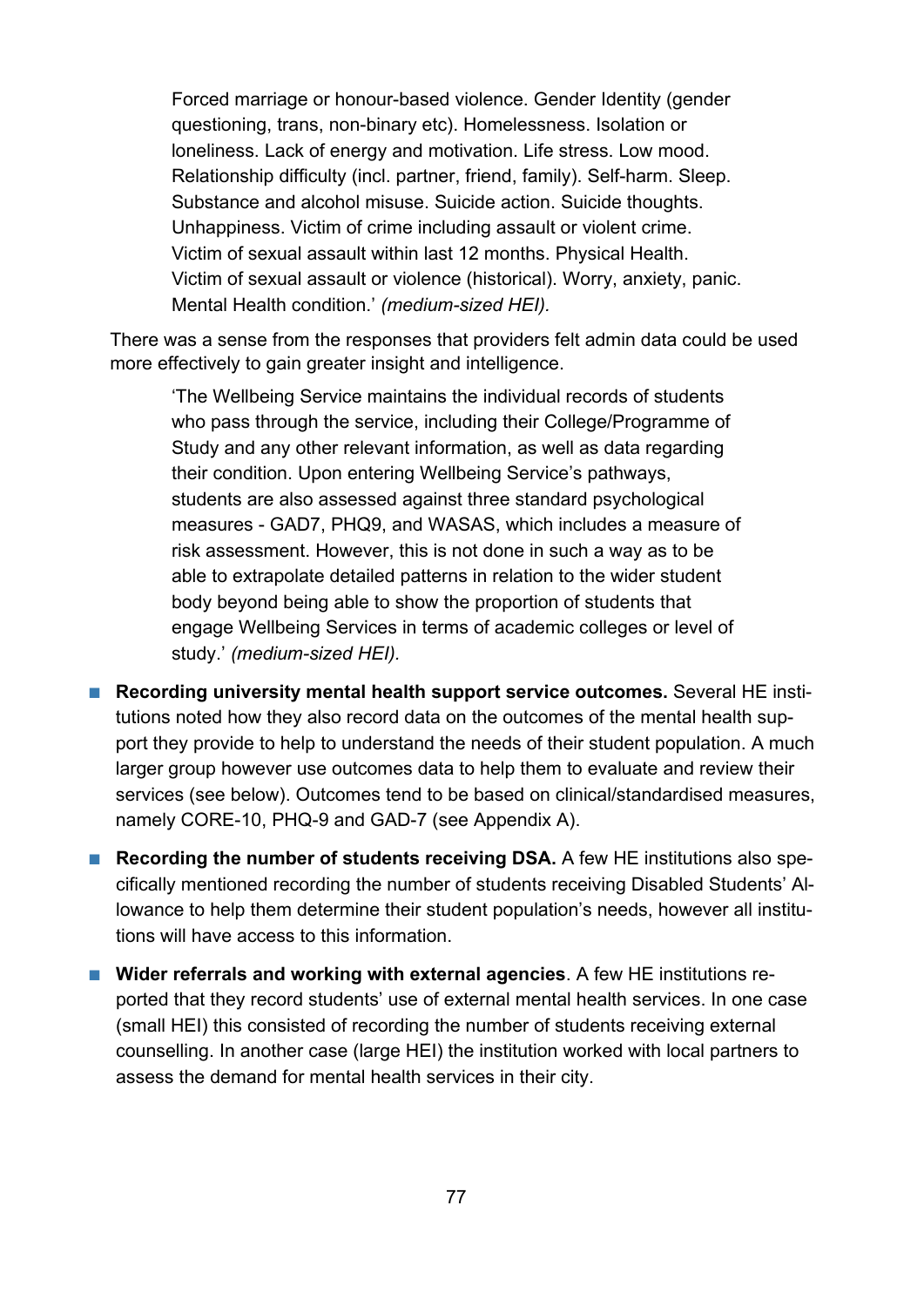> Forced marriage or honour-based violence. Gender Identity (gender questioning, trans, non-binary etc). Homelessness. Isolation or loneliness. Lack of energy and motivation. Life stress. Low mood. Relationship difficulty (incl. partner, friend, family). Self-harm. Sleep. Substance and alcohol misuse. Suicide action. Suicide thoughts. Unhappiness. Victim of crime including assault or violent crime. Victim of sexual assault within last 12 months. Physical Health. Victim of sexual assault or violence (historical). Worry, anxiety, panic. Mental Health condition.' *(medium-sized HEI).*

There was a sense from the responses that providers felt admin data could be used more effectively to gain greater insight and intelligence.

> 'The Wellbeing Service maintains the individual records of students who pass through the service, including their College/Programme of Study and any other relevant information, as well as data regarding their condition. Upon entering Wellbeing Service's pathways, students are also assessed against three standard psychological measures - GAD7, PHQ9, and WASAS, which includes a measure of risk assessment. However, this is not done in such a way as to be able to extrapolate detailed patterns in relation to the wider student body beyond being able to show the proportion of students that engage Wellbeing Services in terms of academic colleges or level of study.' *(medium-sized HEI).*

- **Recording university mental health support service outcomes.** Several HE institutions noted how they also record data on the outcomes of the mental health support they provide to help to understand the needs of their student population. A much larger group however use outcomes data to help them to evaluate and review their services (see below). Outcomes tend to be based on clinical/standardised measures, namely CORE-10, PHQ-9 and GAD-7 (see Appendix A).
- **Recording the number of students receiving DSA.** A few HE institutions also specifically mentioned recording the number of students receiving Disabled Students' Allowance to help them determine their student population's needs, however all institutions will have access to this information.
- **Wider referrals and working with external agencies**. A few HE institutions reported that they record students' use of external mental health services. In one case (small HEI) this consisted of recording the number of students receiving external counselling. In another case (large HEI) the institution worked with local partners to assess the demand for mental health services in their city.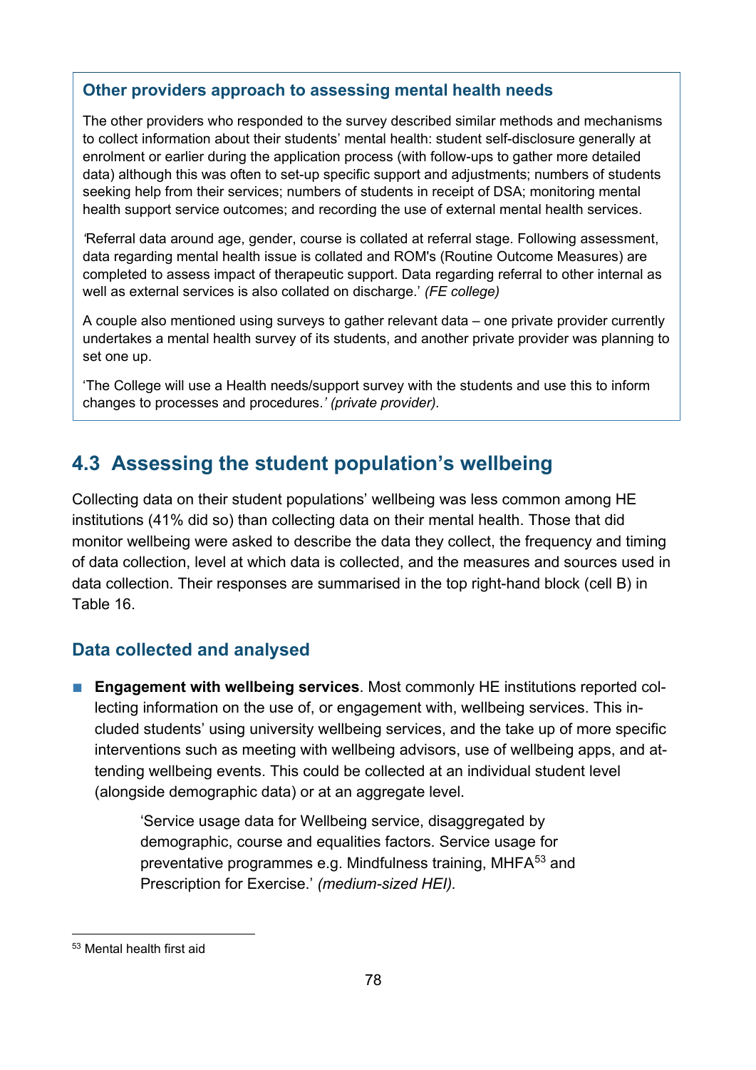### Other providers approach to assessing mental health needs

The other providers who responded to the survey described similar methods and mechanisms to collect information about their students' mental health: student self-disclosure generally at enrolment or earlier during the application process (with follow-ups to gather more detailed data) although this was often to set-up specific support and adjustments; numbers of students seeking help from their services; numbers of students in receipt of DSA; monitoring mental health support service outcomes; and recording the use of external mental health services.

'Referral data around age, gender, course is collated at referral stage. Following assessment, data regarding mental health issue is collated and ROM's (Routine Outcome Measures) are completed to assess impact of therapeutic support. Data regarding referral to other internal as well as external services is also collated on discharge.' *(FE college)*

A couple also mentioned using surveys to gather relevant data – one private provider currently undertakes a mental health survey of its students, and another private provider was planning to set one up.

'The College will use a Health needs/support survey with the students and use this to inform changes to processes and procedures.' *(private provider).*

## 4.3 Assessing the student population's wellbeing

Collecting data on their student populations' wellbeing was less common among HE institutions (41% did so) than collecting data on their mental health. Those that did monitor wellbeing were asked to describe the data they collect, the frequency and timing of data collection, level at which data is collected, and the measures and sources used in data collection. Their responses are summarised in the top right-hand block (cell B) in Table 16.

### Data collected and analysed

- **Engagement with wellbeing services**. Most commonly HE institutions reported collecting information on the use of, or engagement with, wellbeing services. This included students' using university wellbeing services, and the take up of more specific interventions such as meeting with wellbeing advisors, use of wellbeing apps, and attending wellbeing events. This could be collected at an individual student level (alongside demographic data) or at an aggregate level.

> 'Service usage data for Wellbeing service, disaggregated by demographic, course and equalities factors. Service usage for preventative programmes e.g. Mindfulness training, MHFA[53] and Prescription for Exercise.' *(medium-sized HEI).*

[53] Mental health first aid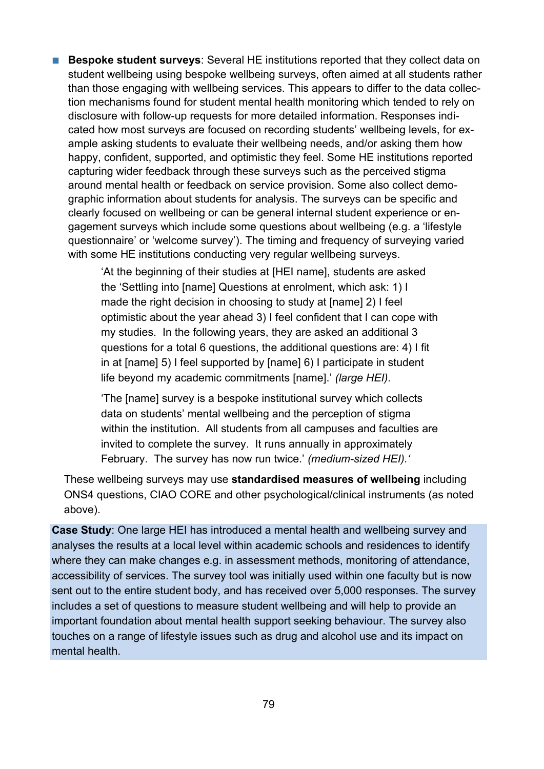- **Bespoke student surveys**: Several HE institutions reported that they collect data on student wellbeing using bespoke wellbeing surveys, often aimed at all students rather than those engaging with wellbeing services. This appears to differ to the data collection mechanisms found for student mental health monitoring which tended to rely on disclosure with follow-up requests for more detailed information. Responses indicated how most surveys are focused on recording students' wellbeing levels, for example asking students to evaluate their wellbeing needs, and/or asking them how happy, confident, supported, and optimistic they feel. Some HE institutions reported capturing wider feedback through these surveys such as the perceived stigma around mental health or feedback on service provision. Some also collect demographic information about students for analysis. The surveys can be specific and clearly focused on wellbeing or can be general internal student experience or engagement surveys which include some questions about wellbeing (e.g. a 'lifestyle questionnaire' or 'welcome survey'). The timing and frequency of surveying varied with some HE institutions conducting very regular wellbeing surveys.

  > 'At the beginning of their studies at [HEI name], students are asked the 'Settling into [name] Questions at enrolment, which ask: 1) I made the right decision in choosing to study at [name] 2) I feel optimistic about the year ahead 3) I feel confident that I can cope with my studies. In the following years, they are asked an additional 3 questions for a total 6 questions, the additional questions are: 4) I fit in at [name] 5) I feel supported by [name] 6) I participate in student life beyond my academic commitments [name].' *(large HEI).*

  > 'The [name] survey is a bespoke institutional survey which collects data on students' mental wellbeing and the perception of stigma within the institution. All students from all campuses and faculties are invited to complete the survey. It runs annually in approximately February. The survey has now run twice.' *(medium-sized HEI).'*

  These wellbeing surveys may use **standardised measures of wellbeing** including ONS4 questions, CIAO CORE and other psychological/clinical instruments (as noted above).

**Case Study**: One large HEI has introduced a mental health and wellbeing survey and analyses the results at a local level within academic schools and residences to identify where they can make changes e.g. in assessment methods, monitoring of attendance, accessibility of services. The survey tool was initially used within one faculty but is now sent out to the entire student body, and has received over 5,000 responses. The survey includes a set of questions to measure student wellbeing and will help to provide an important foundation about mental health support seeking behaviour. The survey also touches on a range of lifestyle issues such as drug and alcohol use and its impact on mental health.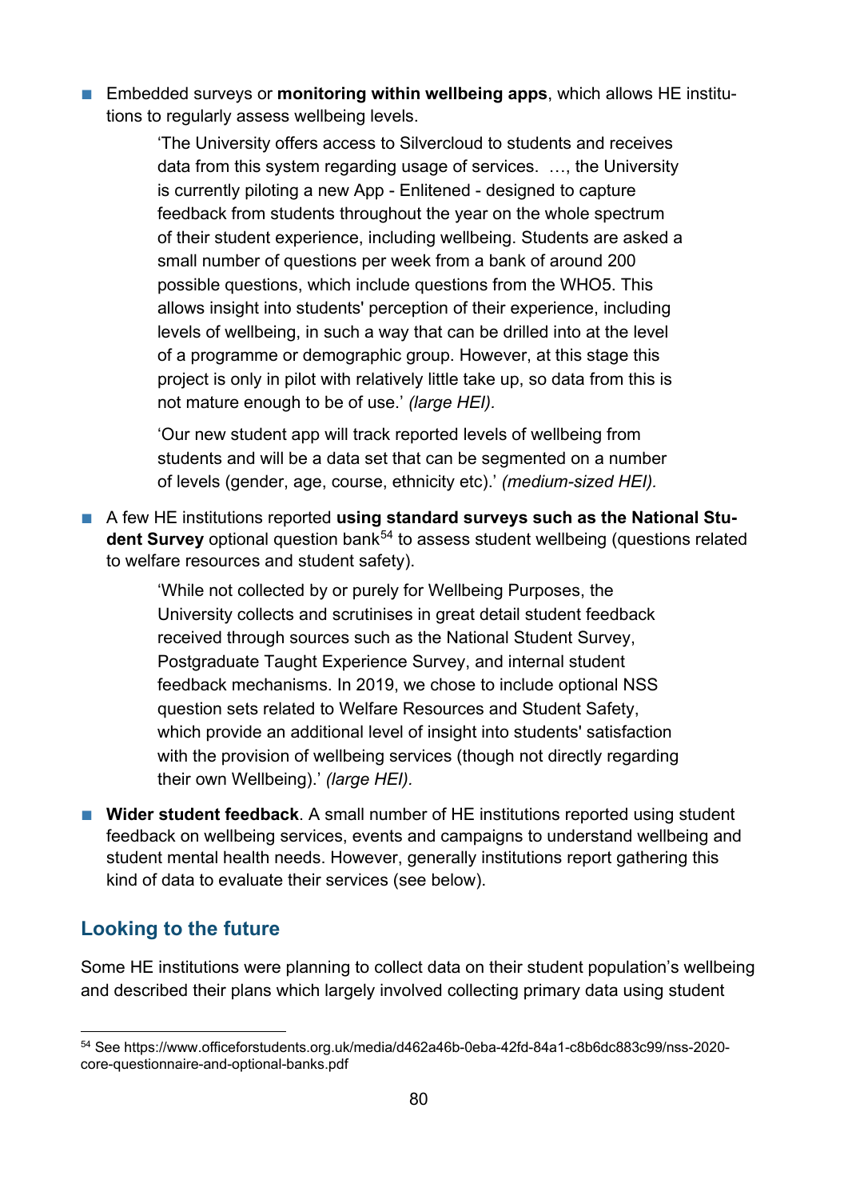- Embedded surveys or **monitoring within wellbeing apps**, which allows HE institutions to regularly assess wellbeing levels.

  > 'The University offers access to Silvercloud to students and receives data from this system regarding usage of services. …, the University is currently piloting a new App - Enlitened - designed to capture feedback from students throughout the year on the whole spectrum of their student experience, including wellbeing. Students are asked a small number of questions per week from a bank of around 200 possible questions, which include questions from the WHO5. This allows insight into students' perception of their experience, including levels of wellbeing, in such a way that can be drilled into at the level of a programme or demographic group. However, at this stage this project is only in pilot with relatively little take up, so data from this is not mature enough to be of use.' *(large HEI).*

  > 'Our new student app will track reported levels of wellbeing from students and will be a data set that can be segmented on a number of levels (gender, age, course, ethnicity etc).' *(medium-sized HEI).*

- A few HE institutions reported **using standard surveys such as the National Student Survey** optional question bank[54] to assess student wellbeing (questions related to welfare resources and student safety).

  > 'While not collected by or purely for Wellbeing Purposes, the University collects and scrutinises in great detail student feedback received through sources such as the National Student Survey, Postgraduate Taught Experience Survey, and internal student feedback mechanisms. In 2019, we chose to include optional NSS question sets related to Welfare Resources and Student Safety, which provide an additional level of insight into students' satisfaction with the provision of wellbeing services (though not directly regarding their own Wellbeing).' *(large HEI).*

- **Wider student feedback**. A small number of HE institutions reported using student feedback on wellbeing services, events and campaigns to understand wellbeing and student mental health needs. However, generally institutions report gathering this kind of data to evaluate their services (see below).

## Looking to the future

Some HE institutions were planning to collect data on their student population's wellbeing and described their plans which largely involved collecting primary data using student

[54] See https://www.officeforstudents.org.uk/media/d462a46b-0eba-42fd-84a1-c8b6dc883c99/nss-2020-core-questionnaire-and-optional-banks.pdf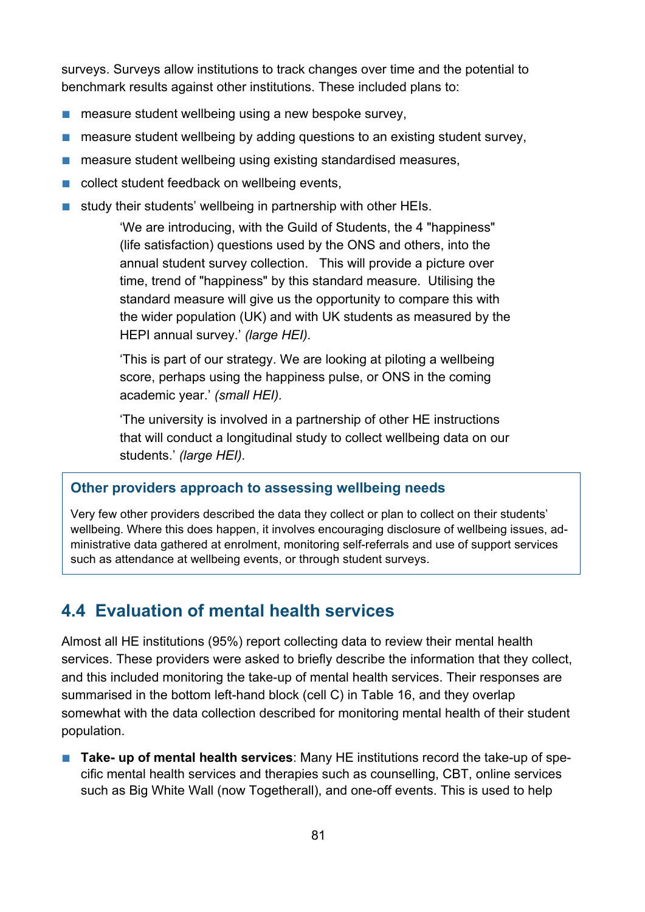surveys. Surveys allow institutions to track changes over time and the potential to benchmark results against other institutions. These included plans to:

- measure student wellbeing using a new bespoke survey,
- measure student wellbeing by adding questions to an existing student survey,
- measure student wellbeing using existing standardised measures,
- collect student feedback on wellbeing events,
- study their students' wellbeing in partnership with other HEIs.

> 'We are introducing, with the Guild of Students, the 4 "happiness" (life satisfaction) questions used by the ONS and others, into the annual student survey collection. This will provide a picture over time, trend of "happiness" by this standard measure. Utilising the standard measure will give us the opportunity to compare this with the wider population (UK) and with UK students as measured by the HEPI annual survey.' *(large HEI).*
>
> 'This is part of our strategy. We are looking at piloting a wellbeing score, perhaps using the happiness pulse, or ONS in the coming academic year.' *(small HEI).*
>
> 'The university is involved in a partnership of other HE instructions that will conduct a longitudinal study to collect wellbeing data on our students.' *(large HEI).*

**Other providers approach to assessing wellbeing needs**

Very few other providers described the data they collect or plan to collect on their students' wellbeing. Where this does happen, it involves encouraging disclosure of wellbeing issues, administrative data gathered at enrolment, monitoring self-referrals and use of support services such as attendance at wellbeing events, or through student surveys.

## 4.4 Evaluation of mental health services

Almost all HE institutions (95%) report collecting data to review their mental health services. These providers were asked to briefly describe the information that they collect, and this included monitoring the take-up of mental health services. Their responses are summarised in the bottom left-hand block (cell C) in Table 16, and they overlap somewhat with the data collection described for monitoring mental health of their student population.

- **Take- up of mental health services**: Many HE institutions record the take-up of specific mental health services and therapies such as counselling, CBT, online services such as Big White Wall (now Togetherall), and one-off events. This is used to help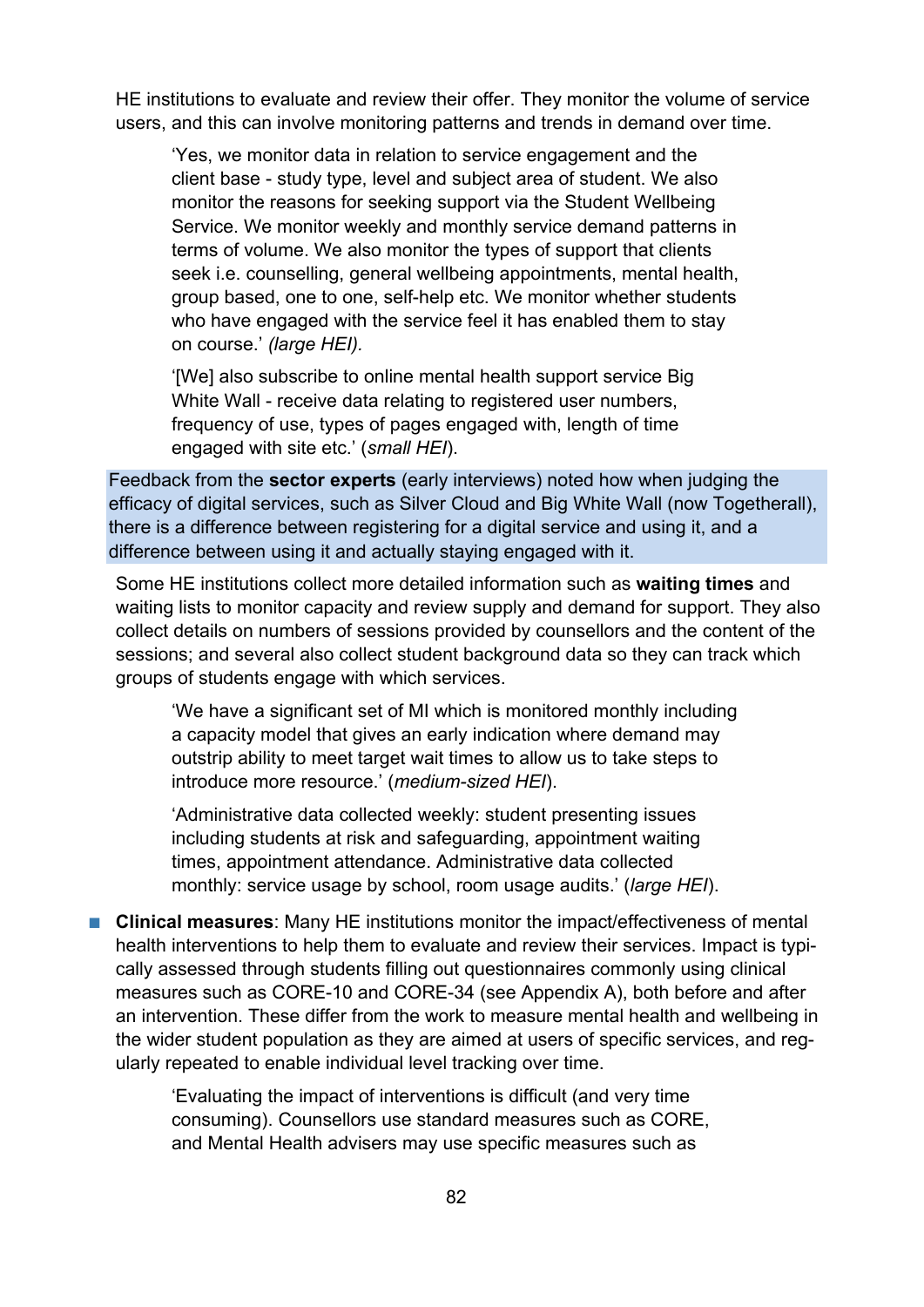HE institutions to evaluate and review their offer. They monitor the volume of service users, and this can involve monitoring patterns and trends in demand over time.

> 'Yes, we monitor data in relation to service engagement and the client base - study type, level and subject area of student. We also monitor the reasons for seeking support via the Student Wellbeing Service. We monitor weekly and monthly service demand patterns in terms of volume. We also monitor the types of support that clients seek i.e. counselling, general wellbeing appointments, mental health, group based, one to one, self-help etc. We monitor whether students who have engaged with the service feel it has enabled them to stay on course.' *(large HEI).*

> '[We] also subscribe to online mental health support service Big White Wall - receive data relating to registered user numbers, frequency of use, types of pages engaged with, length of time engaged with site etc.' (*small HEI*).

Feedback from the **sector experts** (early interviews) noted how when judging the efficacy of digital services, such as Silver Cloud and Big White Wall (now Togetherall), there is a difference between registering for a digital service and using it, and a difference between using it and actually staying engaged with it.

Some HE institutions collect more detailed information such as **waiting times** and waiting lists to monitor capacity and review supply and demand for support. They also collect details on numbers of sessions provided by counsellors and the content of the sessions; and several also collect student background data so they can track which groups of students engage with which services.

> 'We have a significant set of MI which is monitored monthly including a capacity model that gives an early indication where demand may outstrip ability to meet target wait times to allow us to take steps to introduce more resource.' (*medium-sized HEI*).

> 'Administrative data collected weekly: student presenting issues including students at risk and safeguarding, appointment waiting times, appointment attendance. Administrative data collected monthly: service usage by school, room usage audits.' (*large HEI*).

- **Clinical measures**: Many HE institutions monitor the impact/effectiveness of mental health interventions to help them to evaluate and review their services. Impact is typically assessed through students filling out questionnaires commonly using clinical measures such as CORE-10 and CORE-34 (see Appendix A), both before and after an intervention. These differ from the work to measure mental health and wellbeing in the wider student population as they are aimed at users of specific services, and regularly repeated to enable individual level tracking over time.

> 'Evaluating the impact of interventions is difficult (and very time consuming). Counsellors use standard measures such as CORE, and Mental Health advisers may use specific measures such as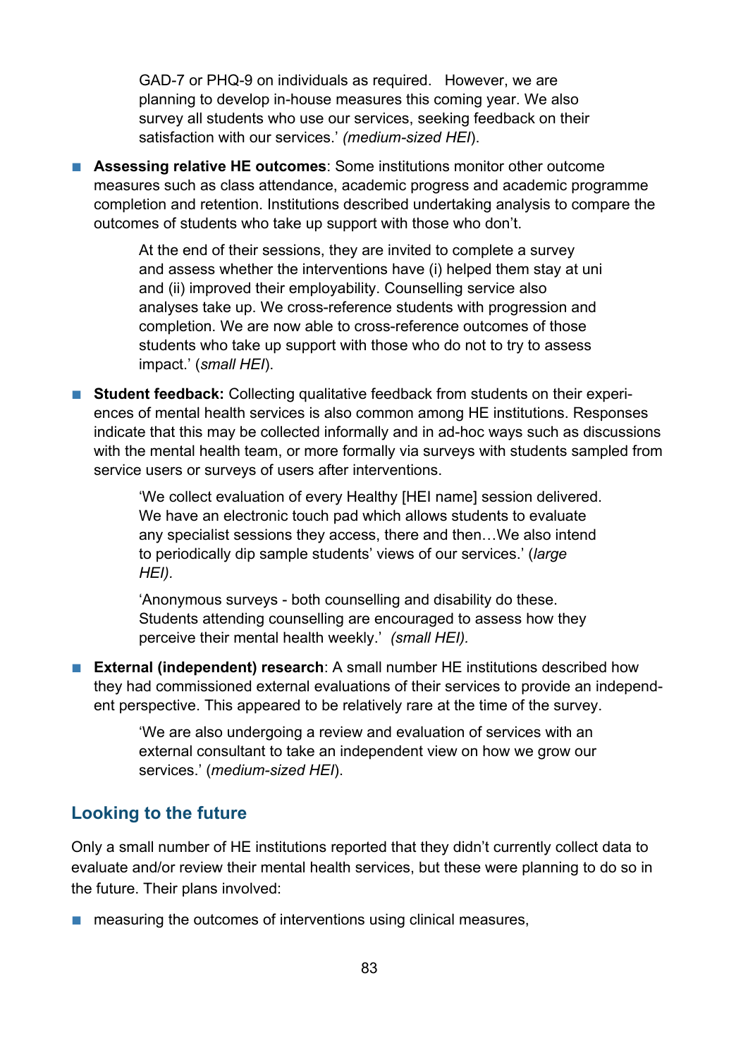GAD-7 or PHQ-9 on individuals as required. However, we are planning to develop in-house measures this coming year. We also survey all students who use our services, seeking feedback on their satisfaction with our services.' *(medium-sized HEI*).

- **Assessing relative HE outcomes**: Some institutions monitor other outcome measures such as class attendance, academic progress and academic programme completion and retention. Institutions described undertaking analysis to compare the outcomes of students who take up support with those who don't.

> At the end of their sessions, they are invited to complete a survey and assess whether the interventions have (i) helped them stay at uni and (ii) improved their employability. Counselling service also analyses take up. We cross-reference students with progression and completion. We are now able to cross-reference outcomes of those students who take up support with those who do not to try to assess impact.' (*small HEI*).

- **Student feedback:** Collecting qualitative feedback from students on their experiences of mental health services is also common among HE institutions. Responses indicate that this may be collected informally and in ad-hoc ways such as discussions with the mental health team, or more formally via surveys with students sampled from service users or surveys of users after interventions.

> 'We collect evaluation of every Healthy [HEI name] session delivered. We have an electronic touch pad which allows students to evaluate any specialist sessions they access, there and then…We also intend to periodically dip sample students' views of our services.' (*large HEI).*

> 'Anonymous surveys - both counselling and disability do these. Students attending counselling are encouraged to assess how they perceive their mental health weekly.' *(small HEI).*

- **External (independent) research**: A small number HE institutions described how they had commissioned external evaluations of their services to provide an independent perspective. This appeared to be relatively rare at the time of the survey.

> 'We are also undergoing a review and evaluation of services with an external consultant to take an independent view on how we grow our services.' (*medium-sized HEI*).

## Looking to the future

Only a small number of HE institutions reported that they didn't currently collect data to evaluate and/or review their mental health services, but these were planning to do so in the future. Their plans involved:

- measuring the outcomes of interventions using clinical measures,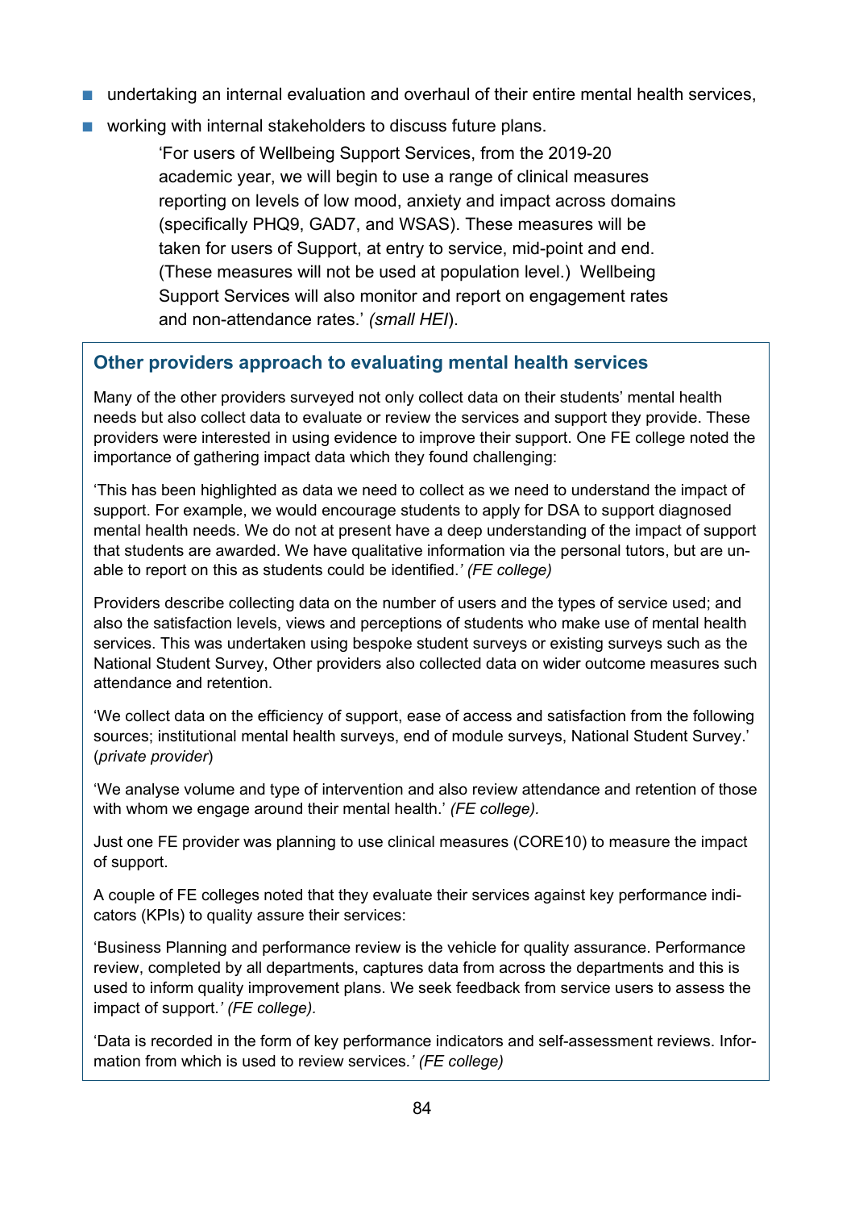- undertaking an internal evaluation and overhaul of their entire mental health services,
- working with internal stakeholders to discuss future plans.

> 'For users of Wellbeing Support Services, from the 2019-20 academic year, we will begin to use a range of clinical measures reporting on levels of low mood, anxiety and impact across domains (specifically PHQ9, GAD7, and WSAS). These measures will be taken for users of Support, at entry to service, mid-point and end. (These measures will not be used at population level.) Wellbeing Support Services will also monitor and report on engagement rates and non-attendance rates.' *(small HEI*).

### Other providers approach to evaluating mental health services

Many of the other providers surveyed not only collect data on their students' mental health needs but also collect data to evaluate or review the services and support they provide. These providers were interested in using evidence to improve their support. One FE college noted the importance of gathering impact data which they found challenging:

'This has been highlighted as data we need to collect as we need to understand the impact of support. For example, we would encourage students to apply for DSA to support diagnosed mental health needs. We do not at present have a deep understanding of the impact of support that students are awarded. We have qualitative information via the personal tutors, but are unable to report on this as students could be identified.*' (FE college)*

Providers describe collecting data on the number of users and the types of service used; and also the satisfaction levels, views and perceptions of students who make use of mental health services. This was undertaken using bespoke student surveys or existing surveys such as the National Student Survey, Other providers also collected data on wider outcome measures such attendance and retention.

'We collect data on the efficiency of support, ease of access and satisfaction from the following sources; institutional mental health surveys, end of module surveys, National Student Survey.' (*private provider*)

'We analyse volume and type of intervention and also review attendance and retention of those with whom we engage around their mental health.' *(FE college).*

Just one FE provider was planning to use clinical measures (CORE10) to measure the impact of support.

A couple of FE colleges noted that they evaluate their services against key performance indicators (KPIs) to quality assure their services:

'Business Planning and performance review is the vehicle for quality assurance. Performance review, completed by all departments, captures data from across the departments and this is used to inform quality improvement plans. We seek feedback from service users to assess the impact of support.*' (FE college).*

'Data is recorded in the form of key performance indicators and self-assessment reviews. Information from which is used to review services.*' (FE college)*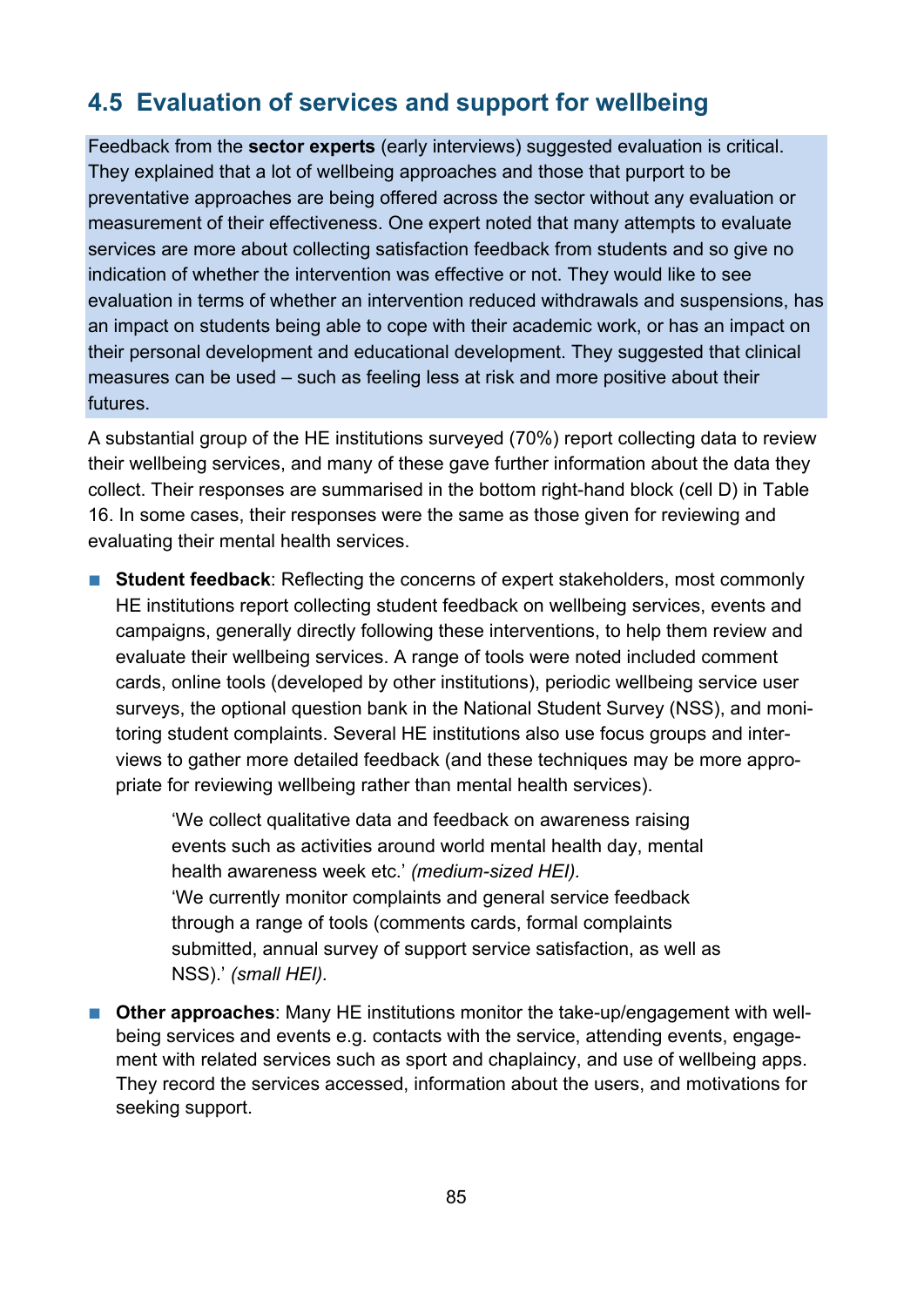## 4.5 Evaluation of services and support for wellbeing

Feedback from the **sector experts** (early interviews) suggested evaluation is critical. They explained that a lot of wellbeing approaches and those that purport to be preventative approaches are being offered across the sector without any evaluation or measurement of their effectiveness. One expert noted that many attempts to evaluate services are more about collecting satisfaction feedback from students and so give no indication of whether the intervention was effective or not. They would like to see evaluation in terms of whether an intervention reduced withdrawals and suspensions, has an impact on students being able to cope with their academic work, or has an impact on their personal development and educational development. They suggested that clinical measures can be used – such as feeling less at risk and more positive about their futures.

A substantial group of the HE institutions surveyed (70%) report collecting data to review their wellbeing services, and many of these gave further information about the data they collect. Their responses are summarised in the bottom right-hand block (cell D) in Table 16. In some cases, their responses were the same as those given for reviewing and evaluating their mental health services.

- **Student feedback**: Reflecting the concerns of expert stakeholders, most commonly HE institutions report collecting student feedback on wellbeing services, events and campaigns, generally directly following these interventions, to help them review and evaluate their wellbeing services. A range of tools were noted included comment cards, online tools (developed by other institutions), periodic wellbeing service user surveys, the optional question bank in the National Student Survey (NSS), and monitoring student complaints. Several HE institutions also use focus groups and interviews to gather more detailed feedback (and these techniques may be more appropriate for reviewing wellbeing rather than mental health services).

  > 'We collect qualitative data and feedback on awareness raising events such as activities around world mental health day, mental health awareness week etc.' *(medium-sized HEI).*
  > 'We currently monitor complaints and general service feedback through a range of tools (comments cards, formal complaints submitted, annual survey of support service satisfaction, as well as NSS).' *(small HEI).*

- **Other approaches**: Many HE institutions monitor the take-up/engagement with wellbeing services and events e.g. contacts with the service, attending events, engagement with related services such as sport and chaplaincy, and use of wellbeing apps. They record the services accessed, information about the users, and motivations for seeking support.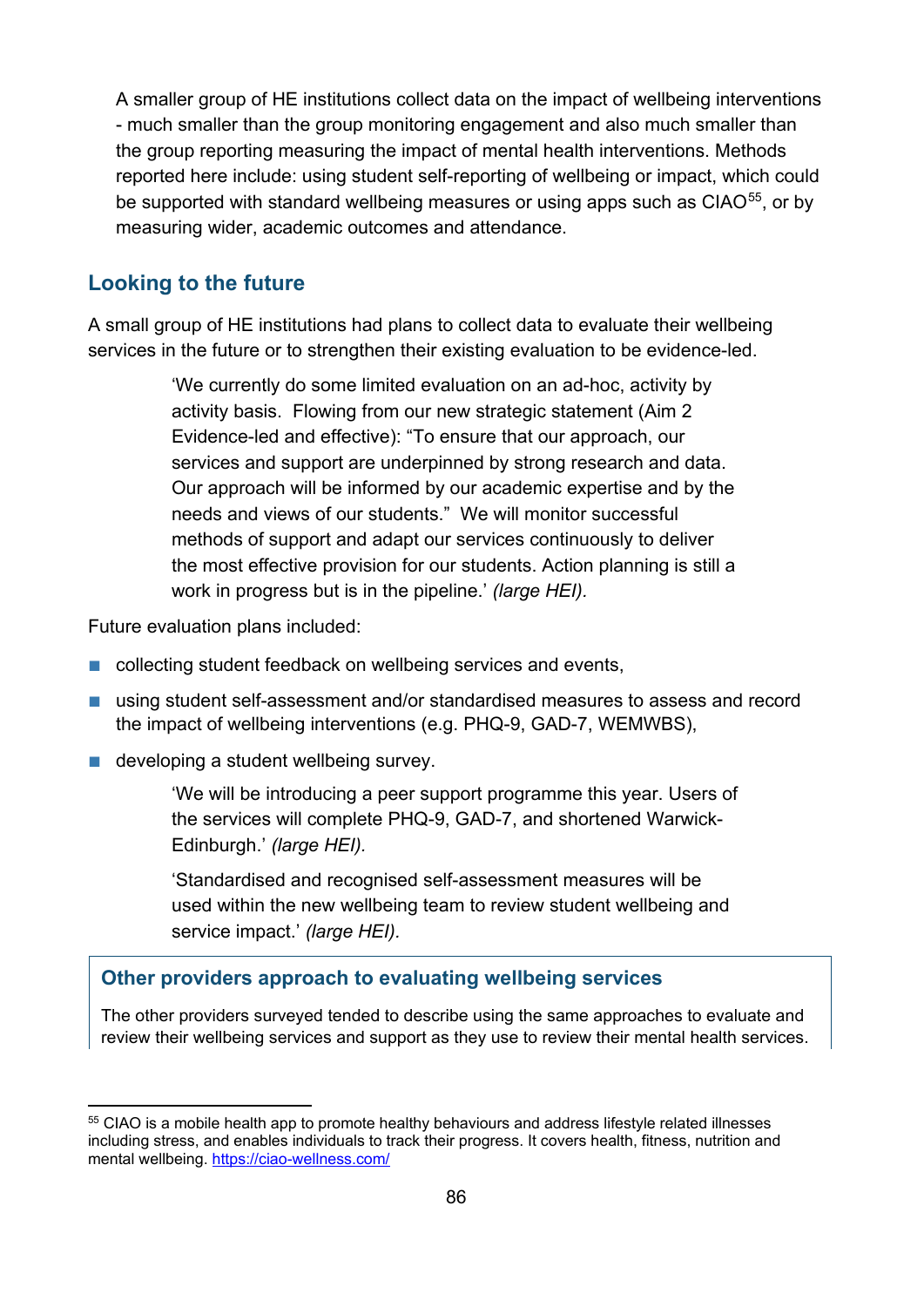A smaller group of HE institutions collect data on the impact of wellbeing interventions - much smaller than the group monitoring engagement and also much smaller than the group reporting measuring the impact of mental health interventions. Methods reported here include: using student self-reporting of wellbeing or impact, which could be supported with standard wellbeing measures or using apps such as CIAO[55], or by measuring wider, academic outcomes and attendance.

## Looking to the future

A small group of HE institutions had plans to collect data to evaluate their wellbeing services in the future or to strengthen their existing evaluation to be evidence-led.

> 'We currently do some limited evaluation on an ad-hoc, activity by activity basis. Flowing from our new strategic statement (Aim 2 Evidence-led and effective): "To ensure that our approach, our services and support are underpinned by strong research and data. Our approach will be informed by our academic expertise and by the needs and views of our students." We will monitor successful methods of support and adapt our services continuously to deliver the most effective provision for our students. Action planning is still a work in progress but is in the pipeline.' *(large HEI).*

Future evaluation plans included:

- collecting student feedback on wellbeing services and events,
- using student self-assessment and/or standardised measures to assess and record the impact of wellbeing interventions (e.g. PHQ-9, GAD-7, WEMWBS),
- developing a student wellbeing survey.

> 'We will be introducing a peer support programme this year. Users of the services will complete PHQ-9, GAD-7, and shortened Warwick-Edinburgh.' *(large HEI).*

> 'Standardised and recognised self-assessment measures will be used within the new wellbeing team to review student wellbeing and service impact.' *(large HEI).*

### Other providers approach to evaluating wellbeing services

The other providers surveyed tended to describe using the same approaches to evaluate and review their wellbeing services and support as they use to review their mental health services.

---

[55] CIAO is a mobile health app to promote healthy behaviours and address lifestyle related illnesses including stress, and enables individuals to track their progress. It covers health, fitness, nutrition and mental wellbeing. https://ciao-wellness.com/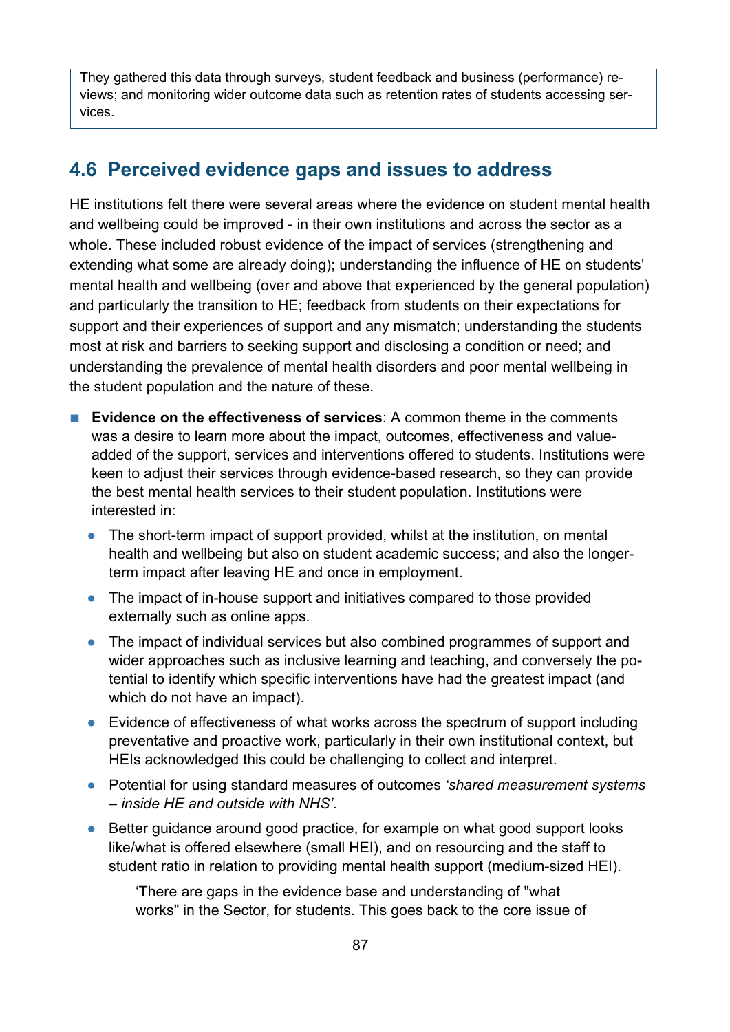They gathered this data through surveys, student feedback and business (performance) reviews; and monitoring wider outcome data such as retention rates of students accessing services.

## 4.6 Perceived evidence gaps and issues to address

HE institutions felt there were several areas where the evidence on student mental health and wellbeing could be improved - in their own institutions and across the sector as a whole. These included robust evidence of the impact of services (strengthening and extending what some are already doing); understanding the influence of HE on students' mental health and wellbeing (over and above that experienced by the general population) and particularly the transition to HE; feedback from students on their expectations for support and their experiences of support and any mismatch; understanding the students most at risk and barriers to seeking support and disclosing a condition or need; and understanding the prevalence of mental health disorders and poor mental wellbeing in the student population and the nature of these.

- **Evidence on the effectiveness of services**: A common theme in the comments was a desire to learn more about the impact, outcomes, effectiveness and value-added of the support, services and interventions offered to students. Institutions were keen to adjust their services through evidence-based research, so they can provide the best mental health services to their student population. Institutions were interested in:
  - The short-term impact of support provided, whilst at the institution, on mental health and wellbeing but also on student academic success; and also the longer-term impact after leaving HE and once in employment.
  - The impact of in-house support and initiatives compared to those provided externally such as online apps.
  - The impact of individual services but also combined programmes of support and wider approaches such as inclusive learning and teaching, and conversely the potential to identify which specific interventions have had the greatest impact (and which do not have an impact).
  - Evidence of effectiveness of what works across the spectrum of support including preventative and proactive work, particularly in their own institutional context, but HEIs acknowledged this could be challenging to collect and interpret.
  - Potential for using standard measures of outcomes *'shared measurement systems – inside HE and outside with NHS'*.
  - Better guidance around good practice, for example on what good support looks like/what is offered elsewhere (small HEI), and on resourcing and the staff to student ratio in relation to providing mental health support (medium-sized HEI).

    'There are gaps in the evidence base and understanding of "what works" in the Sector, for students. This goes back to the core issue of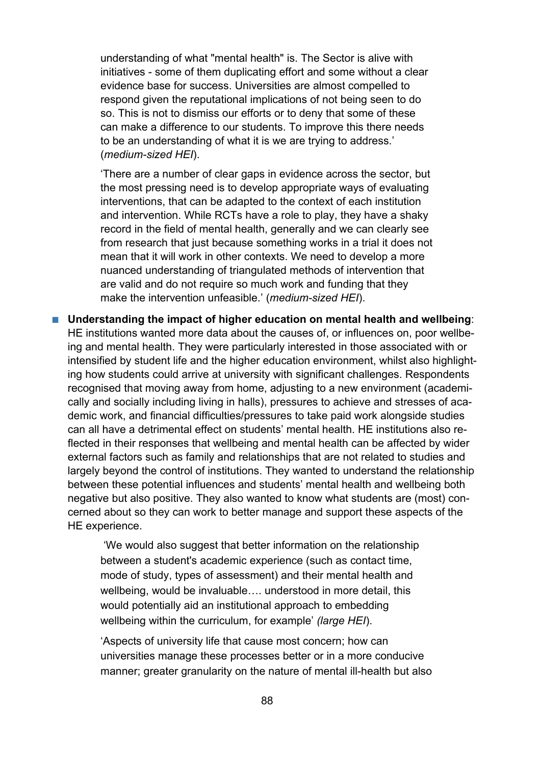understanding of what "mental health" is. The Sector is alive with initiatives - some of them duplicating effort and some without a clear evidence base for success. Universities are almost compelled to respond given the reputational implications of not being seen to do so. This is not to dismiss our efforts or to deny that some of these can make a difference to our students. To improve this there needs to be an understanding of what it is we are trying to address.' (*medium-sized HEI*).

> 'There are a number of clear gaps in evidence across the sector, but the most pressing need is to develop appropriate ways of evaluating interventions, that can be adapted to the context of each institution and intervention. While RCTs have a role to play, they have a shaky record in the field of mental health, generally and we can clearly see from research that just because something works in a trial it does not mean that it will work in other contexts. We need to develop a more nuanced understanding of triangulated methods of intervention that are valid and do not require so much work and funding that they make the intervention unfeasible.' (*medium-sized HEI*).

- **Understanding the impact of higher education on mental health and wellbeing**: HE institutions wanted more data about the causes of, or influences on, poor wellbeing and mental health. They were particularly interested in those associated with or intensified by student life and the higher education environment, whilst also highlighting how students could arrive at university with significant challenges. Respondents recognised that moving away from home, adjusting to a new environment (academically and socially including living in halls), pressures to achieve and stresses of academic work, and financial difficulties/pressures to take paid work alongside studies can all have a detrimental effect on students' mental health. HE institutions also reflected in their responses that wellbeing and mental health can be affected by wider external factors such as family and relationships that are not related to studies and largely beyond the control of institutions. They wanted to understand the relationship between these potential influences and students' mental health and wellbeing both negative but also positive. They also wanted to know what students are (most) concerned about so they can work to better manage and support these aspects of the HE experience.

> 'We would also suggest that better information on the relationship between a student's academic experience (such as contact time, mode of study, types of assessment) and their mental health and wellbeing, would be invaluable…. understood in more detail, this would potentially aid an institutional approach to embedding wellbeing within the curriculum, for example' *(large HEI*).

> 'Aspects of university life that cause most concern; how can universities manage these processes better or in a more conducive manner; greater granularity on the nature of mental ill-health but also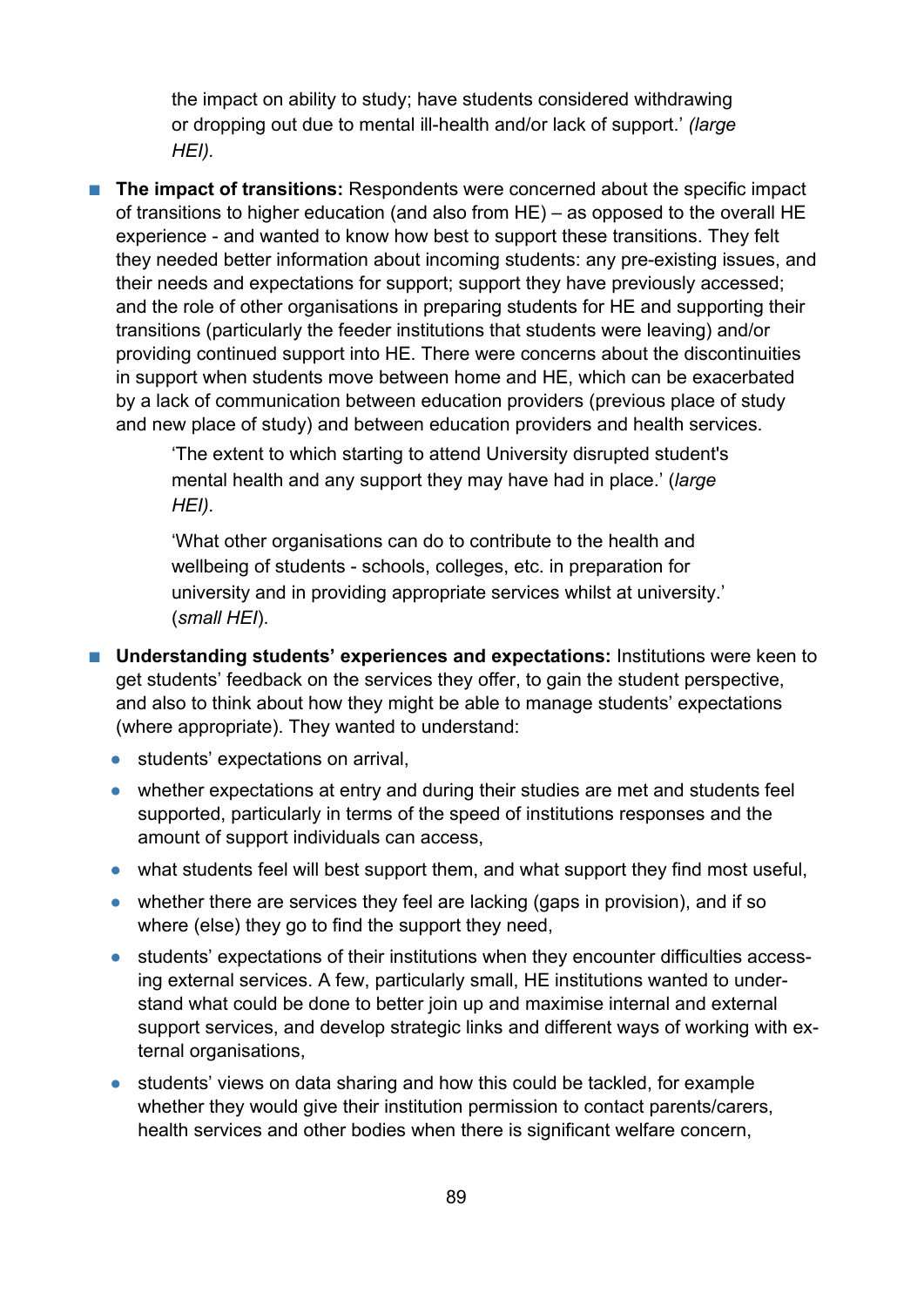the impact on ability to study; have students considered withdrawing or dropping out due to mental ill-health and/or lack of support.' *(large HEI).*

- **The impact of transitions:** Respondents were concerned about the specific impact of transitions to higher education (and also from HE) – as opposed to the overall HE experience - and wanted to know how best to support these transitions. They felt they needed better information about incoming students: any pre-existing issues, and their needs and expectations for support; support they have previously accessed; and the role of other organisations in preparing students for HE and supporting their transitions (particularly the feeder institutions that students were leaving) and/or providing continued support into HE. There were concerns about the discontinuities in support when students move between home and HE, which can be exacerbated by a lack of communication between education providers (previous place of study and new place of study) and between education providers and health services.

  'The extent to which starting to attend University disrupted student's mental health and any support they may have had in place.' (*large HEI).*

  'What other organisations can do to contribute to the health and wellbeing of students - schools, colleges, etc. in preparation for university and in providing appropriate services whilst at university.' (*small HEI*).

- **Understanding students' experiences and expectations:** Institutions were keen to get students' feedback on the services they offer, to gain the student perspective, and also to think about how they might be able to manage students' expectations (where appropriate). They wanted to understand:
  - students' expectations on arrival,
  - whether expectations at entry and during their studies are met and students feel supported, particularly in terms of the speed of institutions responses and the amount of support individuals can access,
  - what students feel will best support them, and what support they find most useful,
  - whether there are services they feel are lacking (gaps in provision), and if so where (else) they go to find the support they need,
  - students' expectations of their institutions when they encounter difficulties accessing external services. A few, particularly small, HE institutions wanted to understand what could be done to better join up and maximise internal and external support services, and develop strategic links and different ways of working with external organisations,
  - students' views on data sharing and how this could be tackled, for example whether they would give their institution permission to contact parents/carers, health services and other bodies when there is significant welfare concern,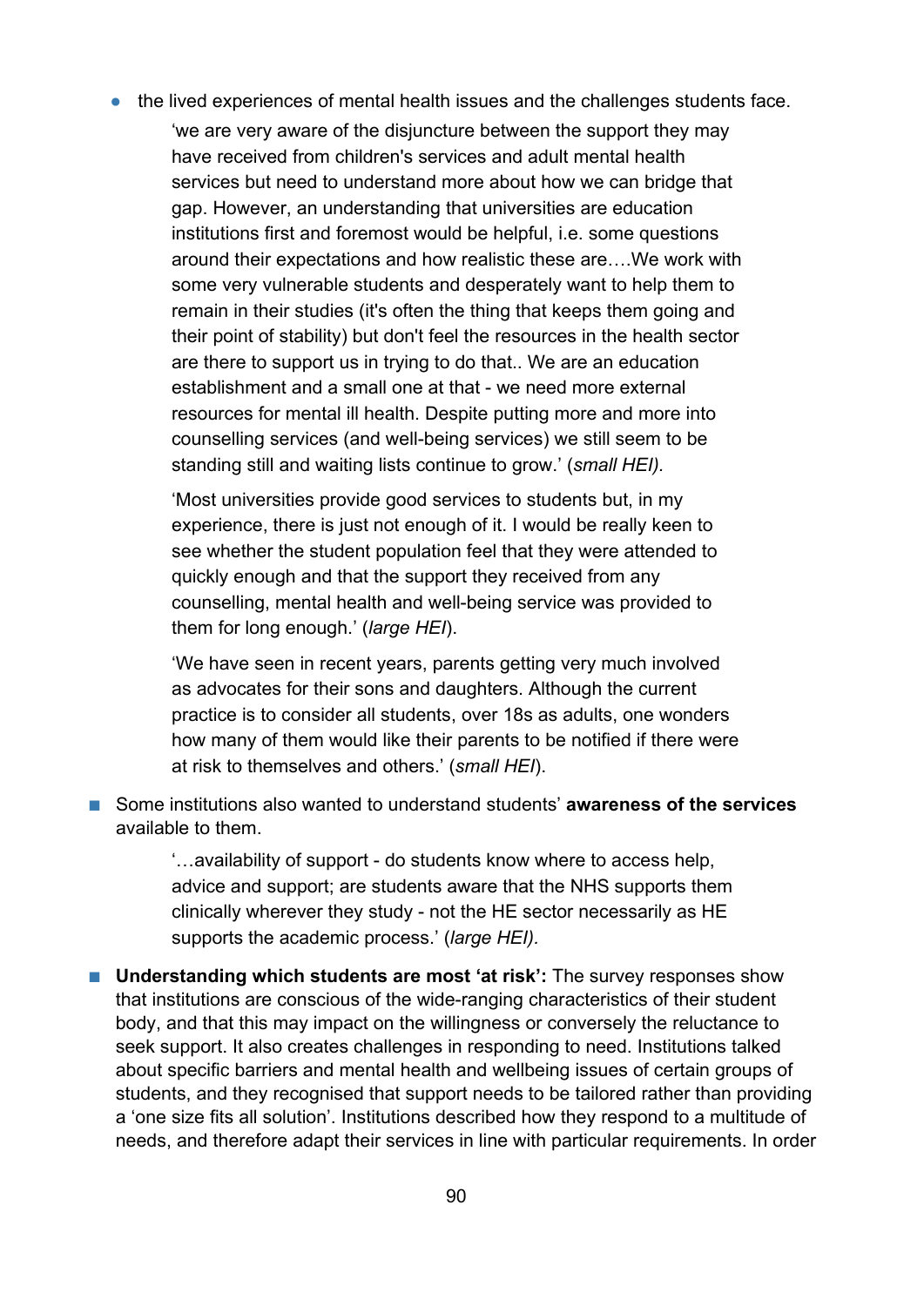- the lived experiences of mental health issues and the challenges students face.

  > 'we are very aware of the disjuncture between the support they may have received from children's services and adult mental health services but need to understand more about how we can bridge that gap. However, an understanding that universities are education institutions first and foremost would be helpful, i.e. some questions around their expectations and how realistic these are….We work with some very vulnerable students and desperately want to help them to remain in their studies (it's often the thing that keeps them going and their point of stability) but don't feel the resources in the health sector are there to support us in trying to do that.. We are an education establishment and a small one at that - we need more external resources for mental ill health. Despite putting more and more into counselling services (and well-being services) we still seem to be standing still and waiting lists continue to grow.' (*small HEI).*

  > 'Most universities provide good services to students but, in my experience, there is just not enough of it. I would be really keen to see whether the student population feel that they were attended to quickly enough and that the support they received from any counselling, mental health and well-being service was provided to them for long enough.' (*large HEI*).

  > 'We have seen in recent years, parents getting very much involved as advocates for their sons and daughters. Although the current practice is to consider all students, over 18s as adults, one wonders how many of them would like their parents to be notified if there were at risk to themselves and others.' (*small HEI*).

- Some institutions also wanted to understand students' **awareness of the services** available to them.

  > '…availability of support - do students know where to access help, advice and support; are students aware that the NHS supports them clinically wherever they study - not the HE sector necessarily as HE supports the academic process.' (*large HEI).*

- **Understanding which students are most 'at risk':** The survey responses show that institutions are conscious of the wide-ranging characteristics of their student body, and that this may impact on the willingness or conversely the reluctance to seek support. It also creates challenges in responding to need. Institutions talked about specific barriers and mental health and wellbeing issues of certain groups of students, and they recognised that support needs to be tailored rather than providing a 'one size fits all solution'. Institutions described how they respond to a multitude of needs, and therefore adapt their services in line with particular requirements. In order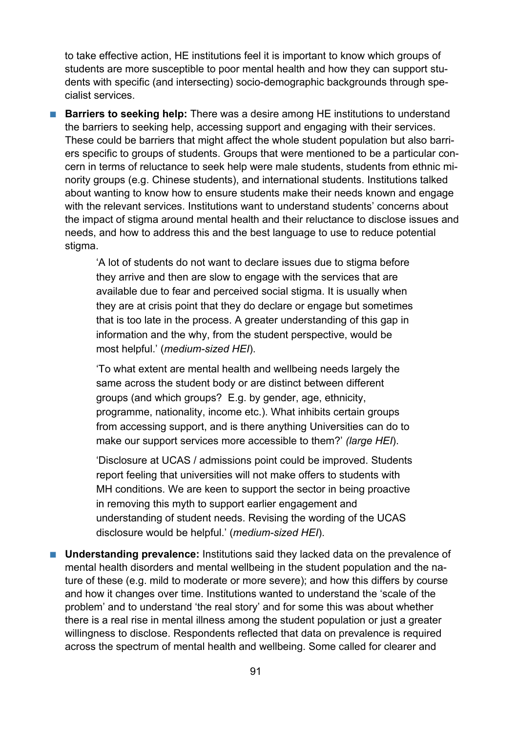to take effective action, HE institutions feel it is important to know which groups of students are more susceptible to poor mental health and how they can support students with specific (and intersecting) socio-demographic backgrounds through specialist services.

- **Barriers to seeking help:** There was a desire among HE institutions to understand the barriers to seeking help, accessing support and engaging with their services. These could be barriers that might affect the whole student population but also barriers specific to groups of students. Groups that were mentioned to be a particular concern in terms of reluctance to seek help were male students, students from ethnic minority groups (e.g. Chinese students), and international students. Institutions talked about wanting to know how to ensure students make their needs known and engage with the relevant services. Institutions want to understand students' concerns about the impact of stigma around mental health and their reluctance to disclose issues and needs, and how to address this and the best language to use to reduce potential stigma.

  > 'A lot of students do not want to declare issues due to stigma before they arrive and then are slow to engage with the services that are available due to fear and perceived social stigma. It is usually when they are at crisis point that they do declare or engage but sometimes that is too late in the process. A greater understanding of this gap in information and the why, from the student perspective, would be most helpful.' (*medium-sized HEI*).
  >
  > 'To what extent are mental health and wellbeing needs largely the same across the student body or are distinct between different groups (and which groups? E.g. by gender, age, ethnicity, programme, nationality, income etc.). What inhibits certain groups from accessing support, and is there anything Universities can do to make our support services more accessible to them?' *(large HEI*).
  >
  > 'Disclosure at UCAS / admissions point could be improved. Students report feeling that universities will not make offers to students with MH conditions. We are keen to support the sector in being proactive in removing this myth to support earlier engagement and understanding of student needs. Revising the wording of the UCAS disclosure would be helpful.' (*medium-sized HEI*).

- **Understanding prevalence:** Institutions said they lacked data on the prevalence of mental health disorders and mental wellbeing in the student population and the nature of these (e.g. mild to moderate or more severe); and how this differs by course and how it changes over time. Institutions wanted to understand the 'scale of the problem' and to understand 'the real story' and for some this was about whether there is a real rise in mental illness among the student population or just a greater willingness to disclose. Respondents reflected that data on prevalence is required across the spectrum of mental health and wellbeing. Some called for clearer and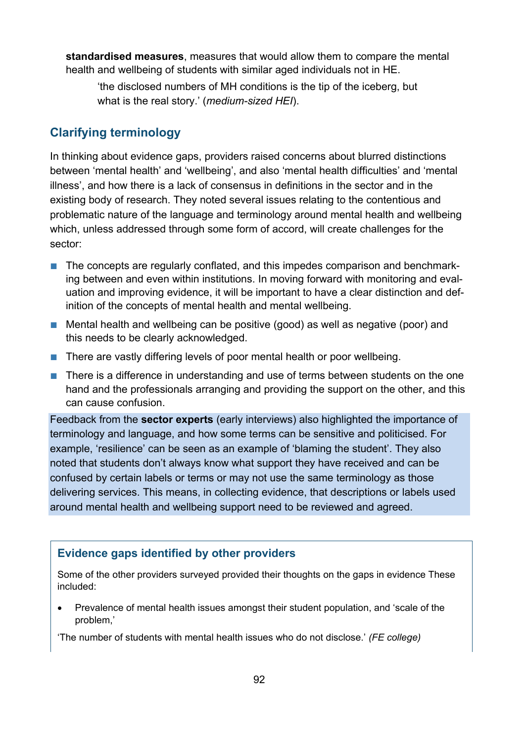**standardised measures**, measures that would allow them to compare the mental health and wellbeing of students with similar aged individuals not in HE.

> 'the disclosed numbers of MH conditions is the tip of the iceberg, but what is the real story.' (*medium-sized HEI*).

## Clarifying terminology

In thinking about evidence gaps, providers raised concerns about blurred distinctions between 'mental health' and 'wellbeing', and also 'mental health difficulties' and 'mental illness', and how there is a lack of consensus in definitions in the sector and in the existing body of research. They noted several issues relating to the contentious and problematic nature of the language and terminology around mental health and wellbeing which, unless addressed through some form of accord, will create challenges for the sector:

- The concepts are regularly conflated, and this impedes comparison and benchmarking between and even within institutions. In moving forward with monitoring and evaluation and improving evidence, it will be important to have a clear distinction and definition of the concepts of mental health and mental wellbeing.
- Mental health and wellbeing can be positive (good) as well as negative (poor) and this needs to be clearly acknowledged.
- There are vastly differing levels of poor mental health or poor wellbeing.
- There is a difference in understanding and use of terms between students on the one hand and the professionals arranging and providing the support on the other, and this can cause confusion.

Feedback from the **sector experts** (early interviews) also highlighted the importance of terminology and language, and how some terms can be sensitive and politicised. For example, 'resilience' can be seen as an example of 'blaming the student'. They also noted that students don't always know what support they have received and can be confused by certain labels or terms or may not use the same terminology as those delivering services. This means, in collecting evidence, that descriptions or labels used around mental health and wellbeing support need to be reviewed and agreed.

### Evidence gaps identified by other providers

Some of the other providers surveyed provided their thoughts on the gaps in evidence These included:

- Prevalence of mental health issues amongst their student population, and 'scale of the problem,'

'The number of students with mental health issues who do not disclose.' *(FE college)*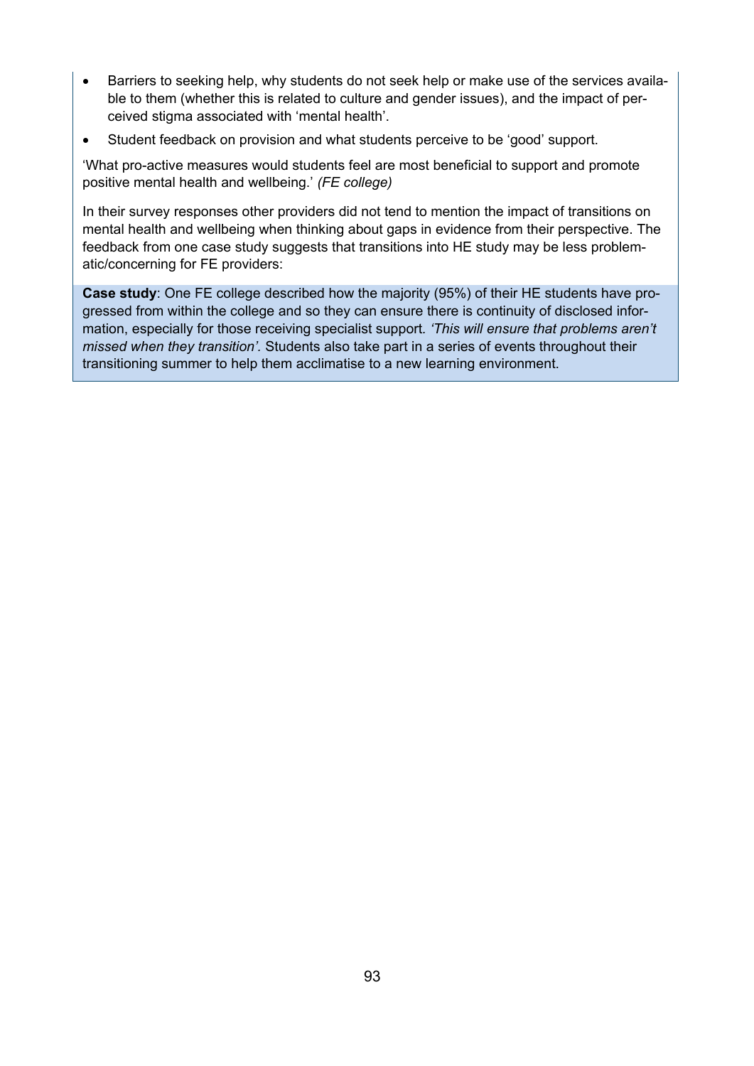- Barriers to seeking help, why students do not seek help or make use of the services available to them (whether this is related to culture and gender issues), and the impact of perceived stigma associated with 'mental health'.
- Student feedback on provision and what students perceive to be 'good' support.

'What pro-active measures would students feel are most beneficial to support and promote positive mental health and wellbeing.' *(FE college)*

In their survey responses other providers did not tend to mention the impact of transitions on mental health and wellbeing when thinking about gaps in evidence from their perspective. The feedback from one case study suggests that transitions into HE study may be less problematic/concerning for FE providers:

**Case study**: One FE college described how the majority (95%) of their HE students have progressed from within the college and so they can ensure there is continuity of disclosed information, especially for those receiving specialist support. *'This will ensure that problems aren't missed when they transition'.* Students also take part in a series of events throughout their transitioning summer to help them acclimatise to a new learning environment.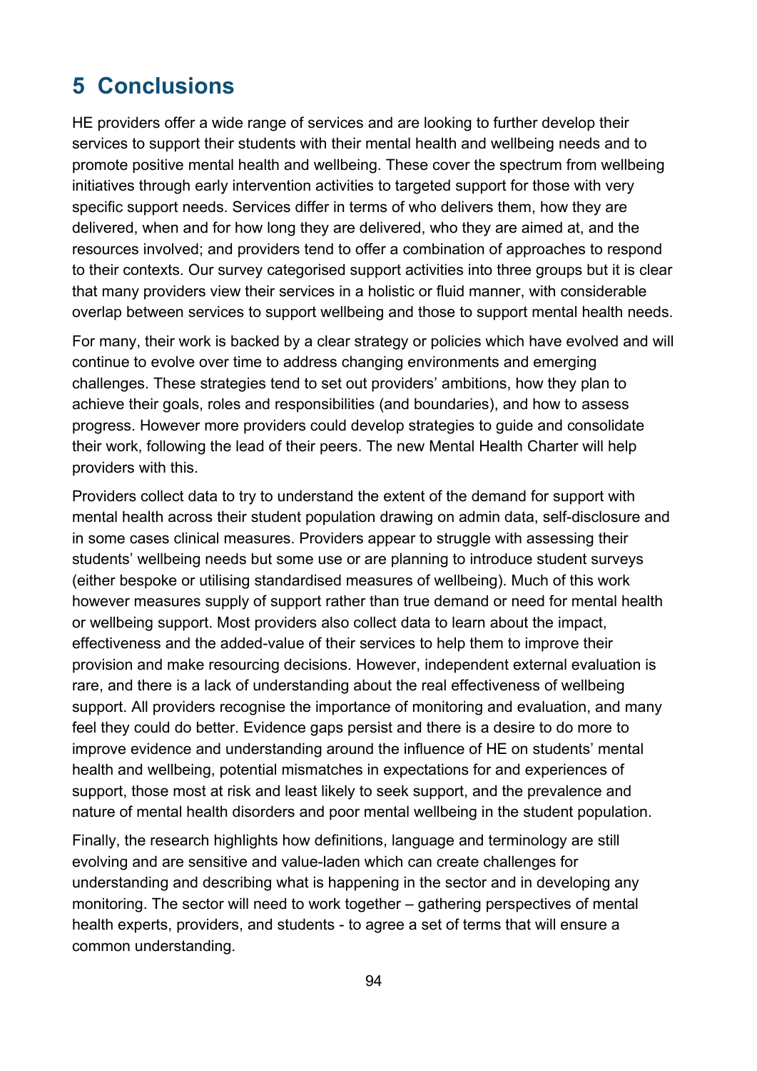# 5 Conclusions

HE providers offer a wide range of services and are looking to further develop their services to support their students with their mental health and wellbeing needs and to promote positive mental health and wellbeing. These cover the spectrum from wellbeing initiatives through early intervention activities to targeted support for those with very specific support needs. Services differ in terms of who delivers them, how they are delivered, when and for how long they are delivered, who they are aimed at, and the resources involved; and providers tend to offer a combination of approaches to respond to their contexts. Our survey categorised support activities into three groups but it is clear that many providers view their services in a holistic or fluid manner, with considerable overlap between services to support wellbeing and those to support mental health needs.

For many, their work is backed by a clear strategy or policies which have evolved and will continue to evolve over time to address changing environments and emerging challenges. These strategies tend to set out providers' ambitions, how they plan to achieve their goals, roles and responsibilities (and boundaries), and how to assess progress. However more providers could develop strategies to guide and consolidate their work, following the lead of their peers. The new Mental Health Charter will help providers with this.

Providers collect data to try to understand the extent of the demand for support with mental health across their student population drawing on admin data, self-disclosure and in some cases clinical measures. Providers appear to struggle with assessing their students' wellbeing needs but some use or are planning to introduce student surveys (either bespoke or utilising standardised measures of wellbeing). Much of this work however measures supply of support rather than true demand or need for mental health or wellbeing support. Most providers also collect data to learn about the impact, effectiveness and the added-value of their services to help them to improve their provision and make resourcing decisions. However, independent external evaluation is rare, and there is a lack of understanding about the real effectiveness of wellbeing support. All providers recognise the importance of monitoring and evaluation, and many feel they could do better. Evidence gaps persist and there is a desire to do more to improve evidence and understanding around the influence of HE on students' mental health and wellbeing, potential mismatches in expectations for and experiences of support, those most at risk and least likely to seek support, and the prevalence and nature of mental health disorders and poor mental wellbeing in the student population.

Finally, the research highlights how definitions, language and terminology are still evolving and are sensitive and value-laden which can create challenges for understanding and describing what is happening in the sector and in developing any monitoring. The sector will need to work together – gathering perspectives of mental health experts, providers, and students - to agree a set of terms that will ensure a common understanding.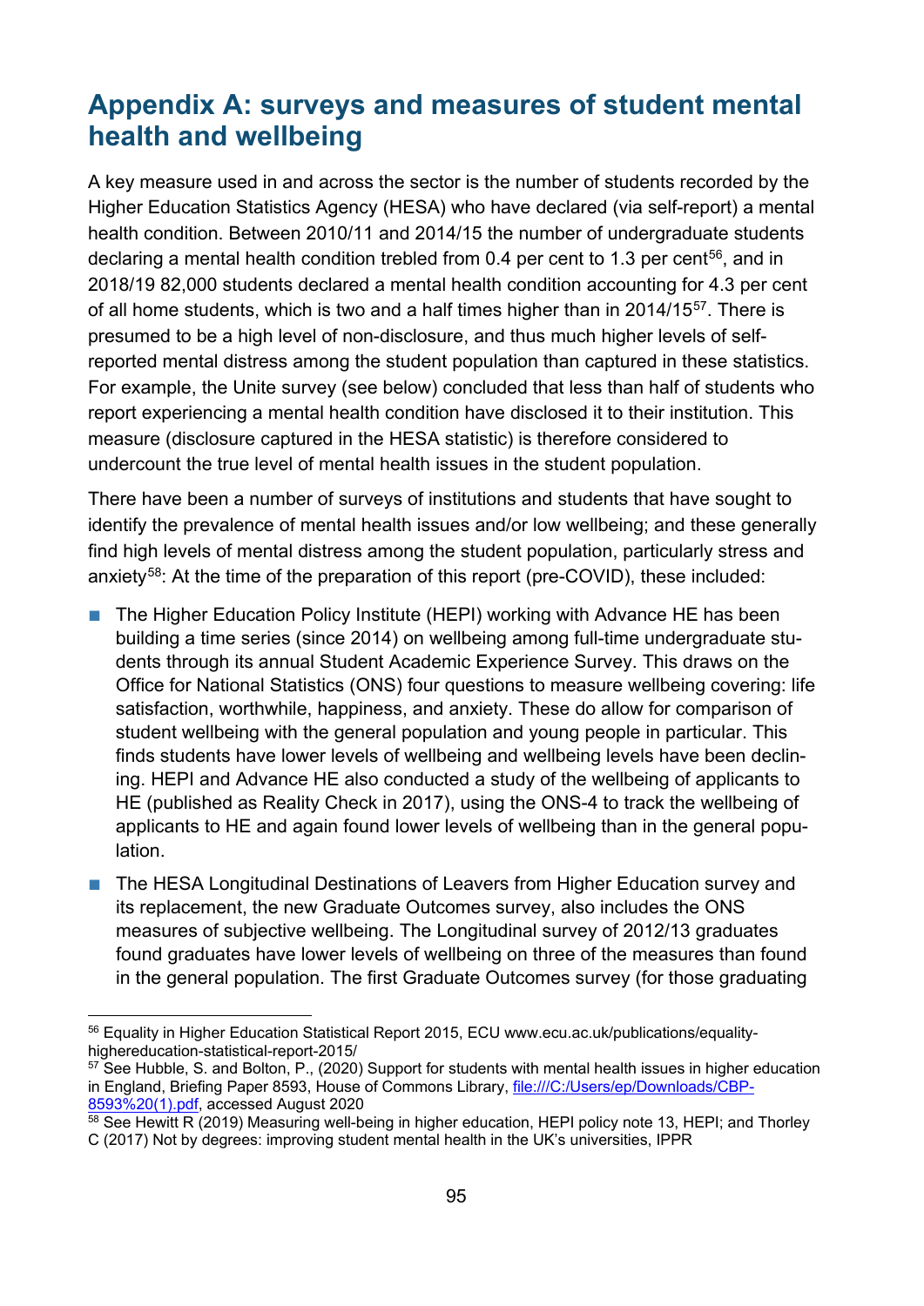## Appendix A: surveys and measures of student mental health and wellbeing

A key measure used in and across the sector is the number of students recorded by the Higher Education Statistics Agency (HESA) who have declared (via self-report) a mental health condition. Between 2010/11 and 2014/15 the number of undergraduate students declaring a mental health condition trebled from 0.4 per cent to 1.3 per cent[56], and in 2018/19 82,000 students declared a mental health condition accounting for 4.3 per cent of all home students, which is two and a half times higher than in 2014/15[57]. There is presumed to be a high level of non-disclosure, and thus much higher levels of self-reported mental distress among the student population than captured in these statistics. For example, the Unite survey (see below) concluded that less than half of students who report experiencing a mental health condition have disclosed it to their institution. This measure (disclosure captured in the HESA statistic) is therefore considered to undercount the true level of mental health issues in the student population.

There have been a number of surveys of institutions and students that have sought to identify the prevalence of mental health issues and/or low wellbeing; and these generally find high levels of mental distress among the student population, particularly stress and anxiety[58]: At the time of the preparation of this report (pre-COVID), these included:

- The Higher Education Policy Institute (HEPI) working with Advance HE has been building a time series (since 2014) on wellbeing among full-time undergraduate students through its annual Student Academic Experience Survey. This draws on the Office for National Statistics (ONS) four questions to measure wellbeing covering: life satisfaction, worthwhile, happiness, and anxiety. These do allow for comparison of student wellbeing with the general population and young people in particular. This finds students have lower levels of wellbeing and wellbeing levels have been declining. HEPI and Advance HE also conducted a study of the wellbeing of applicants to HE (published as Reality Check in 2017), using the ONS-4 to track the wellbeing of applicants to HE and again found lower levels of wellbeing than in the general population.
- The HESA Longitudinal Destinations of Leavers from Higher Education survey and its replacement, the new Graduate Outcomes survey, also includes the ONS measures of subjective wellbeing. The Longitudinal survey of 2012/13 graduates found graduates have lower levels of wellbeing on three of the measures than found in the general population. The first Graduate Outcomes survey (for those graduating

---

[56] Equality in Higher Education Statistical Report 2015, ECU www.ecu.ac.uk/publications/equality-highereducation-statistical-report-2015/

[57] See Hubble, S. and Bolton, P., (2020) Support for students with mental health issues in higher education in England, Briefing Paper 8593, House of Commons Library, [file:///C:/Users/ep/Downloads/CBP-8593%20(1).pdf](file:///C:/Users/ep/Downloads/CBP-8593%20(1).pdf), accessed August 2020

[58] See Hewitt R (2019) Measuring well-being in higher education, HEPI policy note 13, HEPI; and Thorley C (2017) Not by degrees: improving student mental health in the UK's universities, IPPR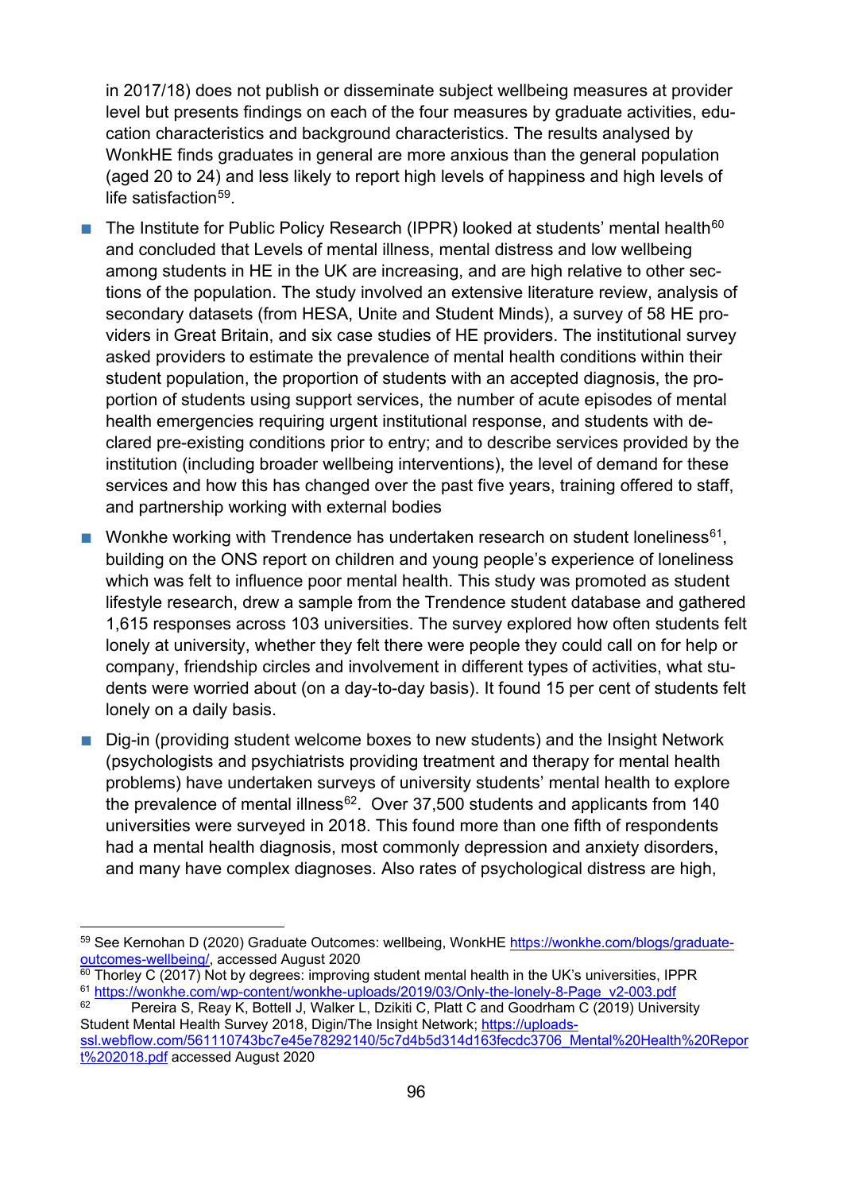in 2017/18) does not publish or disseminate subject wellbeing measures at provider level but presents findings on each of the four measures by graduate activities, education characteristics and background characteristics. The results analysed by WonkHE finds graduates in general are more anxious than the general population (aged 20 to 24) and less likely to report high levels of happiness and high levels of life satisfaction[59].

- The Institute for Public Policy Research (IPPR) looked at students' mental health[60] and concluded that Levels of mental illness, mental distress and low wellbeing among students in HE in the UK are increasing, and are high relative to other sections of the population. The study involved an extensive literature review, analysis of secondary datasets (from HESA, Unite and Student Minds), a survey of 58 HE providers in Great Britain, and six case studies of HE providers. The institutional survey asked providers to estimate the prevalence of mental health conditions within their student population, the proportion of students with an accepted diagnosis, the proportion of students using support services, the number of acute episodes of mental health emergencies requiring urgent institutional response, and students with declared pre-existing conditions prior to entry; and to describe services provided by the institution (including broader wellbeing interventions), the level of demand for these services and how this has changed over the past five years, training offered to staff, and partnership working with external bodies

- Wonkhe working with Trendence has undertaken research on student loneliness[61], building on the ONS report on children and young people's experience of loneliness which was felt to influence poor mental health. This study was promoted as student lifestyle research, drew a sample from the Trendence student database and gathered 1,615 responses across 103 universities. The survey explored how often students felt lonely at university, whether they felt there were people they could call on for help or company, friendship circles and involvement in different types of activities, what students were worried about (on a day-to-day basis). It found 15 per cent of students felt lonely on a daily basis.

- Dig-in (providing student welcome boxes to new students) and the Insight Network (psychologists and psychiatrists providing treatment and therapy for mental health problems) have undertaken surveys of university students' mental health to explore the prevalence of mental illness[62]. Over 37,500 students and applicants from 140 universities were surveyed in 2018. This found more than one fifth of respondents had a mental health diagnosis, most commonly depression and anxiety disorders, and many have complex diagnoses. Also rates of psychological distress are high,

---

[59] See Kernohan D (2020) Graduate Outcomes: wellbeing, WonkHE https://wonkhe.com/blogs/graduate-outcomes-wellbeing/, accessed August 2020

[60] Thorley C (2017) Not by degrees: improving student mental health in the UK's universities, IPPR

[61] https://wonkhe.com/wp-content/wonkhe-uploads/2019/03/Only-the-lonely-8-Page_v2-003.pdf

[62] Pereira S, Reay K, Bottell J, Walker L, Dzikiti C, Platt C and Goodrham C (2019) University Student Mental Health Survey 2018, Digin/The Insight Network; https://uploads-ssl.webflow.com/561110743bc7e45e78292140/5c7d4b5d314d163fecdc3706_Mental%20Health%20Report%202018.pdf accessed August 2020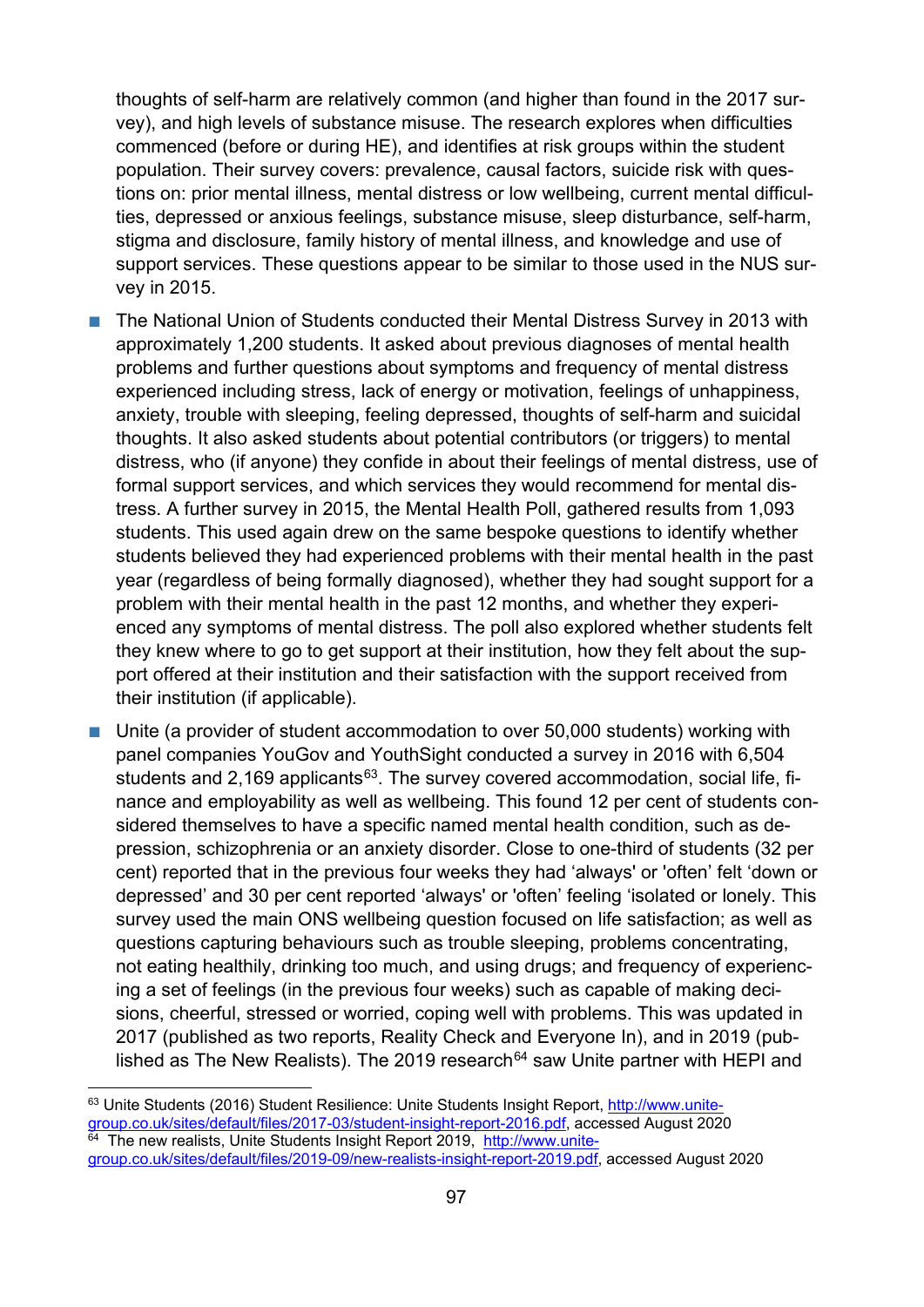thoughts of self-harm are relatively common (and higher than found in the 2017 survey), and high levels of substance misuse. The research explores when difficulties commenced (before or during HE), and identifies at risk groups within the student population. Their survey covers: prevalence, causal factors, suicide risk with questions on: prior mental illness, mental distress or low wellbeing, current mental difficulties, depressed or anxious feelings, substance misuse, sleep disturbance, self-harm, stigma and disclosure, family history of mental illness, and knowledge and use of support services. These questions appear to be similar to those used in the NUS survey in 2015.

- The National Union of Students conducted their Mental Distress Survey in 2013 with approximately 1,200 students. It asked about previous diagnoses of mental health problems and further questions about symptoms and frequency of mental distress experienced including stress, lack of energy or motivation, feelings of unhappiness, anxiety, trouble with sleeping, feeling depressed, thoughts of self-harm and suicidal thoughts. It also asked students about potential contributors (or triggers) to mental distress, who (if anyone) they confide in about their feelings of mental distress, use of formal support services, and which services they would recommend for mental distress. A further survey in 2015, the Mental Health Poll, gathered results from 1,093 students. This used again drew on the same bespoke questions to identify whether students believed they had experienced problems with their mental health in the past year (regardless of being formally diagnosed), whether they had sought support for a problem with their mental health in the past 12 months, and whether they experienced any symptoms of mental distress. The poll also explored whether students felt they knew where to go to get support at their institution, how they felt about the support offered at their institution and their satisfaction with the support received from their institution (if applicable).
- Unite (a provider of student accommodation to over 50,000 students) working with panel companies YouGov and YouthSight conducted a survey in 2016 with 6,504 students and 2,169 applicants[63]. The survey covered accommodation, social life, finance and employability as well as wellbeing. This found 12 per cent of students considered themselves to have a specific named mental health condition, such as depression, schizophrenia or an anxiety disorder. Close to one-third of students (32 per cent) reported that in the previous four weeks they had 'always' or 'often' felt 'down or depressed' and 30 per cent reported 'always' or 'often' feeling 'isolated or lonely. This survey used the main ONS wellbeing question focused on life satisfaction; as well as questions capturing behaviours such as trouble sleeping, problems concentrating, not eating healthily, drinking too much, and using drugs; and frequency of experiencing a set of feelings (in the previous four weeks) such as capable of making decisions, cheerful, stressed or worried, coping well with problems. This was updated in 2017 (published as two reports, Reality Check and Everyone In), and in 2019 (published as The New Realists). The 2019 research[64] saw Unite partner with HEPI and

---

[63] Unite Students (2016) Student Resilience: Unite Students Insight Report, http://www.unite-group.co.uk/sites/default/files/2017-03/student-insight-report-2016.pdf, accessed August 2020

[64] The new realists, Unite Students Insight Report 2019, http://www.unite-group.co.uk/sites/default/files/2019-09/new-realists-insight-report-2019.pdf, accessed August 2020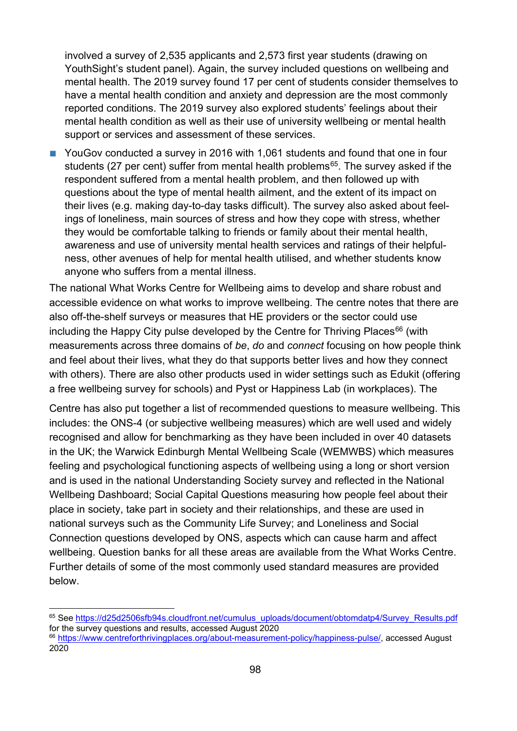involved a survey of 2,535 applicants and 2,573 first year students (drawing on YouthSight's student panel). Again, the survey included questions on wellbeing and mental health. The 2019 survey found 17 per cent of students consider themselves to have a mental health condition and anxiety and depression are the most commonly reported conditions. The 2019 survey also explored students' feelings about their mental health condition as well as their use of university wellbeing or mental health support or services and assessment of these services.

- YouGov conducted a survey in 2016 with 1,061 students and found that one in four students (27 per cent) suffer from mental health problems[65]. The survey asked if the respondent suffered from a mental health problem, and then followed up with questions about the type of mental health ailment, and the extent of its impact on their lives (e.g. making day-to-day tasks difficult). The survey also asked about feelings of loneliness, main sources of stress and how they cope with stress, whether they would be comfortable talking to friends or family about their mental health, awareness and use of university mental health services and ratings of their helpfulness, other avenues of help for mental health utilised, and whether students know anyone who suffers from a mental illness.

The national What Works Centre for Wellbeing aims to develop and share robust and accessible evidence on what works to improve wellbeing. The centre notes that there are also off-the-shelf surveys or measures that HE providers or the sector could use including the Happy City pulse developed by the Centre for Thriving Places[66] (with measurements across three domains of *be*, *do* and *connect* focusing on how people think and feel about their lives, what they do that supports better lives and how they connect with others). There are also other products used in wider settings such as Edukit (offering a free wellbeing survey for schools) and Pyst or Happiness Lab (in workplaces). The

Centre has also put together a list of recommended questions to measure wellbeing. This includes: the ONS-4 (or subjective wellbeing measures) which are well used and widely recognised and allow for benchmarking as they have been included in over 40 datasets in the UK; the Warwick Edinburgh Mental Wellbeing Scale (WEMWBS) which measures feeling and psychological functioning aspects of wellbeing using a long or short version and is used in the national Understanding Society survey and reflected in the National Wellbeing Dashboard; Social Capital Questions measuring how people feel about their place in society, take part in society and their relationships, and these are used in national surveys such as the Community Life Survey; and Loneliness and Social Connection questions developed by ONS, aspects which can cause harm and affect wellbeing. Question banks for all these areas are available from the What Works Centre. Further details of some of the most commonly used standard measures are provided below.

---

[65] See https://d25d2506sfb94s.cloudfront.net/cumulus_uploads/document/obtomdatp4/Survey_Results.pdf for the survey questions and results, accessed August 2020

[66] https://www.centreforthrivingplaces.org/about-measurement-policy/happiness-pulse/, accessed August 2020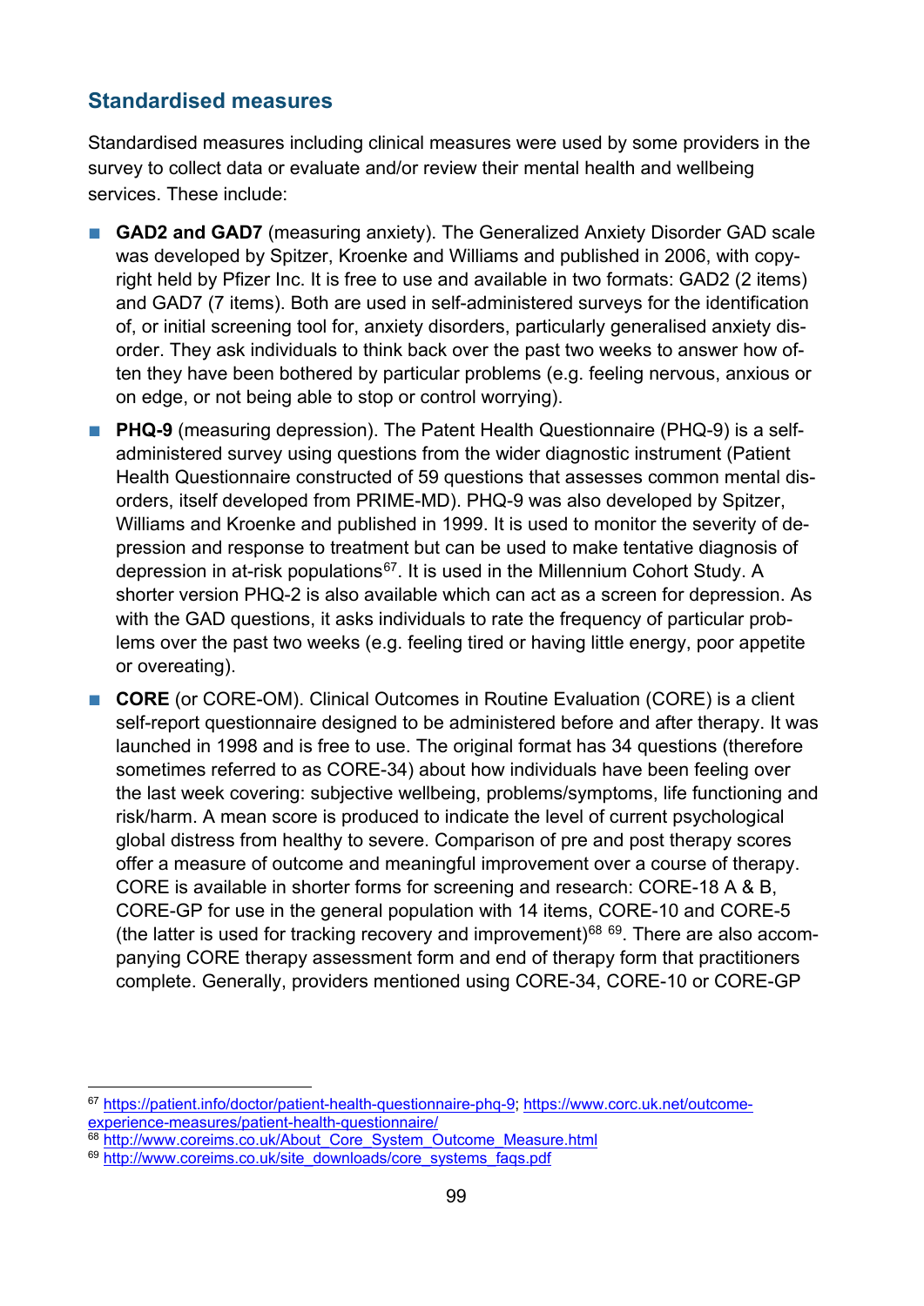## Standardised measures

Standardised measures including clinical measures were used by some providers in the survey to collect data or evaluate and/or review their mental health and wellbeing services. These include:

- **GAD2 and GAD7** (measuring anxiety). The Generalized Anxiety Disorder GAD scale was developed by Spitzer, Kroenke and Williams and published in 2006, with copyright held by Pfizer Inc. It is free to use and available in two formats: GAD2 (2 items) and GAD7 (7 items). Both are used in self-administered surveys for the identification of, or initial screening tool for, anxiety disorders, particularly generalised anxiety disorder. They ask individuals to think back over the past two weeks to answer how often they have been bothered by particular problems (e.g. feeling nervous, anxious or on edge, or not being able to stop or control worrying).
- **PHQ-9** (measuring depression). The Patent Health Questionnaire (PHQ-9) is a self-administered survey using questions from the wider diagnostic instrument (Patient Health Questionnaire constructed of 59 questions that assesses common mental disorders, itself developed from PRIME-MD). PHQ-9 was also developed by Spitzer, Williams and Kroenke and published in 1999. It is used to monitor the severity of depression and response to treatment but can be used to make tentative diagnosis of depression in at-risk populations[67]. It is used in the Millennium Cohort Study. A shorter version PHQ-2 is also available which can act as a screen for depression. As with the GAD questions, it asks individuals to rate the frequency of particular problems over the past two weeks (e.g. feeling tired or having little energy, poor appetite or overeating).
- **CORE** (or CORE-OM). Clinical Outcomes in Routine Evaluation (CORE) is a client self-report questionnaire designed to be administered before and after therapy. It was launched in 1998 and is free to use. The original format has 34 questions (therefore sometimes referred to as CORE-34) about how individuals have been feeling over the last week covering: subjective wellbeing, problems/symptoms, life functioning and risk/harm. A mean score is produced to indicate the level of current psychological global distress from healthy to severe. Comparison of pre and post therapy scores offer a measure of outcome and meaningful improvement over a course of therapy. CORE is available in shorter forms for screening and research: CORE-18 A & B, CORE-GP for use in the general population with 14 items, CORE-10 and CORE-5 (the latter is used for tracking recovery and improvement)[68] [69]. There are also accompanying CORE therapy assessment form and end of therapy form that practitioners complete. Generally, providers mentioned using CORE-34, CORE-10 or CORE-GP

---

[67] https://patient.info/doctor/patient-health-questionnaire-phq-9; https://www.corc.uk.net/outcome-experience-measures/patient-health-questionnaire/

[68] http://www.coreims.co.uk/About_Core_System_Outcome_Measure.html

[69] http://www.coreims.co.uk/site_downloads/core_systems_faqs.pdf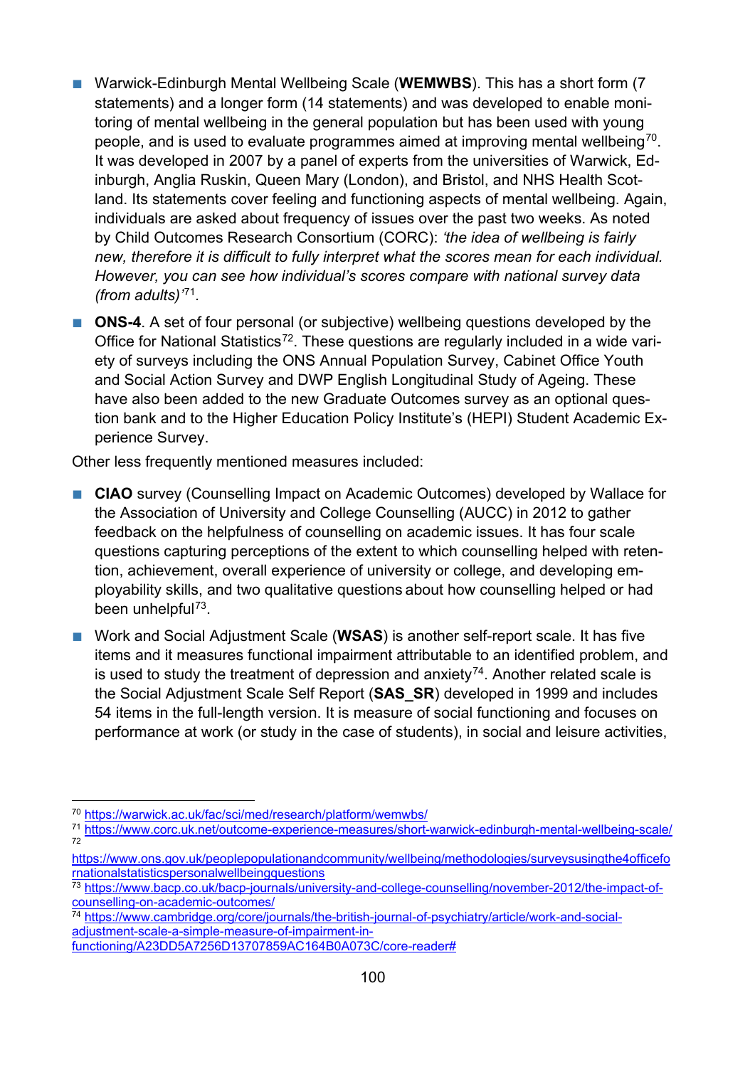- Warwick-Edinburgh Mental Wellbeing Scale (**WEMWBS**). This has a short form (7 statements) and a longer form (14 statements) and was developed to enable monitoring of mental wellbeing in the general population but has been used with young people, and is used to evaluate programmes aimed at improving mental wellbeing[70]. It was developed in 2007 by a panel of experts from the universities of Warwick, Edinburgh, Anglia Ruskin, Queen Mary (London), and Bristol, and NHS Health Scotland. Its statements cover feeling and functioning aspects of mental wellbeing. Again, individuals are asked about frequency of issues over the past two weeks. As noted by Child Outcomes Research Consortium (CORC): *'the idea of wellbeing is fairly new, therefore it is difficult to fully interpret what the scores mean for each individual. However, you can see how individual's scores compare with national survey data (from adults)'*[71].
- **ONS-4**. A set of four personal (or subjective) wellbeing questions developed by the Office for National Statistics[72]. These questions are regularly included in a wide variety of surveys including the ONS Annual Population Survey, Cabinet Office Youth and Social Action Survey and DWP English Longitudinal Study of Ageing. These have also been added to the new Graduate Outcomes survey as an optional question bank and to the Higher Education Policy Institute's (HEPI) Student Academic Experience Survey.

Other less frequently mentioned measures included:

- **CIAO** survey (Counselling Impact on Academic Outcomes) developed by Wallace for the Association of University and College Counselling (AUCC) in 2012 to gather feedback on the helpfulness of counselling on academic issues. It has four scale questions capturing perceptions of the extent to which counselling helped with retention, achievement, overall experience of university or college, and developing employability skills, and two qualitative questions about how counselling helped or had been unhelpful[73].
- Work and Social Adjustment Scale (**WSAS**) is another self-report scale. It has five items and it measures functional impairment attributable to an identified problem, and is used to study the treatment of depression and anxiety[74]. Another related scale is the Social Adjustment Scale Self Report (**SAS_SR**) developed in 1999 and includes 54 items in the full-length version. It is measure of social functioning and focuses on performance at work (or study in the case of students), in social and leisure activities,

---

[70] https://warwick.ac.uk/fac/sci/med/research/platform/wemwbs/

[71] https://www.corc.uk.net/outcome-experience-measures/short-warwick-edinburgh-mental-wellbeing-scale/

[72] https://www.ons.gov.uk/peoplepopulationandcommunity/wellbeing/methodologies/surveysusingthe4officefornationalstatisticspersonalwellbeingquestions

[73] https://www.bacp.co.uk/bacp-journals/university-and-college-counselling/november-2012/the-impact-of-counselling-on-academic-outcomes/

[74] https://www.cambridge.org/core/journals/the-british-journal-of-psychiatry/article/work-and-social-adjustment-scale-a-simple-measure-of-impairment-in-functioning/A23DD5A7256D13707859AC164B0A073C/core-reader#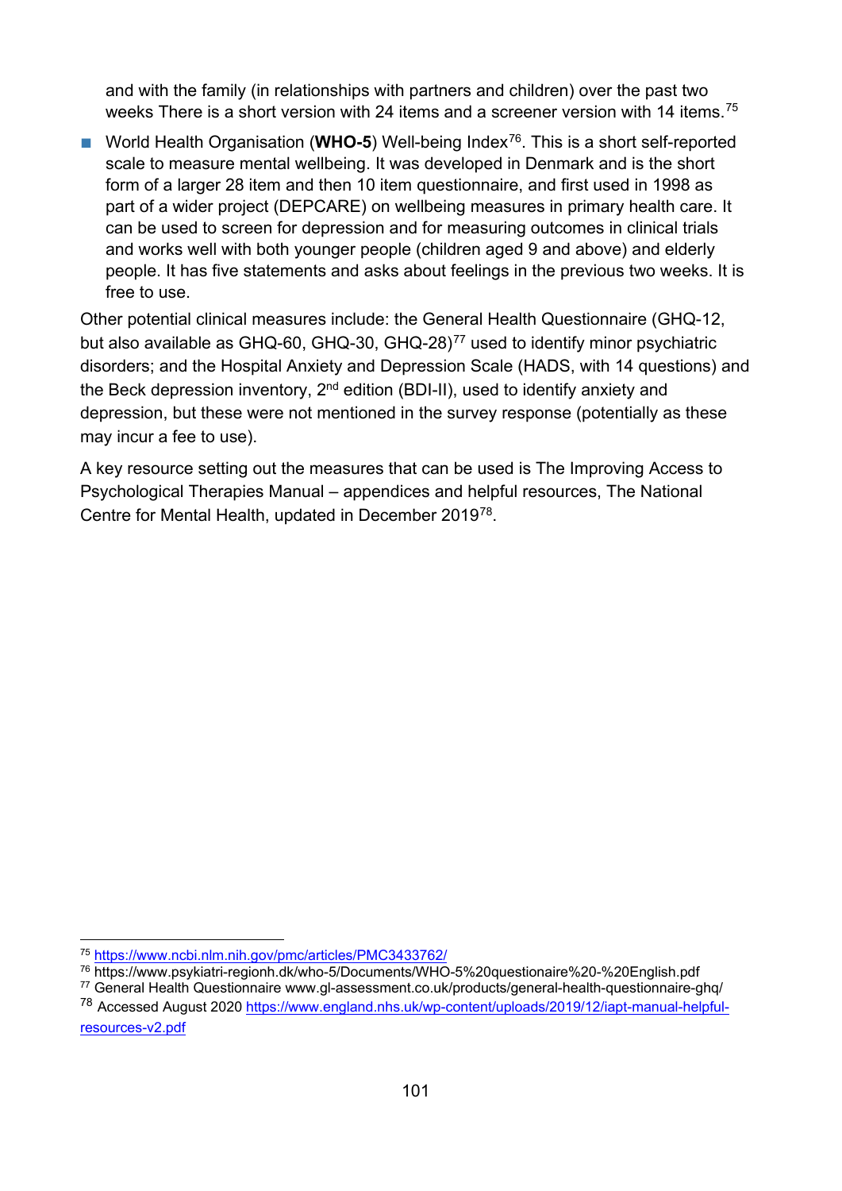and with the family (in relationships with partners and children) over the past two weeks There is a short version with 24 items and a screener version with 14 items.[75]

- World Health Organisation (**WHO-5**) Well-being Index[76]. This is a short self-reported scale to measure mental wellbeing. It was developed in Denmark and is the short form of a larger 28 item and then 10 item questionnaire, and first used in 1998 as part of a wider project (DEPCARE) on wellbeing measures in primary health care. It can be used to screen for depression and for measuring outcomes in clinical trials and works well with both younger people (children aged 9 and above) and elderly people. It has five statements and asks about feelings in the previous two weeks. It is free to use.

Other potential clinical measures include: the General Health Questionnaire (GHQ-12, but also available as GHQ-60, GHQ-30, GHQ-28)[77] used to identify minor psychiatric disorders; and the Hospital Anxiety and Depression Scale (HADS, with 14 questions) and the Beck depression inventory, 2nd edition (BDI-II), used to identify anxiety and depression, but these were not mentioned in the survey response (potentially as these may incur a fee to use).

A key resource setting out the measures that can be used is The Improving Access to Psychological Therapies Manual – appendices and helpful resources, The National Centre for Mental Health, updated in December 2019[78].

---

[75] https://www.ncbi.nlm.nih.gov/pmc/articles/PMC3433762/

[76] https://www.psykiatri-regionh.dk/who-5/Documents/WHO-5%20questionaire%20-%20English.pdf

[77] General Health Questionnaire www.gl-assessment.co.uk/products/general-health-questionnaire-ghq/

[78] Accessed August 2020 https://www.england.nhs.uk/wp-content/uploads/2019/12/iapt-manual-helpful-resources-v2.pdf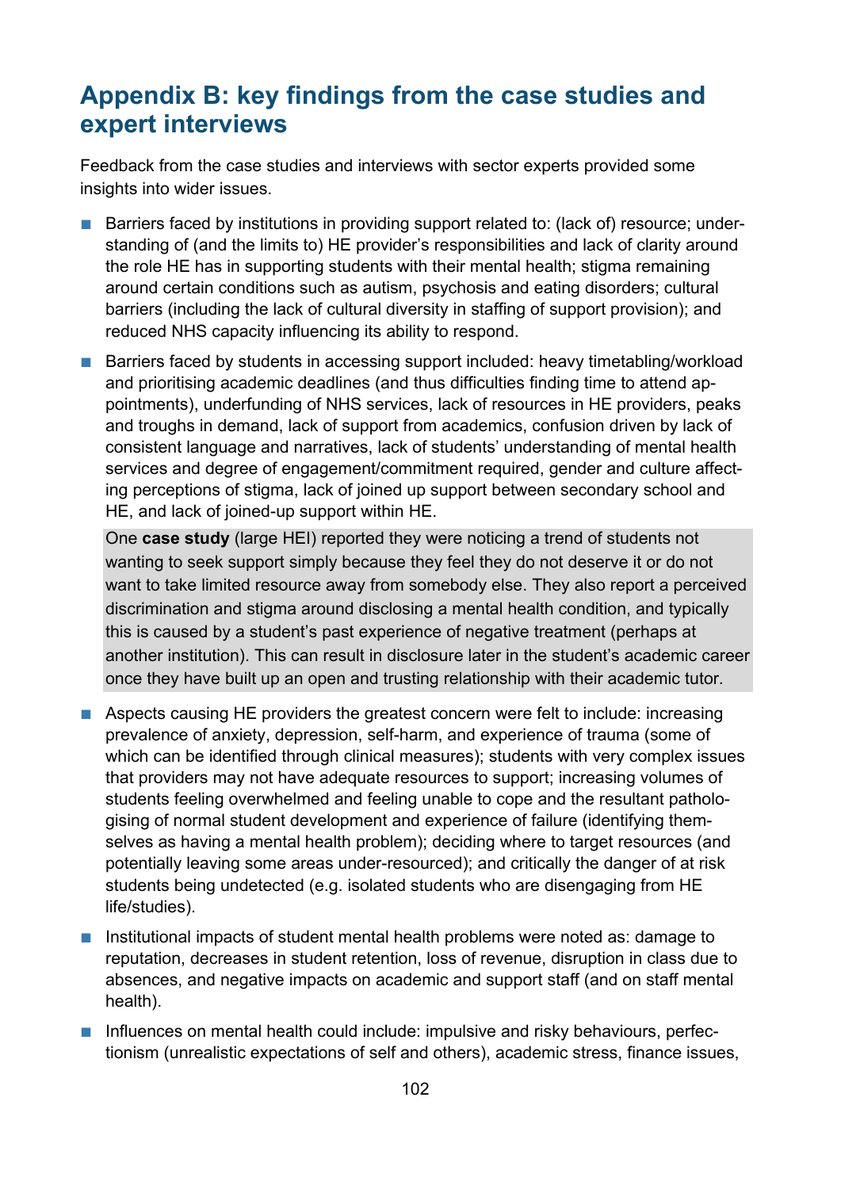## Appendix B: key findings from the case studies and expert interviews

Feedback from the case studies and interviews with sector experts provided some insights into wider issues.

- Barriers faced by institutions in providing support related to: (lack of) resource; understanding of (and the limits to) HE provider's responsibilities and lack of clarity around the role HE has in supporting students with their mental health; stigma remaining around certain conditions such as autism, psychosis and eating disorders; cultural barriers (including the lack of cultural diversity in staffing of support provision); and reduced NHS capacity influencing its ability to respond.
- Barriers faced by students in accessing support included: heavy timetabling/workload and prioritising academic deadlines (and thus difficulties finding time to attend appointments), underfunding of NHS services, lack of resources in HE providers, peaks and troughs in demand, lack of support from academics, confusion driven by lack of consistent language and narratives, lack of students' understanding of mental health services and degree of engagement/commitment required, gender and culture affecting perceptions of stigma, lack of joined up support between secondary school and HE, and lack of joined-up support within HE.

> One **case study** (large HEI) reported they were noticing a trend of students not wanting to seek support simply because they feel they do not deserve it or do not want to take limited resource away from somebody else. They also report a perceived discrimination and stigma around disclosing a mental health condition, and typically this is caused by a student's past experience of negative treatment (perhaps at another institution). This can result in disclosure later in the student's academic career once they have built up an open and trusting relationship with their academic tutor.

- Aspects causing HE providers the greatest concern were felt to include: increasing prevalence of anxiety, depression, self-harm, and experience of trauma (some of which can be identified through clinical measures); students with very complex issues that providers may not have adequate resources to support; increasing volumes of students feeling overwhelmed and feeling unable to cope and the resultant pathologising of normal student development and experience of failure (identifying themselves as having a mental health problem); deciding where to target resources (and potentially leaving some areas under-resourced); and critically the danger of at risk students being undetected (e.g. isolated students who are disengaging from HE life/studies).
- Institutional impacts of student mental health problems were noted as: damage to reputation, decreases in student retention, loss of revenue, disruption in class due to absences, and negative impacts on academic and support staff (and on staff mental health).
- Influences on mental health could include: impulsive and risky behaviours, perfectionism (unrealistic expectations of self and others), academic stress, finance issues,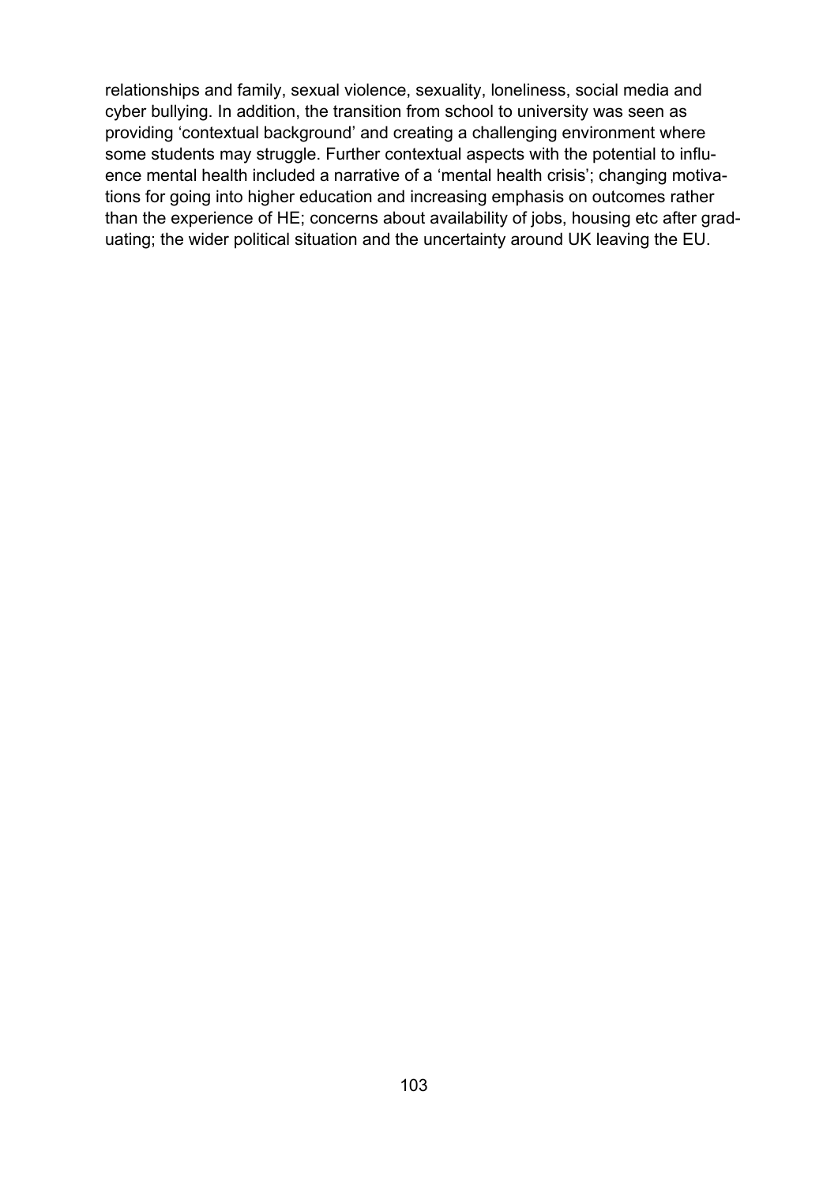relationships and family, sexual violence, sexuality, loneliness, social media and cyber bullying. In addition, the transition from school to university was seen as providing 'contextual background' and creating a challenging environment where some students may struggle. Further contextual aspects with the potential to influence mental health included a narrative of a 'mental health crisis'; changing motivations for going into higher education and increasing emphasis on outcomes rather than the experience of HE; concerns about availability of jobs, housing etc after graduating; the wider political situation and the uncertainty around UK leaving the EU.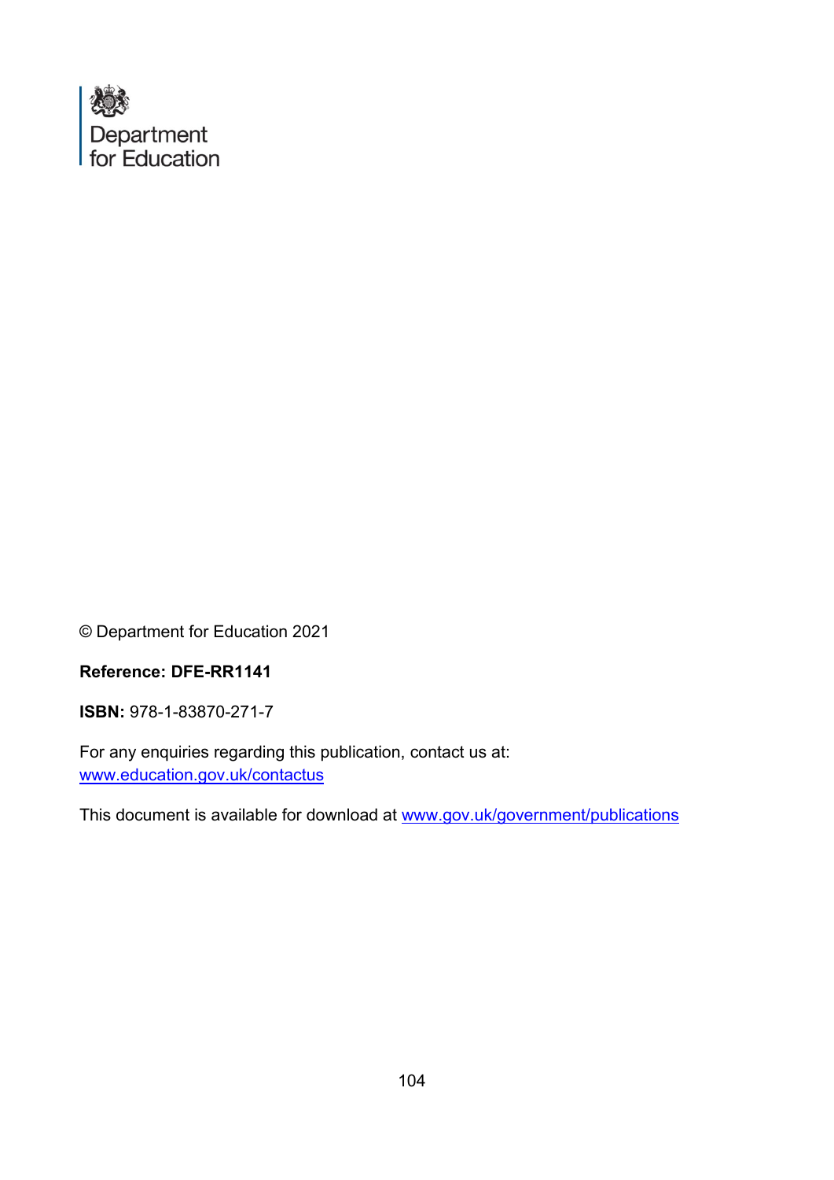Department for Education

© Department for Education 2021

**Reference: DFE-RR1141**

**ISBN:** 978-1-83870-271-7

For any enquiries regarding this publication, contact us at: [www.education.gov.uk/contactus](www.education.gov.uk/contactus)

This document is available for download at [www.gov.uk/government/publications](www.gov.uk/government/publications)